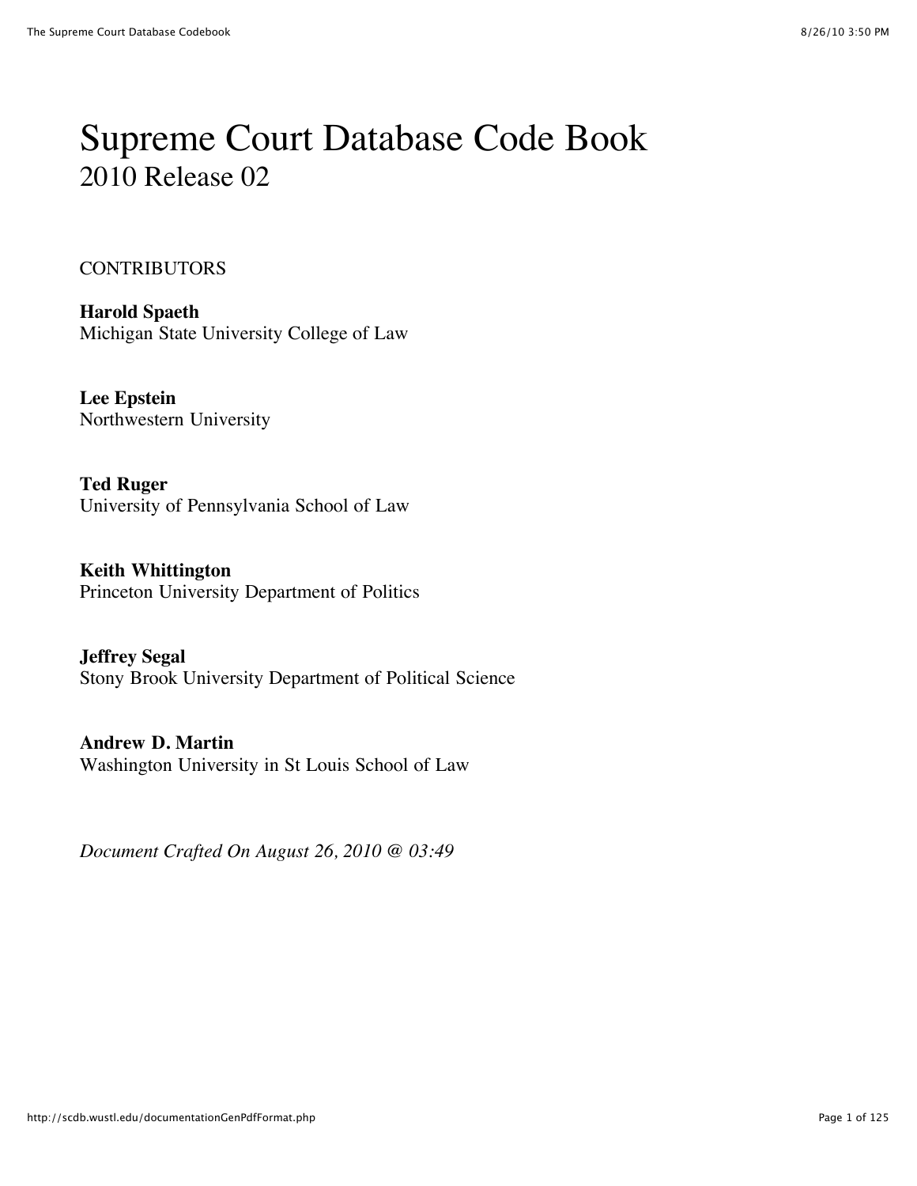# Supreme Court Database Code Book

## 2010 Release 02

CONTRIBUTORS

**Harold Spaeth**
Michigan State University College of Law

**Lee Epstein**
Northwestern University

**Ted Ruger**
University of Pennsylvania School of Law

**Keith Whittington**
Princeton University Department of Politics

**Jeffrey Segal**
Stony Brook University Department of Political Science

**Andrew D. Martin**
Washington University in St Louis School of Law

*Document Crafted On August 26, 2010 @ 03:49*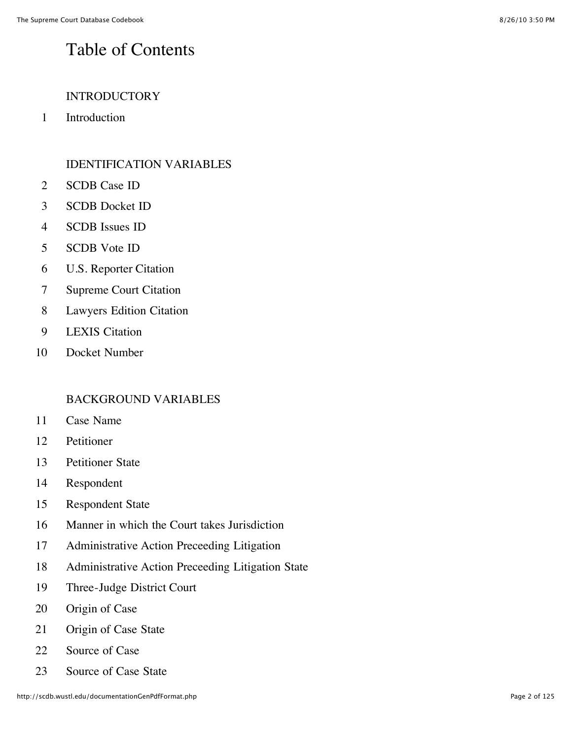# Table of Contents

INTRODUCTORY

1 Introduction

IDENTIFICATION VARIABLES

2 SCDB Case ID
3 SCDB Docket ID
4 SCDB Issues ID
5 SCDB Vote ID
6 U.S. Reporter Citation
7 Supreme Court Citation
8 Lawyers Edition Citation
9 LEXIS Citation
10 Docket Number

BACKGROUND VARIABLES

11 Case Name
12 Petitioner
13 Petitioner State
14 Respondent
15 Respondent State
16 Manner in which the Court takes Jurisdiction
17 Administrative Action Preceeding Litigation
18 Administrative Action Preceeding Litigation State
19 Three-Judge District Court
20 Origin of Case
21 Origin of Case State
22 Source of Case
23 Source of Case State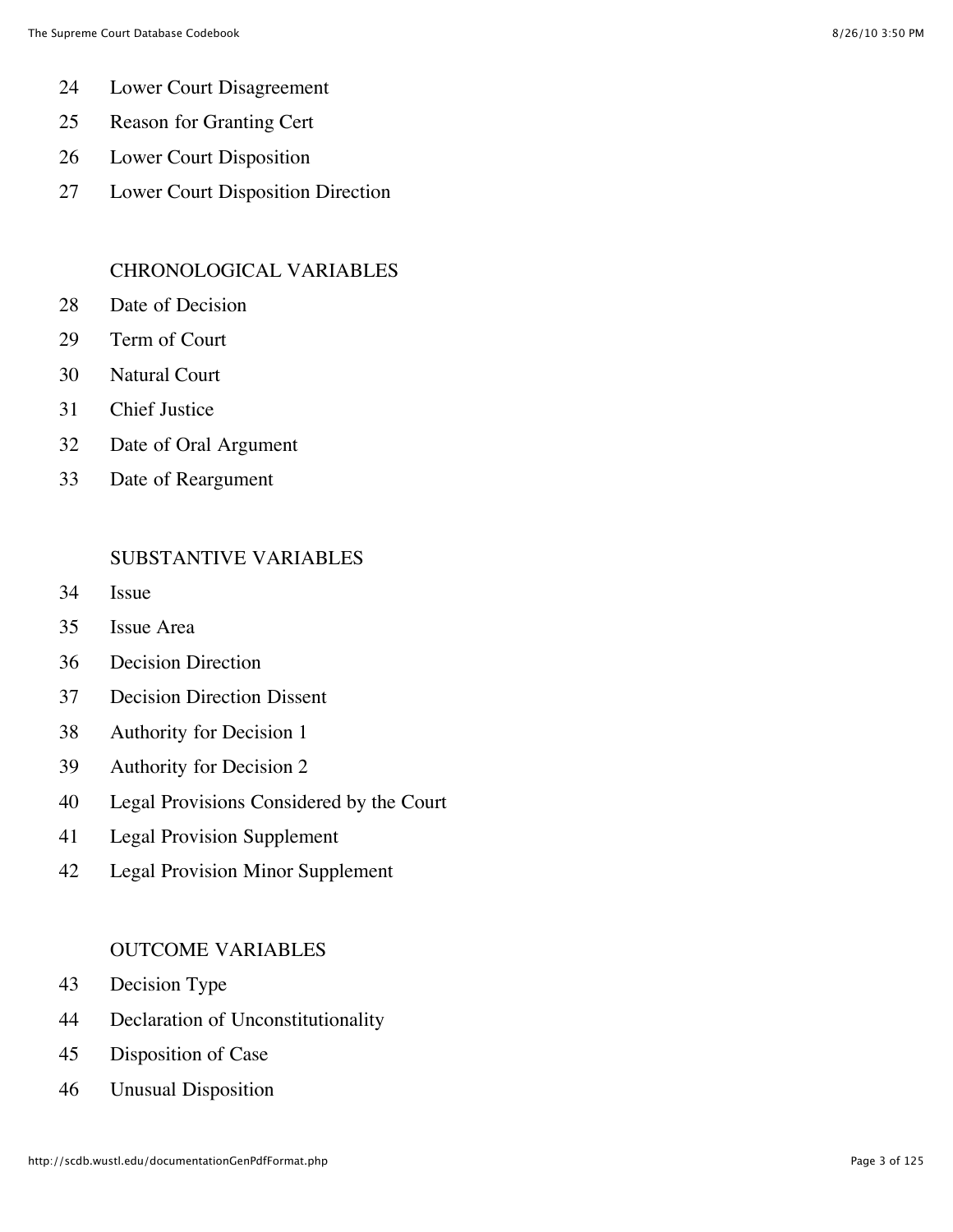24 Lower Court Disagreement

25 Reason for Granting Cert

26 Lower Court Disposition

27 Lower Court Disposition Direction

### CHRONOLOGICAL VARIABLES

28 Date of Decision

29 Term of Court

30 Natural Court

31 Chief Justice

32 Date of Oral Argument

33 Date of Reargument

### SUBSTANTIVE VARIABLES

34 Issue

35 Issue Area

36 Decision Direction

37 Decision Direction Dissent

38 Authority for Decision 1

39 Authority for Decision 2

40 Legal Provisions Considered by the Court

41 Legal Provision Supplement

42 Legal Provision Minor Supplement

### OUTCOME VARIABLES

43 Decision Type

44 Declaration of Unconstitutionality

45 Disposition of Case

46 Unusual Disposition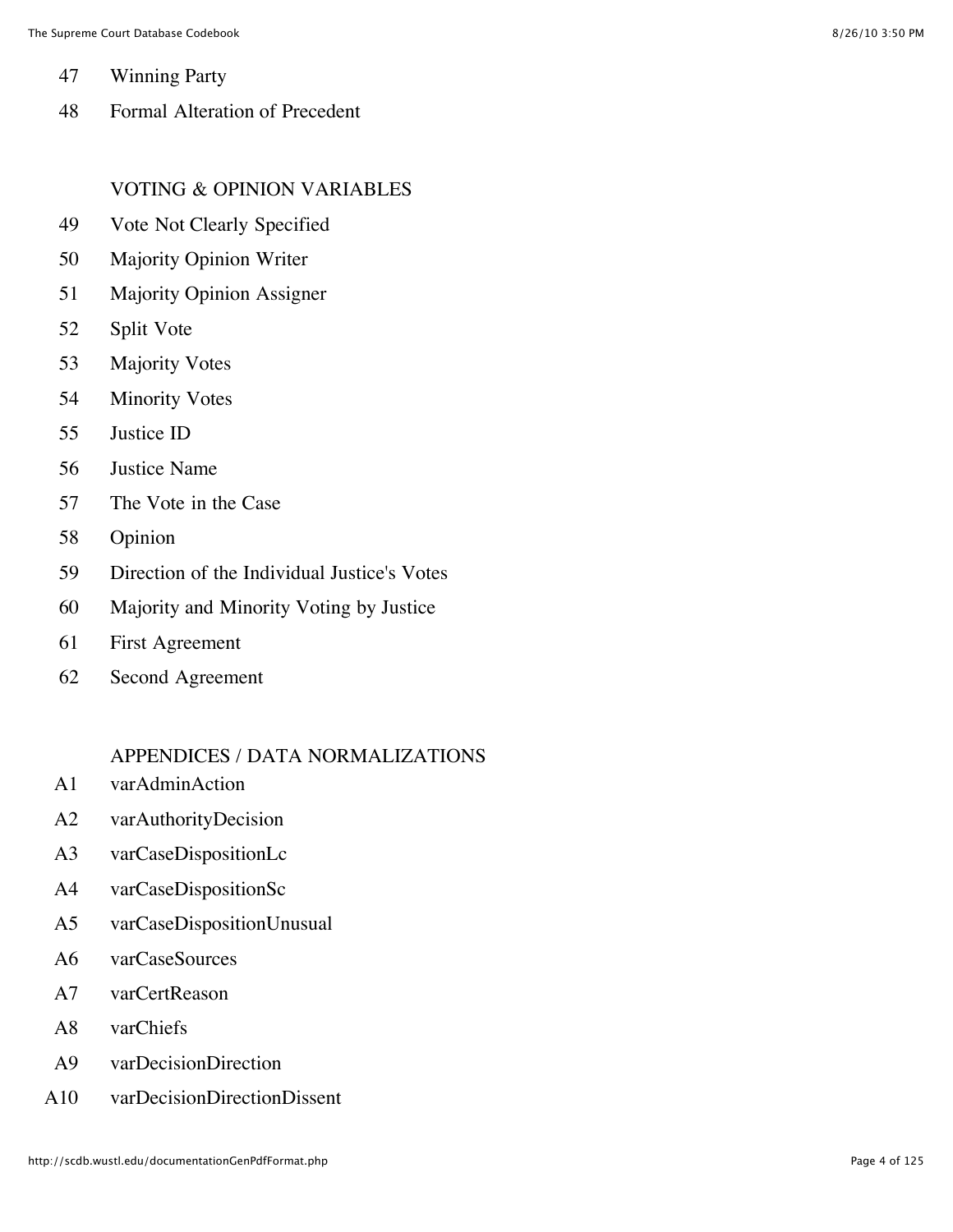47 Winning Party

48 Formal Alteration of Precedent

VOTING & OPINION VARIABLES

49 Vote Not Clearly Specified

50 Majority Opinion Writer

51 Majority Opinion Assigner

52 Split Vote

53 Majority Votes

54 Minority Votes

55 Justice ID

56 Justice Name

57 The Vote in the Case

58 Opinion

59 Direction of the Individual Justice's Votes

60 Majority and Minority Voting by Justice

61 First Agreement

62 Second Agreement

APPENDICES / DATA NORMALIZATIONS

A1 varAdminAction

A2 varAuthorityDecision

A3 varCaseDispositionLc

A4 varCaseDispositionSc

A5 varCaseDispositionUnusual

A6 varCaseSources

A7 varCertReason

A8 varChiefs

A9 varDecisionDirection

A10 varDecisionDirectionDissent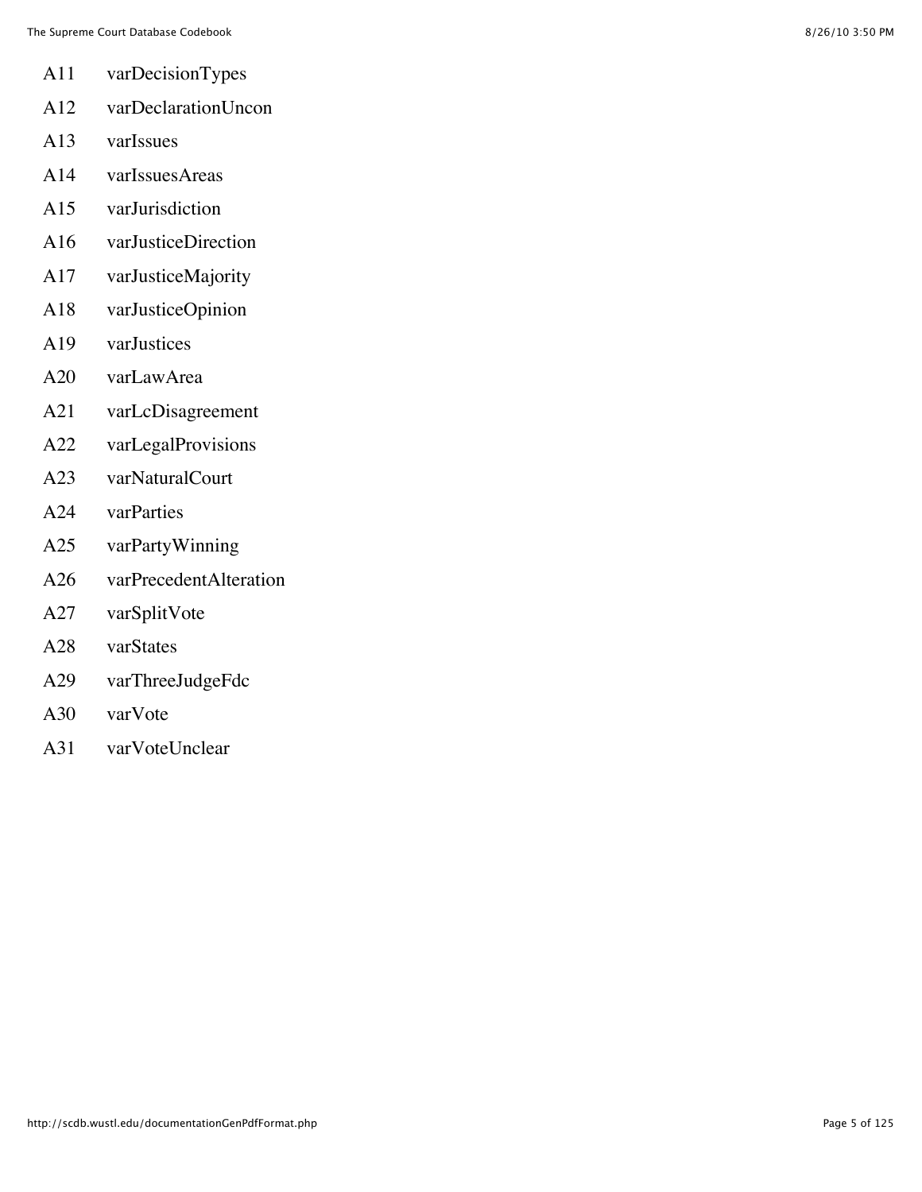A11 varDecisionTypes

A12 varDeclarationUncon

A13 varIssues

A14 varIssuesAreas

A15 varJurisdiction

A16 varJusticeDirection

A17 varJusticeMajority

A18 varJusticeOpinion

A19 varJustices

A20 varLawArea

A21 varLcDisagreement

A22 varLegalProvisions

A23 varNaturalCourt

A24 varParties

A25 varPartyWinning

A26 varPrecedentAlteration

A27 varSplitVote

A28 varStates

A29 varThreeJudgeFdc

A30 varVote

A31 varVoteUnclear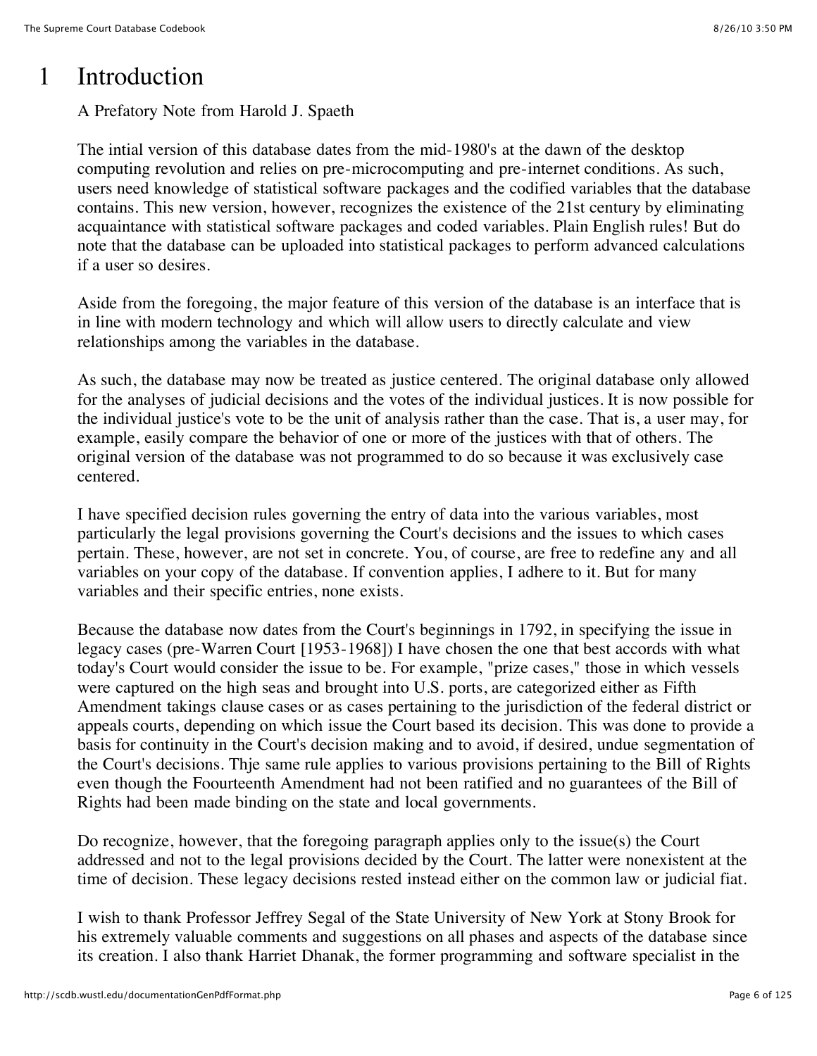# 1 Introduction

A Prefatory Note from Harold J. Spaeth

The intial version of this database dates from the mid-1980's at the dawn of the desktop computing revolution and relies on pre-microcomputing and pre-internet conditions. As such, users need knowledge of statistical software packages and the codified variables that the database contains. This new version, however, recognizes the existence of the 21st century by eliminating acquaintance with statistical software packages and coded variables. Plain English rules! But do note that the database can be uploaded into statistical packages to perform advanced calculations if a user so desires.

Aside from the foregoing, the major feature of this version of the database is an interface that is in line with modern technology and which will allow users to directly calculate and view relationships among the variables in the database.

As such, the database may now be treated as justice centered. The original database only allowed for the analyses of judicial decisions and the votes of the individual justices. It is now possible for the individual justice's vote to be the unit of analysis rather than the case. That is, a user may, for example, easily compare the behavior of one or more of the justices with that of others. The original version of the database was not programmed to do so because it was exclusively case centered.

I have specified decision rules governing the entry of data into the various variables, most particularly the legal provisions governing the Court's decisions and the issues to which cases pertain. These, however, are not set in concrete. You, of course, are free to redefine any and all variables on your copy of the database. If convention applies, I adhere to it. But for many variables and their specific entries, none exists.

Because the database now dates from the Court's beginnings in 1792, in specifying the issue in legacy cases (pre-Warren Court [1953-1968]) I have chosen the one that best accords with what today's Court would consider the issue to be. For example, "prize cases," those in which vessels were captured on the high seas and brought into U.S. ports, are categorized either as Fifth Amendment takings clause cases or as cases pertaining to the jurisdiction of the federal district or appeals courts, depending on which issue the Court based its decision. This was done to provide a basis for continuity in the Court's decision making and to avoid, if desired, undue segmentation of the Court's decisions. Thje same rule applies to various provisions pertaining to the Bill of Rights even though the Foourteenth Amendment had not been ratified and no guarantees of the Bill of Rights had been made binding on the state and local governments.

Do recognize, however, that the foregoing paragraph applies only to the issue(s) the Court addressed and not to the legal provisions decided by the Court. The latter were nonexistent at the time of decision. These legacy decisions rested instead either on the common law or judicial fiat.

I wish to thank Professor Jeffrey Segal of the State University of New York at Stony Brook for his extremely valuable comments and suggestions on all phases and aspects of the database since its creation. I also thank Harriet Dhanak, the former programming and software specialist in the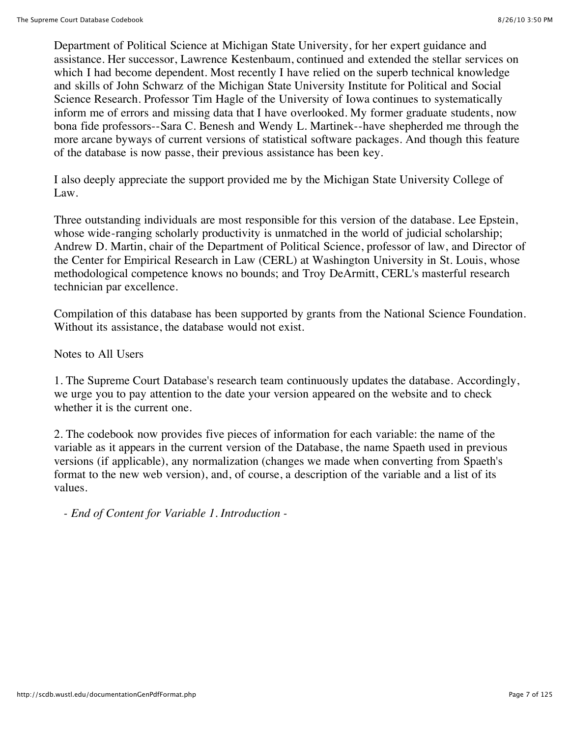Department of Political Science at Michigan State University, for her expert guidance and assistance. Her successor, Lawrence Kestenbaum, continued and extended the stellar services on which I had become dependent. Most recently I have relied on the superb technical knowledge and skills of John Schwarz of the Michigan State University Institute for Political and Social Science Research. Professor Tim Hagle of the University of Iowa continues to systematically inform me of errors and missing data that I have overlooked. My former graduate students, now bona fide professors--Sara C. Benesh and Wendy L. Martinek--have shepherded me through the more arcane byways of current versions of statistical software packages. And though this feature of the database is now passe, their previous assistance has been key.

I also deeply appreciate the support provided me by the Michigan State University College of Law.

Three outstanding individuals are most responsible for this version of the database. Lee Epstein, whose wide-ranging scholarly productivity is unmatched in the world of judicial scholarship; Andrew D. Martin, chair of the Department of Political Science, professor of law, and Director of the Center for Empirical Research in Law (CERL) at Washington University in St. Louis, whose methodological competence knows no bounds; and Troy DeArmitt, CERL's masterful research technician par excellence.

Compilation of this database has been supported by grants from the National Science Foundation. Without its assistance, the database would not exist.

Notes to All Users

1. The Supreme Court Database's research team continuously updates the database. Accordingly, we urge you to pay attention to the date your version appeared on the website and to check whether it is the current one.

2. The codebook now provides five pieces of information for each variable: the name of the variable as it appears in the current version of the Database, the name Spaeth used in previous versions (if applicable), any normalization (changes we made when converting from Spaeth's format to the new web version), and, of course, a description of the variable and a list of its values.

*- End of Content for Variable 1. Introduction -*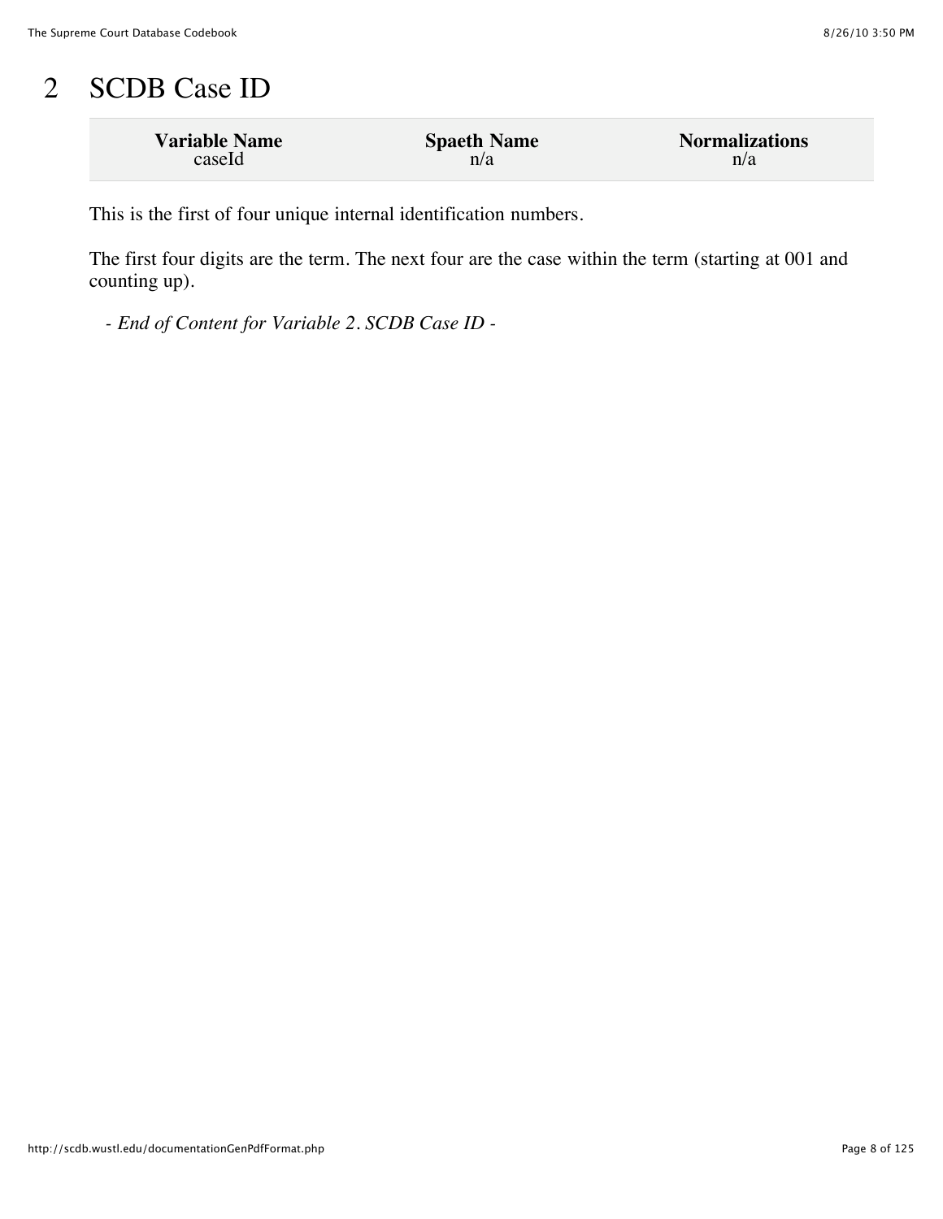# 2 SCDB Case ID

| Variable Name | Spaeth Name | Normalizations |
| --- | --- | --- |
| caseId | n/a | n/a |

This is the first of four unique internal identification numbers.

The first four digits are the term. The next four are the case within the term (starting at 001 and counting up).

- *End of Content for Variable 2. SCDB Case ID* -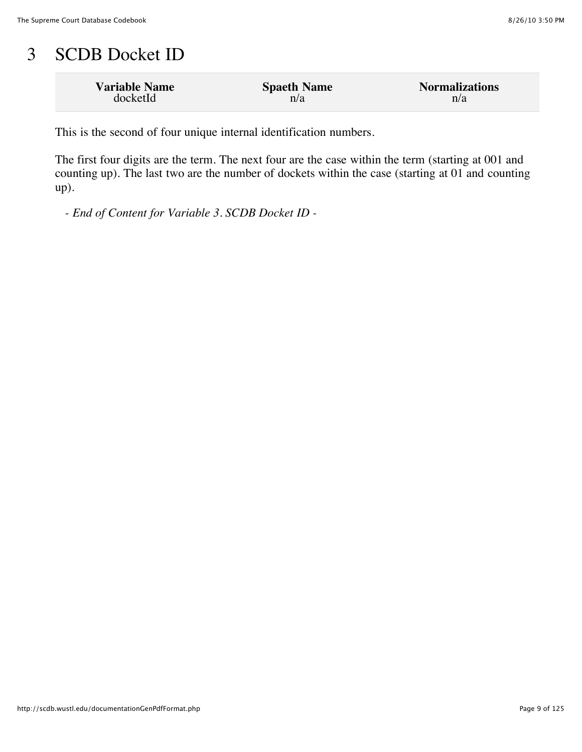# 3 SCDB Docket ID

| Variable Name | Spaeth Name | Normalizations |
|---|---|---|
| docketId | n/a | n/a |

This is the second of four unique internal identification numbers.

The first four digits are the term. The next four are the case within the term (starting at 001 and counting up). The last two are the number of dockets within the case (starting at 01 and counting up).

- *End of Content for Variable 3. SCDB Docket ID* -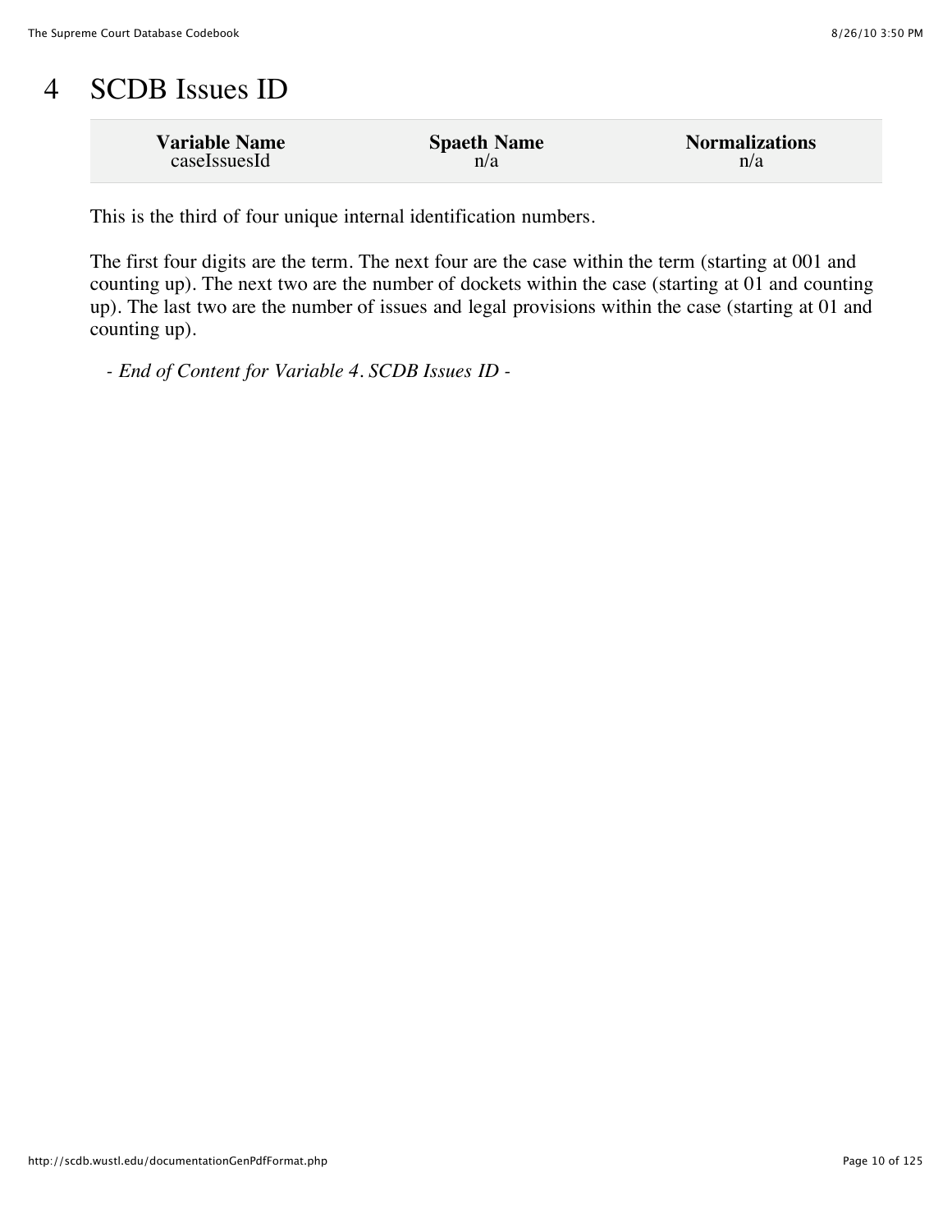# 4 SCDB Issues ID

| Variable Name | Spaeth Name | Normalizations |
|---|---|---|
| caseIssuesId | n/a | n/a |

This is the third of four unique internal identification numbers.

The first four digits are the term. The next four are the case within the term (starting at 001 and counting up). The next two are the number of dockets within the case (starting at 01 and counting up). The last two are the number of issues and legal provisions within the case (starting at 01 and counting up).

- *End of Content for Variable 4. SCDB Issues ID* -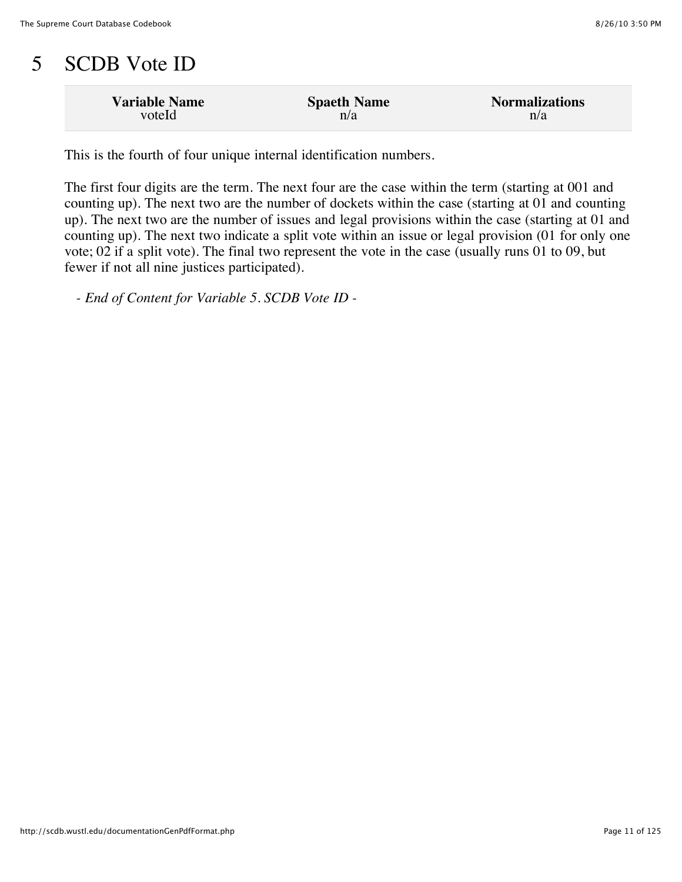# 5 SCDB Vote ID

| Variable Name | Spaeth Name | Normalizations |
| --- | --- | --- |
| voteId | n/a | n/a |

This is the fourth of four unique internal identification numbers.

The first four digits are the term. The next four are the case within the term (starting at 001 and counting up). The next two are the number of dockets within the case (starting at 01 and counting up). The next two are the number of issues and legal provisions within the case (starting at 01 and counting up). The next two indicate a split vote within an issue or legal provision (01 for only one vote; 02 if a split vote). The final two represent the vote in the case (usually runs 01 to 09, but fewer if not all nine justices participated).

*- End of Content for Variable 5. SCDB Vote ID -*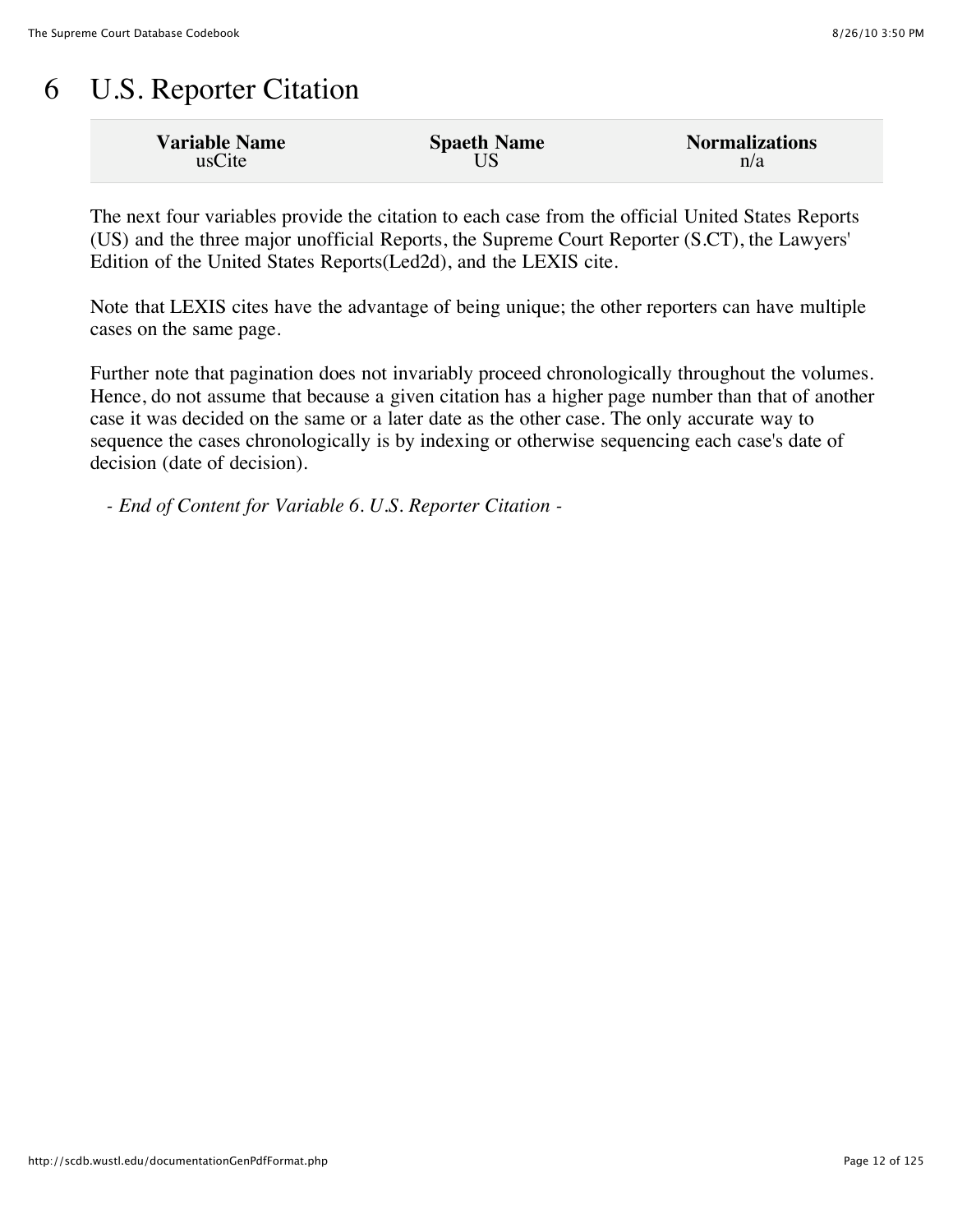# 6 U.S. Reporter Citation

| Variable Name | Spaeth Name | Normalizations |
|---|---|---|
| usCite | US | n/a |

The next four variables provide the citation to each case from the official United States Reports (US) and the three major unofficial Reports, the Supreme Court Reporter (S.CT), the Lawyers' Edition of the United States Reports(Led2d), and the LEXIS cite.

Note that LEXIS cites have the advantage of being unique; the other reporters can have multiple cases on the same page.

Further note that pagination does not invariably proceed chronologically throughout the volumes. Hence, do not assume that because a given citation has a higher page number than that of another case it was decided on the same or a later date as the other case. The only accurate way to sequence the cases chronologically is by indexing or otherwise sequencing each case's date of decision (date of decision).

*- End of Content for Variable 6. U.S. Reporter Citation -*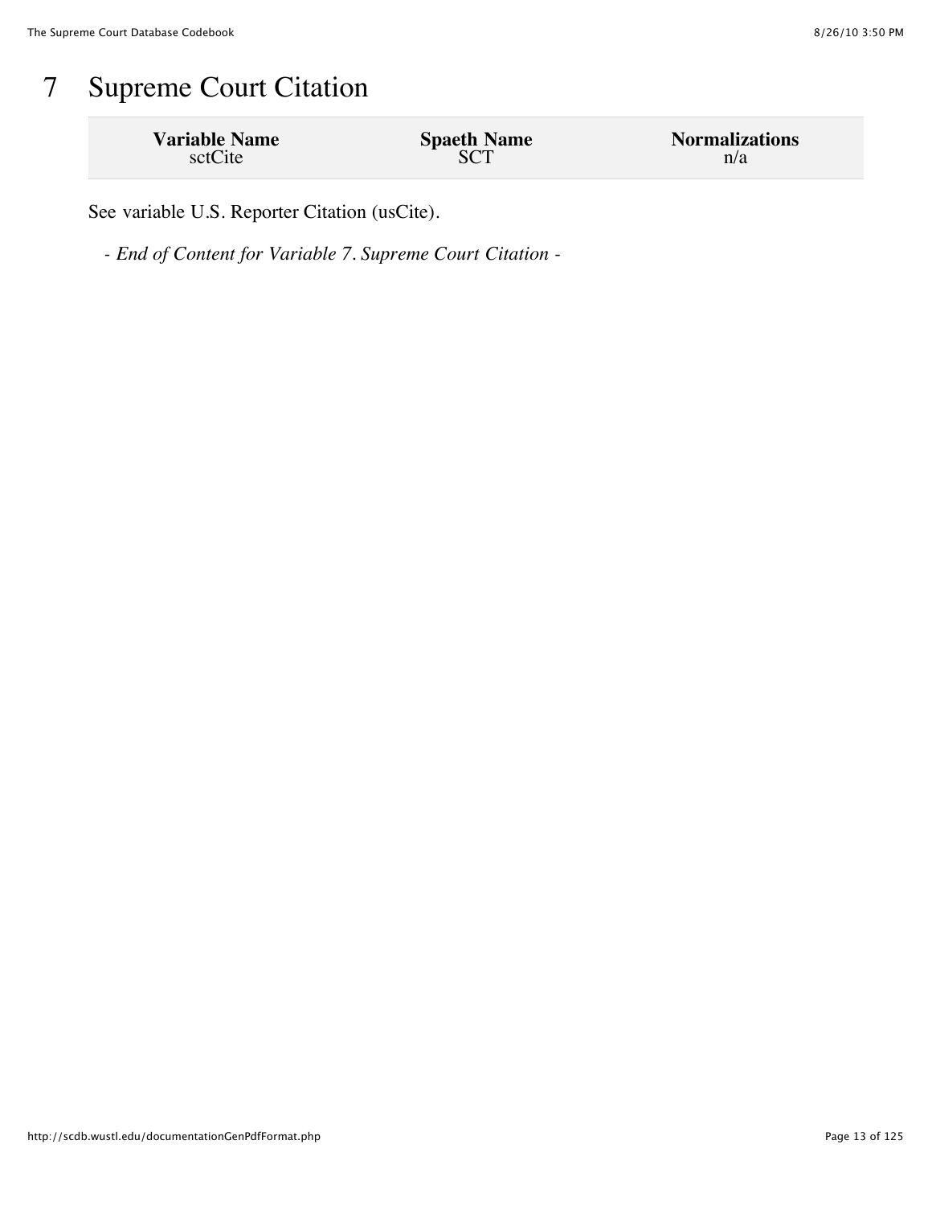# 7 Supreme Court Citation

| Variable Name | Spaeth Name | Normalizations |
| --- | --- | --- |
| sctCite | SCT | n/a |

See variable U.S. Reporter Citation (usCite).

*- End of Content for Variable 7. Supreme Court Citation -*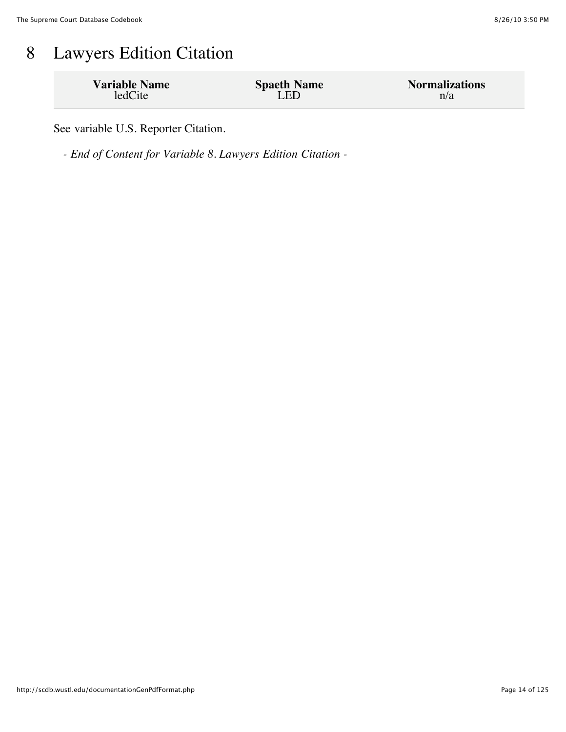# 8 Lawyers Edition Citation

| Variable Name | Spaeth Name | Normalizations |
|---|---|---|
| ledCite | LED | n/a |

See variable U.S. Reporter Citation.

*- End of Content for Variable 8. Lawyers Edition Citation -*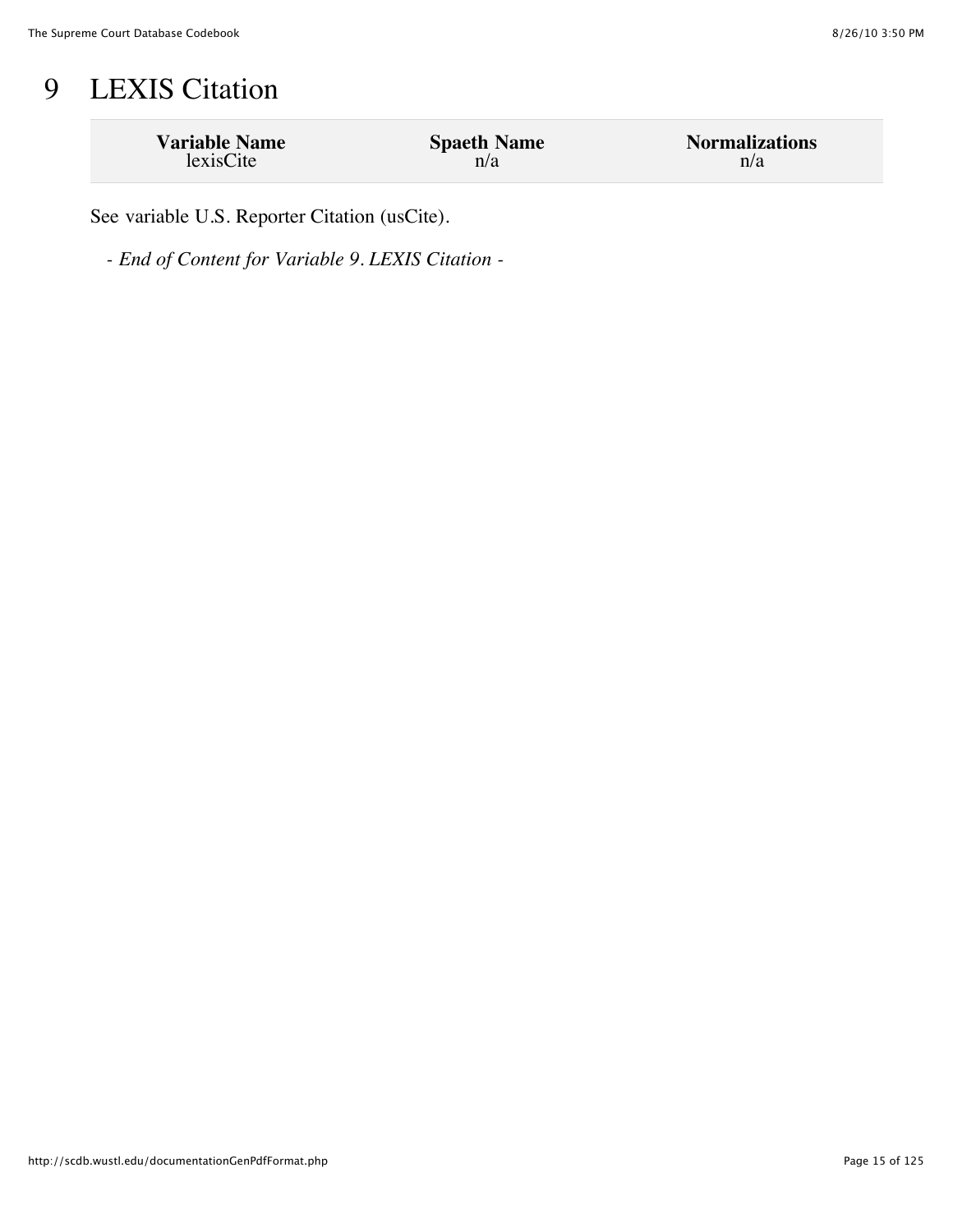# 9 LEXIS Citation

| Variable Name | Spaeth Name | Normalizations |
| --- | --- | --- |
| lexisCite | n/a | n/a |

See variable U.S. Reporter Citation (usCite).

*- End of Content for Variable 9. LEXIS Citation -*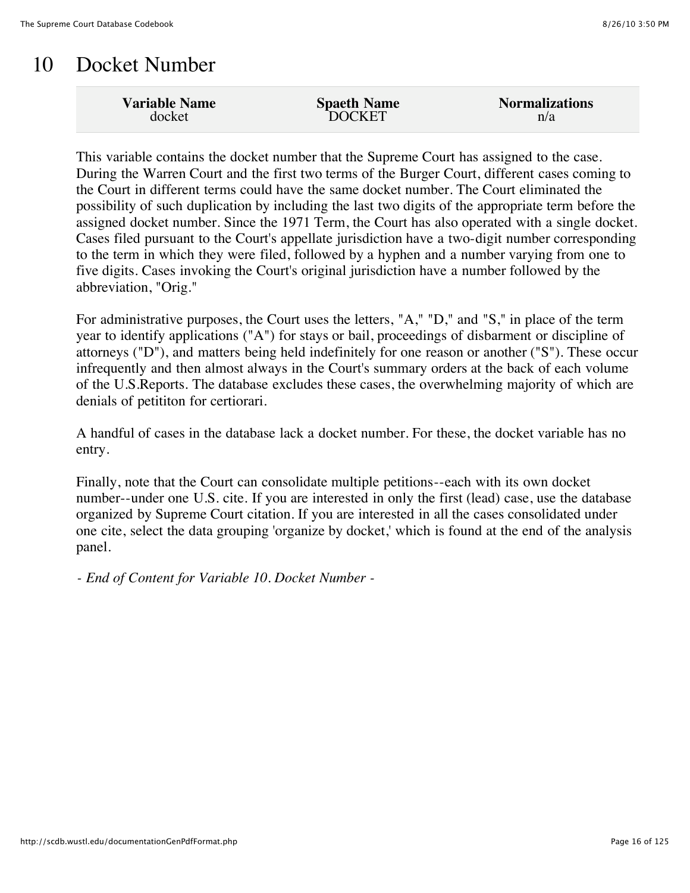# 10 Docket Number

| Variable Name | Spaeth Name | Normalizations |
| --- | --- | --- |
| docket | DOCKET | n/a |

This variable contains the docket number that the Supreme Court has assigned to the case. During the Warren Court and the first two terms of the Burger Court, different cases coming to the Court in different terms could have the same docket number. The Court eliminated the possibility of such duplication by including the last two digits of the appropriate term before the assigned docket number. Since the 1971 Term, the Court has also operated with a single docket. Cases filed pursuant to the Court's appellate jurisdiction have a two-digit number corresponding to the term in which they were filed, followed by a hyphen and a number varying from one to five digits. Cases invoking the Court's original jurisdiction have a number followed by the abbreviation, "Orig."

For administrative purposes, the Court uses the letters, "A," "D," and "S," in place of the term year to identify applications ("A") for stays or bail, proceedings of disbarment or discipline of attorneys ("D"), and matters being held indefinitely for one reason or another ("S"). These occur infrequently and then almost always in the Court's summary orders at the back of each volume of the U.S.Reports. The database excludes these cases, the overwhelming majority of which are denials of petititon for certiorari.

A handful of cases in the database lack a docket number. For these, the docket variable has no entry.

Finally, note that the Court can consolidate multiple petitions--each with its own docket number--under one U.S. cite. If you are interested in only the first (lead) case, use the database organized by Supreme Court citation. If you are interested in all the cases consolidated under one cite, select the data grouping 'organize by docket,' which is found at the end of the analysis panel.

*- End of Content for Variable 10. Docket Number -*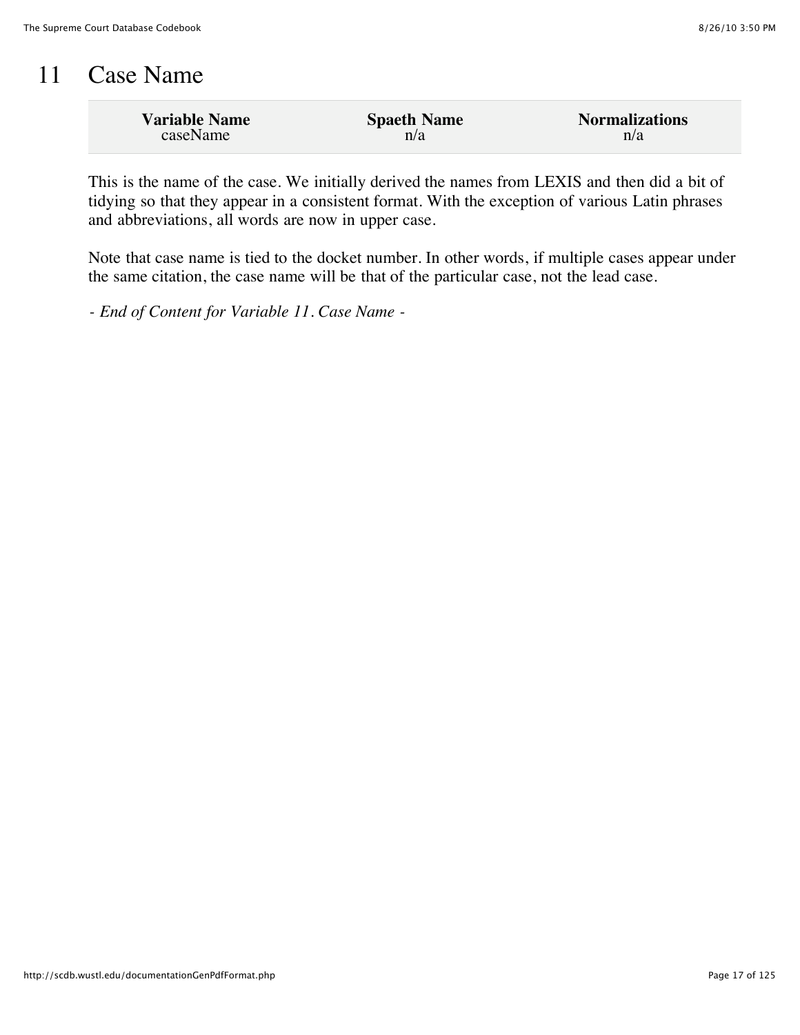# 11 Case Name

| Variable Name | Spaeth Name | Normalizations |
|---|---|---|
| caseName | n/a | n/a |

This is the name of the case. We initially derived the names from LEXIS and then did a bit of tidying so that they appear in a consistent format. With the exception of various Latin phrases and abbreviations, all words are now in upper case.

Note that case name is tied to the docket number. In other words, if multiple cases appear under the same citation, the case name will be that of the particular case, not the lead case.

*- End of Content for Variable 11. Case Name -*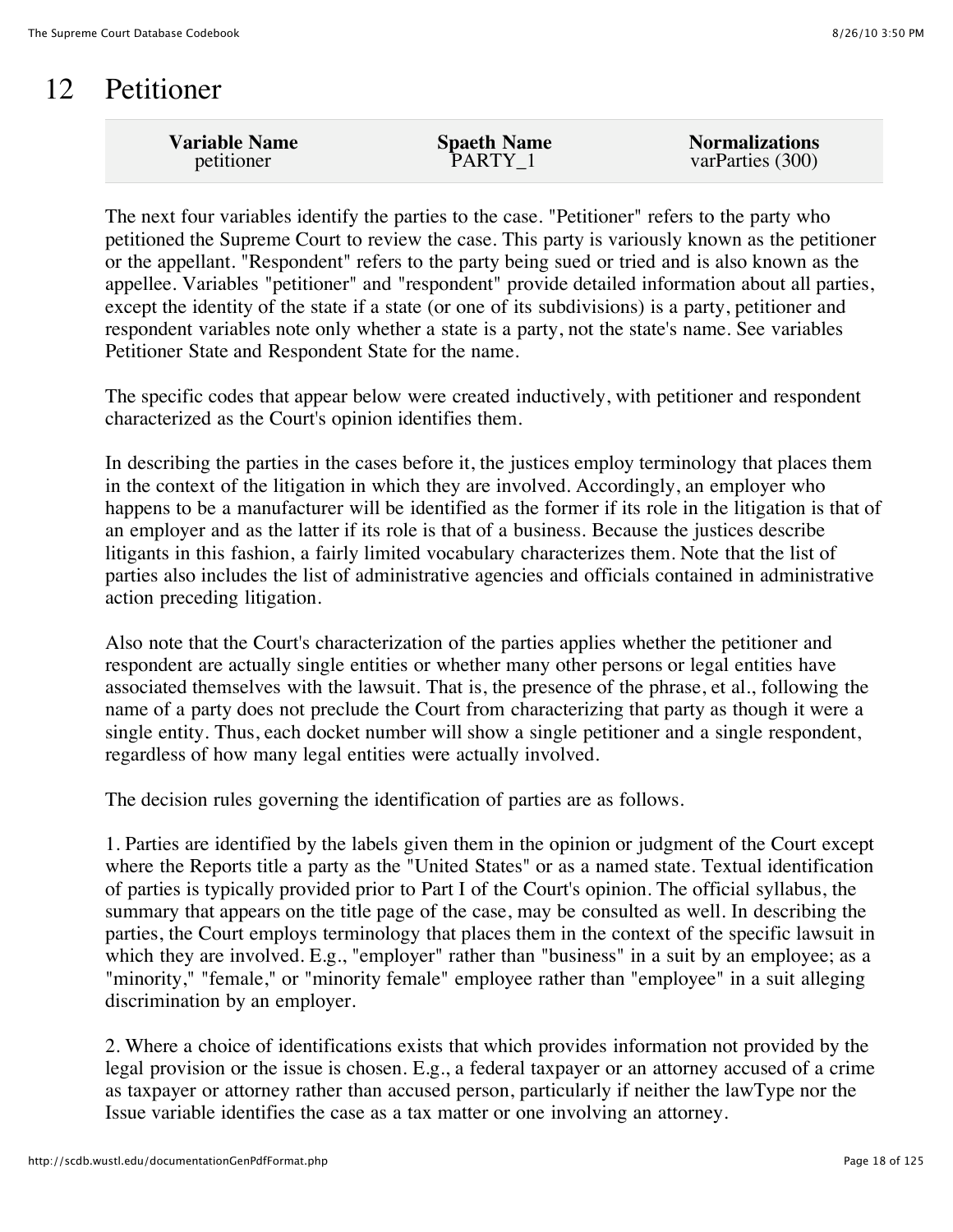# 12 Petitioner

| Variable Name | Spaeth Name | Normalizations |
|---|---|---|
| petitioner | PARTY_1 | varParties (300) |

The next four variables identify the parties to the case. "Petitioner" refers to the party who petitioned the Supreme Court to review the case. This party is variously known as the petitioner or the appellant. "Respondent" refers to the party being sued or tried and is also known as the appellee. Variables "petitioner" and "respondent" provide detailed information about all parties, except the identity of the state if a state (or one of its subdivisions) is a party, petitioner and respondent variables note only whether a state is a party, not the state's name. See variables Petitioner State and Respondent State for the name.

The specific codes that appear below were created inductively, with petitioner and respondent characterized as the Court's opinion identifies them.

In describing the parties in the cases before it, the justices employ terminology that places them in the context of the litigation in which they are involved. Accordingly, an employer who happens to be a manufacturer will be identified as the former if its role in the litigation is that of an employer and as the latter if its role is that of a business. Because the justices describe litigants in this fashion, a fairly limited vocabulary characterizes them. Note that the list of parties also includes the list of administrative agencies and officials contained in administrative action preceding litigation.

Also note that the Court's characterization of the parties applies whether the petitioner and respondent are actually single entities or whether many other persons or legal entities have associated themselves with the lawsuit. That is, the presence of the phrase, et al., following the name of a party does not preclude the Court from characterizing that party as though it were a single entity. Thus, each docket number will show a single petitioner and a single respondent, regardless of how many legal entities were actually involved.

The decision rules governing the identification of parties are as follows.

1. Parties are identified by the labels given them in the opinion or judgment of the Court except where the Reports title a party as the "United States" or as a named state. Textual identification of parties is typically provided prior to Part I of the Court's opinion. The official syllabus, the summary that appears on the title page of the case, may be consulted as well. In describing the parties, the Court employs terminology that places them in the context of the specific lawsuit in which they are involved. E.g., "employer" rather than "business" in a suit by an employee; as a "minority," "female," or "minority female" employee rather than "employee" in a suit alleging discrimination by an employer.

2. Where a choice of identifications exists that which provides information not provided by the legal provision or the issue is chosen. E.g., a federal taxpayer or an attorney accused of a crime as taxpayer or attorney rather than accused person, particularly if neither the lawType nor the Issue variable identifies the case as a tax matter or one involving an attorney.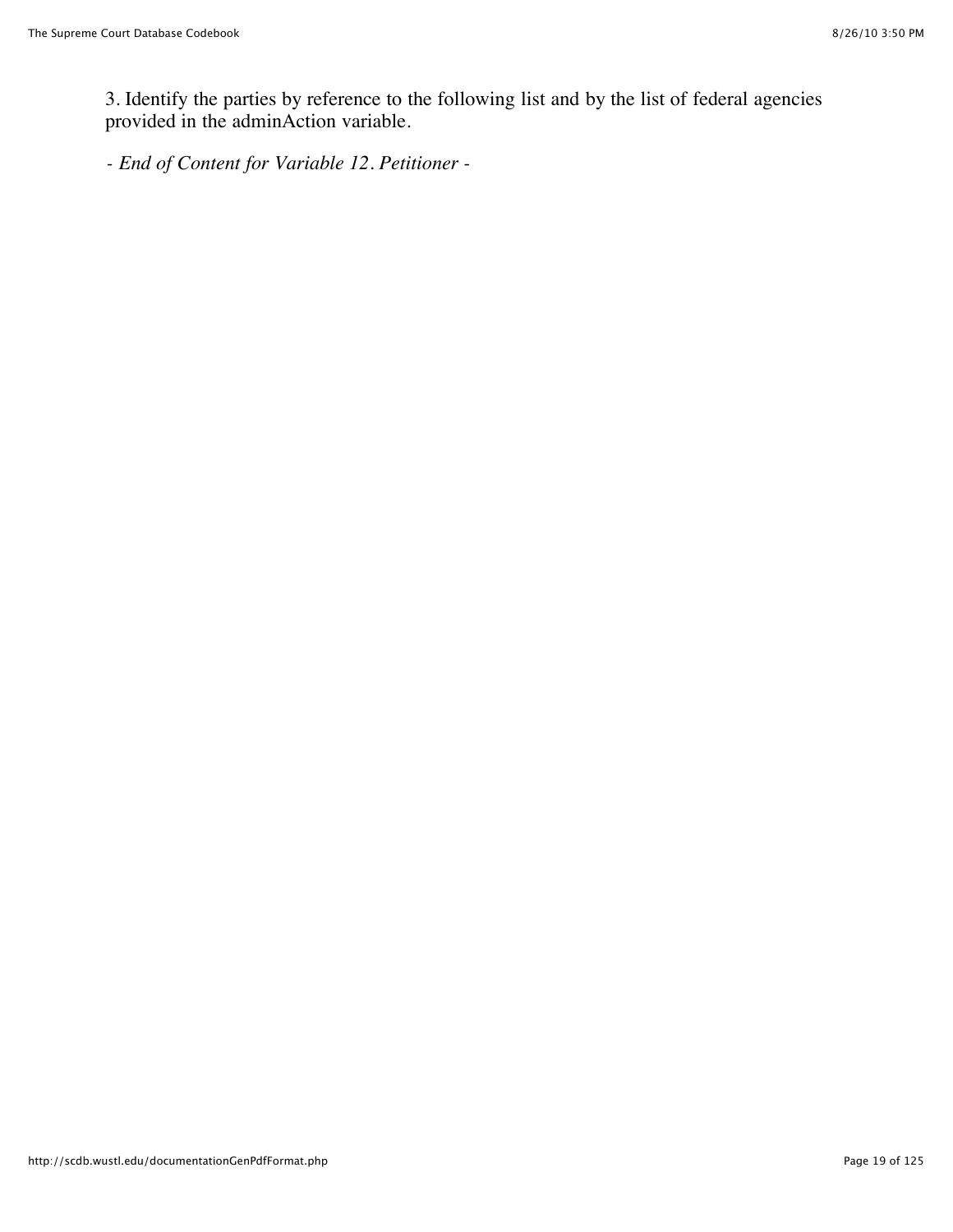3. Identify the parties by reference to the following list and by the list of federal agencies provided in the adminAction variable.

*- End of Content for Variable 12. Petitioner -*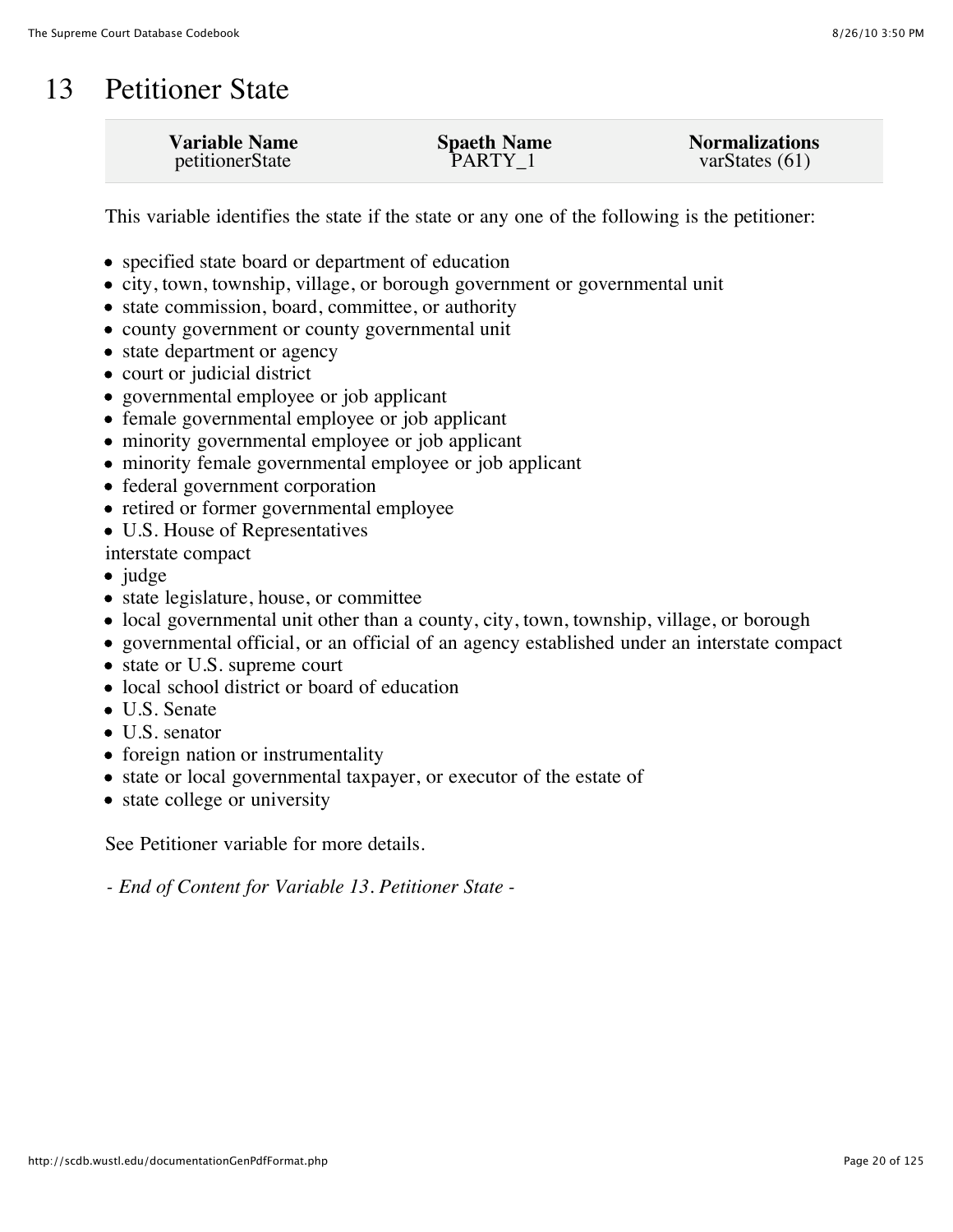# 13 Petitioner State

| Variable Name | Spaeth Name | Normalizations |
| --- | --- | --- |
| petitionerState | PARTY_1 | varStates (61) |

This variable identifies the state if the state or any one of the following is the petitioner:

- specified state board or department of education
- city, town, township, village, or borough government or governmental unit
- state commission, board, committee, or authority
- county government or county governmental unit
- state department or agency
- court or judicial district
- governmental employee or job applicant
- female governmental employee or job applicant
- minority governmental employee or job applicant
- minority female governmental employee or job applicant
- federal government corporation
- retired or former governmental employee
- U.S. House of Representatives

interstate compact

- judge
- state legislature, house, or committee
- local governmental unit other than a county, city, town, township, village, or borough
- governmental official, or an official of an agency established under an interstate compact
- state or U.S. supreme court
- local school district or board of education
- U.S. Senate
- U.S. senator
- foreign nation or instrumentality
- state or local governmental taxpayer, or executor of the estate of
- state college or university

See Petitioner variable for more details.

*- End of Content for Variable 13. Petitioner State -*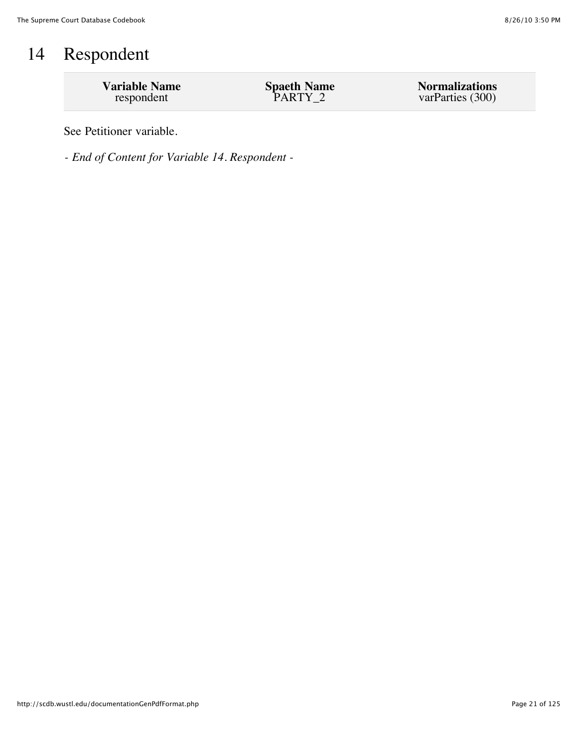# 14 Respondent

| Variable Name | Spaeth Name | Normalizations |
|---|---|---|
| respondent | PARTY_2 | varParties (300) |

See Petitioner variable.

*- End of Content for Variable 14. Respondent -*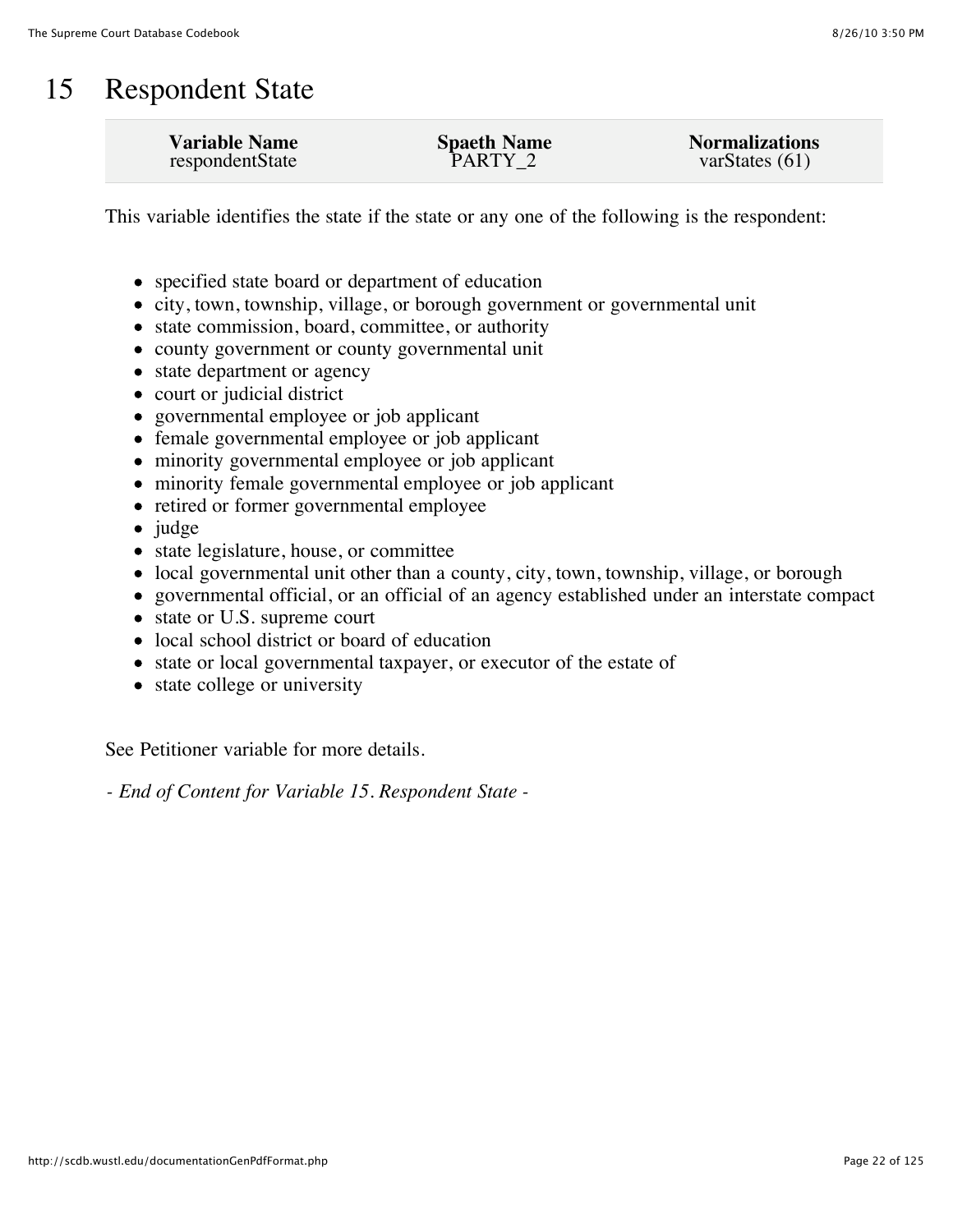# 15 Respondent State

| Variable Name | Spaeth Name | Normalizations |
| --- | --- | --- |
| respondentState | PARTY_2 | varStates (61) |

This variable identifies the state if the state or any one of the following is the respondent:

- specified state board or department of education
- city, town, township, village, or borough government or governmental unit
- state commission, board, committee, or authority
- county government or county governmental unit
- state department or agency
- court or judicial district
- governmental employee or job applicant
- female governmental employee or job applicant
- minority governmental employee or job applicant
- minority female governmental employee or job applicant
- retired or former governmental employee
- judge
- state legislature, house, or committee
- local governmental unit other than a county, city, town, township, village, or borough
- governmental official, or an official of an agency established under an interstate compact
- state or U.S. supreme court
- local school district or board of education
- state or local governmental taxpayer, or executor of the estate of
- state college or university

See Petitioner variable for more details.

*- End of Content for Variable 15. Respondent State -*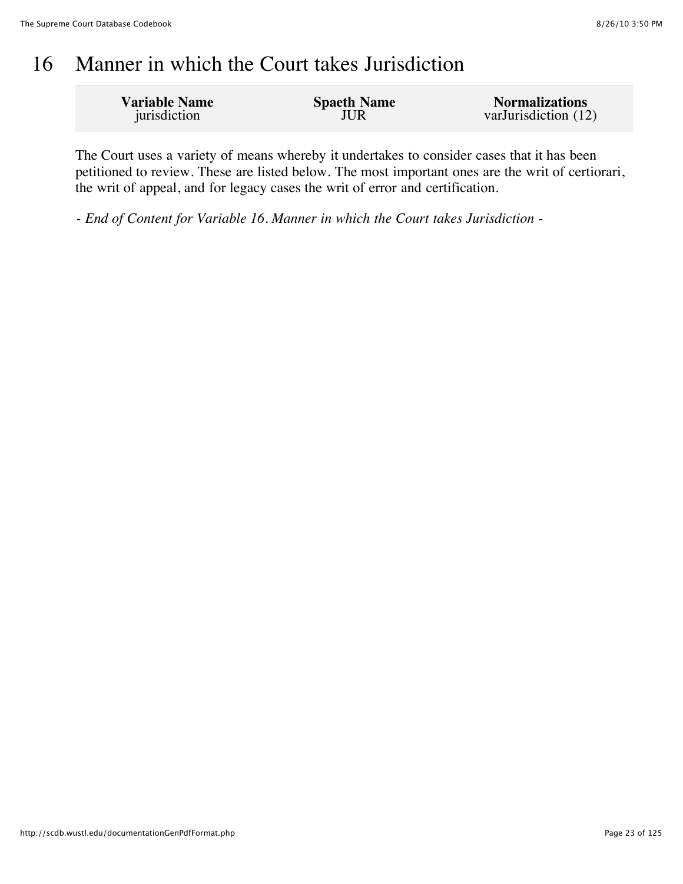# 16 Manner in which the Court takes Jurisdiction

| Variable Name | Spaeth Name | Normalizations |
|---|---|---|
| jurisdiction | JUR | varJurisdiction (12) |

The Court uses a variety of means whereby it undertakes to consider cases that it has been petitioned to review. These are listed below. The most important ones are the writ of certiorari, the writ of appeal, and for legacy cases the writ of error and certification.

*- End of Content for Variable 16. Manner in which the Court takes Jurisdiction -*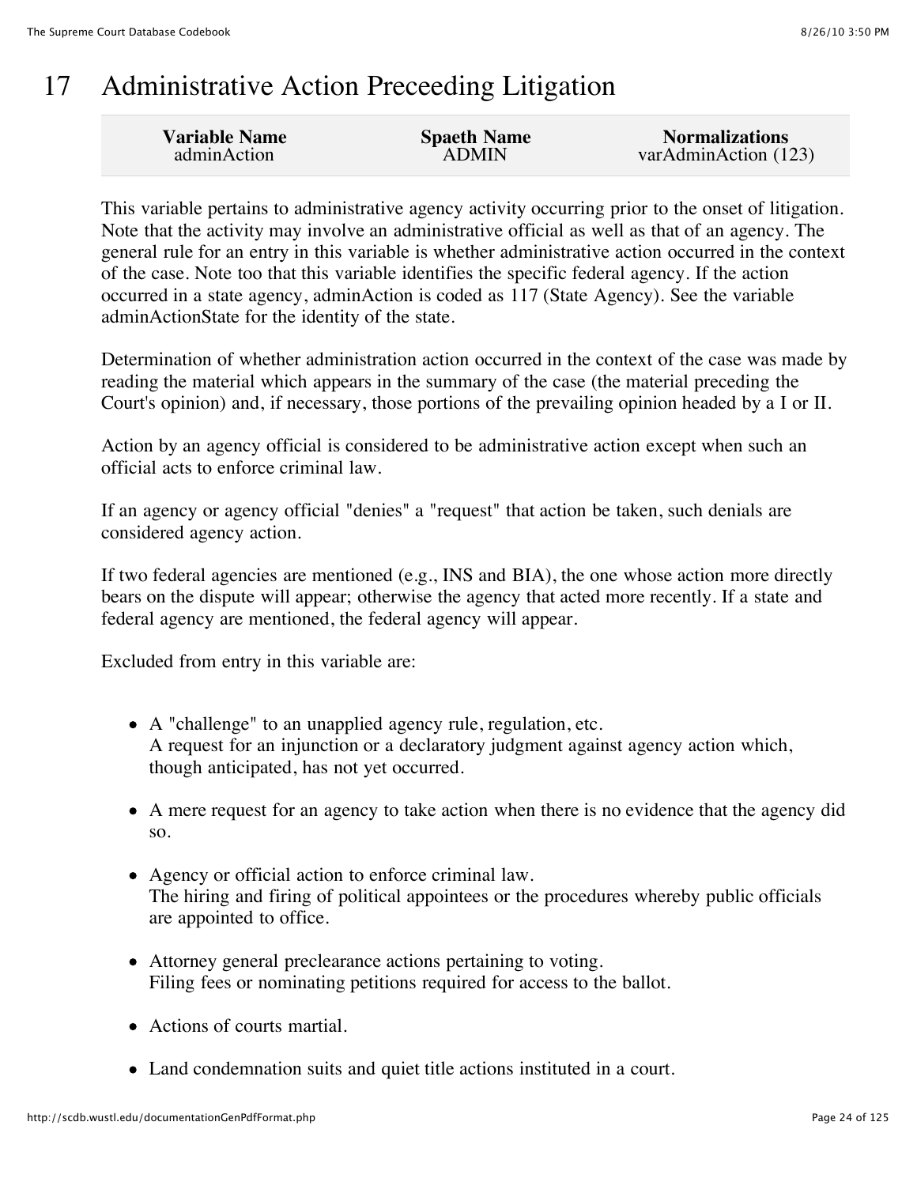# 17 Administrative Action Preceeding Litigation

| Variable Name | Spaeth Name | Normalizations |
|---|---|---|
| adminAction | ADMIN | varAdminAction (123) |

This variable pertains to administrative agency activity occurring prior to the onset of litigation. Note that the activity may involve an administrative official as well as that of an agency. The general rule for an entry in this variable is whether administrative action occurred in the context of the case. Note too that this variable identifies the specific federal agency. If the action occurred in a state agency, adminAction is coded as 117 (State Agency). See the variable adminActionState for the identity of the state.

Determination of whether administration action occurred in the context of the case was made by reading the material which appears in the summary of the case (the material preceding the Court's opinion) and, if necessary, those portions of the prevailing opinion headed by a I or II.

Action by an agency official is considered to be administrative action except when such an official acts to enforce criminal law.

If an agency or agency official "denies" a "request" that action be taken, such denials are considered agency action.

If two federal agencies are mentioned (e.g., INS and BIA), the one whose action more directly bears on the dispute will appear; otherwise the agency that acted more recently. If a state and federal agency are mentioned, the federal agency will appear.

Excluded from entry in this variable are:

- A "challenge" to an unapplied agency rule, regulation, etc.
  A request for an injunction or a declaratory judgment against agency action which, though anticipated, has not yet occurred.
- A mere request for an agency to take action when there is no evidence that the agency did so.
- Agency or official action to enforce criminal law.
  The hiring and firing of political appointees or the procedures whereby public officials are appointed to office.
- Attorney general preclearance actions pertaining to voting.
  Filing fees or nominating petitions required for access to the ballot.
- Actions of courts martial.
- Land condemnation suits and quiet title actions instituted in a court.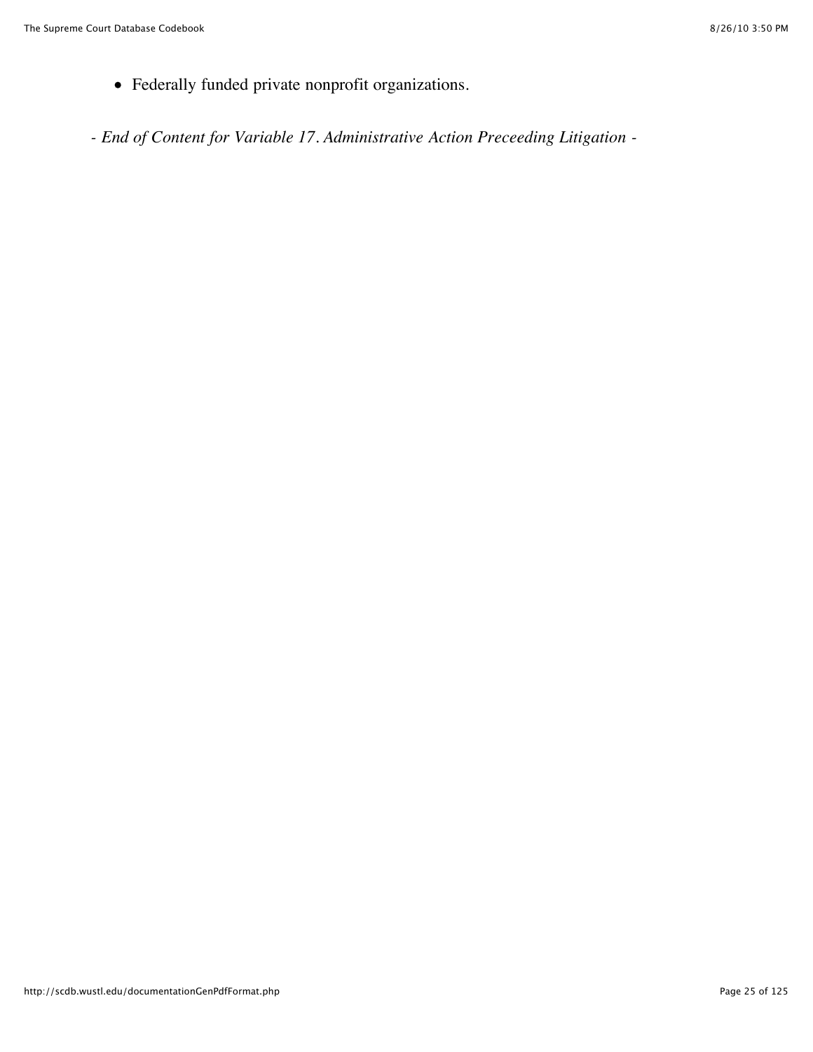- Federally funded private nonprofit organizations.

*- End of Content for Variable 17. Administrative Action Preceeding Litigation -*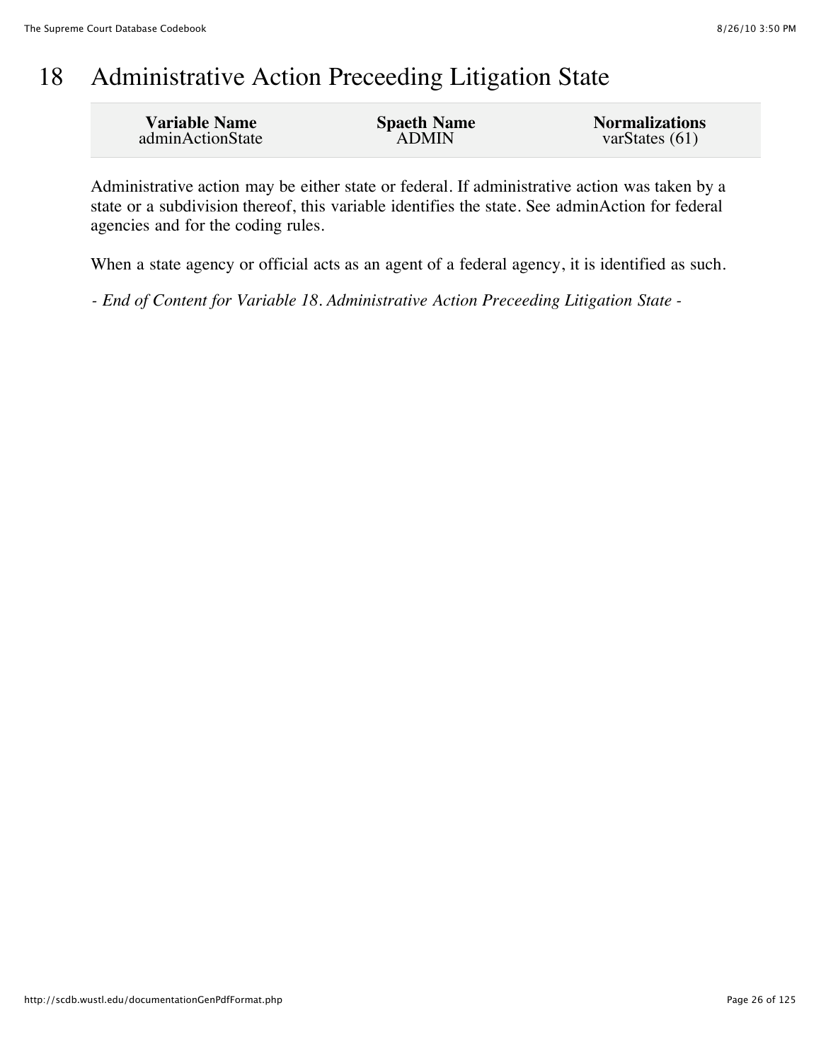# 18 Administrative Action Preceeding Litigation State

| Variable Name | Spaeth Name | Normalizations |
| --- | --- | --- |
| adminActionState | ADMIN | varStates (61) |

Administrative action may be either state or federal. If administrative action was taken by a state or a subdivision thereof, this variable identifies the state. See adminAction for federal agencies and for the coding rules.

When a state agency or official acts as an agent of a federal agency, it is identified as such.

*- End of Content for Variable 18. Administrative Action Preceeding Litigation State -*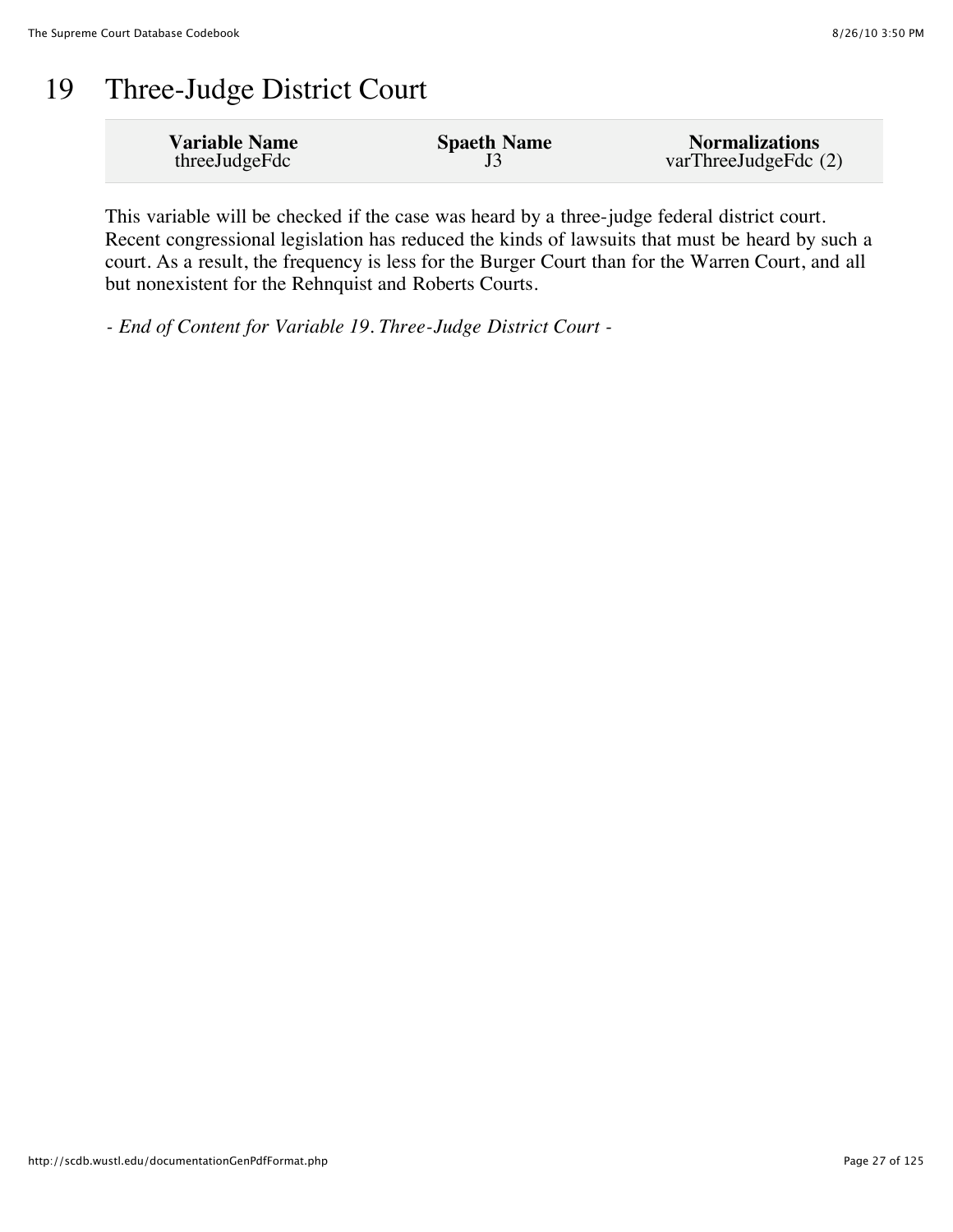# 19 Three-Judge District Court

| Variable Name | Spaeth Name | Normalizations |
| --- | --- | --- |
| threeJudgeFdc | J3 | varThreeJudgeFdc (2) |

This variable will be checked if the case was heard by a three-judge federal district court. Recent congressional legislation has reduced the kinds of lawsuits that must be heard by such a court. As a result, the frequency is less for the Burger Court than for the Warren Court, and all but nonexistent for the Rehnquist and Roberts Courts.

*- End of Content for Variable 19. Three-Judge District Court -*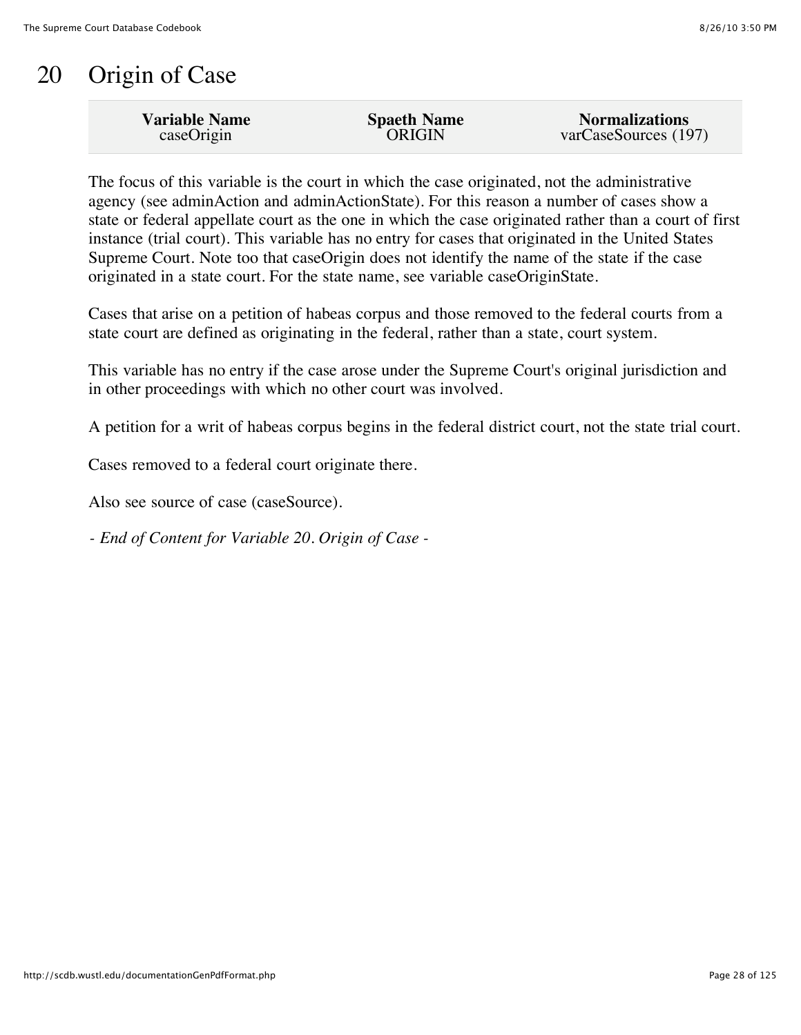# 20 Origin of Case

| Variable Name | Spaeth Name | Normalizations |
|---|---|---|
| caseOrigin | ORIGIN | varCaseSources (197) |

The focus of this variable is the court in which the case originated, not the administrative agency (see adminAction and adminActionState). For this reason a number of cases show a state or federal appellate court as the one in which the case originated rather than a court of first instance (trial court). This variable has no entry for cases that originated in the United States Supreme Court. Note too that caseOrigin does not identify the name of the state if the case originated in a state court. For the state name, see variable caseOriginState.

Cases that arise on a petition of habeas corpus and those removed to the federal courts from a state court are defined as originating in the federal, rather than a state, court system.

This variable has no entry if the case arose under the Supreme Court's original jurisdiction and in other proceedings with which no other court was involved.

A petition for a writ of habeas corpus begins in the federal district court, not the state trial court.

Cases removed to a federal court originate there.

Also see source of case (caseSource).

*- End of Content for Variable 20. Origin of Case -*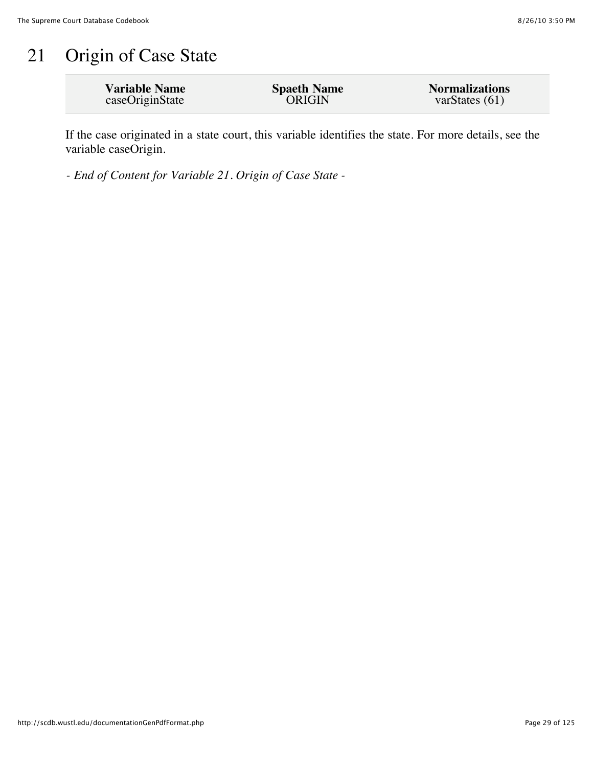# 21 Origin of Case State

| Variable Name | Spaeth Name | Normalizations |
| --- | --- | --- |
| caseOriginState | ORIGIN | varStates (61) |

If the case originated in a state court, this variable identifies the state. For more details, see the variable caseOrigin.

*- End of Content for Variable 21. Origin of Case State -*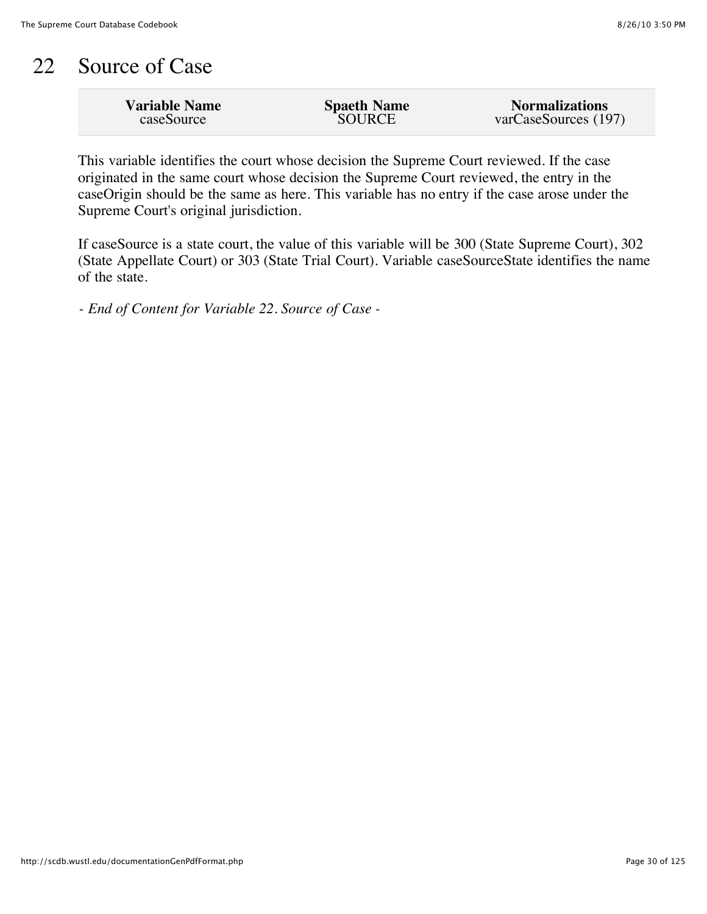# 22 Source of Case

| Variable Name | Spaeth Name | Normalizations |
|---|---|---|
| caseSource | SOURCE | varCaseSources (197) |

This variable identifies the court whose decision the Supreme Court reviewed. If the case originated in the same court whose decision the Supreme Court reviewed, the entry in the caseOrigin should be the same as here. This variable has no entry if the case arose under the Supreme Court's original jurisdiction.

If caseSource is a state court, the value of this variable will be 300 (State Supreme Court), 302 (State Appellate Court) or 303 (State Trial Court). Variable caseSourceState identifies the name of the state.

*- End of Content for Variable 22. Source of Case -*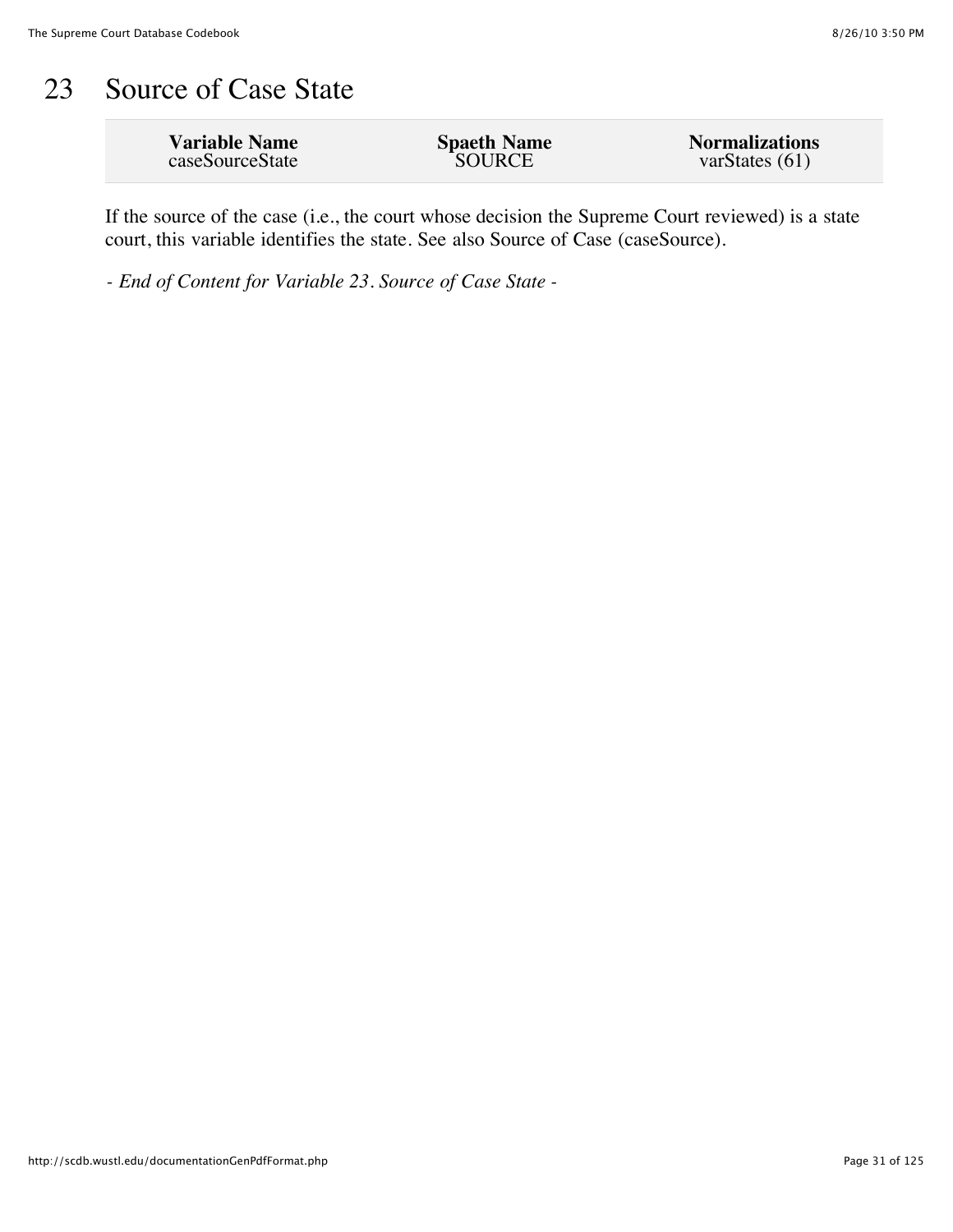# 23 Source of Case State

| Variable Name | Spaeth Name | Normalizations |
| --- | --- | --- |
| caseSourceState | SOURCE | varStates (61) |

If the source of the case (i.e., the court whose decision the Supreme Court reviewed) is a state court, this variable identifies the state. See also Source of Case (caseSource).

*- End of Content for Variable 23. Source of Case State -*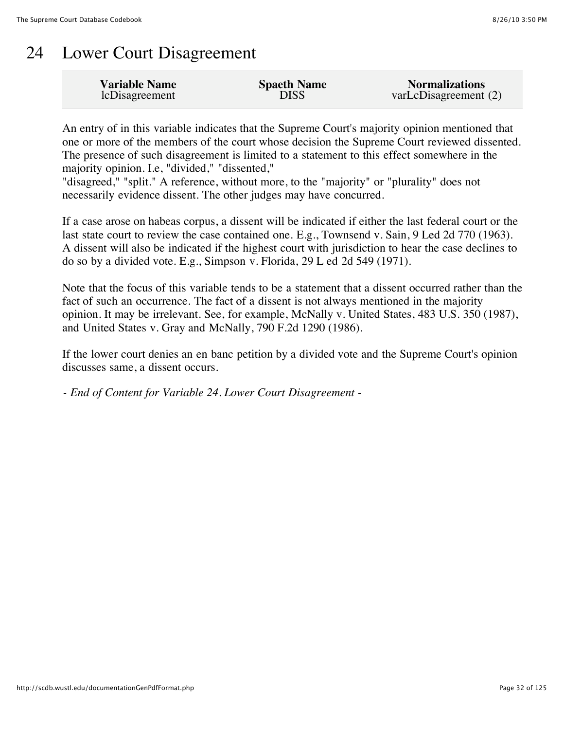# 24 Lower Court Disagreement

| Variable Name | Spaeth Name | Normalizations |
| --- | --- | --- |
| lcDisagreement | DISS | varLcDisagreement (2) |

An entry of in this variable indicates that the Supreme Court's majority opinion mentioned that one or more of the members of the court whose decision the Supreme Court reviewed dissented. The presence of such disagreement is limited to a statement to this effect somewhere in the majority opinion. I.e, "divided," "dissented," "disagreed," "split." A reference, without more, to the "majority" or "plurality" does not necessarily evidence dissent. The other judges may have concurred.

If a case arose on habeas corpus, a dissent will be indicated if either the last federal court or the last state court to review the case contained one. E.g., Townsend v. Sain, 9 Led 2d 770 (1963). A dissent will also be indicated if the highest court with jurisdiction to hear the case declines to do so by a divided vote. E.g., Simpson v. Florida, 29 L ed 2d 549 (1971).

Note that the focus of this variable tends to be a statement that a dissent occurred rather than the fact of such an occurrence. The fact of a dissent is not always mentioned in the majority opinion. It may be irrelevant. See, for example, McNally v. United States, 483 U.S. 350 (1987), and United States v. Gray and McNally, 790 F.2d 1290 (1986).

If the lower court denies an en banc petition by a divided vote and the Supreme Court's opinion discusses same, a dissent occurs.

*- End of Content for Variable 24. Lower Court Disagreement -*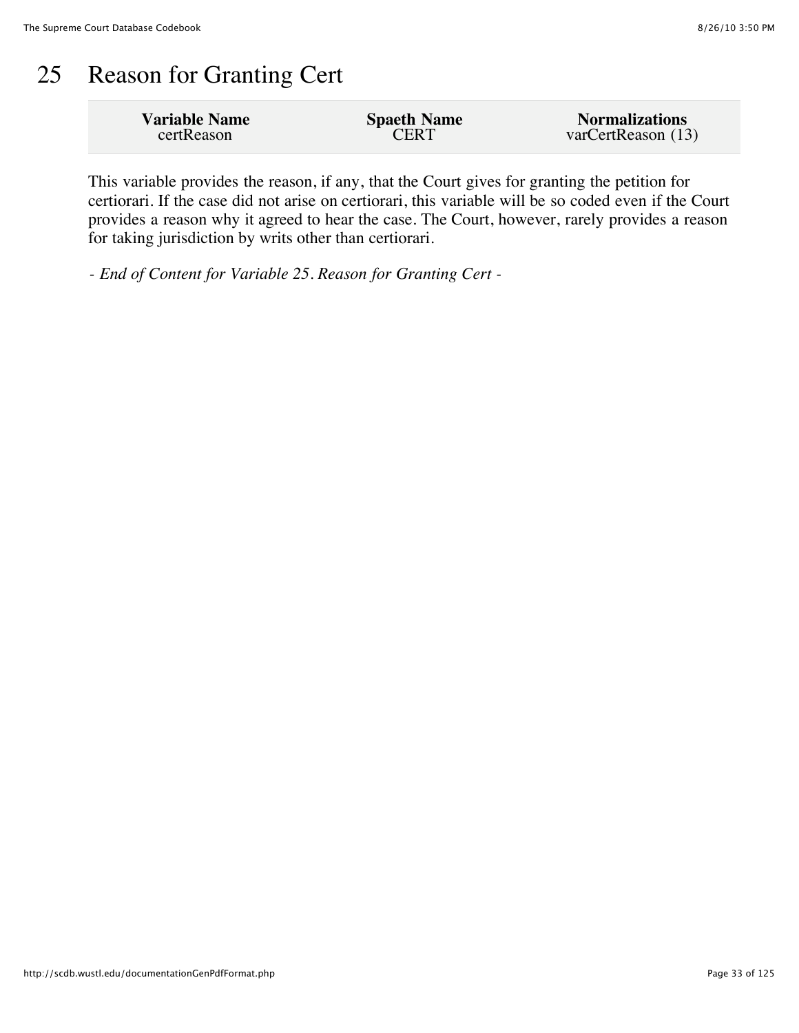# 25 Reason for Granting Cert

| Variable Name | Spaeth Name | Normalizations |
| --- | --- | --- |
| certReason | CERT | varCertReason (13) |

This variable provides the reason, if any, that the Court gives for granting the petition for certiorari. If the case did not arise on certiorari, this variable will be so coded even if the Court provides a reason why it agreed to hear the case. The Court, however, rarely provides a reason for taking jurisdiction by writs other than certiorari.

*- End of Content for Variable 25. Reason for Granting Cert -*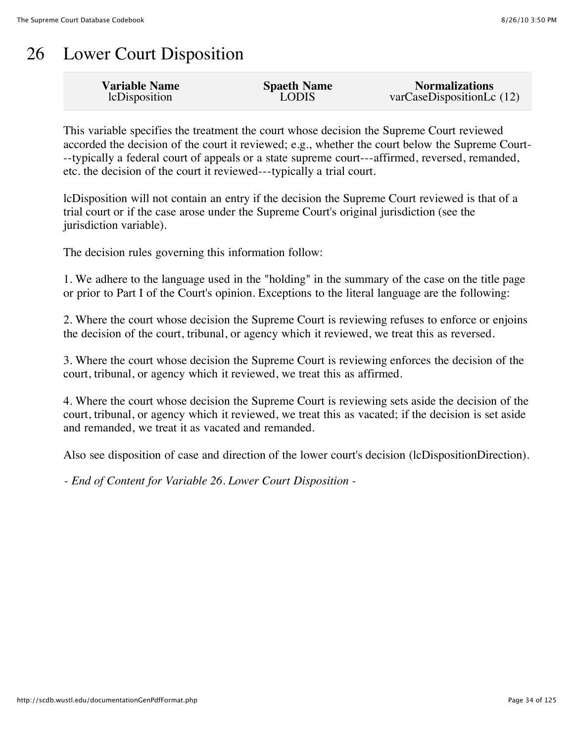# 26 Lower Court Disposition

| Variable Name | Spaeth Name | Normalizations |
| --- | --- | --- |
| lcDisposition | LODIS | varCaseDispositionLc (12) |

This variable specifies the treatment the court whose decision the Supreme Court reviewed accorded the decision of the court it reviewed; e.g., whether the court below the Supreme Court---typically a federal court of appeals or a state supreme court---affirmed, reversed, remanded, etc. the decision of the court it reviewed---typically a trial court.

lcDisposition will not contain an entry if the decision the Supreme Court reviewed is that of a trial court or if the case arose under the Supreme Court's original jurisdiction (see the jurisdiction variable).

The decision rules governing this information follow:

1. We adhere to the language used in the "holding" in the summary of the case on the title page or prior to Part I of the Court's opinion. Exceptions to the literal language are the following:

2. Where the court whose decision the Supreme Court is reviewing refuses to enforce or enjoins the decision of the court, tribunal, or agency which it reviewed, we treat this as reversed.

3. Where the court whose decision the Supreme Court is reviewing enforces the decision of the court, tribunal, or agency which it reviewed, we treat this as affirmed.

4. Where the court whose decision the Supreme Court is reviewing sets aside the decision of the court, tribunal, or agency which it reviewed, we treat this as vacated; if the decision is set aside and remanded, we treat it as vacated and remanded.

Also see disposition of case and direction of the lower court's decision (lcDispositionDirection).

*- End of Content for Variable 26. Lower Court Disposition -*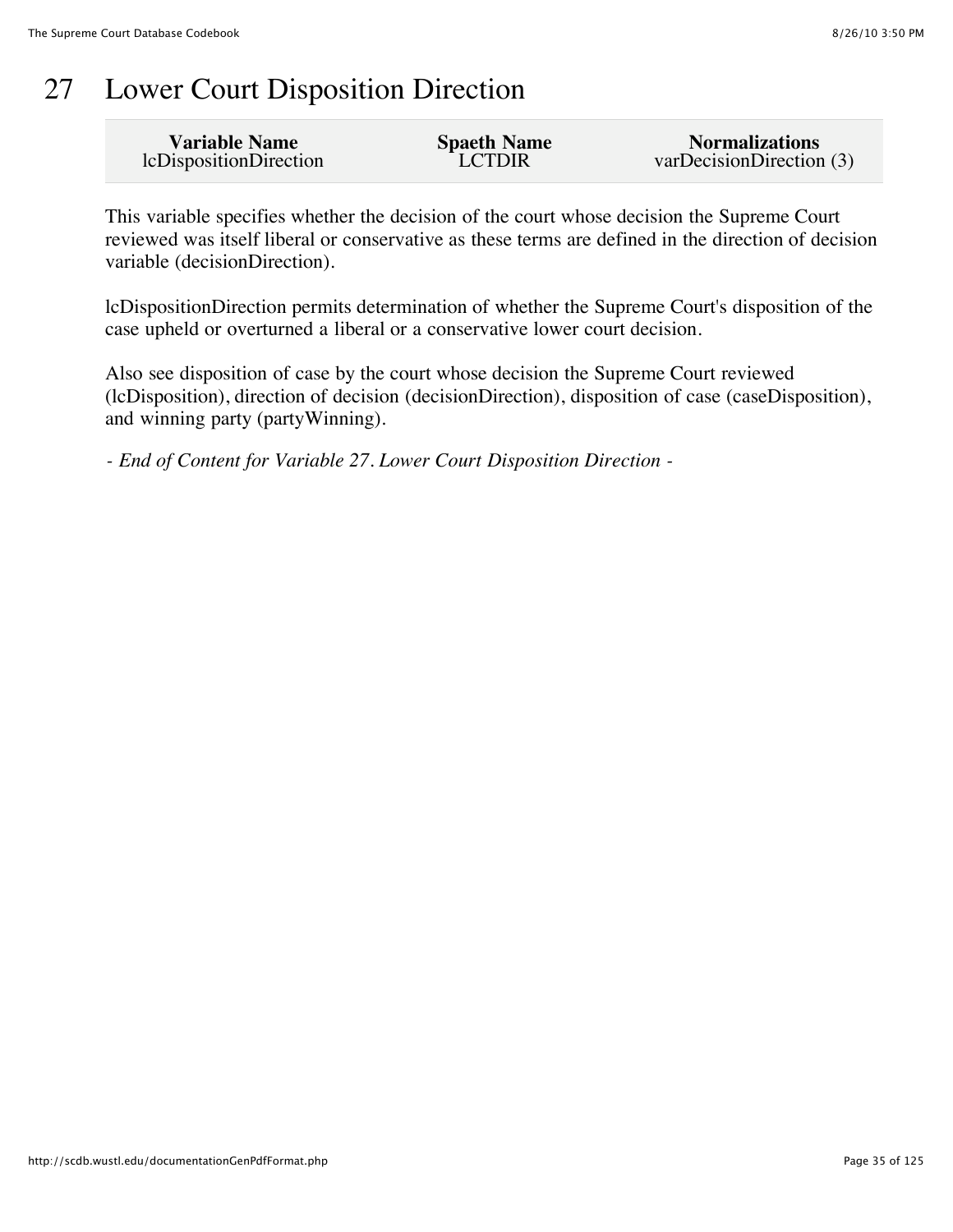# 27 Lower Court Disposition Direction

| Variable Name | Spaeth Name | Normalizations |
| --- | --- | --- |
| lcDispositionDirection | LCTDIR | varDecisionDirection (3) |

This variable specifies whether the decision of the court whose decision the Supreme Court reviewed was itself liberal or conservative as these terms are defined in the direction of decision variable (decisionDirection).

lcDispositionDirection permits determination of whether the Supreme Court's disposition of the case upheld or overturned a liberal or a conservative lower court decision.

Also see disposition of case by the court whose decision the Supreme Court reviewed (lcDisposition), direction of decision (decisionDirection), disposition of case (caseDisposition), and winning party (partyWinning).

*- End of Content for Variable 27. Lower Court Disposition Direction -*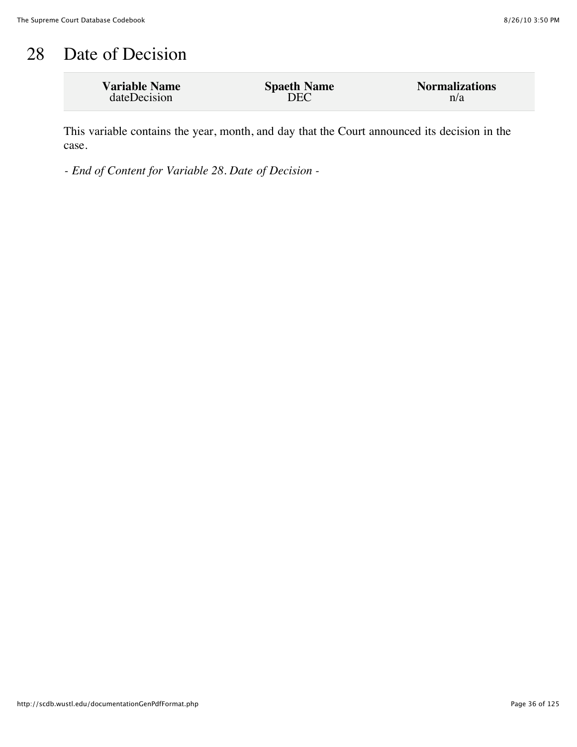# 28 Date of Decision

| Variable Name | Spaeth Name | Normalizations |
|---|---|---|
| dateDecision | DEC | n/a |

This variable contains the year, month, and day that the Court announced its decision in the case.

*- End of Content for Variable 28. Date of Decision -*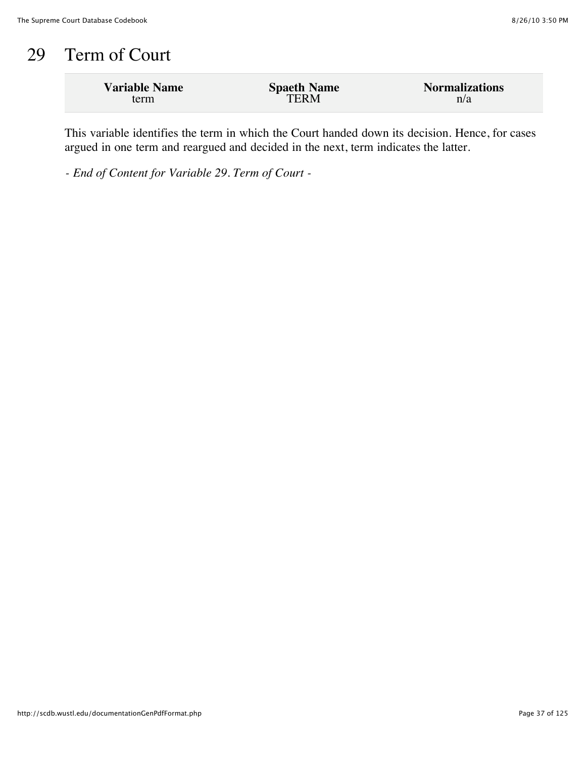# 29 Term of Court

| Variable Name | Spaeth Name | Normalizations |
|---|---|---|
| term | TERM | n/a |

This variable identifies the term in which the Court handed down its decision. Hence, for cases argued in one term and reargued and decided in the next, term indicates the latter.

*- End of Content for Variable 29. Term of Court -*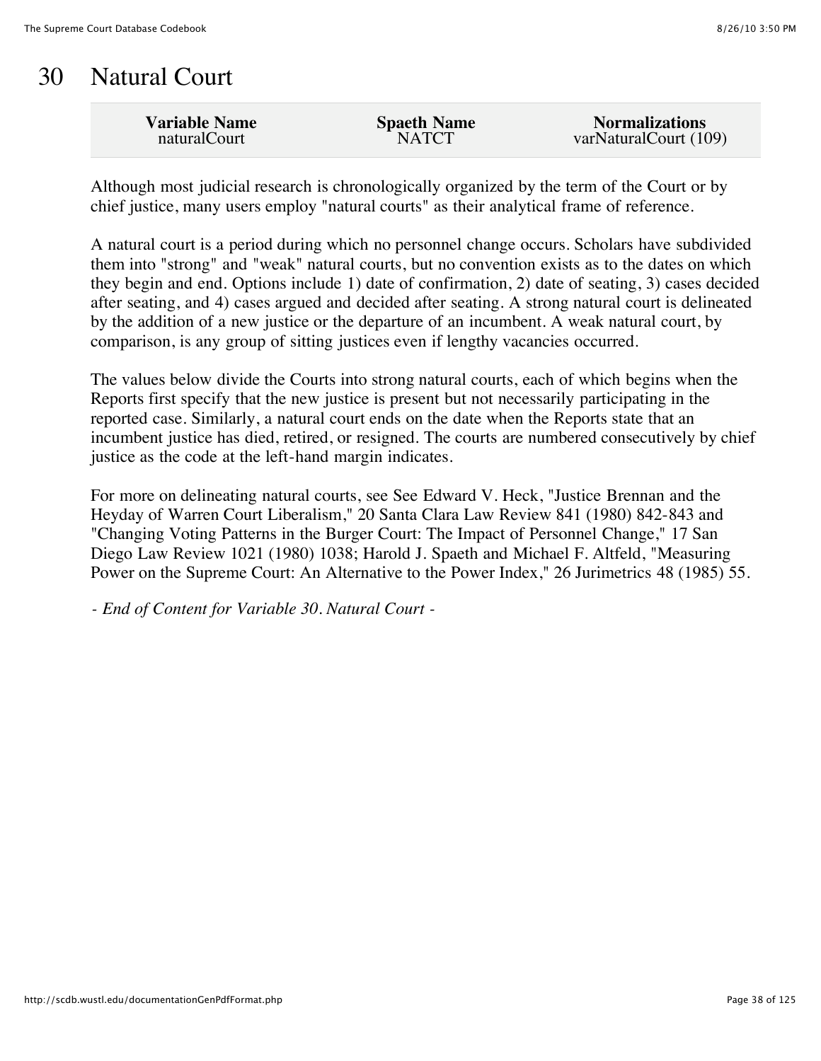# 30 Natural Court

| Variable Name | Spaeth Name | Normalizations |
|---|---|---|
| naturalCourt | NATCT | varNaturalCourt (109) |

Although most judicial research is chronologically organized by the term of the Court or by chief justice, many users employ "natural courts" as their analytical frame of reference.

A natural court is a period during which no personnel change occurs. Scholars have subdivided them into "strong" and "weak" natural courts, but no convention exists as to the dates on which they begin and end. Options include 1) date of confirmation, 2) date of seating, 3) cases decided after seating, and 4) cases argued and decided after seating. A strong natural court is delineated by the addition of a new justice or the departure of an incumbent. A weak natural court, by comparison, is any group of sitting justices even if lengthy vacancies occurred.

The values below divide the Courts into strong natural courts, each of which begins when the Reports first specify that the new justice is present but not necessarily participating in the reported case. Similarly, a natural court ends on the date when the Reports state that an incumbent justice has died, retired, or resigned. The courts are numbered consecutively by chief justice as the code at the left-hand margin indicates.

For more on delineating natural courts, see See Edward V. Heck, "Justice Brennan and the Heyday of Warren Court Liberalism," 20 Santa Clara Law Review 841 (1980) 842-843 and "Changing Voting Patterns in the Burger Court: The Impact of Personnel Change," 17 San Diego Law Review 1021 (1980) 1038; Harold J. Spaeth and Michael F. Altfeld, "Measuring Power on the Supreme Court: An Alternative to the Power Index," 26 Jurimetrics 48 (1985) 55.

*- End of Content for Variable 30. Natural Court -*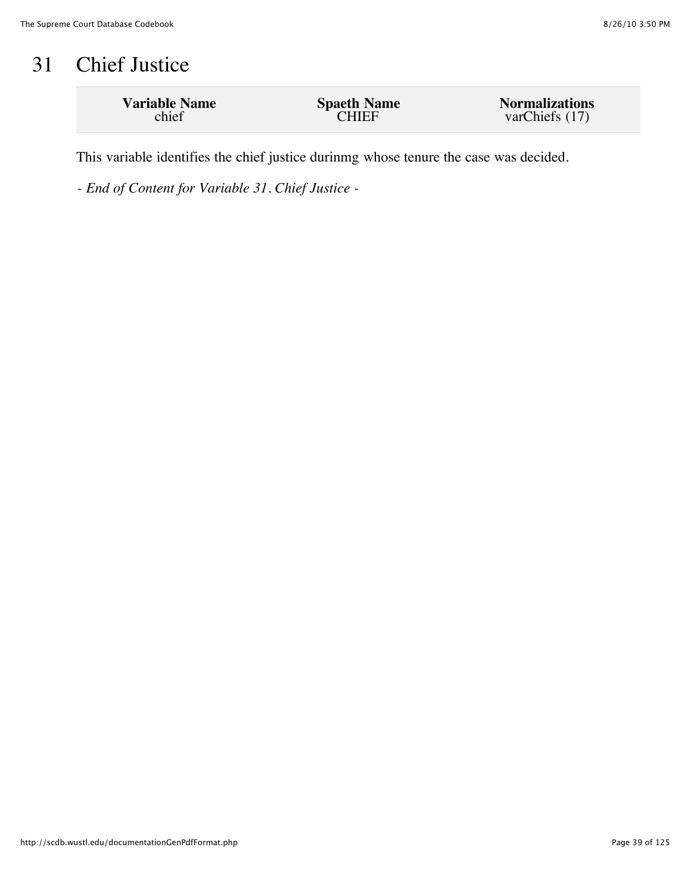# 31 Chief Justice

| Variable Name | Spaeth Name | Normalizations |
| --- | --- | --- |
| chief | CHIEF | varChiefs (17) |

This variable identifies the chief justice durinmg whose tenure the case was decided.

*- End of Content for Variable 31. Chief Justice -*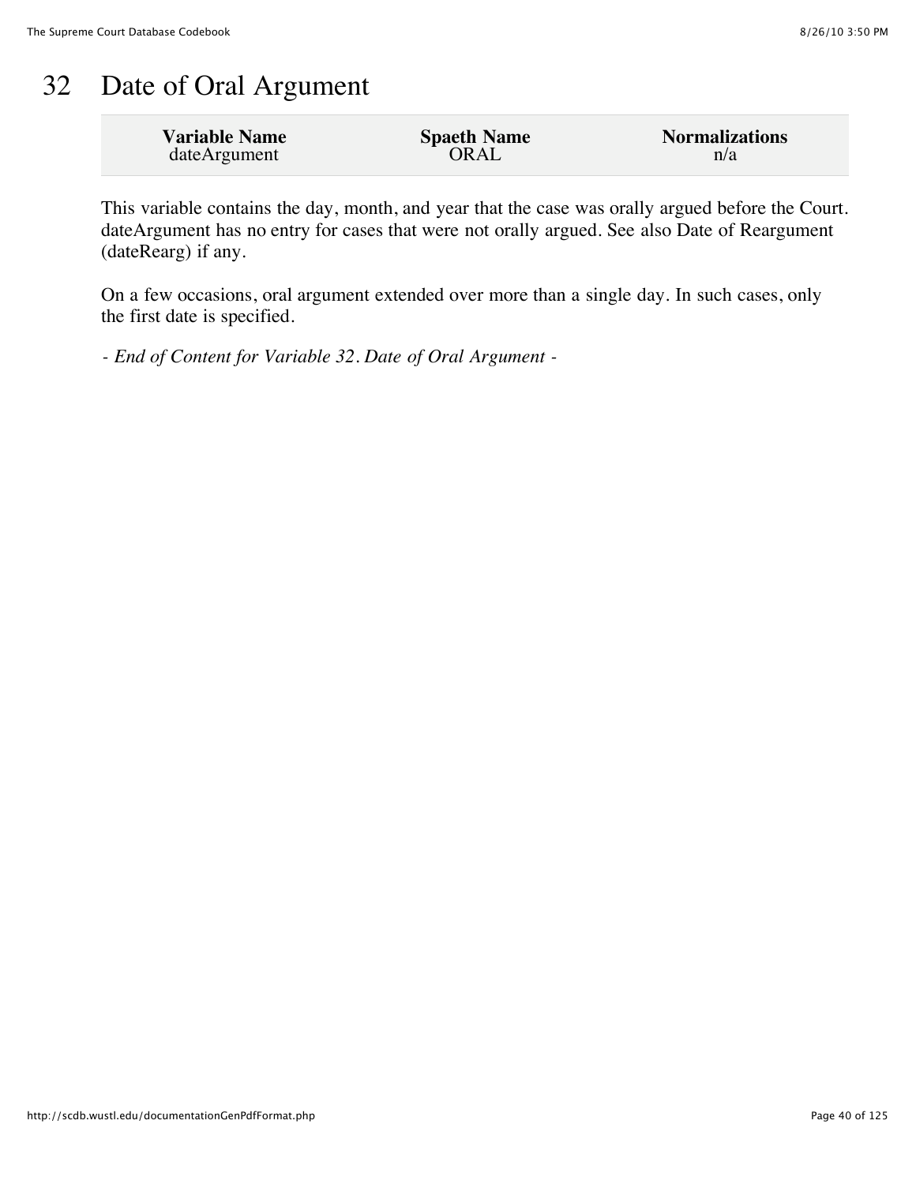# 32 Date of Oral Argument

| Variable Name | Spaeth Name | Normalizations |
|---|---|---|
| dateArgument | ORAL | n/a |

This variable contains the day, month, and year that the case was orally argued before the Court. dateArgument has no entry for cases that were not orally argued. See also Date of Reargument (dateRearg) if any.

On a few occasions, oral argument extended over more than a single day. In such cases, only the first date is specified.

*- End of Content for Variable 32. Date of Oral Argument -*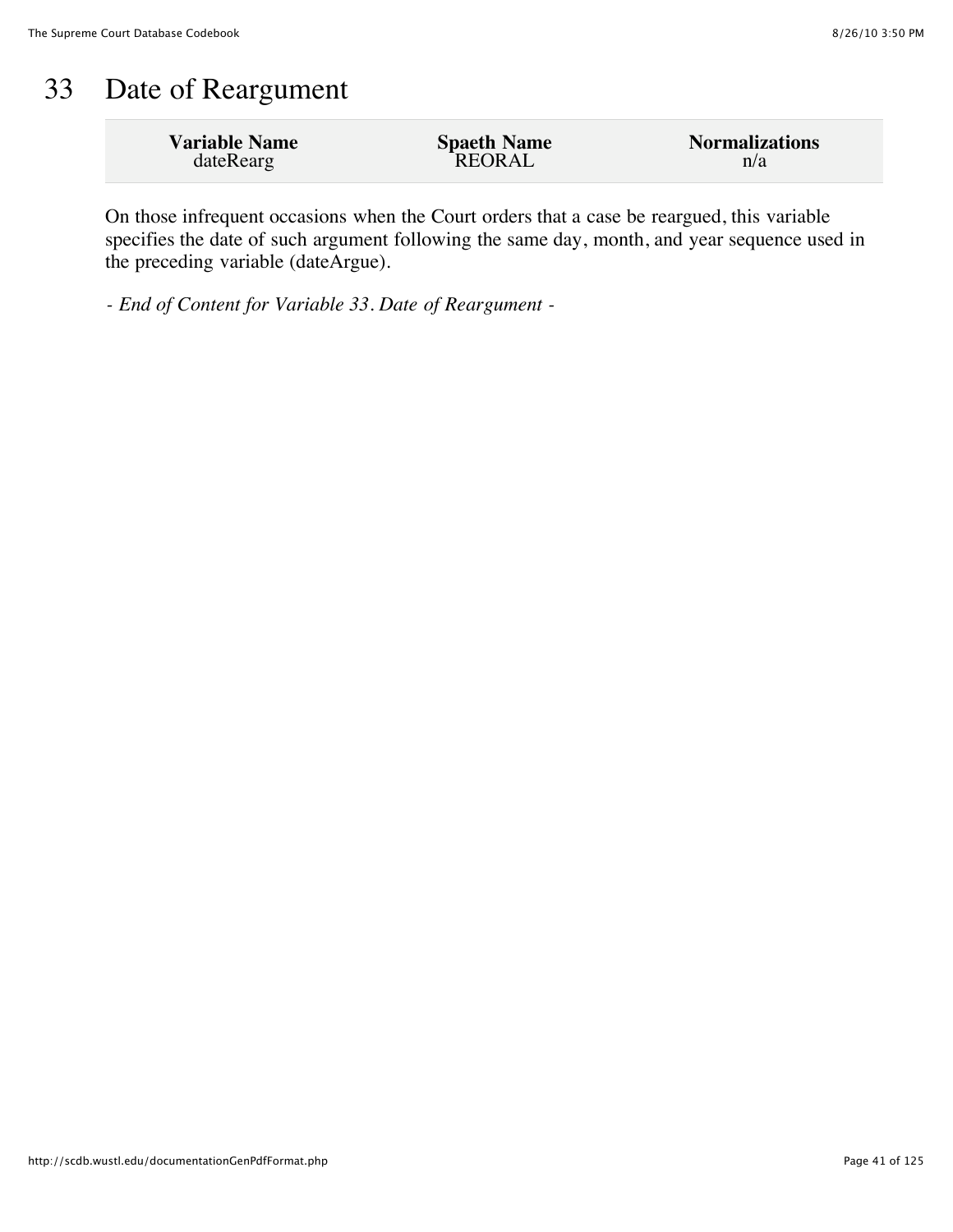# 33 Date of Reargument

| Variable Name | Spaeth Name | Normalizations |
| --- | --- | --- |
| dateRearg | REORAL | n/a |

On those infrequent occasions when the Court orders that a case be reargued, this variable specifies the date of such argument following the same day, month, and year sequence used in the preceding variable (dateArgue).

*- End of Content for Variable 33. Date of Reargument -*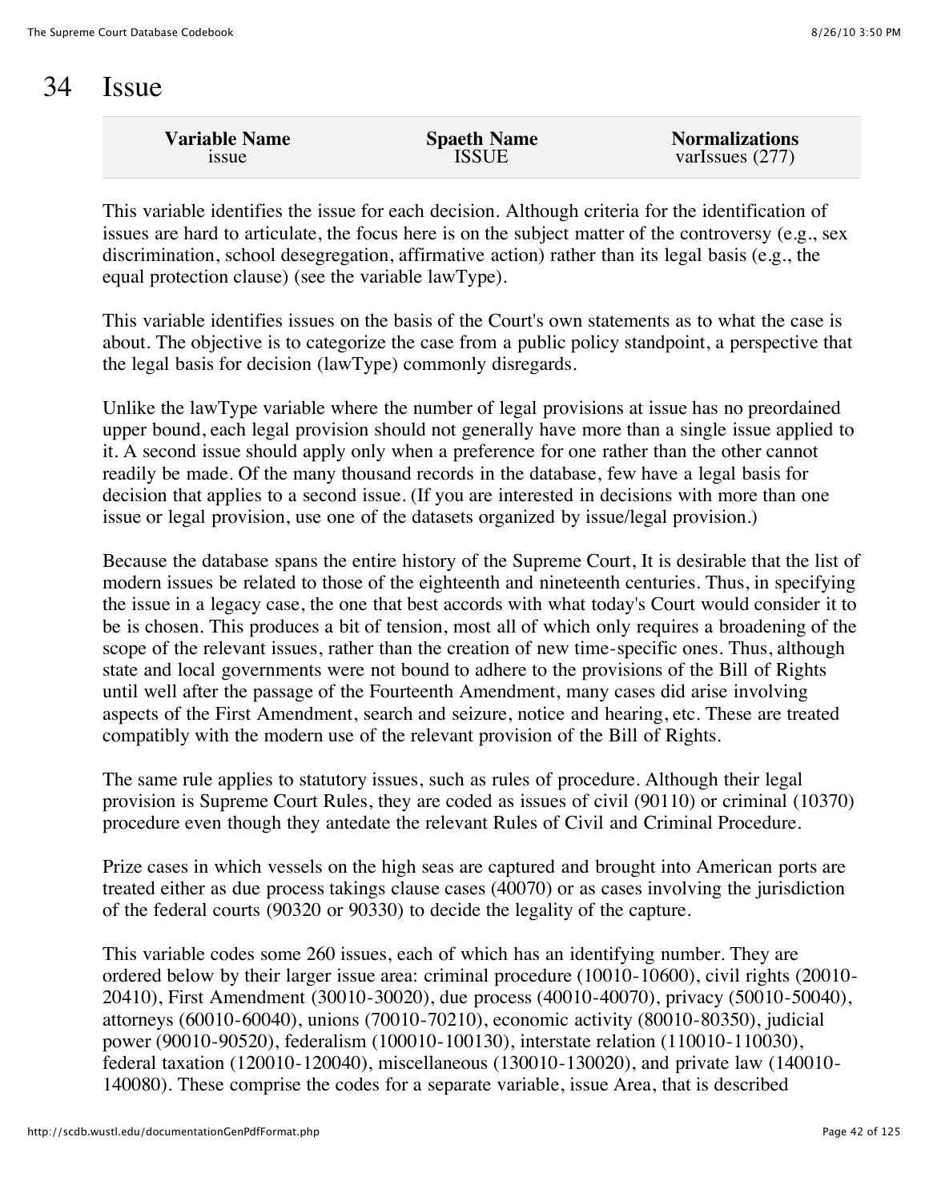# 34 Issue

| Variable Name | Spaeth Name | Normalizations |
| --- | --- | --- |
| issue | ISSUE | varIssues (277) |

This variable identifies the issue for each decision. Although criteria for the identification of issues are hard to articulate, the focus here is on the subject matter of the controversy (e.g., sex discrimination, school desegregation, affirmative action) rather than its legal basis (e.g., the equal protection clause) (see the variable lawType).

This variable identifies issues on the basis of the Court's own statements as to what the case is about. The objective is to categorize the case from a public policy standpoint, a perspective that the legal basis for decision (lawType) commonly disregards.

Unlike the lawType variable where the number of legal provisions at issue has no preordained upper bound, each legal provision should not generally have more than a single issue applied to it. A second issue should apply only when a preference for one rather than the other cannot readily be made. Of the many thousand records in the database, few have a legal basis for decision that applies to a second issue. (If you are interested in decisions with more than one issue or legal provision, use one of the datasets organized by issue/legal provision.)

Because the database spans the entire history of the Supreme Court, It is desirable that the list of modern issues be related to those of the eighteenth and nineteenth centuries. Thus, in specifying the issue in a legacy case, the one that best accords with what today's Court would consider it to be is chosen. This produces a bit of tension, most all of which only requires a broadening of the scope of the relevant issues, rather than the creation of new time-specific ones. Thus, although state and local governments were not bound to adhere to the provisions of the Bill of Rights until well after the passage of the Fourteenth Amendment, many cases did arise involving aspects of the First Amendment, search and seizure, notice and hearing, etc. These are treated compatibly with the modern use of the relevant provision of the Bill of Rights.

The same rule applies to statutory issues, such as rules of procedure. Although their legal provision is Supreme Court Rules, they are coded as issues of civil (90110) or criminal (10370) procedure even though they antedate the relevant Rules of Civil and Criminal Procedure.

Prize cases in which vessels on the high seas are captured and brought into American ports are treated either as due process takings clause cases (40070) or as cases involving the jurisdiction of the federal courts (90320 or 90330) to decide the legality of the capture.

This variable codes some 260 issues, each of which has an identifying number. They are ordered below by their larger issue area: criminal procedure (10010-10600), civil rights (20010-20410), First Amendment (30010-30020), due process (40010-40070), privacy (50010-50040), attorneys (60010-60040), unions (70010-70210), economic activity (80010-80350), judicial power (90010-90520), federalism (100010-100130), interstate relation (110010-110030), federal taxation (120010-120040), miscellaneous (130010-130020), and private law (140010-140080). These comprise the codes for a separate variable, issue Area, that is described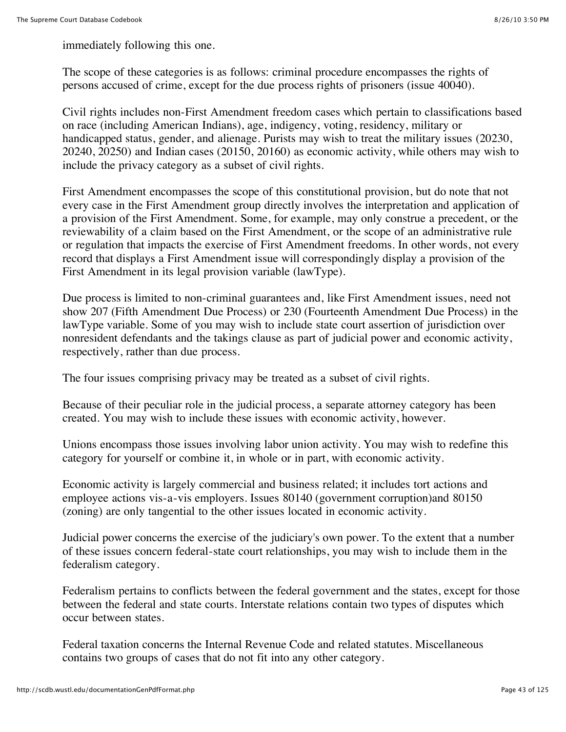immediately following this one.

The scope of these categories is as follows: criminal procedure encompasses the rights of persons accused of crime, except for the due process rights of prisoners (issue 40040).

Civil rights includes non-First Amendment freedom cases which pertain to classifications based on race (including American Indians), age, indigency, voting, residency, military or handicapped status, gender, and alienage. Purists may wish to treat the military issues (20230, 20240, 20250) and Indian cases (20150, 20160) as economic activity, while others may wish to include the privacy category as a subset of civil rights.

First Amendment encompasses the scope of this constitutional provision, but do note that not every case in the First Amendment group directly involves the interpretation and application of a provision of the First Amendment. Some, for example, may only construe a precedent, or the reviewability of a claim based on the First Amendment, or the scope of an administrative rule or regulation that impacts the exercise of First Amendment freedoms. In other words, not every record that displays a First Amendment issue will correspondingly display a provision of the First Amendment in its legal provision variable (lawType).

Due process is limited to non-criminal guarantees and, like First Amendment issues, need not show 207 (Fifth Amendment Due Process) or 230 (Fourteenth Amendment Due Process) in the lawType variable. Some of you may wish to include state court assertion of jurisdiction over nonresident defendants and the takings clause as part of judicial power and economic activity, respectively, rather than due process.

The four issues comprising privacy may be treated as a subset of civil rights.

Because of their peculiar role in the judicial process, a separate attorney category has been created. You may wish to include these issues with economic activity, however.

Unions encompass those issues involving labor union activity. You may wish to redefine this category for yourself or combine it, in whole or in part, with economic activity.

Economic activity is largely commercial and business related; it includes tort actions and employee actions vis-a-vis employers. Issues 80140 (government corruption)and 80150 (zoning) are only tangential to the other issues located in economic activity.

Judicial power concerns the exercise of the judiciary's own power. To the extent that a number of these issues concern federal-state court relationships, you may wish to include them in the federalism category.

Federalism pertains to conflicts between the federal government and the states, except for those between the federal and state courts. Interstate relations contain two types of disputes which occur between states.

Federal taxation concerns the Internal Revenue Code and related statutes. Miscellaneous contains two groups of cases that do not fit into any other category.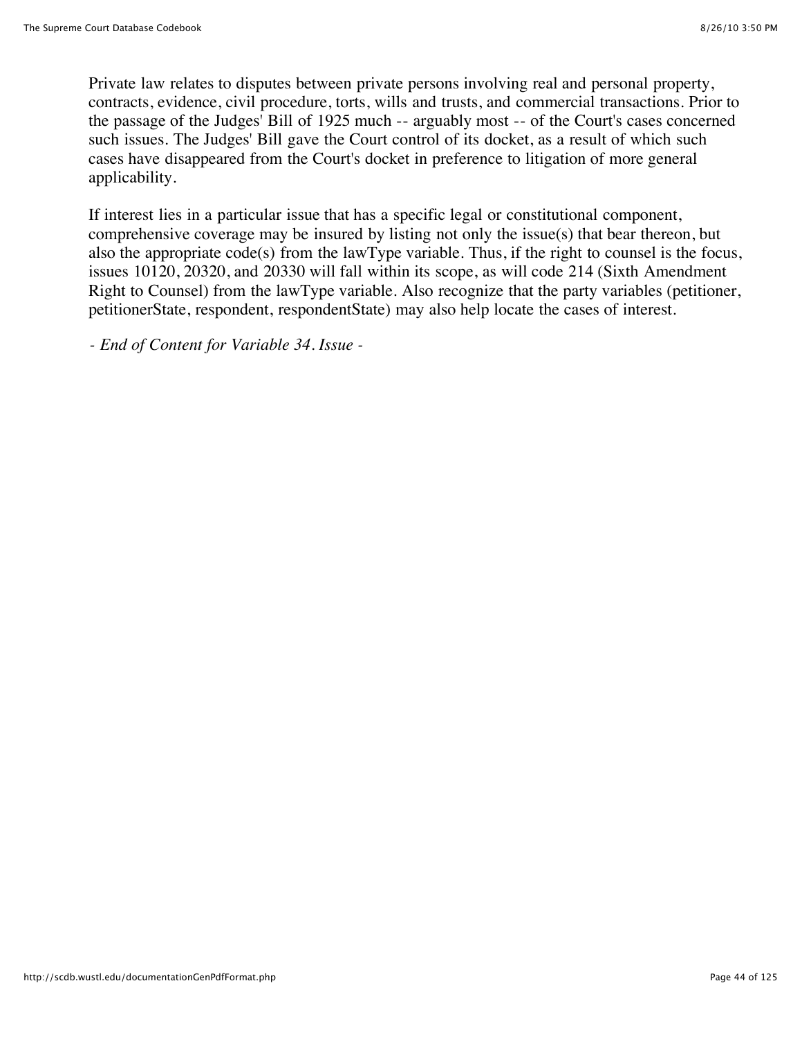Private law relates to disputes between private persons involving real and personal property, contracts, evidence, civil procedure, torts, wills and trusts, and commercial transactions. Prior to the passage of the Judges' Bill of 1925 much -- arguably most -- of the Court's cases concerned such issues. The Judges' Bill gave the Court control of its docket, as a result of which such cases have disappeared from the Court's docket in preference to litigation of more general applicability.

If interest lies in a particular issue that has a specific legal or constitutional component, comprehensive coverage may be insured by listing not only the issue(s) that bear thereon, but also the appropriate code(s) from the lawType variable. Thus, if the right to counsel is the focus, issues 10120, 20320, and 20330 will fall within its scope, as will code 214 (Sixth Amendment Right to Counsel) from the lawType variable. Also recognize that the party variables (petitioner, petitionerState, respondent, respondentState) may also help locate the cases of interest.

*- End of Content for Variable 34. Issue -*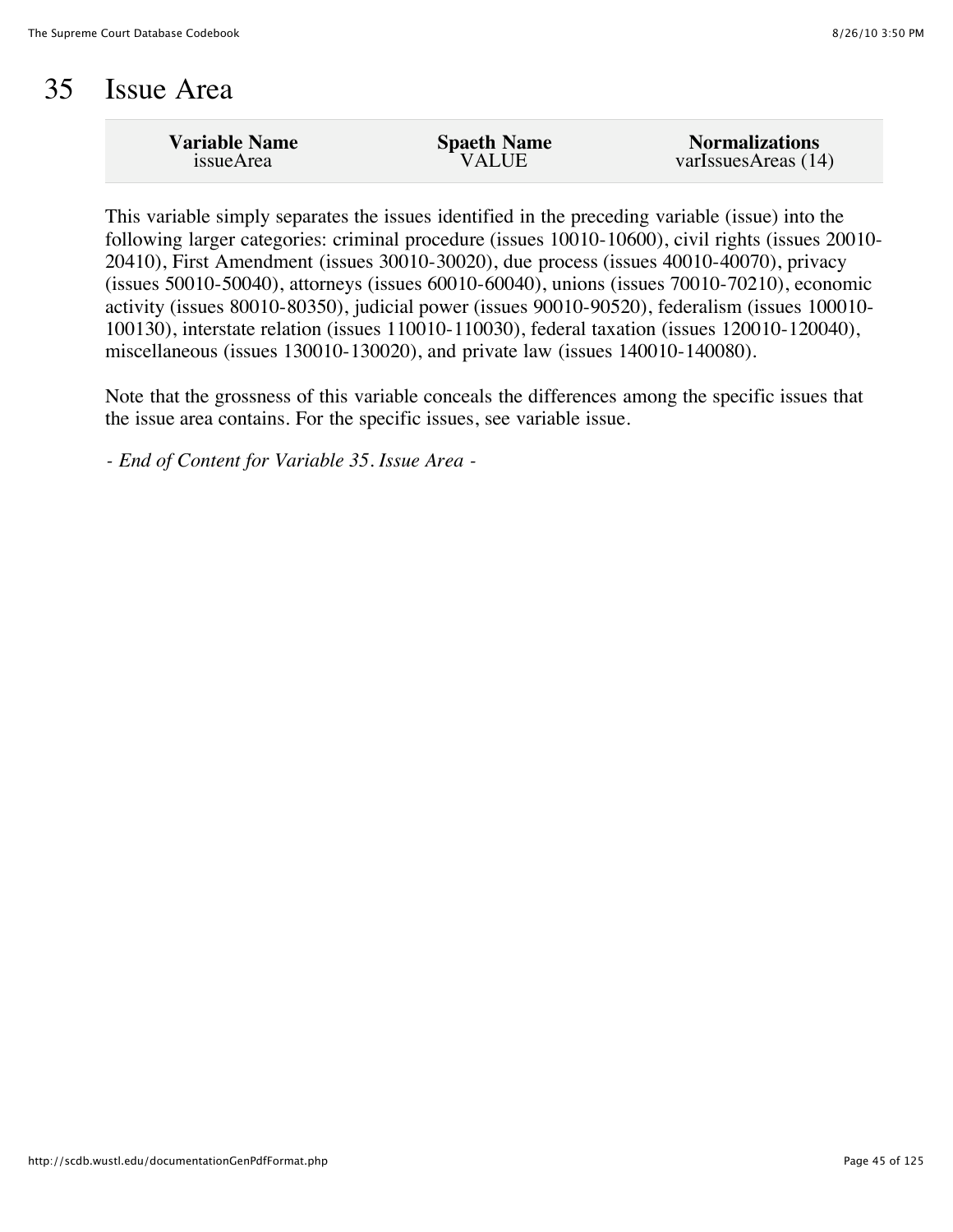# 35 Issue Area

| Variable Name | Spaeth Name | Normalizations |
| --- | --- | --- |
| issueArea | VALUE | varIssuesAreas (14) |

This variable simply separates the issues identified in the preceding variable (issue) into the following larger categories: criminal procedure (issues 10010-10600), civil rights (issues 20010-20410), First Amendment (issues 30010-30020), due process (issues 40010-40070), privacy (issues 50010-50040), attorneys (issues 60010-60040), unions (issues 70010-70210), economic activity (issues 80010-80350), judicial power (issues 90010-90520), federalism (issues 100010-100130), interstate relation (issues 110010-110030), federal taxation (issues 120010-120040), miscellaneous (issues 130010-130020), and private law (issues 140010-140080).

Note that the grossness of this variable conceals the differences among the specific issues that the issue area contains. For the specific issues, see variable issue.

*- End of Content for Variable 35. Issue Area -*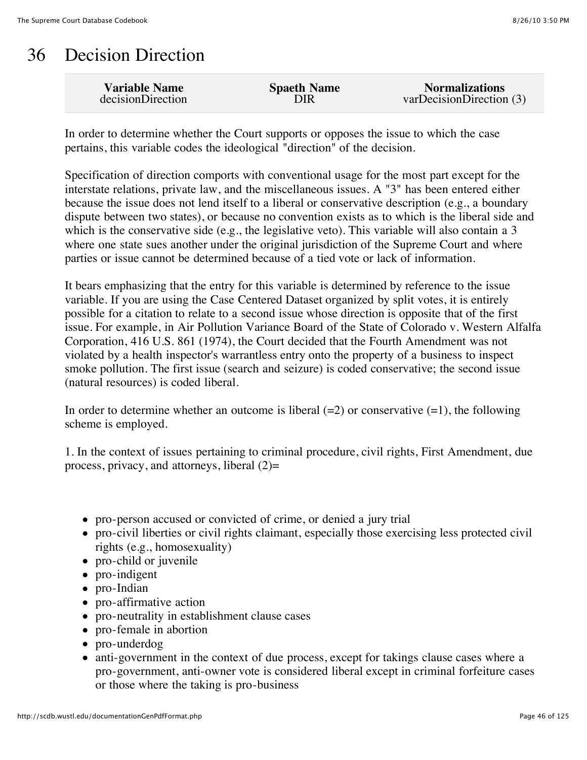# 36 Decision Direction

| Variable Name | Spaeth Name | Normalizations |
|---|---|---|
| decisionDirection | DIR | varDecisionDirection (3) |

In order to determine whether the Court supports or opposes the issue to which the case pertains, this variable codes the ideological "direction" of the decision.

Specification of direction comports with conventional usage for the most part except for the interstate relations, private law, and the miscellaneous issues. A "3" has been entered either because the issue does not lend itself to a liberal or conservative description (e.g., a boundary dispute between two states), or because no convention exists as to which is the liberal side and which is the conservative side (e.g., the legislative veto). This variable will also contain a 3 where one state sues another under the original jurisdiction of the Supreme Court and where parties or issue cannot be determined because of a tied vote or lack of information.

It bears emphasizing that the entry for this variable is determined by reference to the issue variable. If you are using the Case Centered Dataset organized by split votes, it is entirely possible for a citation to relate to a second issue whose direction is opposite that of the first issue. For example, in Air Pollution Variance Board of the State of Colorado v. Western Alfalfa Corporation, 416 U.S. 861 (1974), the Court decided that the Fourth Amendment was not violated by a health inspector's warrantless entry onto the property of a business to inspect smoke pollution. The first issue (search and seizure) is coded conservative; the second issue (natural resources) is coded liberal.

In order to determine whether an outcome is liberal (=2) or conservative (=1), the following scheme is employed.

1. In the context of issues pertaining to criminal procedure, civil rights, First Amendment, due process, privacy, and attorneys, liberal (2)=

- pro-person accused or convicted of crime, or denied a jury trial
- pro-civil liberties or civil rights claimant, especially those exercising less protected civil rights (e.g., homosexuality)
- pro-child or juvenile
- pro-indigent
- pro-Indian
- pro-affirmative action
- pro-neutrality in establishment clause cases
- pro-female in abortion
- pro-underdog
- anti-government in the context of due process, except for takings clause cases where a pro-government, anti-owner vote is considered liberal except in criminal forfeiture cases or those where the taking is pro-business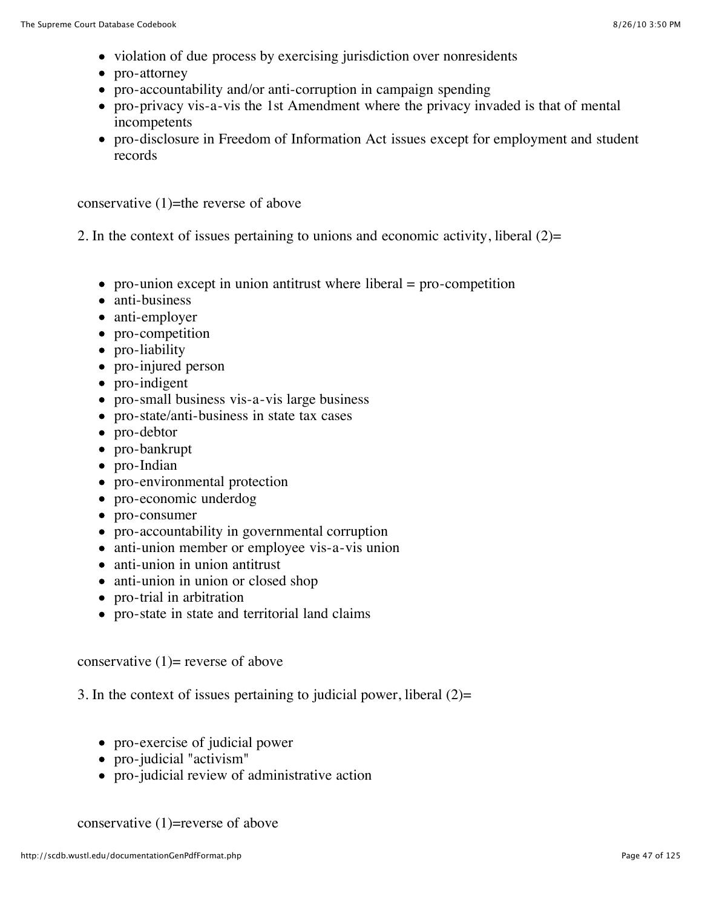- violation of due process by exercising jurisdiction over nonresidents
- pro-attorney
- pro-accountability and/or anti-corruption in campaign spending
- pro-privacy vis-a-vis the 1st Amendment where the privacy invaded is that of mental incompetents
- pro-disclosure in Freedom of Information Act issues except for employment and student records

conservative (1)=the reverse of above

2. In the context of issues pertaining to unions and economic activity, liberal (2)=

- pro-union except in union antitrust where liberal = pro-competition
- anti-business
- anti-employer
- pro-competition
- pro-liability
- pro-injured person
- pro-indigent
- pro-small business vis-a-vis large business
- pro-state/anti-business in state tax cases
- pro-debtor
- pro-bankrupt
- pro-Indian
- pro-environmental protection
- pro-economic underdog
- pro-consumer
- pro-accountability in governmental corruption
- anti-union member or employee vis-a-vis union
- anti-union in union antitrust
- anti-union in union or closed shop
- pro-trial in arbitration
- pro-state in state and territorial land claims

conservative (1)= reverse of above

3. In the context of issues pertaining to judicial power, liberal (2)=

- pro-exercise of judicial power
- pro-judicial "activism"
- pro-judicial review of administrative action

conservative (1)=reverse of above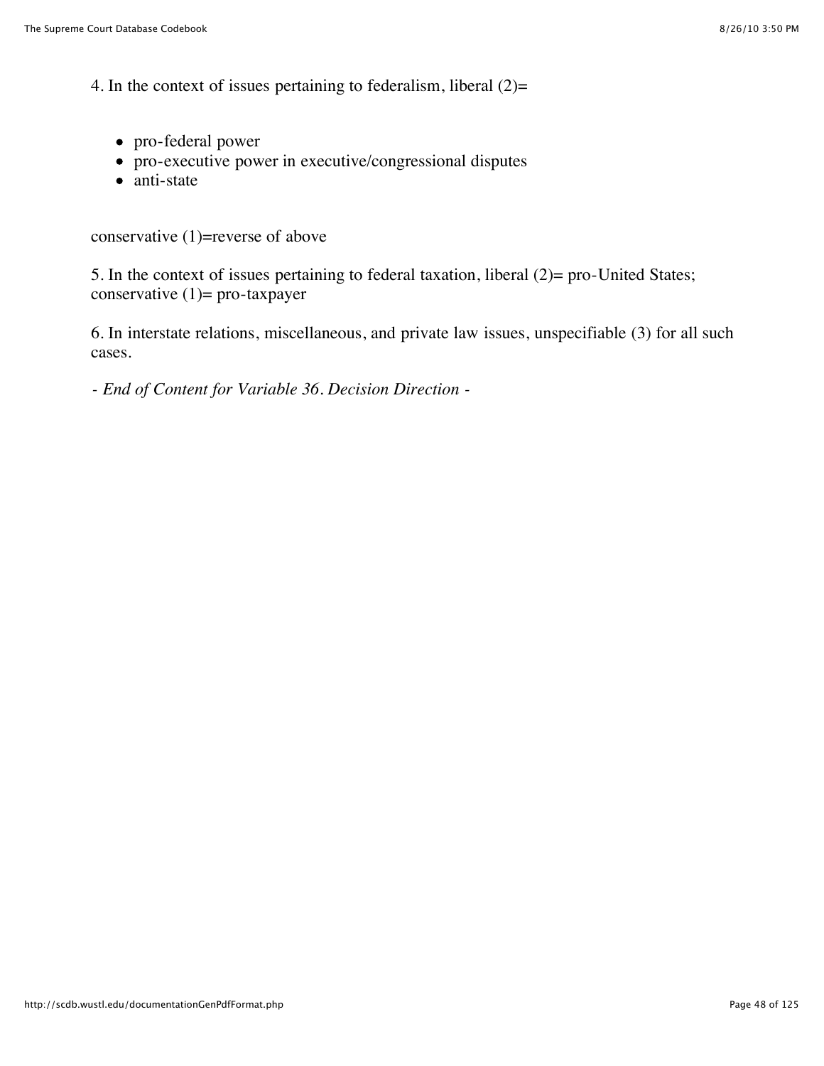4. In the context of issues pertaining to federalism, liberal (2)=

- pro-federal power
- pro-executive power in executive/congressional disputes
- anti-state

conservative (1)=reverse of above

5. In the context of issues pertaining to federal taxation, liberal (2)= pro-United States; conservative (1)= pro-taxpayer

6. In interstate relations, miscellaneous, and private law issues, unspecifiable (3) for all such cases.

*- End of Content for Variable 36. Decision Direction -*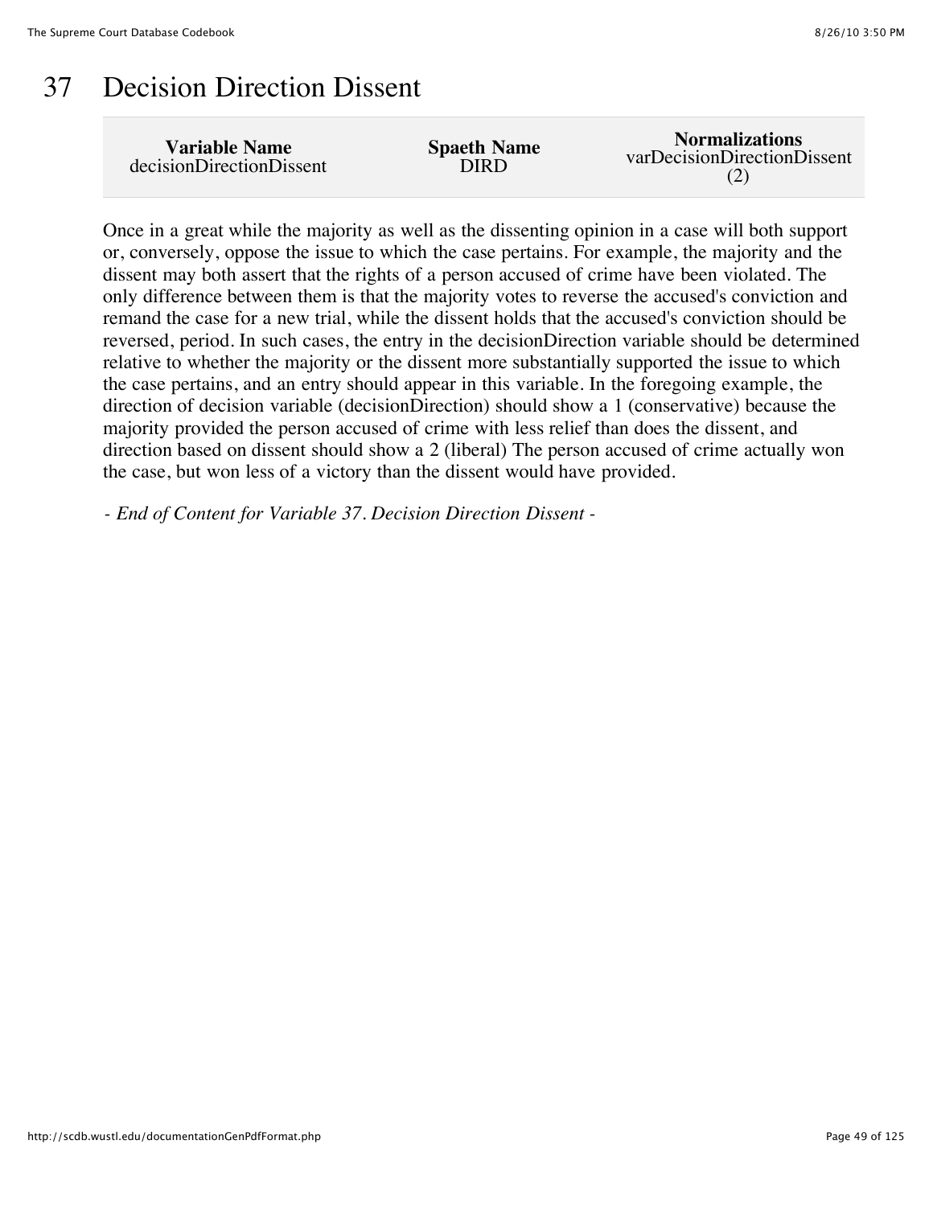# 37 Decision Direction Dissent

| Variable Name | Spaeth Name | Normalizations |
| --- | --- | --- |
| decisionDirectionDissent | DIRD | varDecisionDirectionDissent (2) |

Once in a great while the majority as well as the dissenting opinion in a case will both support or, conversely, oppose the issue to which the case pertains. For example, the majority and the dissent may both assert that the rights of a person accused of crime have been violated. The only difference between them is that the majority votes to reverse the accused's conviction and remand the case for a new trial, while the dissent holds that the accused's conviction should be reversed, period. In such cases, the entry in the decisionDirection variable should be determined relative to whether the majority or the dissent more substantially supported the issue to which the case pertains, and an entry should appear in this variable. In the foregoing example, the direction of decision variable (decisionDirection) should show a 1 (conservative) because the majority provided the person accused of crime with less relief than does the dissent, and direction based on dissent should show a 2 (liberal) The person accused of crime actually won the case, but won less of a victory than the dissent would have provided.

*- End of Content for Variable 37. Decision Direction Dissent -*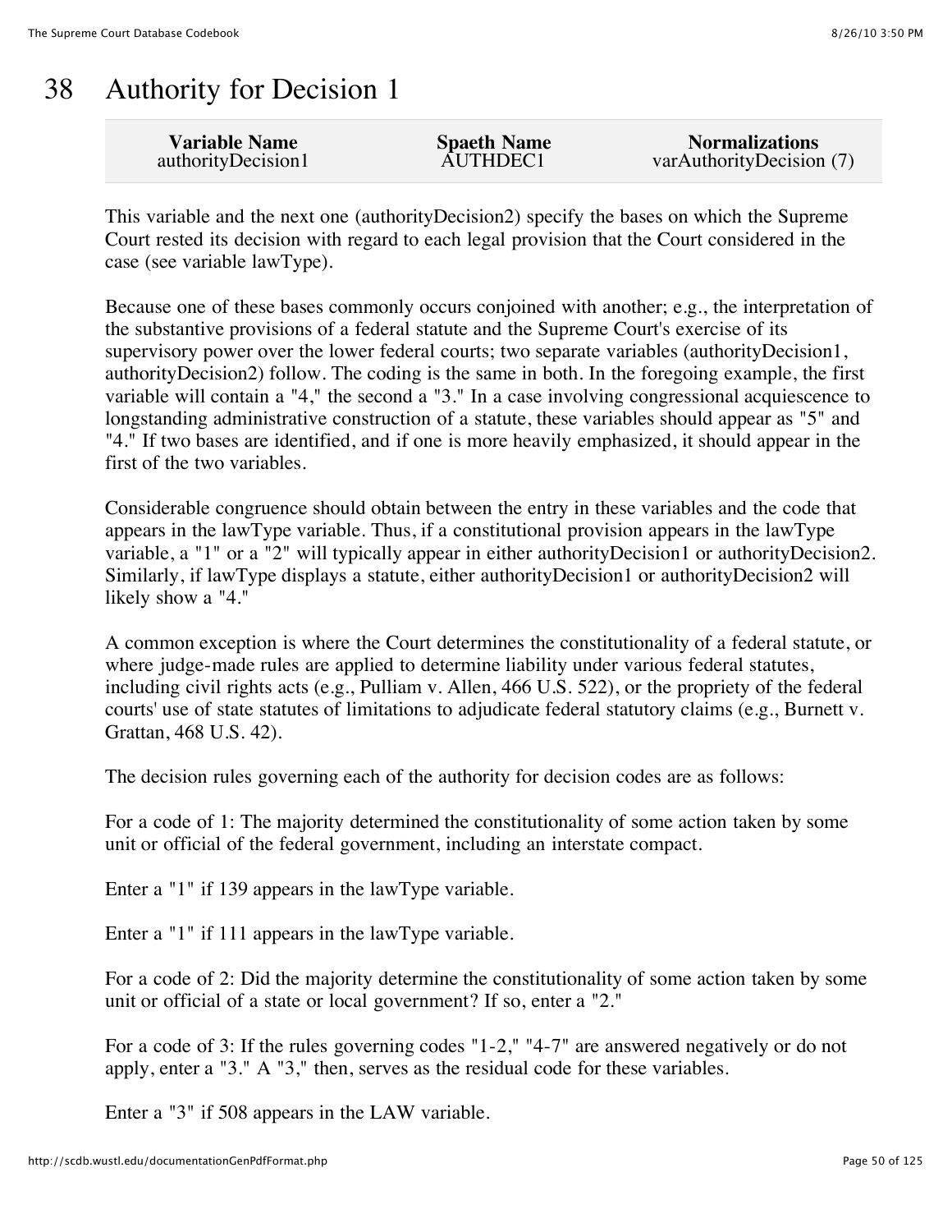# 38 Authority for Decision 1

| Variable Name | Spaeth Name | Normalizations |
| --- | --- | --- |
| authorityDecision1 | AUTHDEC1 | varAuthorityDecision (7) |

This variable and the next one (authorityDecision2) specify the bases on which the Supreme Court rested its decision with regard to each legal provision that the Court considered in the case (see variable lawType).

Because one of these bases commonly occurs conjoined with another; e.g., the interpretation of the substantive provisions of a federal statute and the Supreme Court's exercise of its supervisory power over the lower federal courts; two separate variables (authorityDecision1, authorityDecision2) follow. The coding is the same in both. In the foregoing example, the first variable will contain a "4," the second a "3." In a case involving congressional acquiescence to longstanding administrative construction of a statute, these variables should appear as "5" and "4." If two bases are identified, and if one is more heavily emphasized, it should appear in the first of the two variables.

Considerable congruence should obtain between the entry in these variables and the code that appears in the lawType variable. Thus, if a constitutional provision appears in the lawType variable, a "1" or a "2" will typically appear in either authorityDecision1 or authorityDecision2. Similarly, if lawType displays a statute, either authorityDecision1 or authorityDecision2 will likely show a "4."

A common exception is where the Court determines the constitutionality of a federal statute, or where judge-made rules are applied to determine liability under various federal statutes, including civil rights acts (e.g., Pulliam v. Allen, 466 U.S. 522), or the propriety of the federal courts' use of state statutes of limitations to adjudicate federal statutory claims (e.g., Burnett v. Grattan, 468 U.S. 42).

The decision rules governing each of the authority for decision codes are as follows:

For a code of 1: The majority determined the constitutionality of some action taken by some unit or official of the federal government, including an interstate compact.

Enter a "1" if 139 appears in the lawType variable.

Enter a "1" if 111 appears in the lawType variable.

For a code of 2: Did the majority determine the constitutionality of some action taken by some unit or official of a state or local government? If so, enter a "2."

For a code of 3: If the rules governing codes "1-2," "4-7" are answered negatively or do not apply, enter a "3." A "3," then, serves as the residual code for these variables.

Enter a "3" if 508 appears in the LAW variable.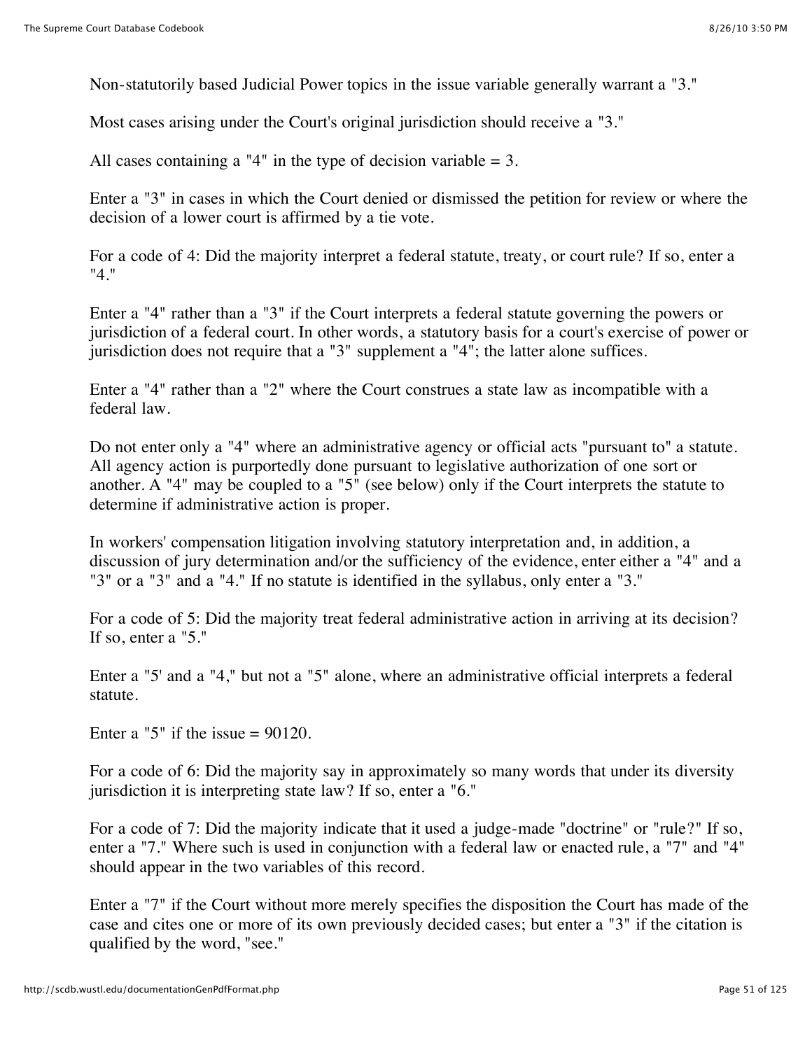Non-statutorily based Judicial Power topics in the issue variable generally warrant a "3."

Most cases arising under the Court's original jurisdiction should receive a "3."

All cases containing a "4" in the type of decision variable = 3.

Enter a "3" in cases in which the Court denied or dismissed the petition for review or where the decision of a lower court is affirmed by a tie vote.

For a code of 4: Did the majority interpret a federal statute, treaty, or court rule? If so, enter a "4."

Enter a "4" rather than a "3" if the Court interprets a federal statute governing the powers or jurisdiction of a federal court. In other words, a statutory basis for a court's exercise of power or jurisdiction does not require that a "3" supplement a "4"; the latter alone suffices.

Enter a "4" rather than a "2" where the Court construes a state law as incompatible with a federal law.

Do not enter only a "4" where an administrative agency or official acts "pursuant to" a statute. All agency action is purportedly done pursuant to legislative authorization of one sort or another. A "4" may be coupled to a "5" (see below) only if the Court interprets the statute to determine if administrative action is proper.

In workers' compensation litigation involving statutory interpretation and, in addition, a discussion of jury determination and/or the sufficiency of the evidence, enter either a "4" and a "3" or a "3" and a "4." If no statute is identified in the syllabus, only enter a "3."

For a code of 5: Did the majority treat federal administrative action in arriving at its decision? If so, enter a "5."

Enter a "5' and a "4," but not a "5" alone, where an administrative official interprets a federal statute.

Enter a "5" if the issue = 90120.

For a code of 6: Did the majority say in approximately so many words that under its diversity jurisdiction it is interpreting state law? If so, enter a "6."

For a code of 7: Did the majority indicate that it used a judge-made "doctrine" or "rule?" If so, enter a "7." Where such is used in conjunction with a federal law or enacted rule, a "7" and "4" should appear in the two variables of this record.

Enter a "7" if the Court without more merely specifies the disposition the Court has made of the case and cites one or more of its own previously decided cases; but enter a "3" if the citation is qualified by the word, "see."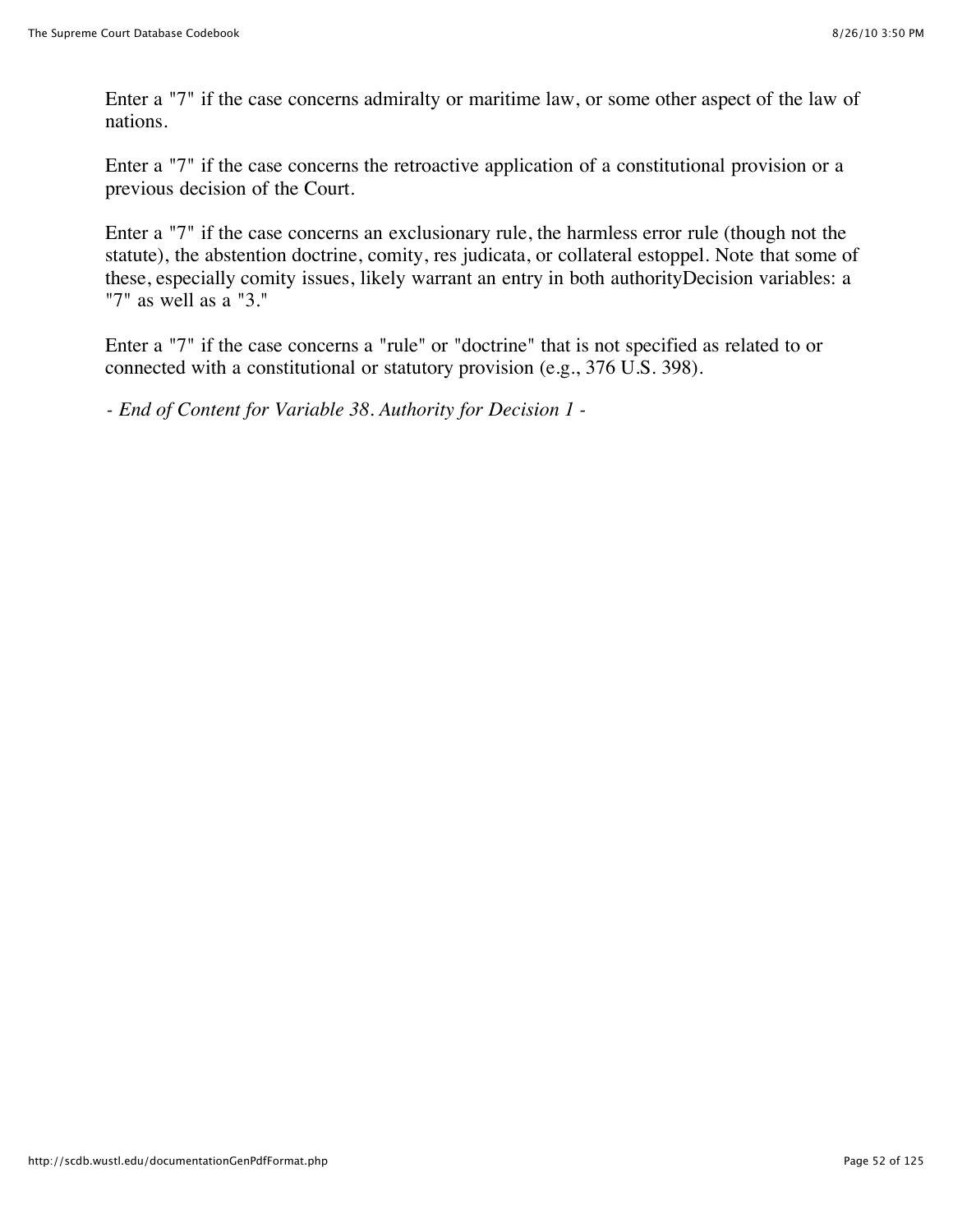Enter a "7" if the case concerns admiralty or maritime law, or some other aspect of the law of nations.

Enter a "7" if the case concerns the retroactive application of a constitutional provision or a previous decision of the Court.

Enter a "7" if the case concerns an exclusionary rule, the harmless error rule (though not the statute), the abstention doctrine, comity, res judicata, or collateral estoppel. Note that some of these, especially comity issues, likely warrant an entry in both authorityDecision variables: a "7" as well as a "3."

Enter a "7" if the case concerns a "rule" or "doctrine" that is not specified as related to or connected with a constitutional or statutory provision (e.g., 376 U.S. 398).

*- End of Content for Variable 38. Authority for Decision 1 -*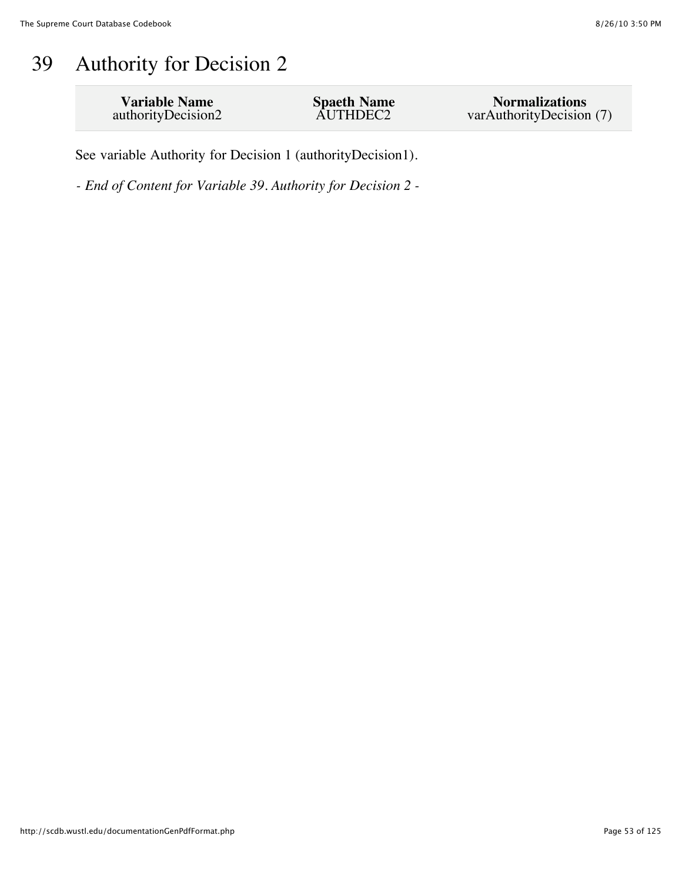# 39 Authority for Decision 2

| Variable Name | Spaeth Name | Normalizations |
|---|---|---|
| authorityDecision2 | AUTHDEC2 | varAuthorityDecision (7) |

See variable Authority for Decision 1 (authorityDecision1).

*- End of Content for Variable 39. Authority for Decision 2 -*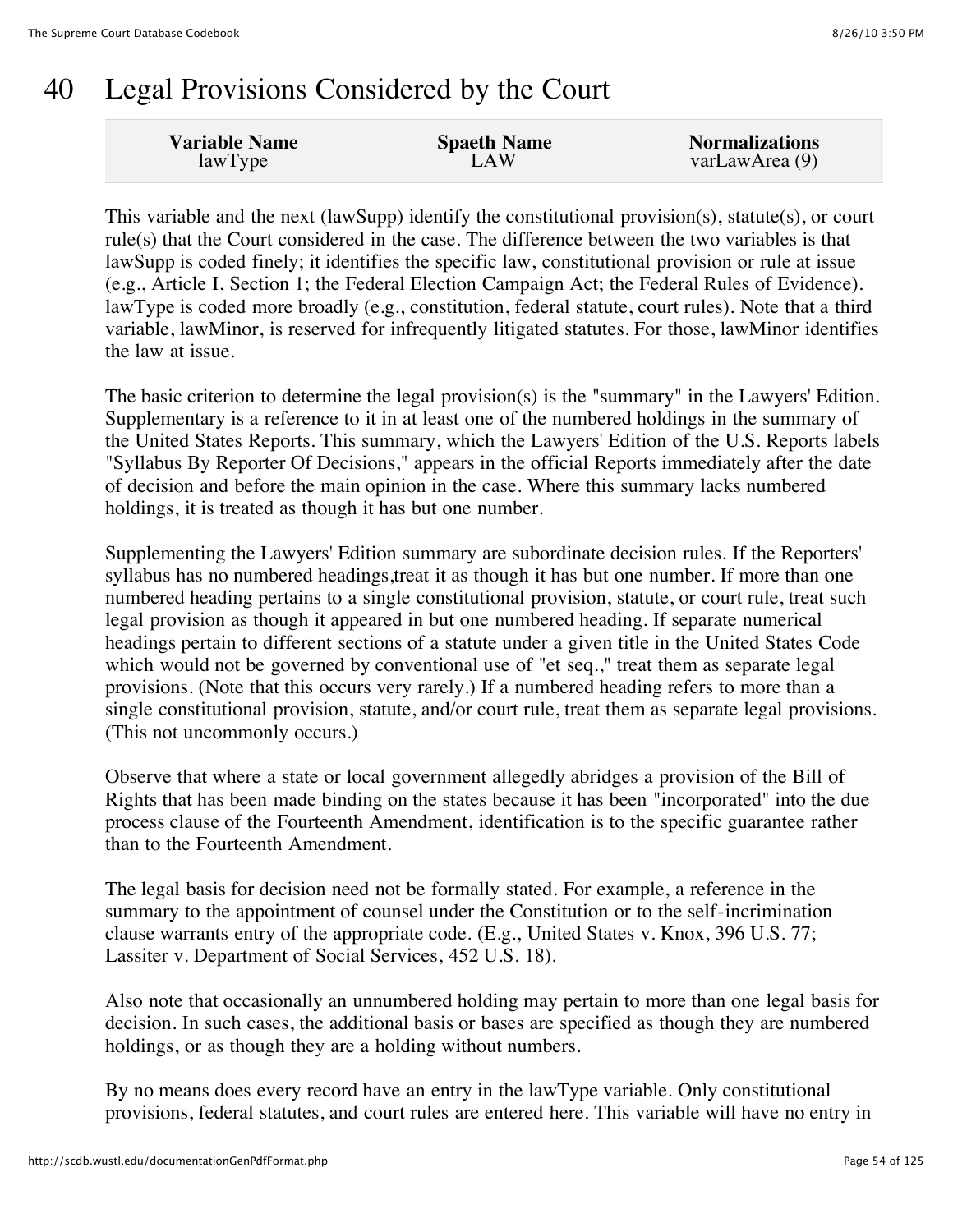# 40 Legal Provisions Considered by the Court

| Variable Name | Spaeth Name | Normalizations |
|---|---|---|
| lawType | LAW | varLawArea (9) |

This variable and the next (lawSupp) identify the constitutional provision(s), statute(s), or court rule(s) that the Court considered in the case. The difference between the two variables is that lawSupp is coded finely; it identifies the specific law, constitutional provision or rule at issue (e.g., Article I, Section 1; the Federal Election Campaign Act; the Federal Rules of Evidence). lawType is coded more broadly (e.g., constitution, federal statute, court rules). Note that a third variable, lawMinor, is reserved for infrequently litigated statutes. For those, lawMinor identifies the law at issue.

The basic criterion to determine the legal provision(s) is the "summary" in the Lawyers' Edition. Supplementary is a reference to it in at least one of the numbered holdings in the summary of the United States Reports. This summary, which the Lawyers' Edition of the U.S. Reports labels "Syllabus By Reporter Of Decisions," appears in the official Reports immediately after the date of decision and before the main opinion in the case. Where this summary lacks numbered holdings, it is treated as though it has but one number.

Supplementing the Lawyers' Edition summary are subordinate decision rules. If the Reporters' syllabus has no numbered headings,treat it as though it has but one number. If more than one numbered heading pertains to a single constitutional provision, statute, or court rule, treat such legal provision as though it appeared in but one numbered heading. If separate numerical headings pertain to different sections of a statute under a given title in the United States Code which would not be governed by conventional use of "et seq.," treat them as separate legal provisions. (Note that this occurs very rarely.) If a numbered heading refers to more than a single constitutional provision, statute, and/or court rule, treat them as separate legal provisions. (This not uncommonly occurs.)

Observe that where a state or local government allegedly abridges a provision of the Bill of Rights that has been made binding on the states because it has been "incorporated" into the due process clause of the Fourteenth Amendment, identification is to the specific guarantee rather than to the Fourteenth Amendment.

The legal basis for decision need not be formally stated. For example, a reference in the summary to the appointment of counsel under the Constitution or to the self-incrimination clause warrants entry of the appropriate code. (E.g., United States v. Knox, 396 U.S. 77; Lassiter v. Department of Social Services, 452 U.S. 18).

Also note that occasionally an unnumbered holding may pertain to more than one legal basis for decision. In such cases, the additional basis or bases are specified as though they are numbered holdings, or as though they are a holding without numbers.

By no means does every record have an entry in the lawType variable. Only constitutional provisions, federal statutes, and court rules are entered here. This variable will have no entry in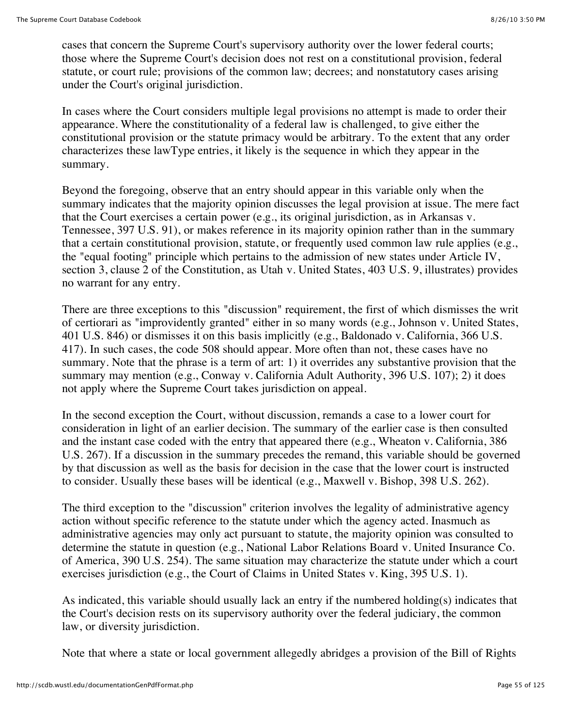cases that concern the Supreme Court's supervisory authority over the lower federal courts; those where the Supreme Court's decision does not rest on a constitutional provision, federal statute, or court rule; provisions of the common law; decrees; and nonstatutory cases arising under the Court's original jurisdiction.

In cases where the Court considers multiple legal provisions no attempt is made to order their appearance. Where the constitutionality of a federal law is challenged, to give either the constitutional provision or the statute primacy would be arbitrary. To the extent that any order characterizes these lawType entries, it likely is the sequence in which they appear in the summary.

Beyond the foregoing, observe that an entry should appear in this variable only when the summary indicates that the majority opinion discusses the legal provision at issue. The mere fact that the Court exercises a certain power (e.g., its original jurisdiction, as in Arkansas v. Tennessee, 397 U.S. 91), or makes reference in its majority opinion rather than in the summary that a certain constitutional provision, statute, or frequently used common law rule applies (e.g., the "equal footing" principle which pertains to the admission of new states under Article IV, section 3, clause 2 of the Constitution, as Utah v. United States, 403 U.S. 9, illustrates) provides no warrant for any entry.

There are three exceptions to this "discussion" requirement, the first of which dismisses the writ of certiorari as "improvidently granted" either in so many words (e.g., Johnson v. United States, 401 U.S. 846) or dismisses it on this basis implicitly (e.g., Baldonado v. California, 366 U.S. 417). In such cases, the code 508 should appear. More often than not, these cases have no summary. Note that the phrase is a term of art: 1) it overrides any substantive provision that the summary may mention (e.g., Conway v. California Adult Authority, 396 U.S. 107); 2) it does not apply where the Supreme Court takes jurisdiction on appeal.

In the second exception the Court, without discussion, remands a case to a lower court for consideration in light of an earlier decision. The summary of the earlier case is then consulted and the instant case coded with the entry that appeared there (e.g., Wheaton v. California, 386 U.S. 267). If a discussion in the summary precedes the remand, this variable should be governed by that discussion as well as the basis for decision in the case that the lower court is instructed to consider. Usually these bases will be identical (e.g., Maxwell v. Bishop, 398 U.S. 262).

The third exception to the "discussion" criterion involves the legality of administrative agency action without specific reference to the statute under which the agency acted. Inasmuch as administrative agencies may only act pursuant to statute, the majority opinion was consulted to determine the statute in question (e.g., National Labor Relations Board v. United Insurance Co. of America, 390 U.S. 254). The same situation may characterize the statute under which a court exercises jurisdiction (e.g., the Court of Claims in United States v. King, 395 U.S. 1).

As indicated, this variable should usually lack an entry if the numbered holding(s) indicates that the Court's decision rests on its supervisory authority over the federal judiciary, the common law, or diversity jurisdiction.

Note that where a state or local government allegedly abridges a provision of the Bill of Rights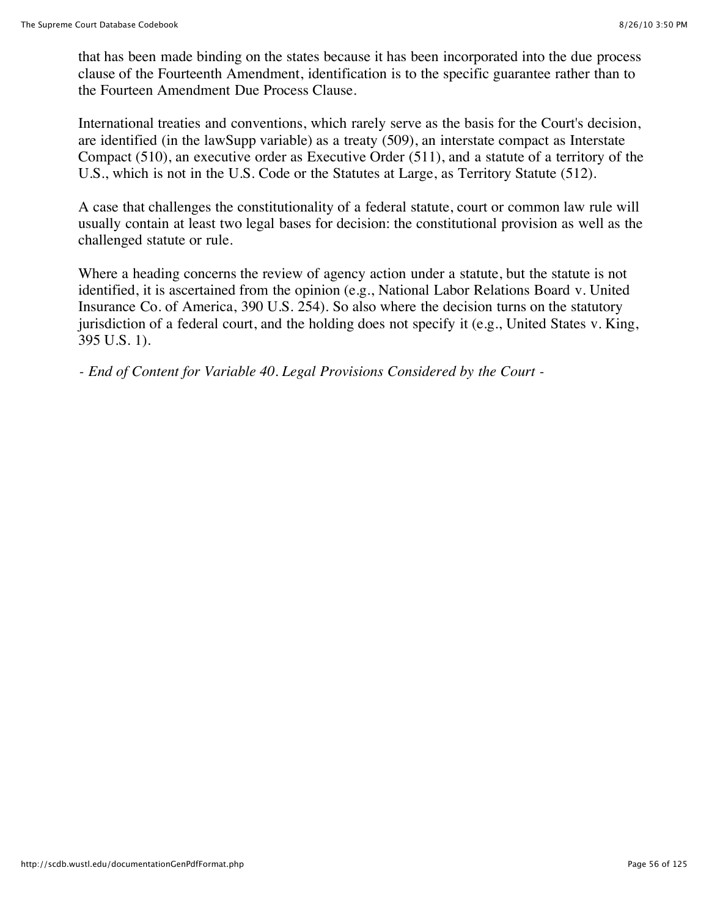that has been made binding on the states because it has been incorporated into the due process clause of the Fourteenth Amendment, identification is to the specific guarantee rather than to the Fourteen Amendment Due Process Clause.

International treaties and conventions, which rarely serve as the basis for the Court's decision, are identified (in the lawSupp variable) as a treaty (509), an interstate compact as Interstate Compact (510), an executive order as Executive Order (511), and a statute of a territory of the U.S., which is not in the U.S. Code or the Statutes at Large, as Territory Statute (512).

A case that challenges the constitutionality of a federal statute, court or common law rule will usually contain at least two legal bases for decision: the constitutional provision as well as the challenged statute or rule.

Where a heading concerns the review of agency action under a statute, but the statute is not identified, it is ascertained from the opinion (e.g., National Labor Relations Board v. United Insurance Co. of America, 390 U.S. 254). So also where the decision turns on the statutory jurisdiction of a federal court, and the holding does not specify it (e.g., United States v. King, 395 U.S. 1).

*- End of Content for Variable 40. Legal Provisions Considered by the Court -*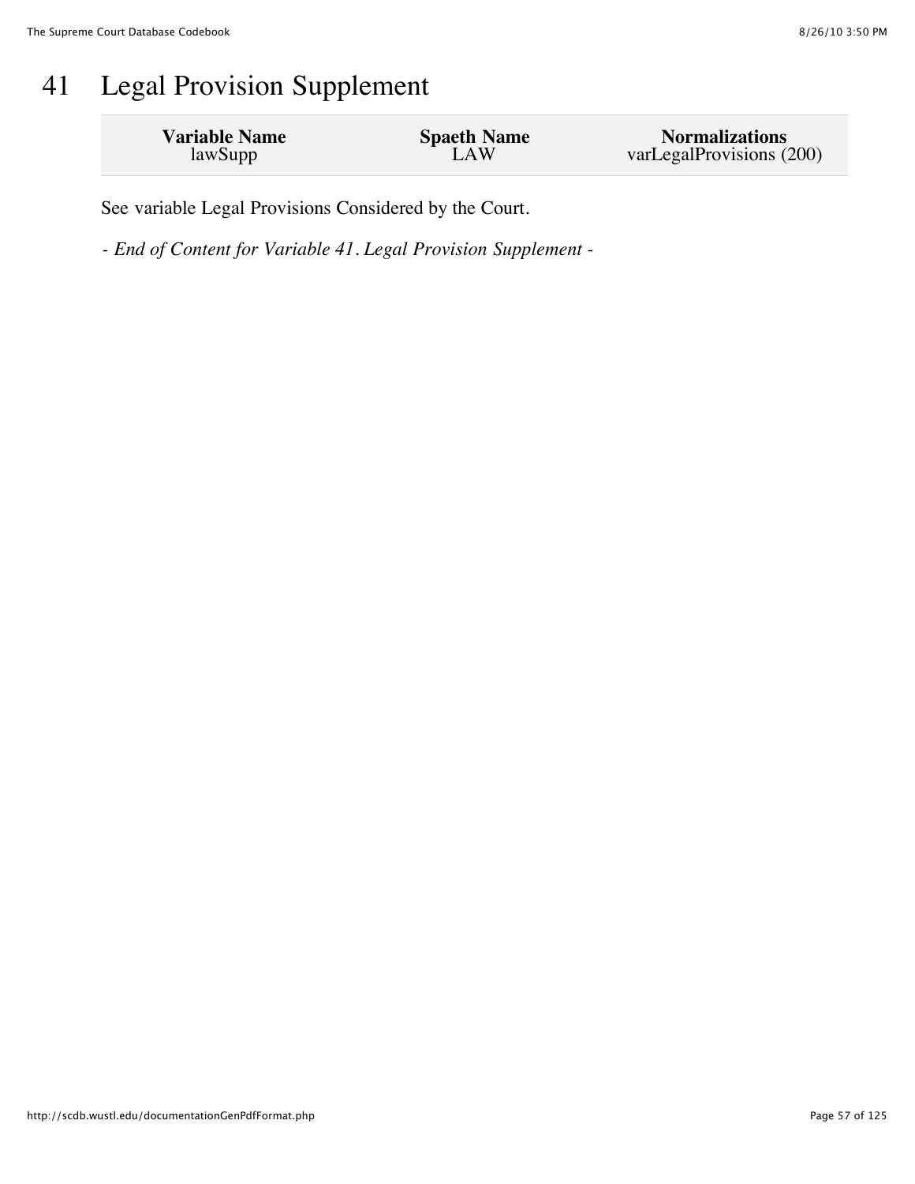# 41 Legal Provision Supplement

| Variable Name | Spaeth Name | Normalizations |
|---|---|---|
| lawSupp | LAW | varLegalProvisions (200) |

See variable Legal Provisions Considered by the Court.

*- End of Content for Variable 41. Legal Provision Supplement -*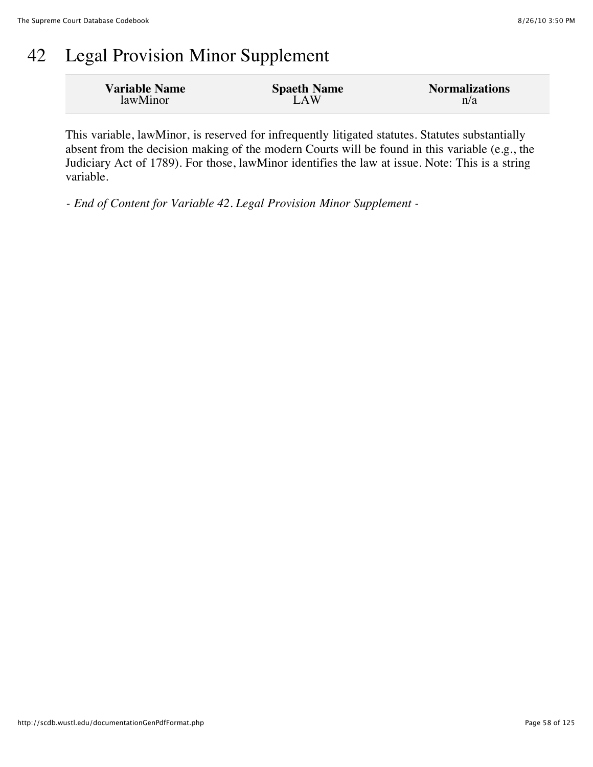# 42 Legal Provision Minor Supplement

| Variable Name | Spaeth Name | Normalizations |
|---|---|---|
| lawMinor | LAW | n/a |

This variable, lawMinor, is reserved for infrequently litigated statutes. Statutes substantially absent from the decision making of the modern Courts will be found in this variable (e.g., the Judiciary Act of 1789). For those, lawMinor identifies the law at issue. Note: This is a string variable.

*- End of Content for Variable 42. Legal Provision Minor Supplement -*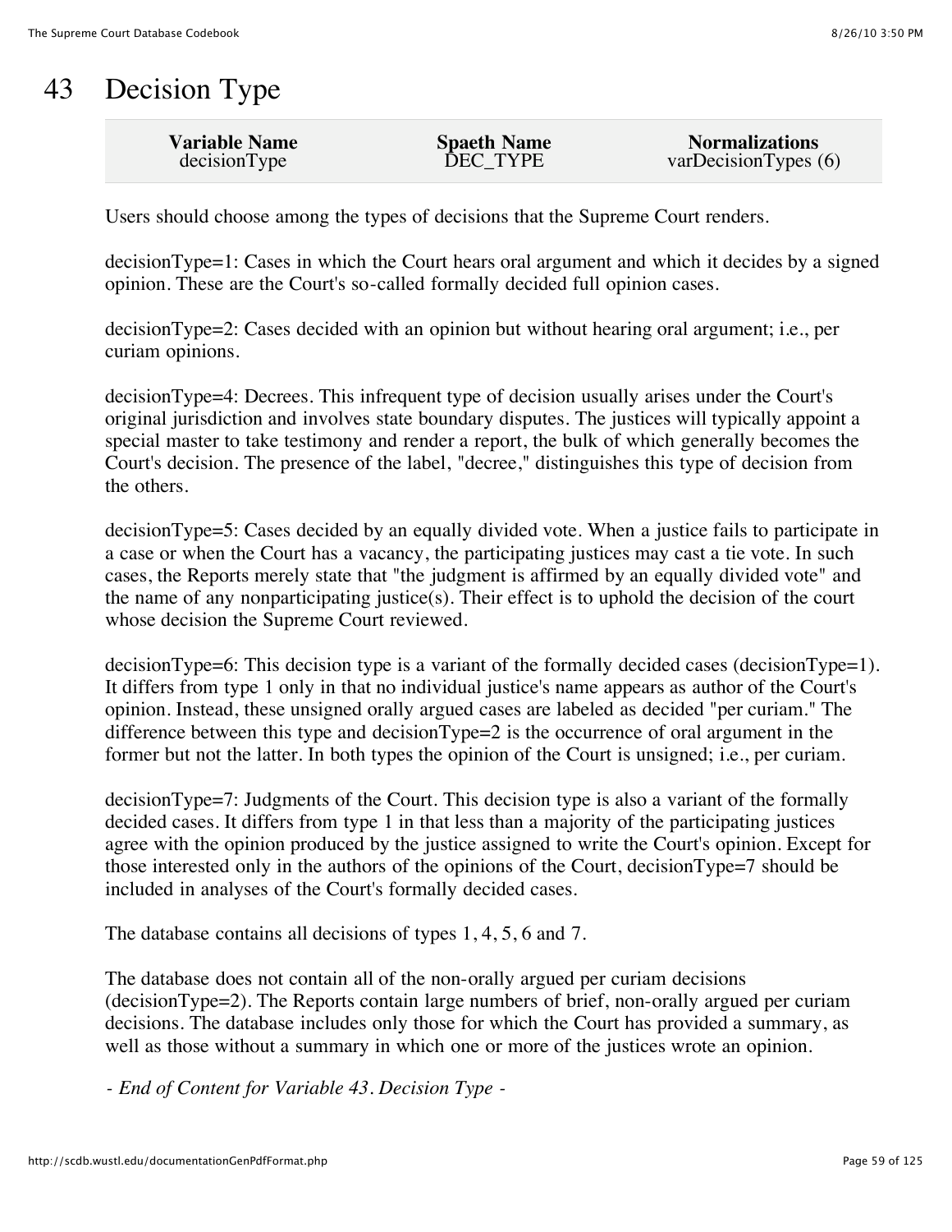# 43 Decision Type

| Variable Name | Spaeth Name | Normalizations |
|---|---|---|
| decisionType | DEC_TYPE | varDecisionTypes (6) |

Users should choose among the types of decisions that the Supreme Court renders.

decisionType=1: Cases in which the Court hears oral argument and which it decides by a signed opinion. These are the Court's so-called formally decided full opinion cases.

decisionType=2: Cases decided with an opinion but without hearing oral argument; i.e., per curiam opinions.

decisionType=4: Decrees. This infrequent type of decision usually arises under the Court's original jurisdiction and involves state boundary disputes. The justices will typically appoint a special master to take testimony and render a report, the bulk of which generally becomes the Court's decision. The presence of the label, "decree," distinguishes this type of decision from the others.

decisionType=5: Cases decided by an equally divided vote. When a justice fails to participate in a case or when the Court has a vacancy, the participating justices may cast a tie vote. In such cases, the Reports merely state that "the judgment is affirmed by an equally divided vote" and the name of any nonparticipating justice(s). Their effect is to uphold the decision of the court whose decision the Supreme Court reviewed.

decisionType=6: This decision type is a variant of the formally decided cases (decisionType=1). It differs from type 1 only in that no individual justice's name appears as author of the Court's opinion. Instead, these unsigned orally argued cases are labeled as decided "per curiam." The difference between this type and decisionType=2 is the occurrence of oral argument in the former but not the latter. In both types the opinion of the Court is unsigned; i.e., per curiam.

decisionType=7: Judgments of the Court. This decision type is also a variant of the formally decided cases. It differs from type 1 in that less than a majority of the participating justices agree with the opinion produced by the justice assigned to write the Court's opinion. Except for those interested only in the authors of the opinions of the Court, decisionType=7 should be included in analyses of the Court's formally decided cases.

The database contains all decisions of types 1, 4, 5, 6 and 7.

The database does not contain all of the non-orally argued per curiam decisions (decisionType=2). The Reports contain large numbers of brief, non-orally argued per curiam decisions. The database includes only those for which the Court has provided a summary, as well as those without a summary in which one or more of the justices wrote an opinion.

*- End of Content for Variable 43. Decision Type -*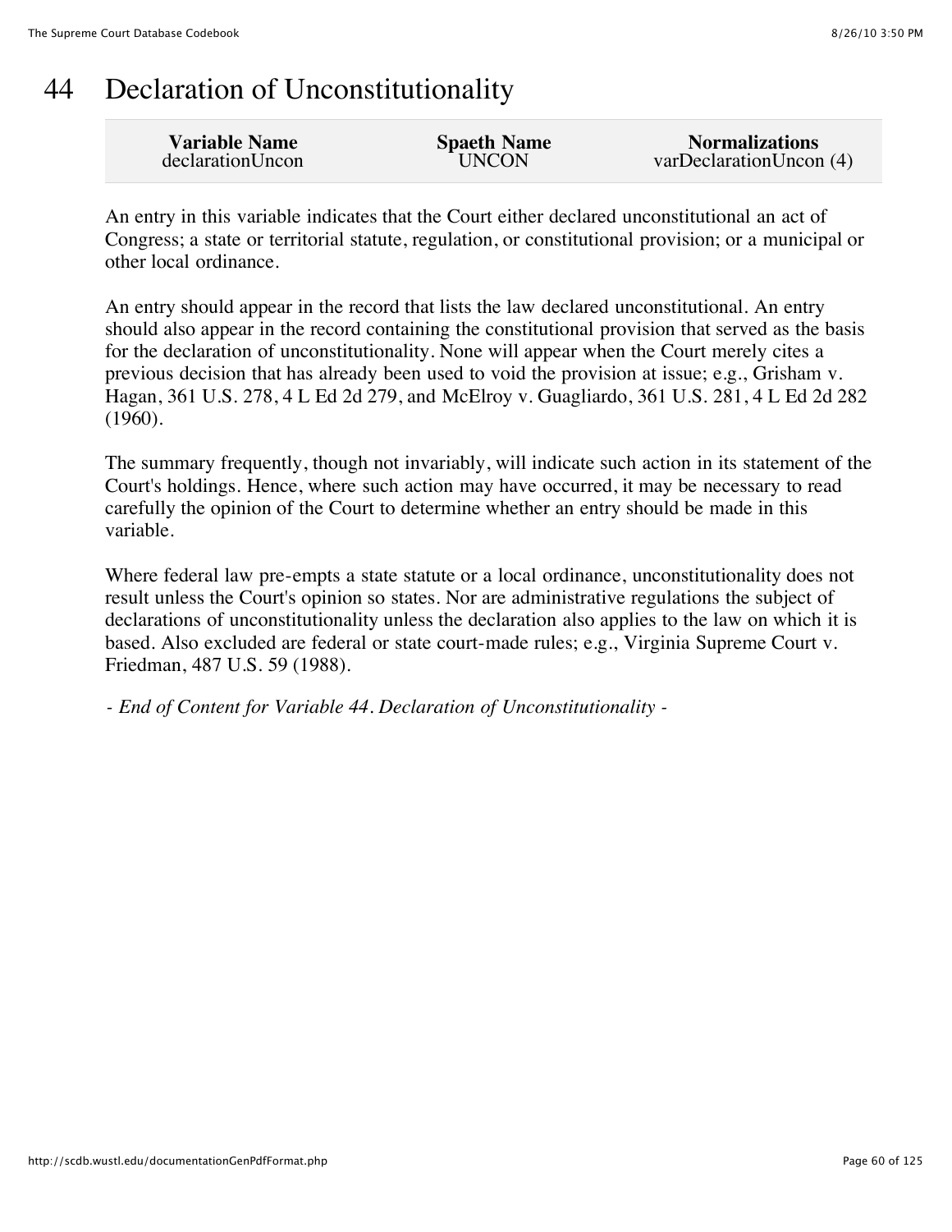# 44 Declaration of Unconstitutionality

| Variable Name | Spaeth Name | Normalizations |
| --- | --- | --- |
| declarationUncon | UNCON | varDeclarationUncon (4) |

An entry in this variable indicates that the Court either declared unconstitutional an act of Congress; a state or territorial statute, regulation, or constitutional provision; or a municipal or other local ordinance.

An entry should appear in the record that lists the law declared unconstitutional. An entry should also appear in the record containing the constitutional provision that served as the basis for the declaration of unconstitutionality. None will appear when the Court merely cites a previous decision that has already been used to void the provision at issue; e.g., Grisham v. Hagan, 361 U.S. 278, 4 L Ed 2d 279, and McElroy v. Guagliardo, 361 U.S. 281, 4 L Ed 2d 282 (1960).

The summary frequently, though not invariably, will indicate such action in its statement of the Court's holdings. Hence, where such action may have occurred, it may be necessary to read carefully the opinion of the Court to determine whether an entry should be made in this variable.

Where federal law pre-empts a state statute or a local ordinance, unconstitutionality does not result unless the Court's opinion so states. Nor are administrative regulations the subject of declarations of unconstitutionality unless the declaration also applies to the law on which it is based. Also excluded are federal or state court-made rules; e.g., Virginia Supreme Court v. Friedman, 487 U.S. 59 (1988).

*- End of Content for Variable 44. Declaration of Unconstitutionality -*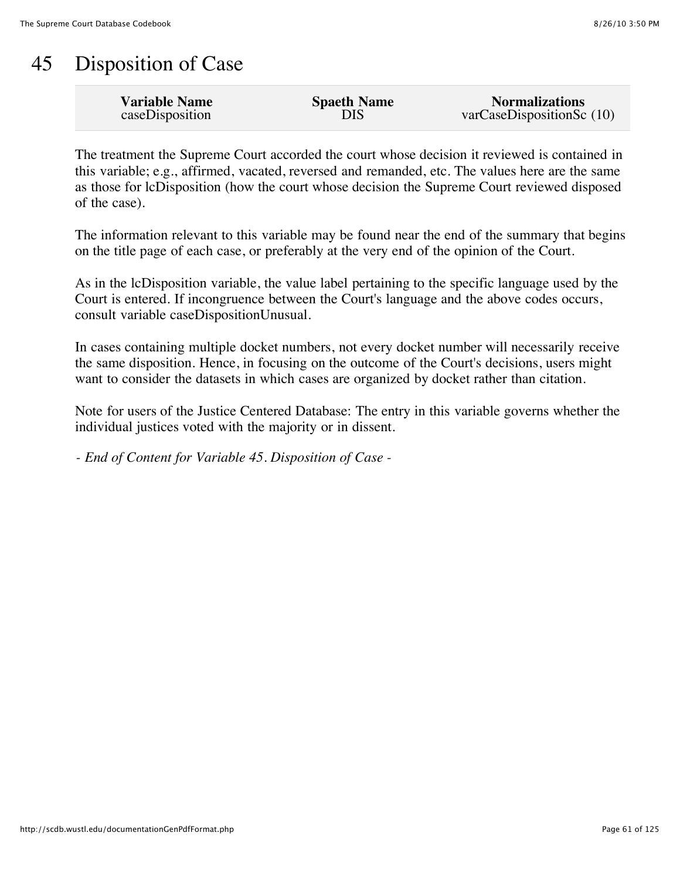# 45 Disposition of Case

| Variable Name | Spaeth Name | Normalizations |
| --- | --- | --- |
| caseDisposition | DIS | varCaseDispositionSc (10) |

The treatment the Supreme Court accorded the court whose decision it reviewed is contained in this variable; e.g., affirmed, vacated, reversed and remanded, etc. The values here are the same as those for lcDisposition (how the court whose decision the Supreme Court reviewed disposed of the case).

The information relevant to this variable may be found near the end of the summary that begins on the title page of each case, or preferably at the very end of the opinion of the Court.

As in the lcDisposition variable, the value label pertaining to the specific language used by the Court is entered. If incongruence between the Court's language and the above codes occurs, consult variable caseDispositionUnusual.

In cases containing multiple docket numbers, not every docket number will necessarily receive the same disposition. Hence, in focusing on the outcome of the Court's decisions, users might want to consider the datasets in which cases are organized by docket rather than citation.

Note for users of the Justice Centered Database: The entry in this variable governs whether the individual justices voted with the majority or in dissent.

*- End of Content for Variable 45. Disposition of Case -*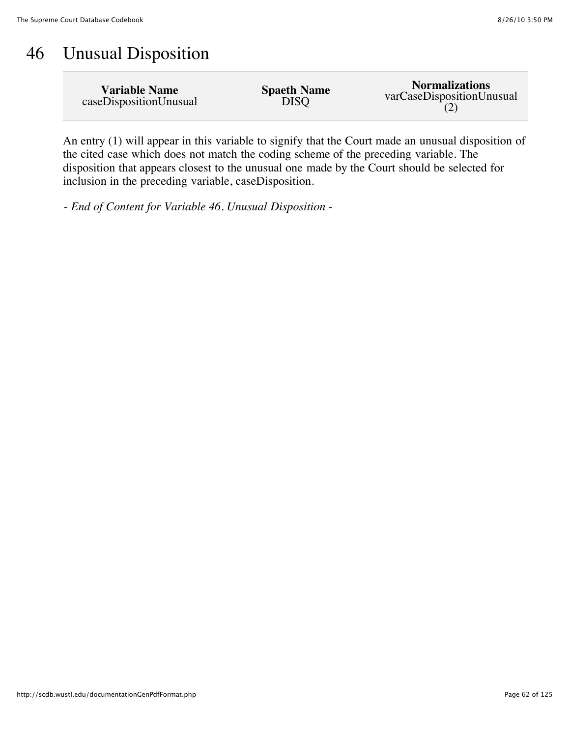# 46 Unusual Disposition

| Variable Name | Spaeth Name | Normalizations |
|---|---|---|
| caseDispositionUnusual | DISQ | varCaseDispositionUnusual (2) |

An entry (1) will appear in this variable to signify that the Court made an unusual disposition of the cited case which does not match the coding scheme of the preceding variable. The disposition that appears closest to the unusual one made by the Court should be selected for inclusion in the preceding variable, caseDisposition.

*- End of Content for Variable 46. Unusual Disposition -*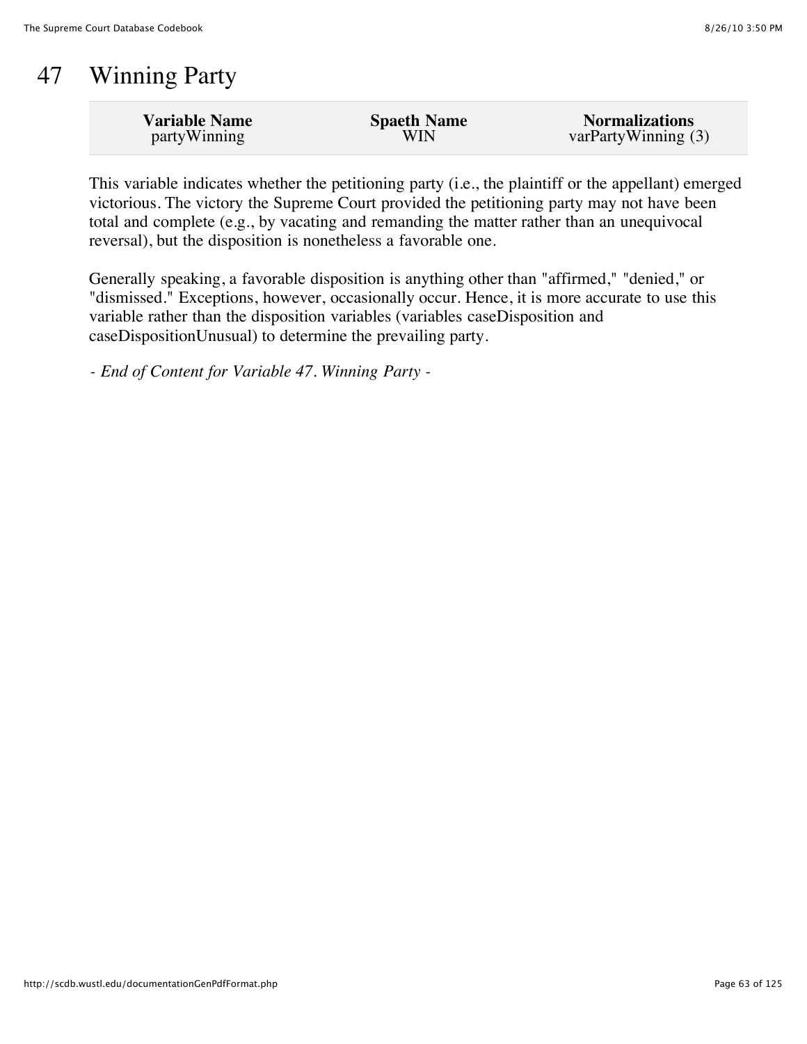# 47 Winning Party

| Variable Name | Spaeth Name | Normalizations |
|---|---|---|
| partyWinning | WIN | varPartyWinning (3) |

This variable indicates whether the petitioning party (i.e., the plaintiff or the appellant) emerged victorious. The victory the Supreme Court provided the petitioning party may not have been total and complete (e.g., by vacating and remanding the matter rather than an unequivocal reversal), but the disposition is nonetheless a favorable one.

Generally speaking, a favorable disposition is anything other than "affirmed," "denied," or "dismissed." Exceptions, however, occasionally occur. Hence, it is more accurate to use this variable rather than the disposition variables (variables caseDisposition and caseDispositionUnusual) to determine the prevailing party.

*- End of Content for Variable 47. Winning Party -*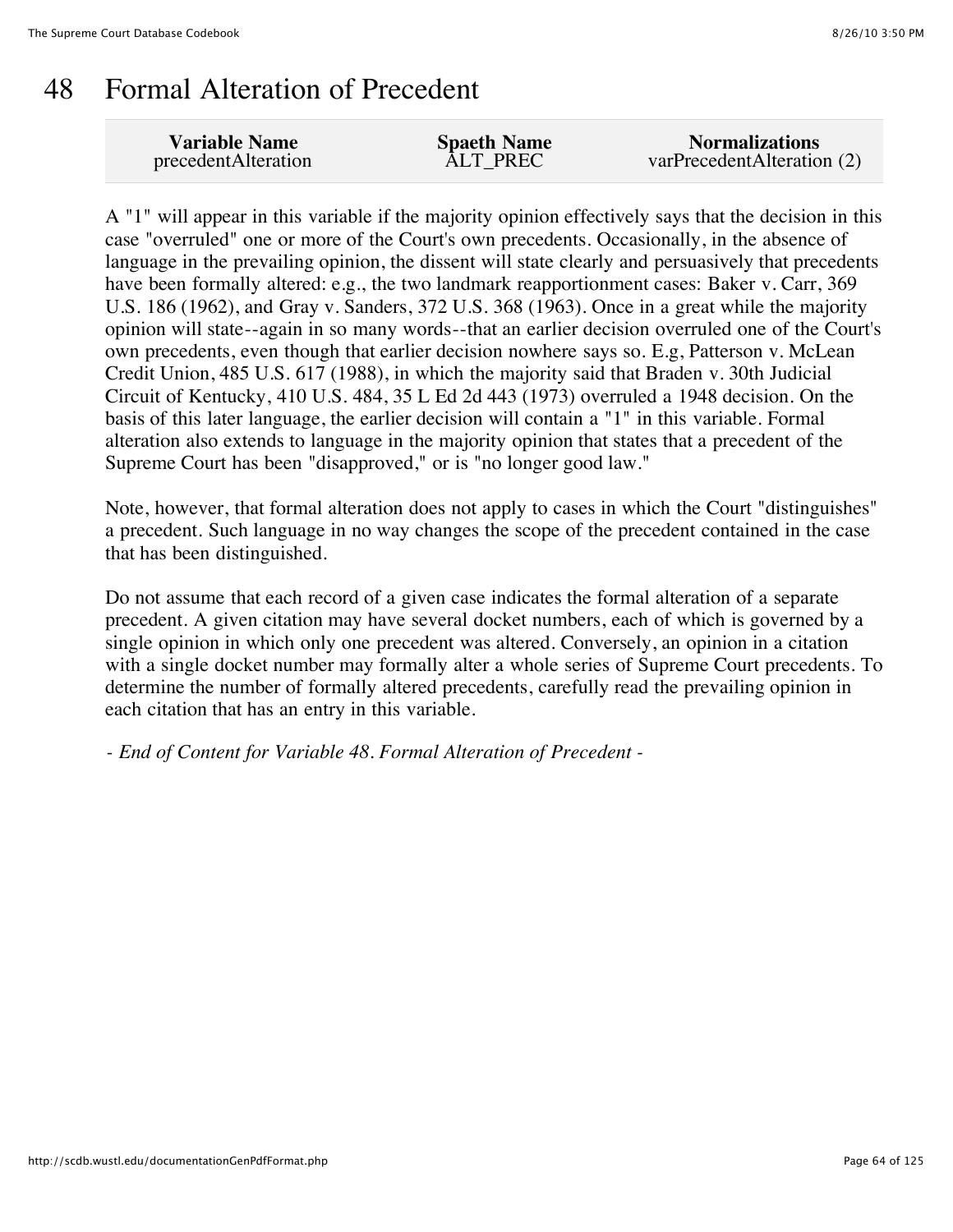# 48 Formal Alteration of Precedent

| Variable Name | Spaeth Name | Normalizations |
|---|---|---|
| precedentAlteration | ALT_PREC | varPrecedentAlteration (2) |

A "1" will appear in this variable if the majority opinion effectively says that the decision in this case "overruled" one or more of the Court's own precedents. Occasionally, in the absence of language in the prevailing opinion, the dissent will state clearly and persuasively that precedents have been formally altered: e.g., the two landmark reapportionment cases: Baker v. Carr, 369 U.S. 186 (1962), and Gray v. Sanders, 372 U.S. 368 (1963). Once in a great while the majority opinion will state--again in so many words--that an earlier decision overruled one of the Court's own precedents, even though that earlier decision nowhere says so. E.g, Patterson v. McLean Credit Union, 485 U.S. 617 (1988), in which the majority said that Braden v. 30th Judicial Circuit of Kentucky, 410 U.S. 484, 35 L Ed 2d 443 (1973) overruled a 1948 decision. On the basis of this later language, the earlier decision will contain a "1" in this variable. Formal alteration also extends to language in the majority opinion that states that a precedent of the Supreme Court has been "disapproved," or is "no longer good law."

Note, however, that formal alteration does not apply to cases in which the Court "distinguishes" a precedent. Such language in no way changes the scope of the precedent contained in the case that has been distinguished.

Do not assume that each record of a given case indicates the formal alteration of a separate precedent. A given citation may have several docket numbers, each of which is governed by a single opinion in which only one precedent was altered. Conversely, an opinion in a citation with a single docket number may formally alter a whole series of Supreme Court precedents. To determine the number of formally altered precedents, carefully read the prevailing opinion in each citation that has an entry in this variable.

*- End of Content for Variable 48. Formal Alteration of Precedent -*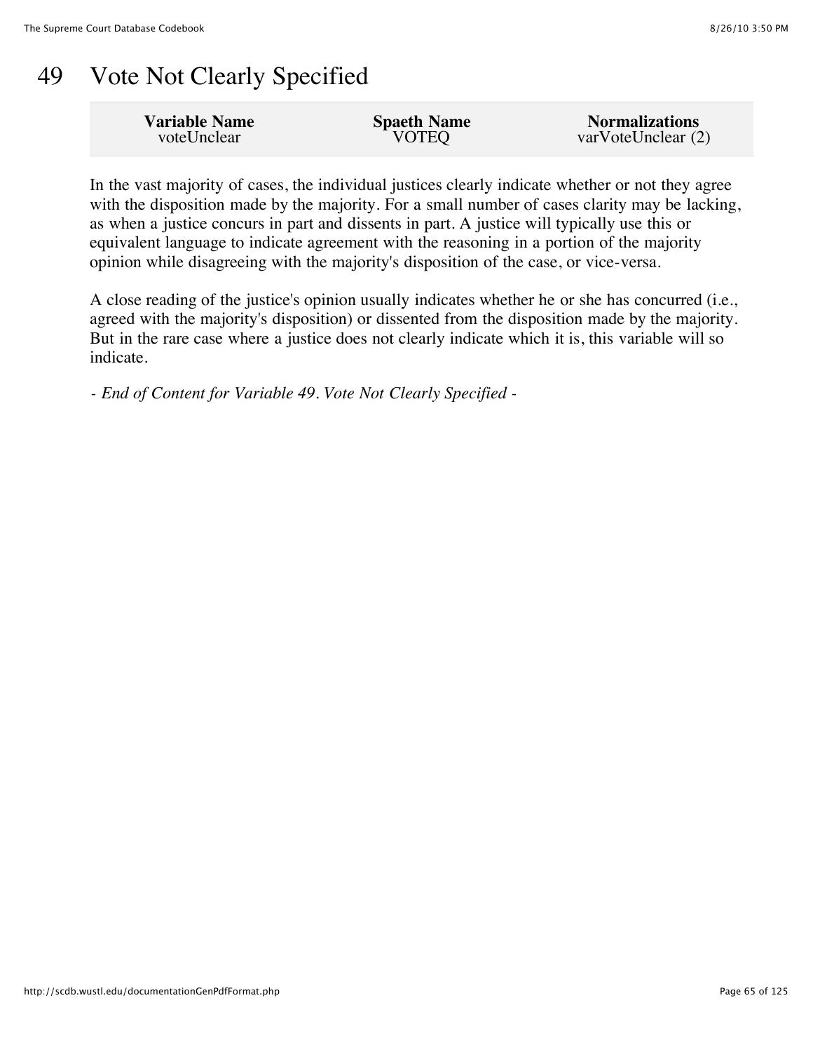# 49 Vote Not Clearly Specified

| Variable Name | Spaeth Name | Normalizations |
|---|---|---|
| voteUnclear | VOTEQ | varVoteUnclear (2) |

In the vast majority of cases, the individual justices clearly indicate whether or not they agree with the disposition made by the majority. For a small number of cases clarity may be lacking, as when a justice concurs in part and dissents in part. A justice will typically use this or equivalent language to indicate agreement with the reasoning in a portion of the majority opinion while disagreeing with the majority's disposition of the case, or vice-versa.

A close reading of the justice's opinion usually indicates whether he or she has concurred (i.e., agreed with the majority's disposition) or dissented from the disposition made by the majority. But in the rare case where a justice does not clearly indicate which it is, this variable will so indicate.

*- End of Content for Variable 49. Vote Not Clearly Specified -*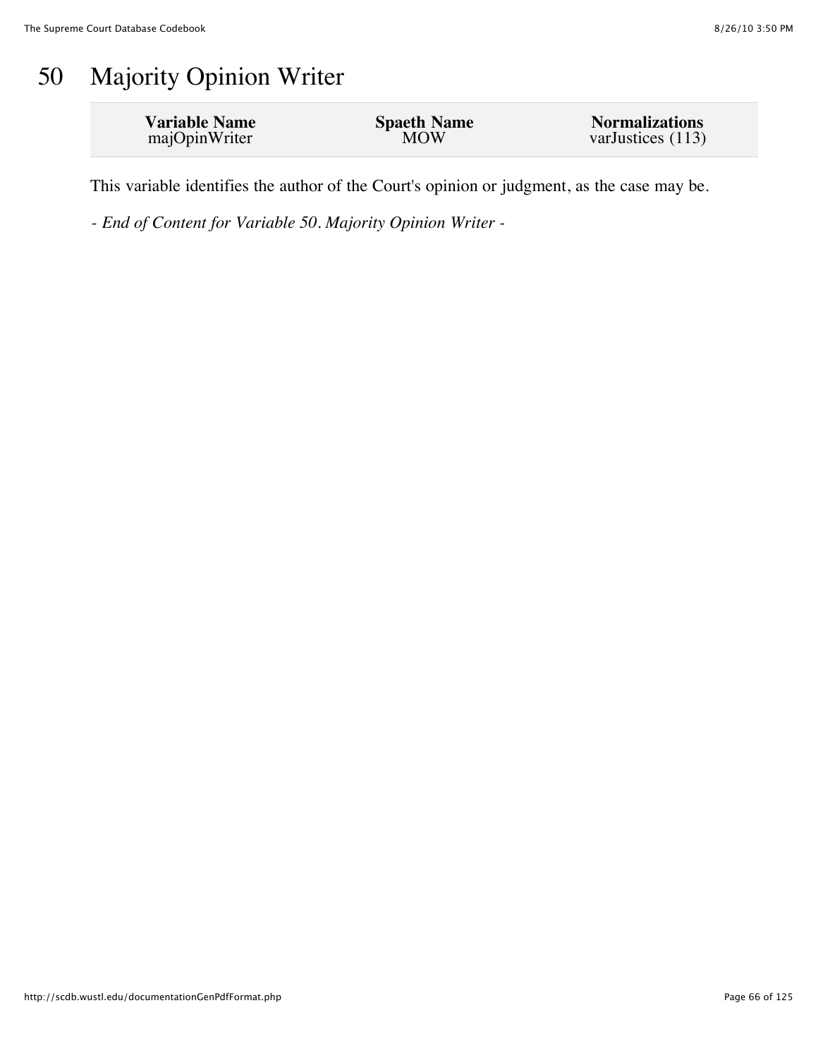# 50 Majority Opinion Writer

| Variable Name | Spaeth Name | Normalizations |
|---|---|---|
| majOpinWriter | MOW | varJustices (113) |

This variable identifies the author of the Court's opinion or judgment, as the case may be.

*- End of Content for Variable 50. Majority Opinion Writer -*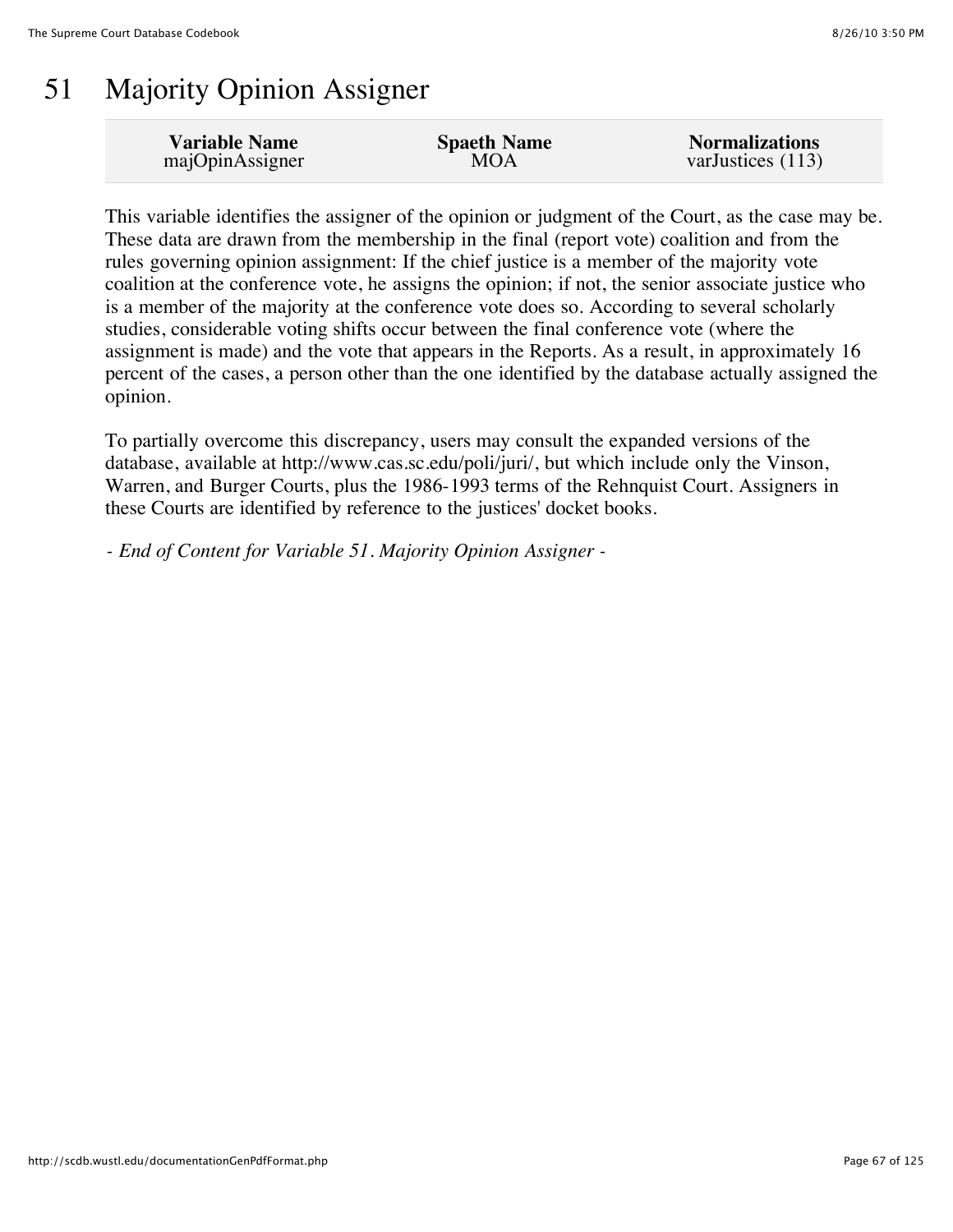# 51 Majority Opinion Assigner

| Variable Name | Spaeth Name | Normalizations |
|---|---|---|
| majOpinAssigner | MOA | varJustices (113) |

This variable identifies the assigner of the opinion or judgment of the Court, as the case may be. These data are drawn from the membership in the final (report vote) coalition and from the rules governing opinion assignment: If the chief justice is a member of the majority vote coalition at the conference vote, he assigns the opinion; if not, the senior associate justice who is a member of the majority at the conference vote does so. According to several scholarly studies, considerable voting shifts occur between the final conference vote (where the assignment is made) and the vote that appears in the Reports. As a result, in approximately 16 percent of the cases, a person other than the one identified by the database actually assigned the opinion.

To partially overcome this discrepancy, users may consult the expanded versions of the database, available at http://www.cas.sc.edu/poli/juri/, but which include only the Vinson, Warren, and Burger Courts, plus the 1986-1993 terms of the Rehnquist Court. Assigners in these Courts are identified by reference to the justices' docket books.

*- End of Content for Variable 51. Majority Opinion Assigner -*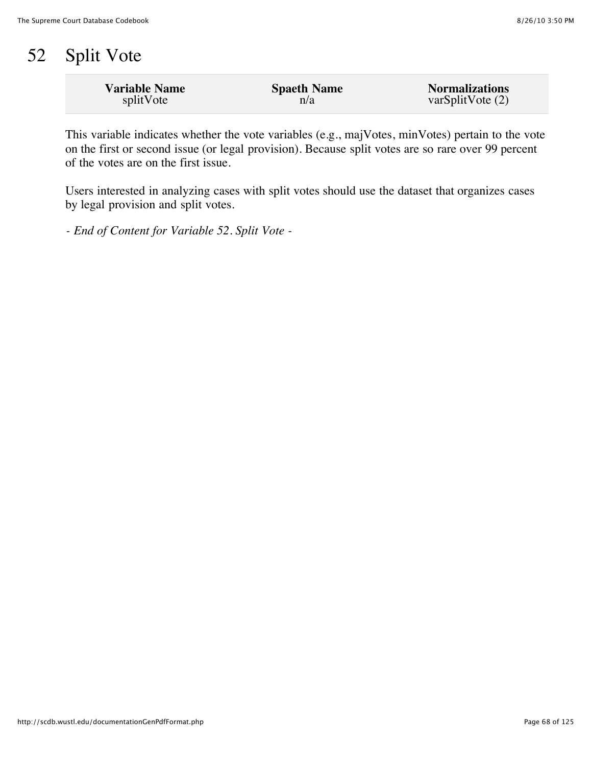# 52 Split Vote

| Variable Name | Spaeth Name | Normalizations |
|---|---|---|
| splitVote | n/a | varSplitVote (2) |

This variable indicates whether the vote variables (e.g., majVotes, minVotes) pertain to the vote on the first or second issue (or legal provision). Because split votes are so rare over 99 percent of the votes are on the first issue.

Users interested in analyzing cases with split votes should use the dataset that organizes cases by legal provision and split votes.

*- End of Content for Variable 52. Split Vote -*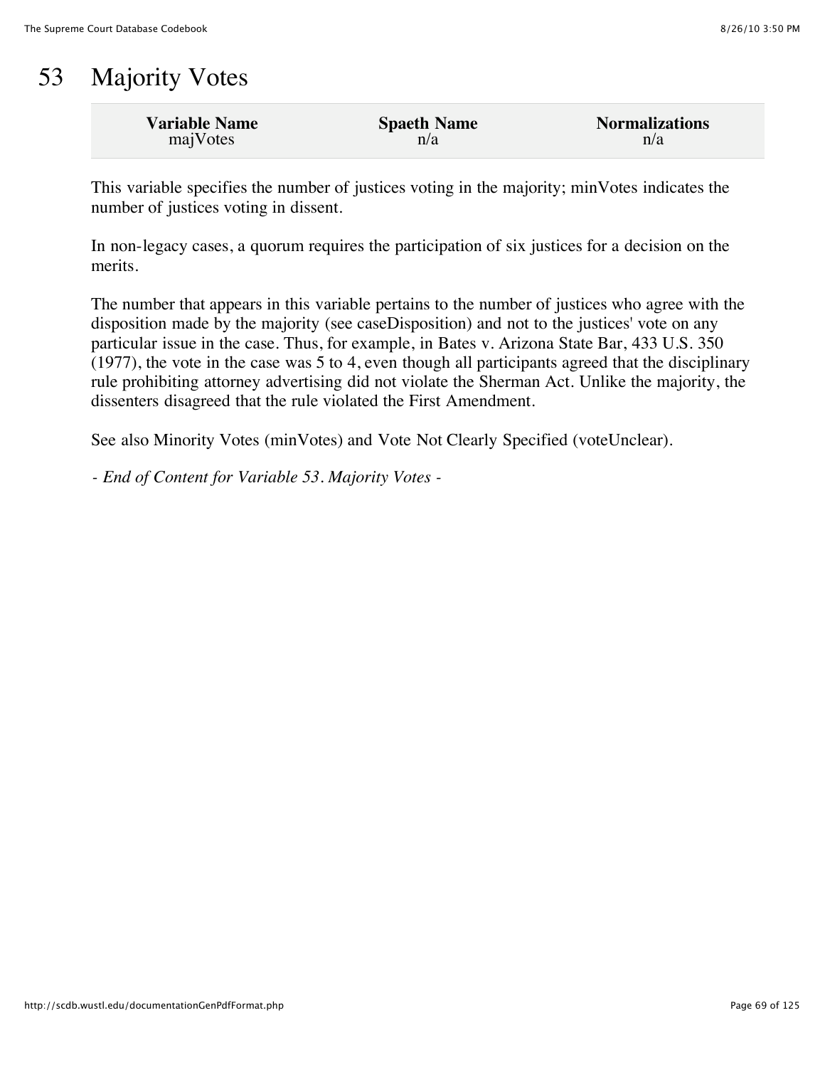# 53 Majority Votes

| Variable Name | Spaeth Name | Normalizations |
| --- | --- | --- |
| majVotes | n/a | n/a |

This variable specifies the number of justices voting in the majority; minVotes indicates the number of justices voting in dissent.

In non-legacy cases, a quorum requires the participation of six justices for a decision on the merits.

The number that appears in this variable pertains to the number of justices who agree with the disposition made by the majority (see caseDisposition) and not to the justices' vote on any particular issue in the case. Thus, for example, in Bates v. Arizona State Bar, 433 U.S. 350 (1977), the vote in the case was 5 to 4, even though all participants agreed that the disciplinary rule prohibiting attorney advertising did not violate the Sherman Act. Unlike the majority, the dissenters disagreed that the rule violated the First Amendment.

See also Minority Votes (minVotes) and Vote Not Clearly Specified (voteUnclear).

*- End of Content for Variable 53. Majority Votes -*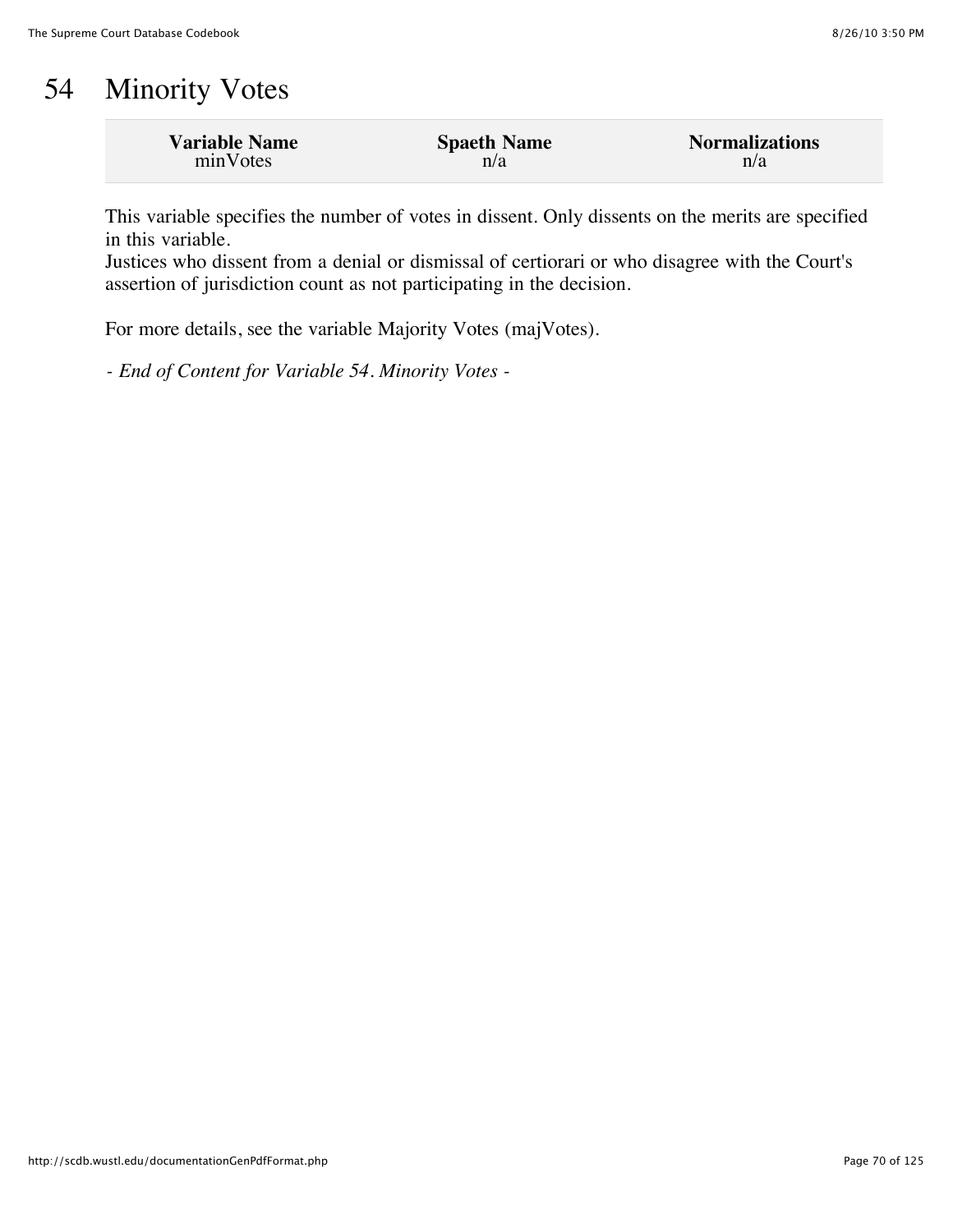# 54 Minority Votes

| Variable Name | Spaeth Name | Normalizations |
|---|---|---|
| minVotes | n/a | n/a |

This variable specifies the number of votes in dissent. Only dissents on the merits are specified in this variable.
Justices who dissent from a denial or dismissal of certiorari or who disagree with the Court's assertion of jurisdiction count as not participating in the decision.

For more details, see the variable Majority Votes (majVotes).

*- End of Content for Variable 54. Minority Votes -*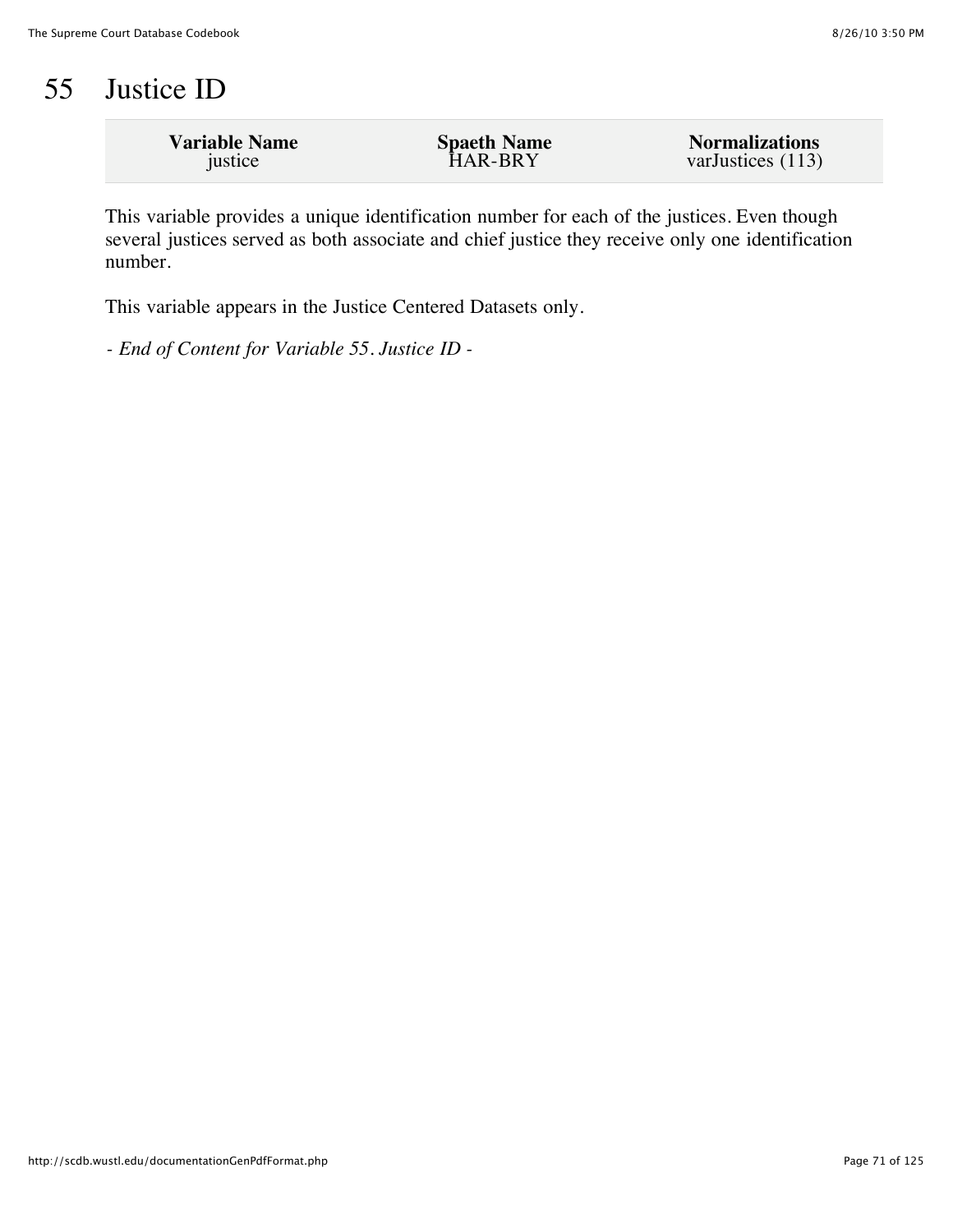# 55 Justice ID

| Variable Name | Spaeth Name | Normalizations |
|---|---|---|
| justice | HAR-BRY | varJustices (113) |

This variable provides a unique identification number for each of the justices. Even though several justices served as both associate and chief justice they receive only one identification number.

This variable appears in the Justice Centered Datasets only.

*- End of Content for Variable 55. Justice ID -*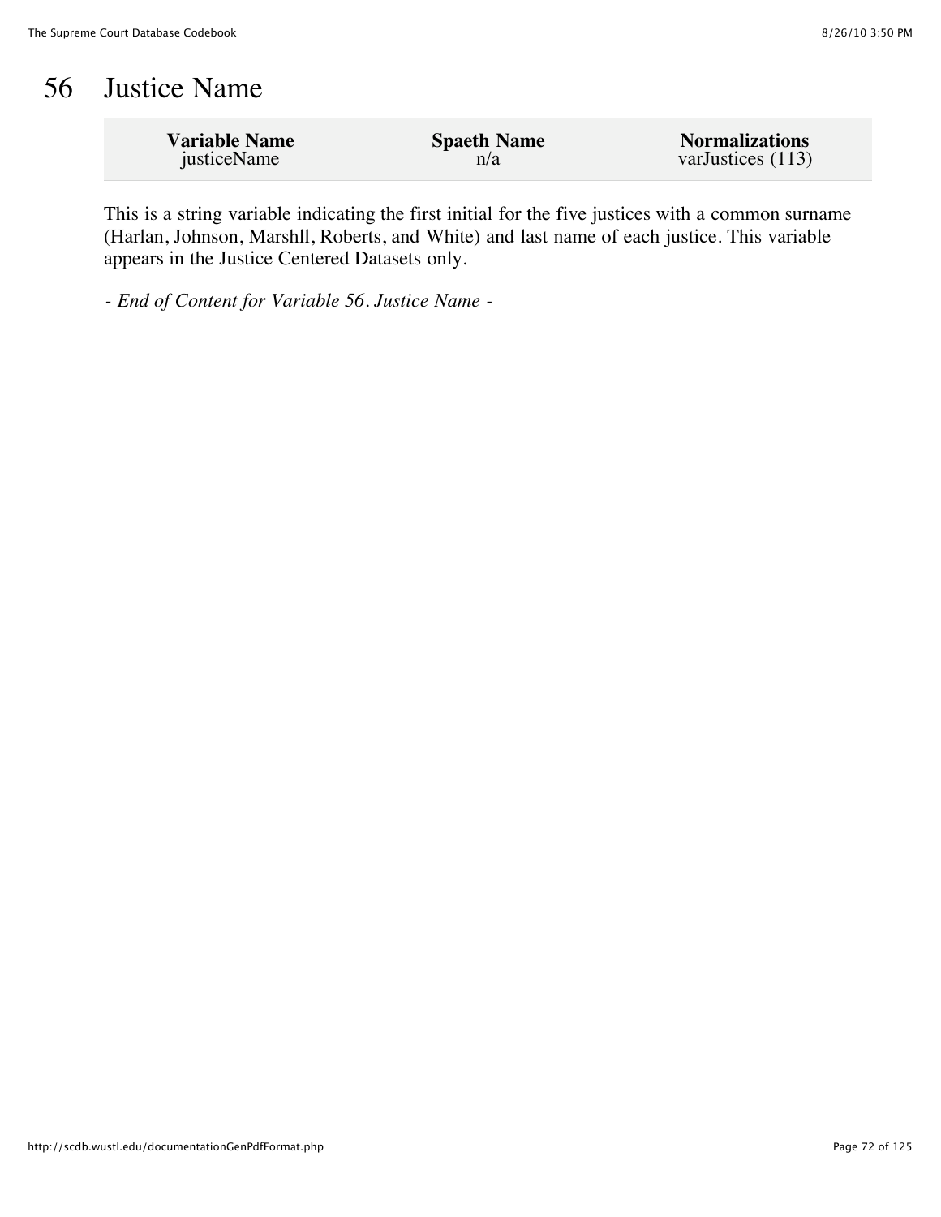# 56 Justice Name

| Variable Name | Spaeth Name | Normalizations |
| --- | --- | --- |
| justiceName | n/a | varJustices (113) |

This is a string variable indicating the first initial for the five justices with a common surname (Harlan, Johnson, Marshll, Roberts, and White) and last name of each justice. This variable appears in the Justice Centered Datasets only.

*- End of Content for Variable 56. Justice Name -*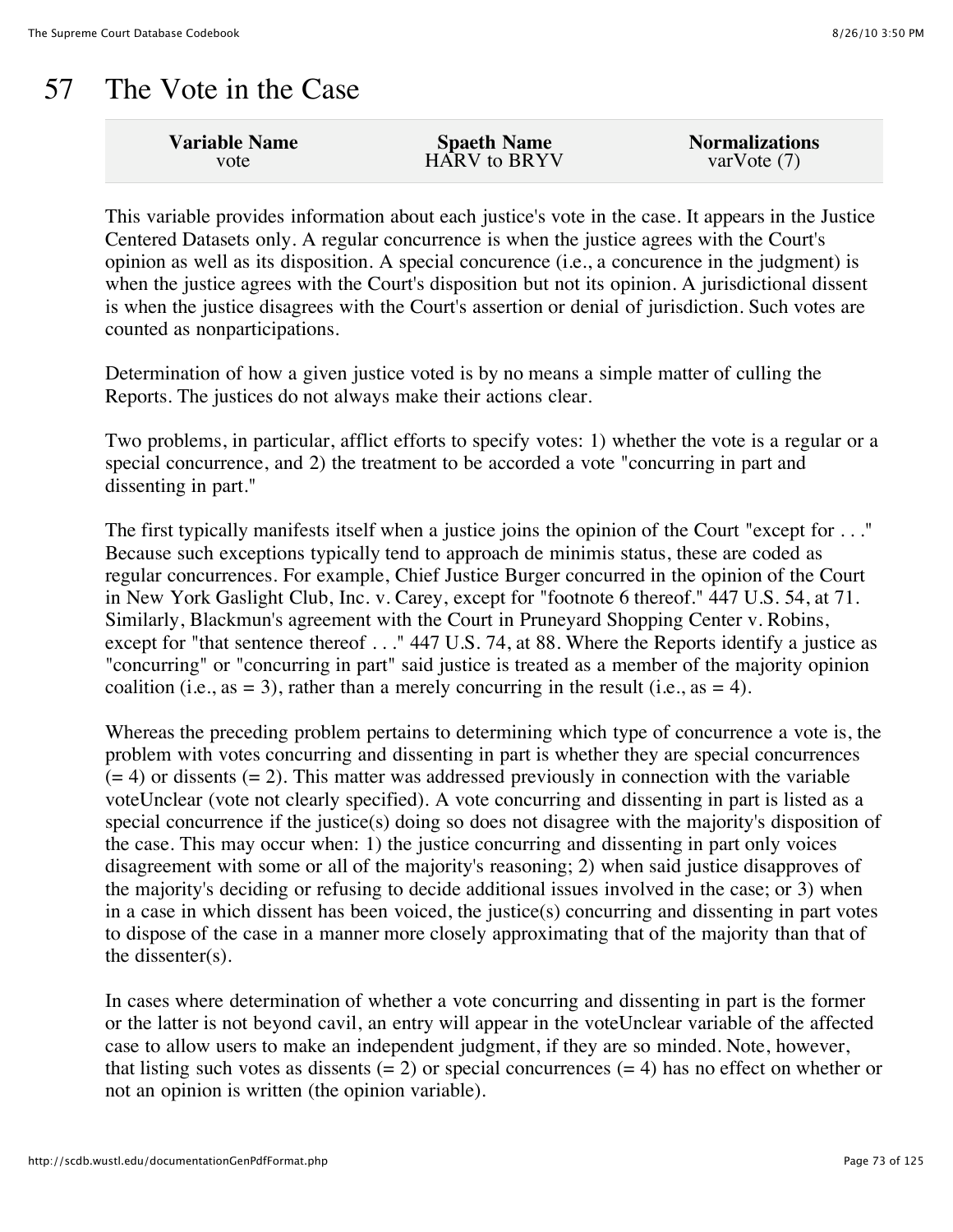# 57 The Vote in the Case

| Variable Name | Spaeth Name | Normalizations |
|---|---|---|
| vote | HARV to BRYV | varVote (7) |

This variable provides information about each justice's vote in the case. It appears in the Justice Centered Datasets only. A regular concurrence is when the justice agrees with the Court's opinion as well as its disposition. A special concurence (i.e., a concurence in the judgment) is when the justice agrees with the Court's disposition but not its opinion. A jurisdictional dissent is when the justice disagrees with the Court's assertion or denial of jurisdiction. Such votes are counted as nonparticipations.

Determination of how a given justice voted is by no means a simple matter of culling the Reports. The justices do not always make their actions clear.

Two problems, in particular, afflict efforts to specify votes: 1) whether the vote is a regular or a special concurrence, and 2) the treatment to be accorded a vote "concurring in part and dissenting in part."

The first typically manifests itself when a justice joins the opinion of the Court "except for . . ." Because such exceptions typically tend to approach de minimis status, these are coded as regular concurrences. For example, Chief Justice Burger concurred in the opinion of the Court in New York Gaslight Club, Inc. v. Carey, except for "footnote 6 thereof." 447 U.S. 54, at 71. Similarly, Blackmun's agreement with the Court in Pruneyard Shopping Center v. Robins, except for "that sentence thereof . . ." 447 U.S. 74, at 88. Where the Reports identify a justice as "concurring" or "concurring in part" said justice is treated as a member of the majority opinion coalition (i.e., as = 3), rather than a merely concurring in the result (i.e., as = 4).

Whereas the preceding problem pertains to determining which type of concurrence a vote is, the problem with votes concurring and dissenting in part is whether they are special concurrences (= 4) or dissents (= 2). This matter was addressed previously in connection with the variable voteUnclear (vote not clearly specified). A vote concurring and dissenting in part is listed as a special concurrence if the justice(s) doing so does not disagree with the majority's disposition of the case. This may occur when: 1) the justice concurring and dissenting in part only voices disagreement with some or all of the majority's reasoning; 2) when said justice disapproves of the majority's deciding or refusing to decide additional issues involved in the case; or 3) when in a case in which dissent has been voiced, the justice(s) concurring and dissenting in part votes to dispose of the case in a manner more closely approximating that of the majority than that of the dissenter(s).

In cases where determination of whether a vote concurring and dissenting in part is the former or the latter is not beyond cavil, an entry will appear in the voteUnclear variable of the affected case to allow users to make an independent judgment, if they are so minded. Note, however, that listing such votes as dissents (= 2) or special concurrences (= 4) has no effect on whether or not an opinion is written (the opinion variable).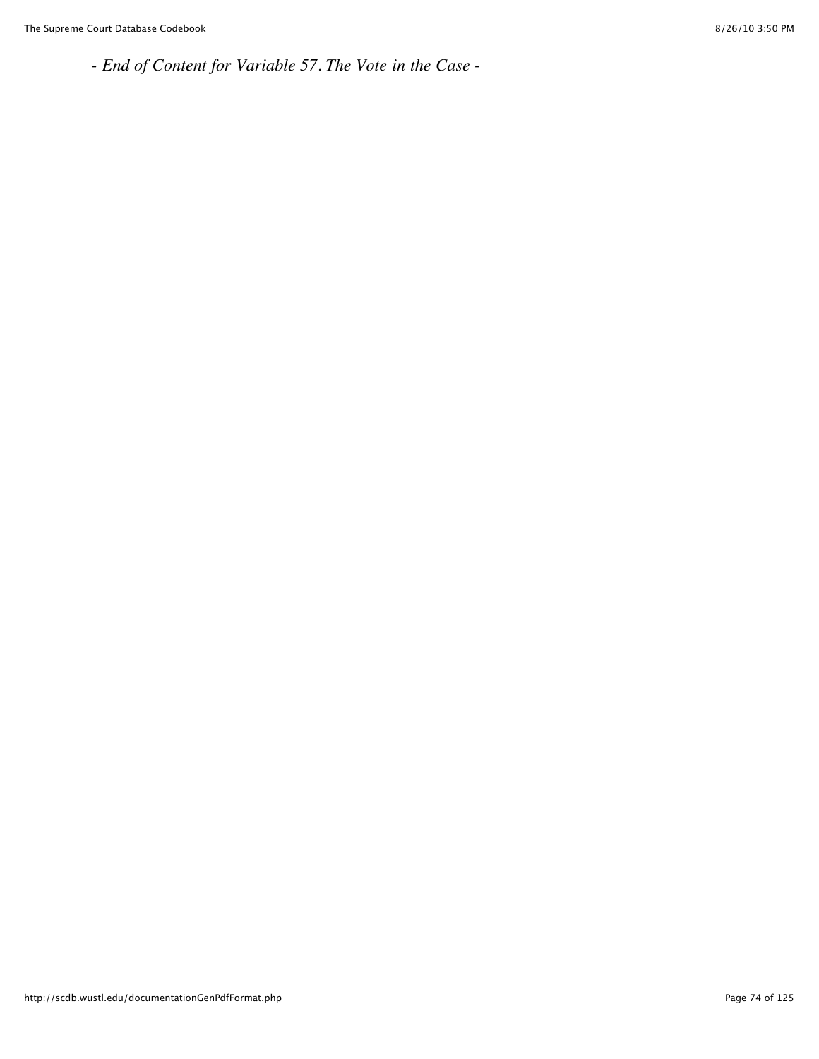*- End of Content for Variable 57. The Vote in the Case -*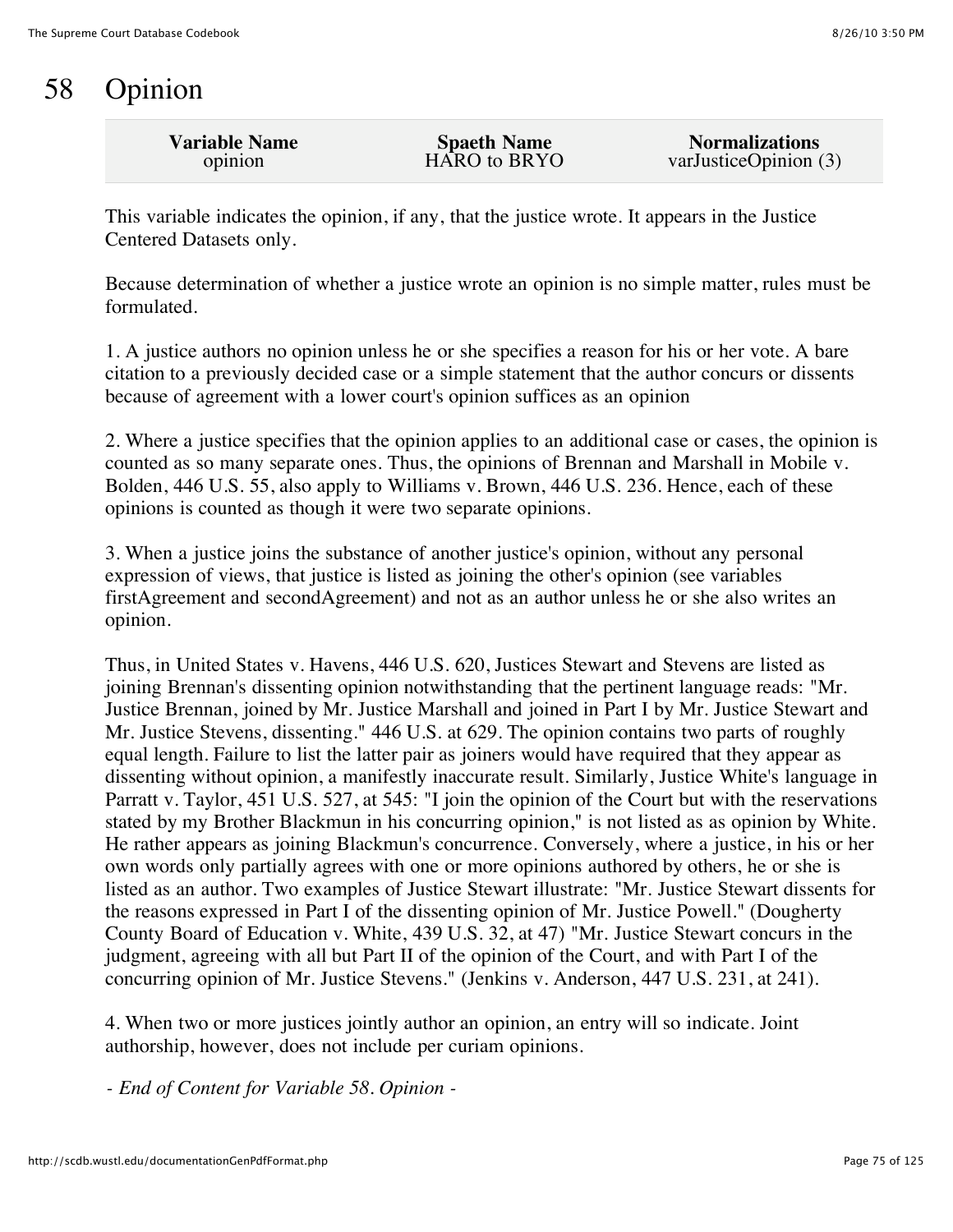# 58 Opinion

| Variable Name | Spaeth Name | Normalizations |
| --- | --- | --- |
| opinion | HARO to BRYO | varJusticeOpinion (3) |

This variable indicates the opinion, if any, that the justice wrote. It appears in the Justice Centered Datasets only.

Because determination of whether a justice wrote an opinion is no simple matter, rules must be formulated.

1. A justice authors no opinion unless he or she specifies a reason for his or her vote. A bare citation to a previously decided case or a simple statement that the author concurs or dissents because of agreement with a lower court's opinion suffices as an opinion

2. Where a justice specifies that the opinion applies to an additional case or cases, the opinion is counted as so many separate ones. Thus, the opinions of Brennan and Marshall in Mobile v. Bolden, 446 U.S. 55, also apply to Williams v. Brown, 446 U.S. 236. Hence, each of these opinions is counted as though it were two separate opinions.

3. When a justice joins the substance of another justice's opinion, without any personal expression of views, that justice is listed as joining the other's opinion (see variables firstAgreement and secondAgreement) and not as an author unless he or she also writes an opinion.

Thus, in United States v. Havens, 446 U.S. 620, Justices Stewart and Stevens are listed as joining Brennan's dissenting opinion notwithstanding that the pertinent language reads: "Mr. Justice Brennan, joined by Mr. Justice Marshall and joined in Part I by Mr. Justice Stewart and Mr. Justice Stevens, dissenting." 446 U.S. at 629. The opinion contains two parts of roughly equal length. Failure to list the latter pair as joiners would have required that they appear as dissenting without opinion, a manifestly inaccurate result. Similarly, Justice White's language in Parratt v. Taylor, 451 U.S. 527, at 545: "I join the opinion of the Court but with the reservations stated by my Brother Blackmun in his concurring opinion," is not listed as as opinion by White. He rather appears as joining Blackmun's concurrence. Conversely, where a justice, in his or her own words only partially agrees with one or more opinions authored by others, he or she is listed as an author. Two examples of Justice Stewart illustrate: "Mr. Justice Stewart dissents for the reasons expressed in Part I of the dissenting opinion of Mr. Justice Powell." (Dougherty County Board of Education v. White, 439 U.S. 32, at 47) "Mr. Justice Stewart concurs in the judgment, agreeing with all but Part II of the opinion of the Court, and with Part I of the concurring opinion of Mr. Justice Stevens." (Jenkins v. Anderson, 447 U.S. 231, at 241).

4. When two or more justices jointly author an opinion, an entry will so indicate. Joint authorship, however, does not include per curiam opinions.

*- End of Content for Variable 58. Opinion -*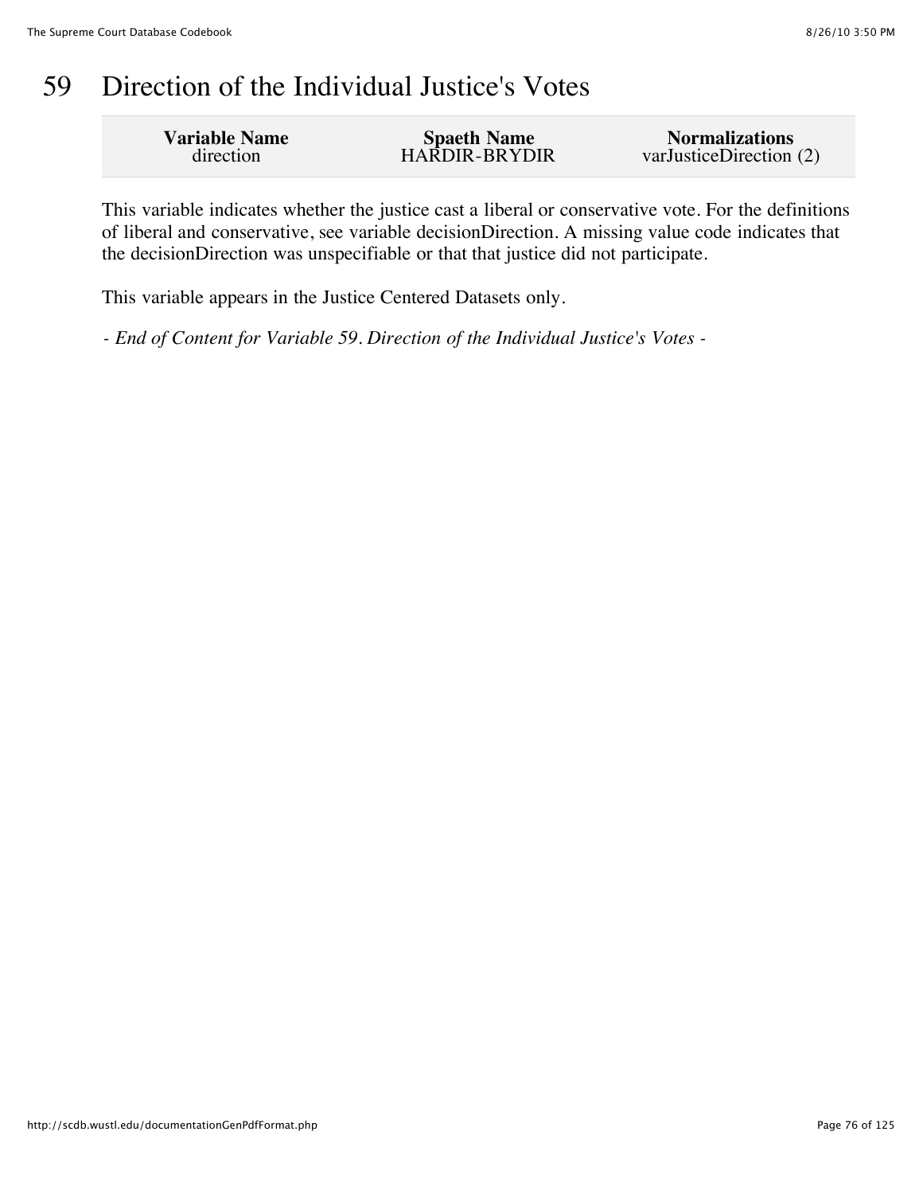# 59 Direction of the Individual Justice's Votes

| Variable Name | Spaeth Name | Normalizations |
|---|---|---|
| direction | HARDIR-BRYDIR | varJusticeDirection (2) |

This variable indicates whether the justice cast a liberal or conservative vote. For the definitions of liberal and conservative, see variable decisionDirection. A missing value code indicates that the decisionDirection was unspecifiable or that that justice did not participate.

This variable appears in the Justice Centered Datasets only.

*- End of Content for Variable 59. Direction of the Individual Justice's Votes -*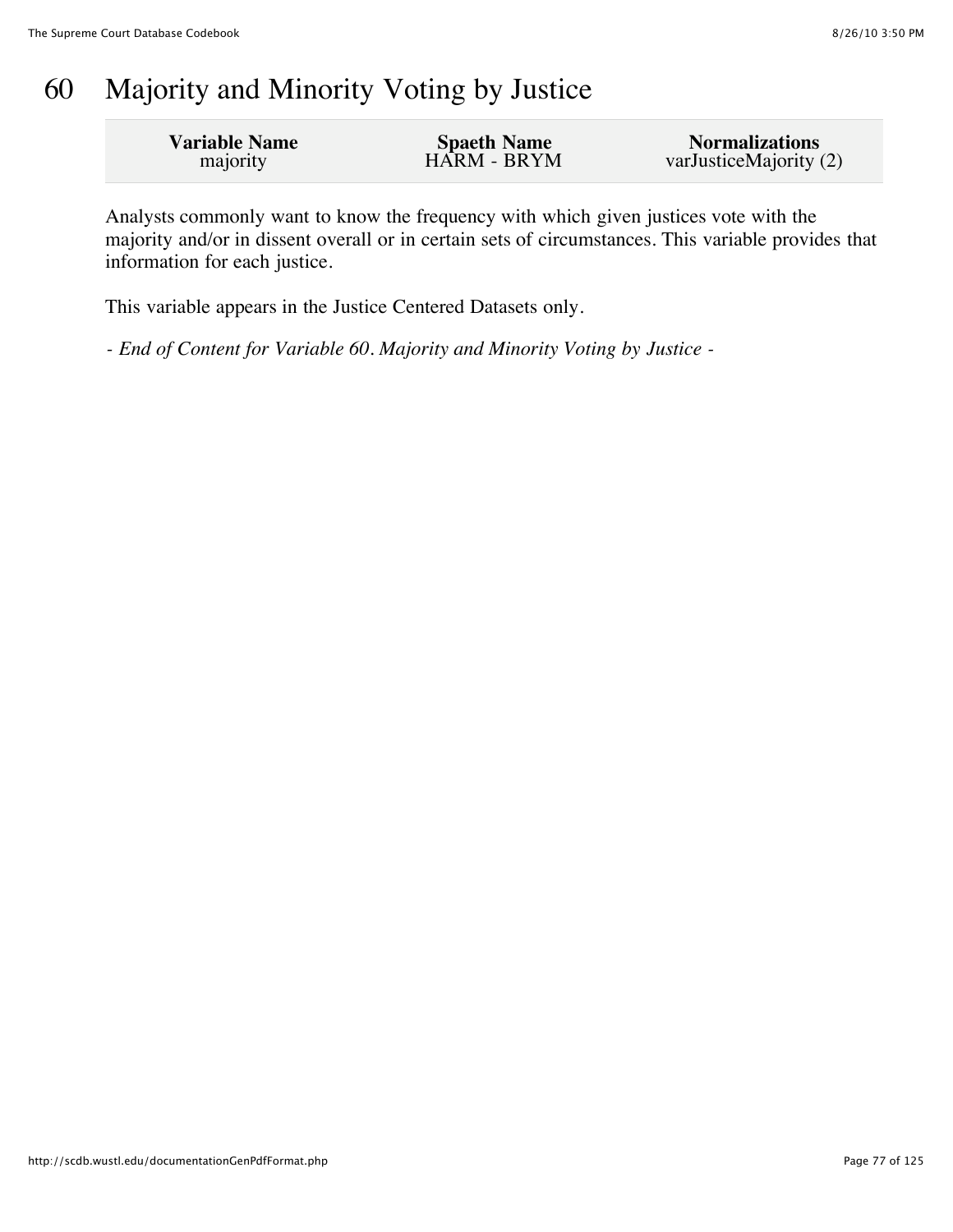# 60 Majority and Minority Voting by Justice

| Variable Name | Spaeth Name | Normalizations |
| --- | --- | --- |
| majority | HARM - BRYM | varJusticeMajority (2) |

Analysts commonly want to know the frequency with which given justices vote with the majority and/or in dissent overall or in certain sets of circumstances. This variable provides that information for each justice.

This variable appears in the Justice Centered Datasets only.

*- End of Content for Variable 60. Majority and Minority Voting by Justice -*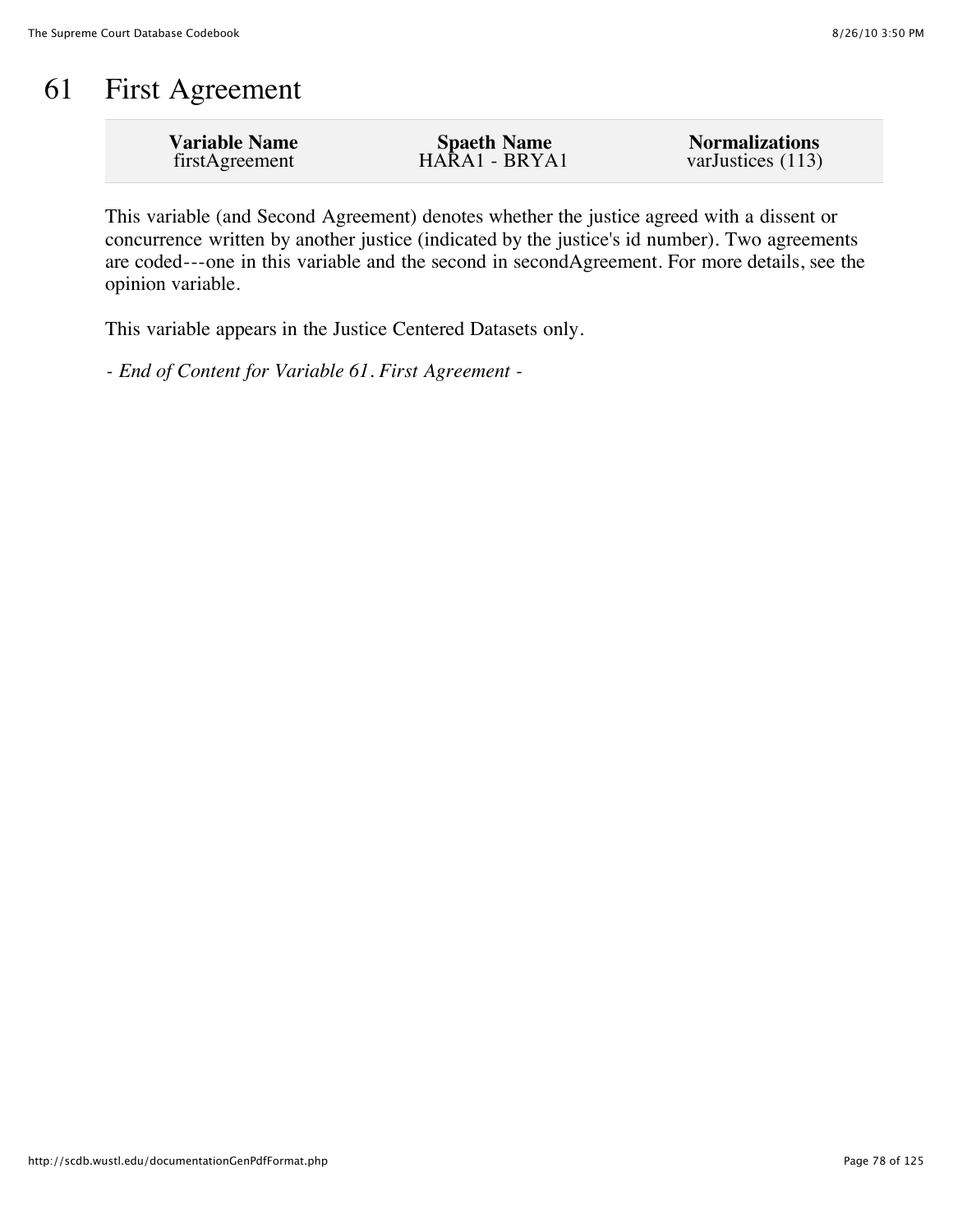# 61 First Agreement

| Variable Name | Spaeth Name | Normalizations |
|---|---|---|
| firstAgreement | HARA1 - BRYA1 | varJustices (113) |

This variable (and Second Agreement) denotes whether the justice agreed with a dissent or concurrence written by another justice (indicated by the justice's id number). Two agreements are coded---one in this variable and the second in secondAgreement. For more details, see the opinion variable.

This variable appears in the Justice Centered Datasets only.

*- End of Content for Variable 61. First Agreement -*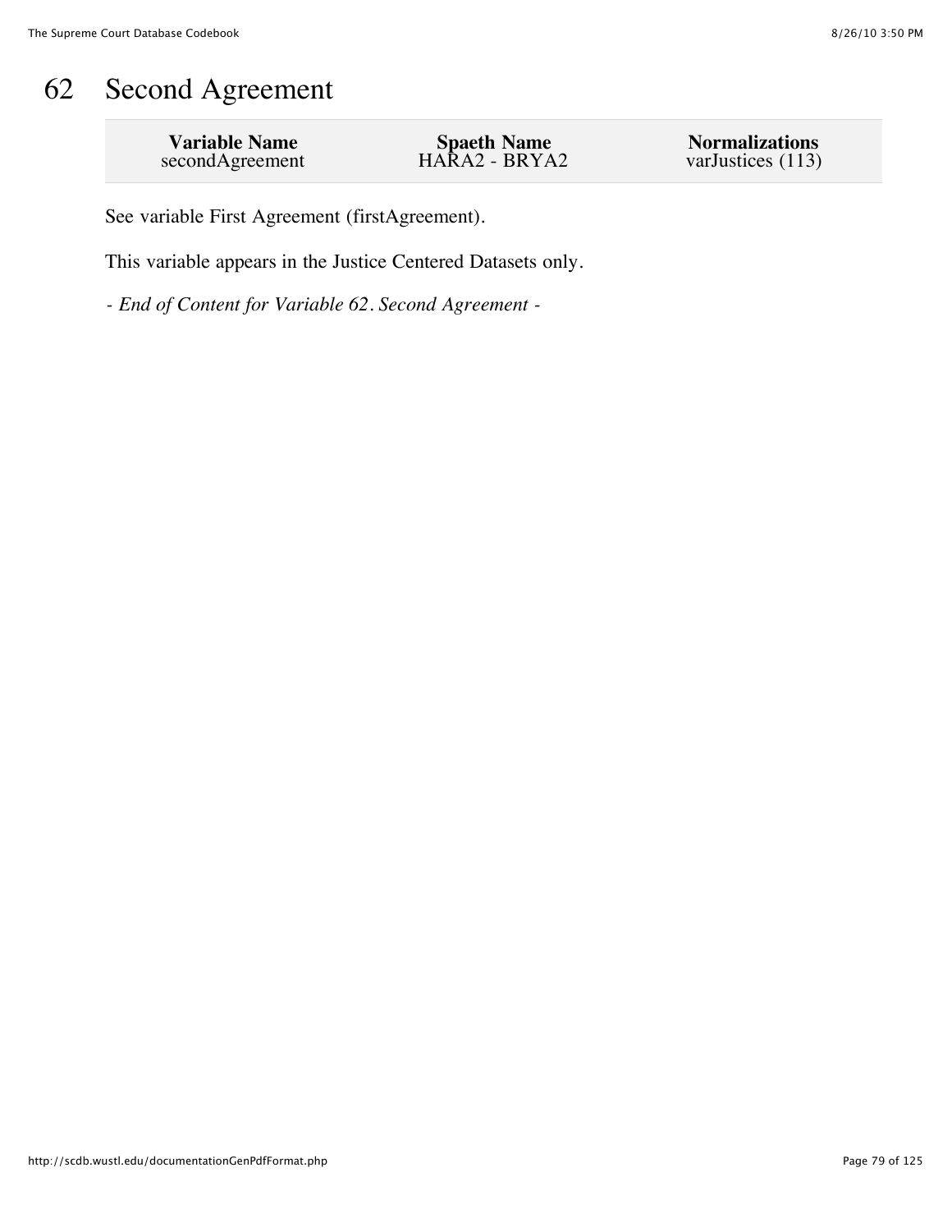# 62 Second Agreement

| Variable Name | Spaeth Name | Normalizations |
|---|---|---|
| secondAgreement | HARA2 - BRYA2 | varJustices (113) |

See variable First Agreement (firstAgreement).

This variable appears in the Justice Centered Datasets only.

*- End of Content for Variable 62. Second Agreement -*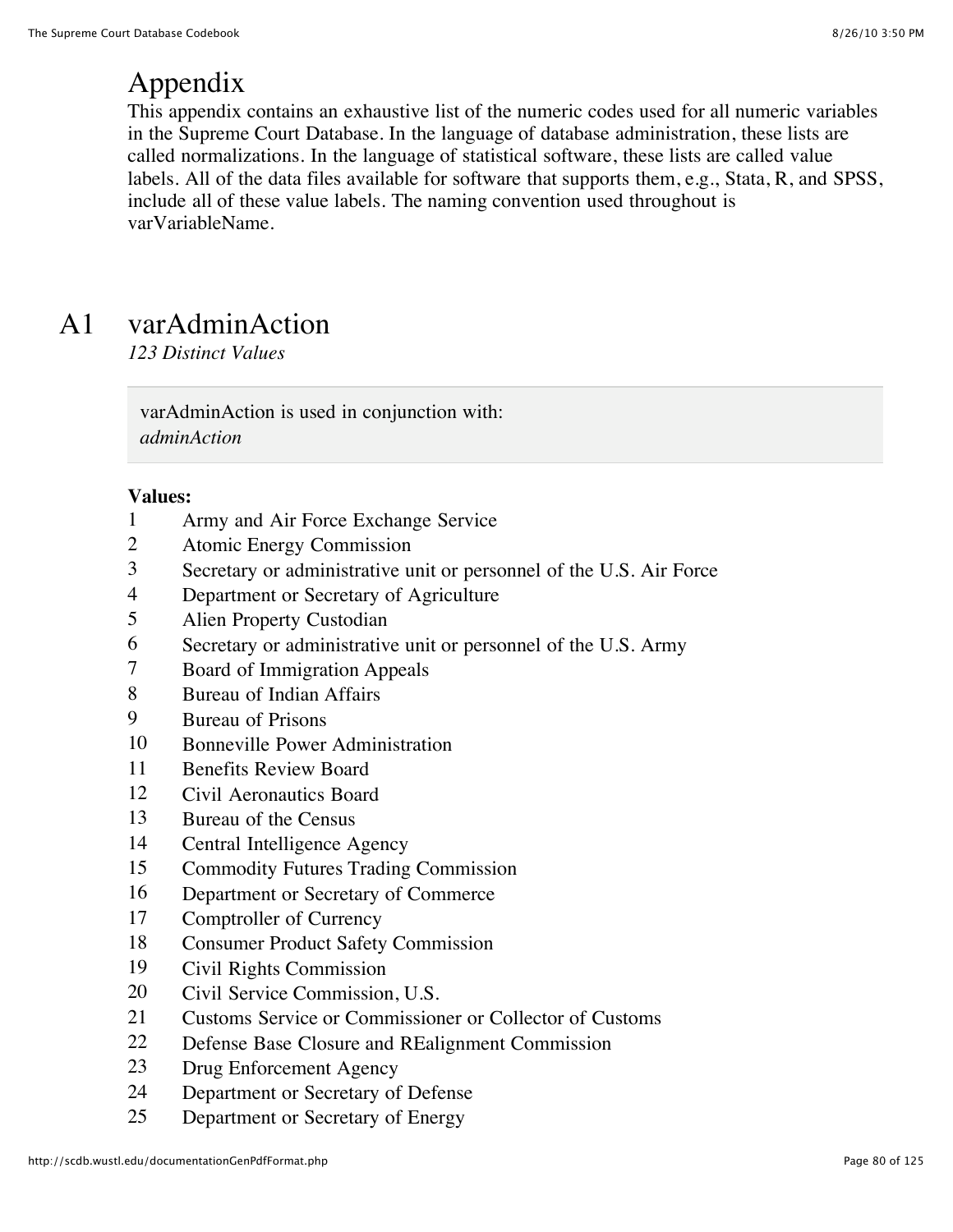# Appendix

This appendix contains an exhaustive list of the numeric codes used for all numeric variables in the Supreme Court Database. In the language of database administration, these lists are called normalizations. In the language of statistical software, these lists are called value labels. All of the data files available for software that supports them, e.g., Stata, R, and SPSS, include all of these value labels. The naming convention used throughout is varVariableName.

## A1 varAdminAction

*123 Distinct Values*

varAdminAction is used in conjunction with:
*adminAction*

**Values:**

| | |
|---|---|
| 1 | Army and Air Force Exchange Service |
| 2 | Atomic Energy Commission |
| 3 | Secretary or administrative unit or personnel of the U.S. Air Force |
| 4 | Department or Secretary of Agriculture |
| 5 | Alien Property Custodian |
| 6 | Secretary or administrative unit or personnel of the U.S. Army |
| 7 | Board of Immigration Appeals |
| 8 | Bureau of Indian Affairs |
| 9 | Bureau of Prisons |
| 10 | Bonneville Power Administration |
| 11 | Benefits Review Board |
| 12 | Civil Aeronautics Board |
| 13 | Bureau of the Census |
| 14 | Central Intelligence Agency |
| 15 | Commodity Futures Trading Commission |
| 16 | Department or Secretary of Commerce |
| 17 | Comptroller of Currency |
| 18 | Consumer Product Safety Commission |
| 19 | Civil Rights Commission |
| 20 | Civil Service Commission, U.S. |
| 21 | Customs Service or Commissioner or Collector of Customs |
| 22 | Defense Base Closure and REalignment Commission |
| 23 | Drug Enforcement Agency |
| 24 | Department or Secretary of Defense |
| 25 | Department or Secretary of Energy |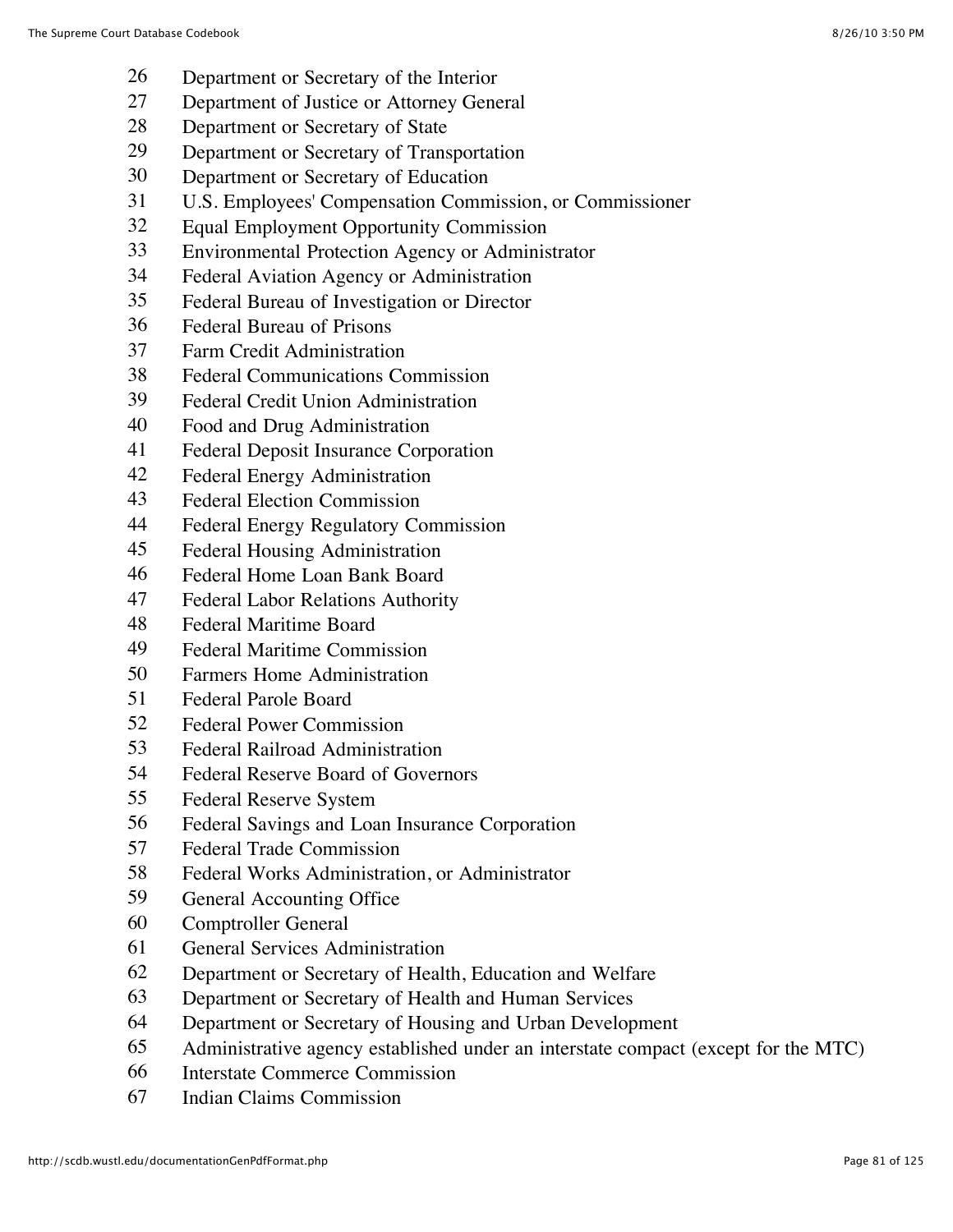26 Department or Secretary of the Interior
27 Department of Justice or Attorney General
28 Department or Secretary of State
29 Department or Secretary of Transportation
30 Department or Secretary of Education
31 U.S. Employees' Compensation Commission, or Commissioner
32 Equal Employment Opportunity Commission
33 Environmental Protection Agency or Administrator
34 Federal Aviation Agency or Administration
35 Federal Bureau of Investigation or Director
36 Federal Bureau of Prisons
37 Farm Credit Administration
38 Federal Communications Commission
39 Federal Credit Union Administration
40 Food and Drug Administration
41 Federal Deposit Insurance Corporation
42 Federal Energy Administration
43 Federal Election Commission
44 Federal Energy Regulatory Commission
45 Federal Housing Administration
46 Federal Home Loan Bank Board
47 Federal Labor Relations Authority
48 Federal Maritime Board
49 Federal Maritime Commission
50 Farmers Home Administration
51 Federal Parole Board
52 Federal Power Commission
53 Federal Railroad Administration
54 Federal Reserve Board of Governors
55 Federal Reserve System
56 Federal Savings and Loan Insurance Corporation
57 Federal Trade Commission
58 Federal Works Administration, or Administrator
59 General Accounting Office
60 Comptroller General
61 General Services Administration
62 Department or Secretary of Health, Education and Welfare
63 Department or Secretary of Health and Human Services
64 Department or Secretary of Housing and Urban Development
65 Administrative agency established under an interstate compact (except for the MTC)
66 Interstate Commerce Commission
67 Indian Claims Commission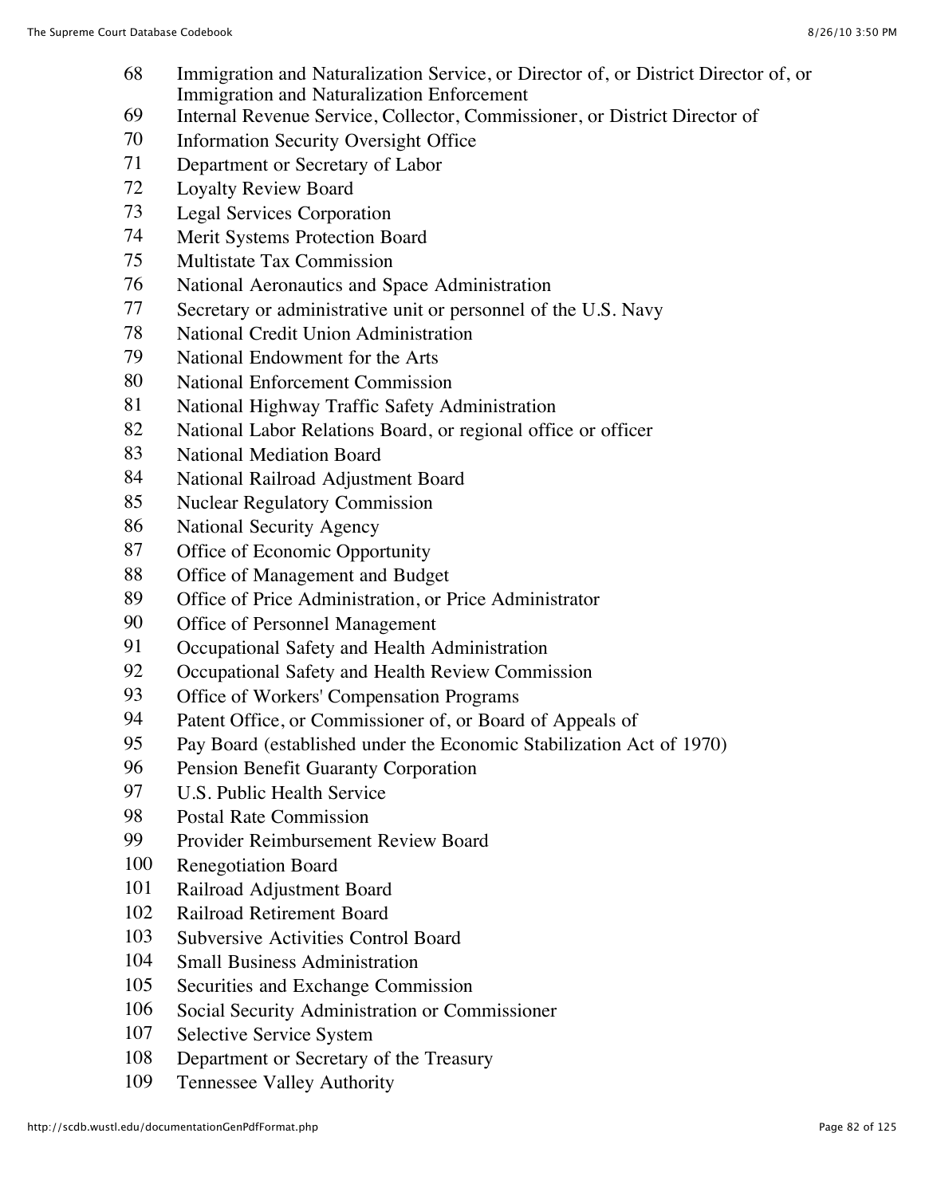68 Immigration and Naturalization Service, or Director of, or District Director of, or Immigration and Naturalization Enforcement
69 Internal Revenue Service, Collector, Commissioner, or District Director of
70 Information Security Oversight Office
71 Department or Secretary of Labor
72 Loyalty Review Board
73 Legal Services Corporation
74 Merit Systems Protection Board
75 Multistate Tax Commission
76 National Aeronautics and Space Administration
77 Secretary or administrative unit or personnel of the U.S. Navy
78 National Credit Union Administration
79 National Endowment for the Arts
80 National Enforcement Commission
81 National Highway Traffic Safety Administration
82 National Labor Relations Board, or regional office or officer
83 National Mediation Board
84 National Railroad Adjustment Board
85 Nuclear Regulatory Commission
86 National Security Agency
87 Office of Economic Opportunity
88 Office of Management and Budget
89 Office of Price Administration, or Price Administrator
90 Office of Personnel Management
91 Occupational Safety and Health Administration
92 Occupational Safety and Health Review Commission
93 Office of Workers' Compensation Programs
94 Patent Office, or Commissioner of, or Board of Appeals of
95 Pay Board (established under the Economic Stabilization Act of 1970)
96 Pension Benefit Guaranty Corporation
97 U.S. Public Health Service
98 Postal Rate Commission
99 Provider Reimbursement Review Board
100 Renegotiation Board
101 Railroad Adjustment Board
102 Railroad Retirement Board
103 Subversive Activities Control Board
104 Small Business Administration
105 Securities and Exchange Commission
106 Social Security Administration or Commissioner
107 Selective Service System
108 Department or Secretary of the Treasury
109 Tennessee Valley Authority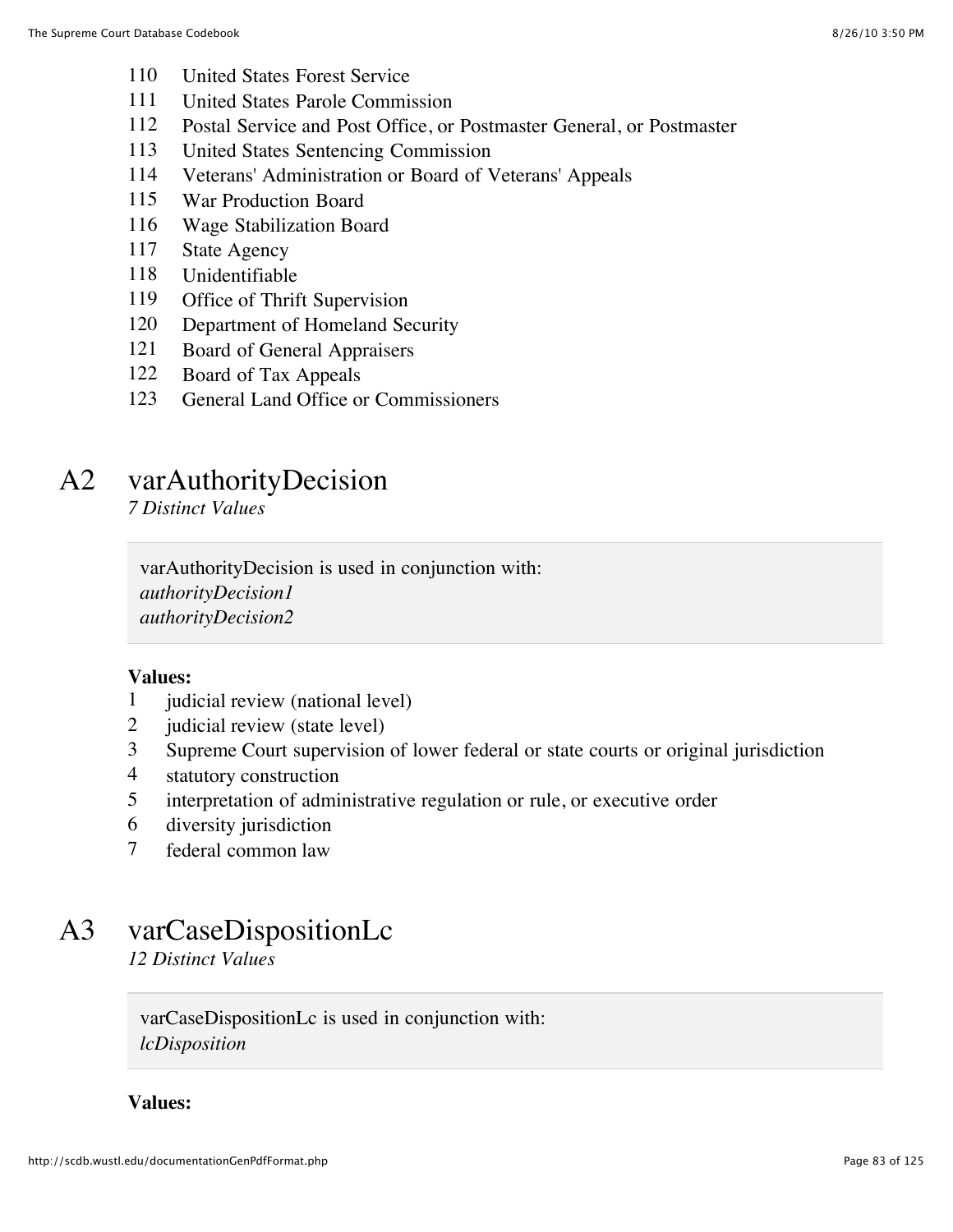110 United States Forest Service
111 United States Parole Commission
112 Postal Service and Post Office, or Postmaster General, or Postmaster
113 United States Sentencing Commission
114 Veterans' Administration or Board of Veterans' Appeals
115 War Production Board
116 Wage Stabilization Board
117 State Agency
118 Unidentifiable
119 Office of Thrift Supervision
120 Department of Homeland Security
121 Board of General Appraisers
122 Board of Tax Appeals
123 General Land Office or Commissioners

## A2 varAuthorityDecision

*7 Distinct Values*

varAuthorityDecision is used in conjunction with:
*authorityDecision1*
*authorityDecision2*

**Values:**

1 judicial review (national level)
2 judicial review (state level)
3 Supreme Court supervision of lower federal or state courts or original jurisdiction
4 statutory construction
5 interpretation of administrative regulation or rule, or executive order
6 diversity jurisdiction
7 federal common law

## A3 varCaseDispositionLc

*12 Distinct Values*

varCaseDispositionLc is used in conjunction with:
*lcDisposition*

**Values:**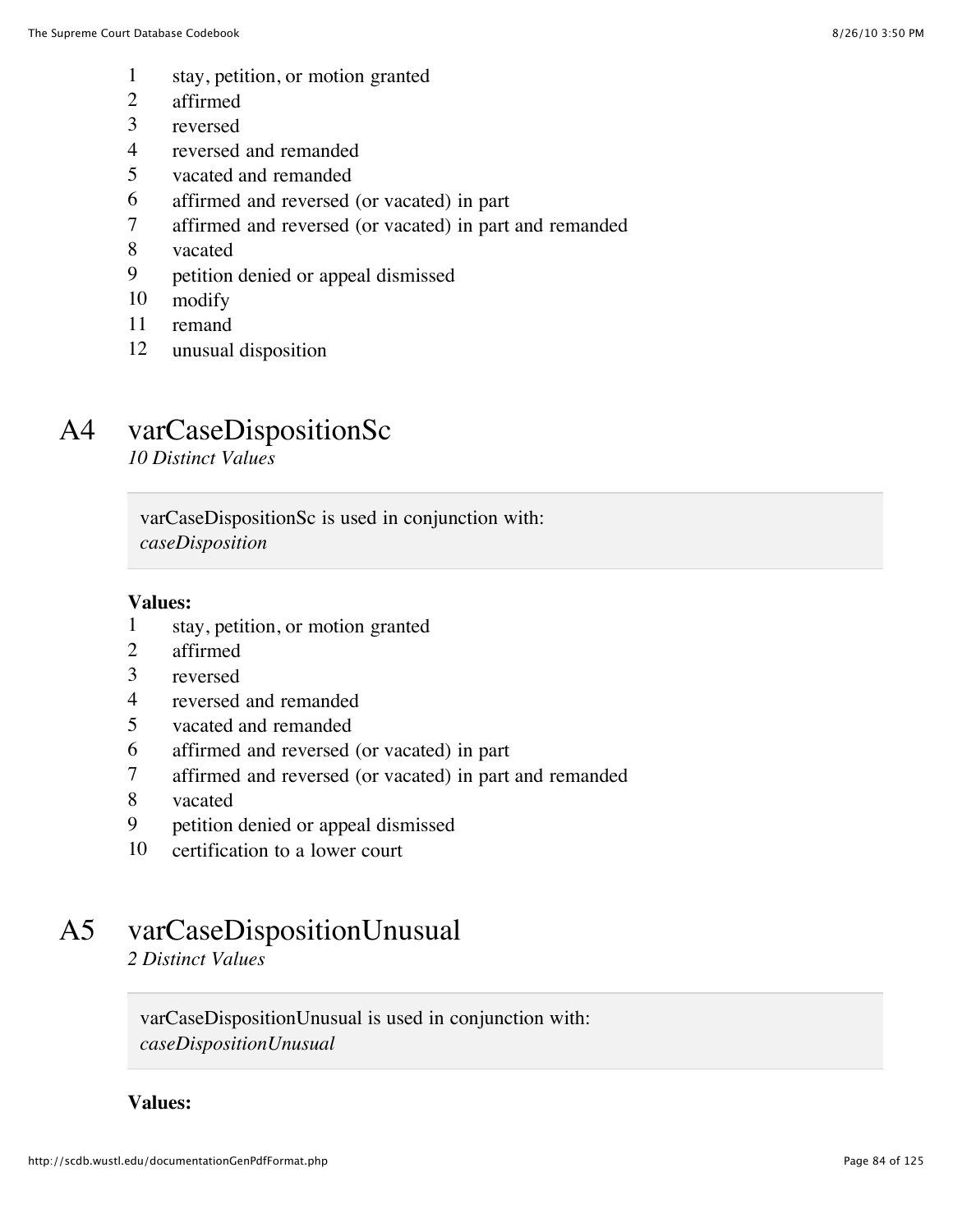1 stay, petition, or motion granted
2 affirmed
3 reversed
4 reversed and remanded
5 vacated and remanded
6 affirmed and reversed (or vacated) in part
7 affirmed and reversed (or vacated) in part and remanded
8 vacated
9 petition denied or appeal dismissed
10 modify
11 remand
12 unusual disposition

## A4 varCaseDispositionSc

*10 Distinct Values*

varCaseDispositionSc is used in conjunction with:
*caseDisposition*

**Values:**

1 stay, petition, or motion granted
2 affirmed
3 reversed
4 reversed and remanded
5 vacated and remanded
6 affirmed and reversed (or vacated) in part
7 affirmed and reversed (or vacated) in part and remanded
8 vacated
9 petition denied or appeal dismissed
10 certification to a lower court

## A5 varCaseDispositionUnusual

*2 Distinct Values*

varCaseDispositionUnusual is used in conjunction with:
*caseDispositionUnusual*

**Values:**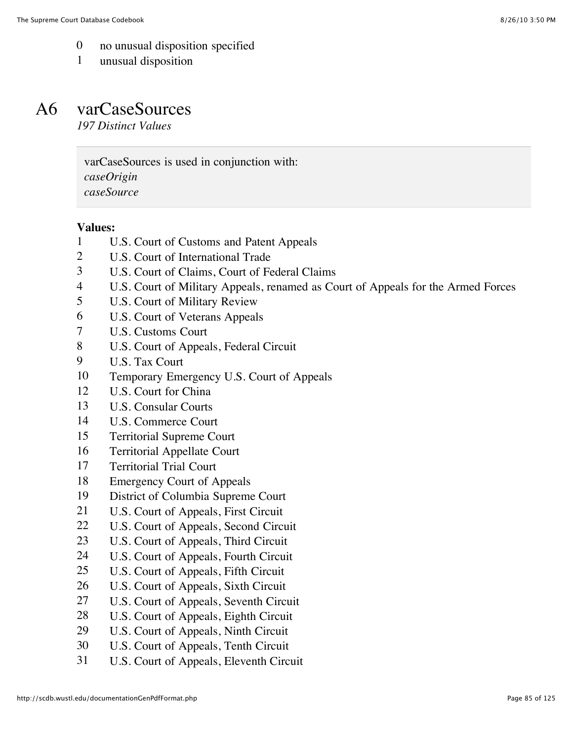0 no unusual disposition specified
1 unusual disposition

## A6 varCaseSources

*197 Distinct Values*

> varCaseSources is used in conjunction with:
> *caseOrigin*
> *caseSource*

**Values:**

1 U.S. Court of Customs and Patent Appeals
2 U.S. Court of International Trade
3 U.S. Court of Claims, Court of Federal Claims
4 U.S. Court of Military Appeals, renamed as Court of Appeals for the Armed Forces
5 U.S. Court of Military Review
6 U.S. Court of Veterans Appeals
7 U.S. Customs Court
8 U.S. Court of Appeals, Federal Circuit
9 U.S. Tax Court
10 Temporary Emergency U.S. Court of Appeals
12 U.S. Court for China
13 U.S. Consular Courts
14 U.S. Commerce Court
15 Territorial Supreme Court
16 Territorial Appellate Court
17 Territorial Trial Court
18 Emergency Court of Appeals
19 District of Columbia Supreme Court
21 U.S. Court of Appeals, First Circuit
22 U.S. Court of Appeals, Second Circuit
23 U.S. Court of Appeals, Third Circuit
24 U.S. Court of Appeals, Fourth Circuit
25 U.S. Court of Appeals, Fifth Circuit
26 U.S. Court of Appeals, Sixth Circuit
27 U.S. Court of Appeals, Seventh Circuit
28 U.S. Court of Appeals, Eighth Circuit
29 U.S. Court of Appeals, Ninth Circuit
30 U.S. Court of Appeals, Tenth Circuit
31 U.S. Court of Appeals, Eleventh Circuit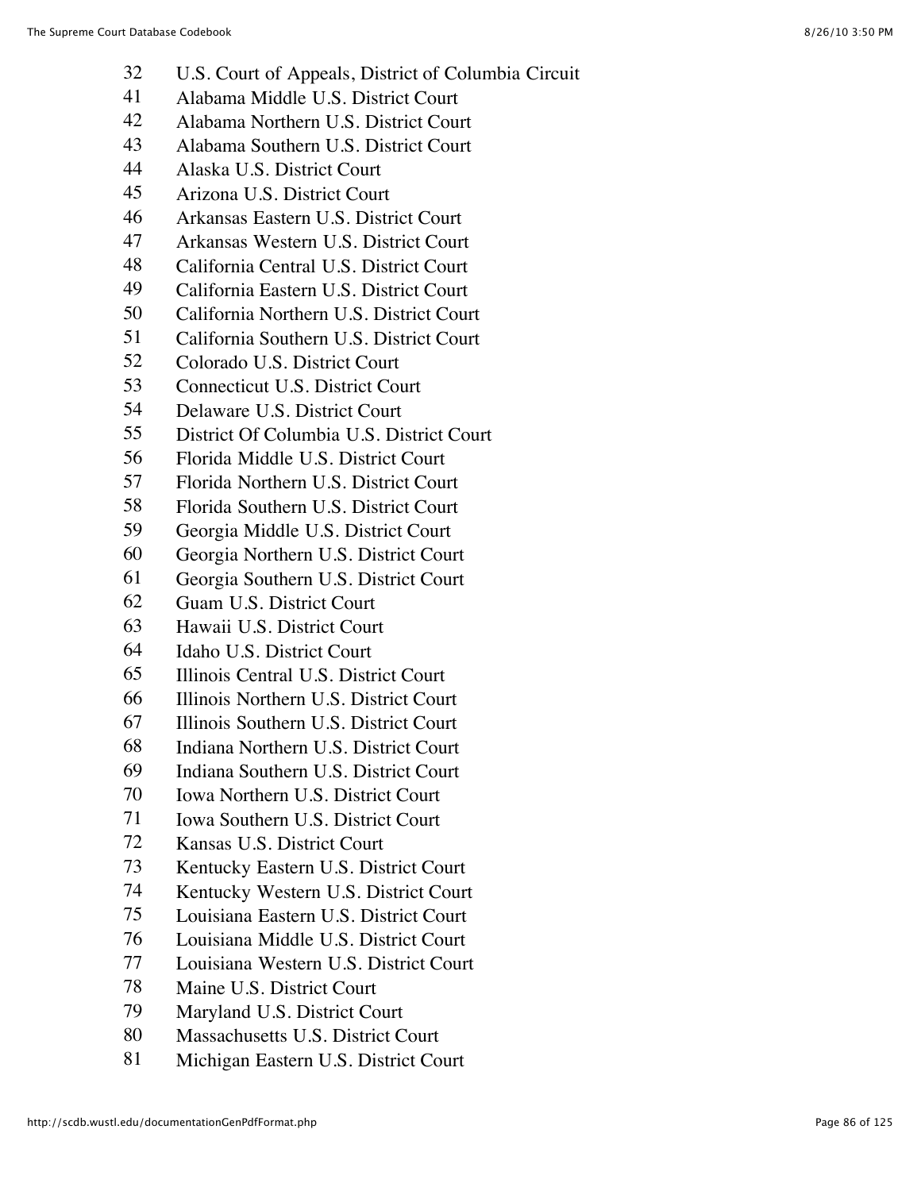32 U.S. Court of Appeals, District of Columbia Circuit
41 Alabama Middle U.S. District Court
42 Alabama Northern U.S. District Court
43 Alabama Southern U.S. District Court
44 Alaska U.S. District Court
45 Arizona U.S. District Court
46 Arkansas Eastern U.S. District Court
47 Arkansas Western U.S. District Court
48 California Central U.S. District Court
49 California Eastern U.S. District Court
50 California Northern U.S. District Court
51 California Southern U.S. District Court
52 Colorado U.S. District Court
53 Connecticut U.S. District Court
54 Delaware U.S. District Court
55 District Of Columbia U.S. District Court
56 Florida Middle U.S. District Court
57 Florida Northern U.S. District Court
58 Florida Southern U.S. District Court
59 Georgia Middle U.S. District Court
60 Georgia Northern U.S. District Court
61 Georgia Southern U.S. District Court
62 Guam U.S. District Court
63 Hawaii U.S. District Court
64 Idaho U.S. District Court
65 Illinois Central U.S. District Court
66 Illinois Northern U.S. District Court
67 Illinois Southern U.S. District Court
68 Indiana Northern U.S. District Court
69 Indiana Southern U.S. District Court
70 Iowa Northern U.S. District Court
71 Iowa Southern U.S. District Court
72 Kansas U.S. District Court
73 Kentucky Eastern U.S. District Court
74 Kentucky Western U.S. District Court
75 Louisiana Eastern U.S. District Court
76 Louisiana Middle U.S. District Court
77 Louisiana Western U.S. District Court
78 Maine U.S. District Court
79 Maryland U.S. District Court
80 Massachusetts U.S. District Court
81 Michigan Eastern U.S. District Court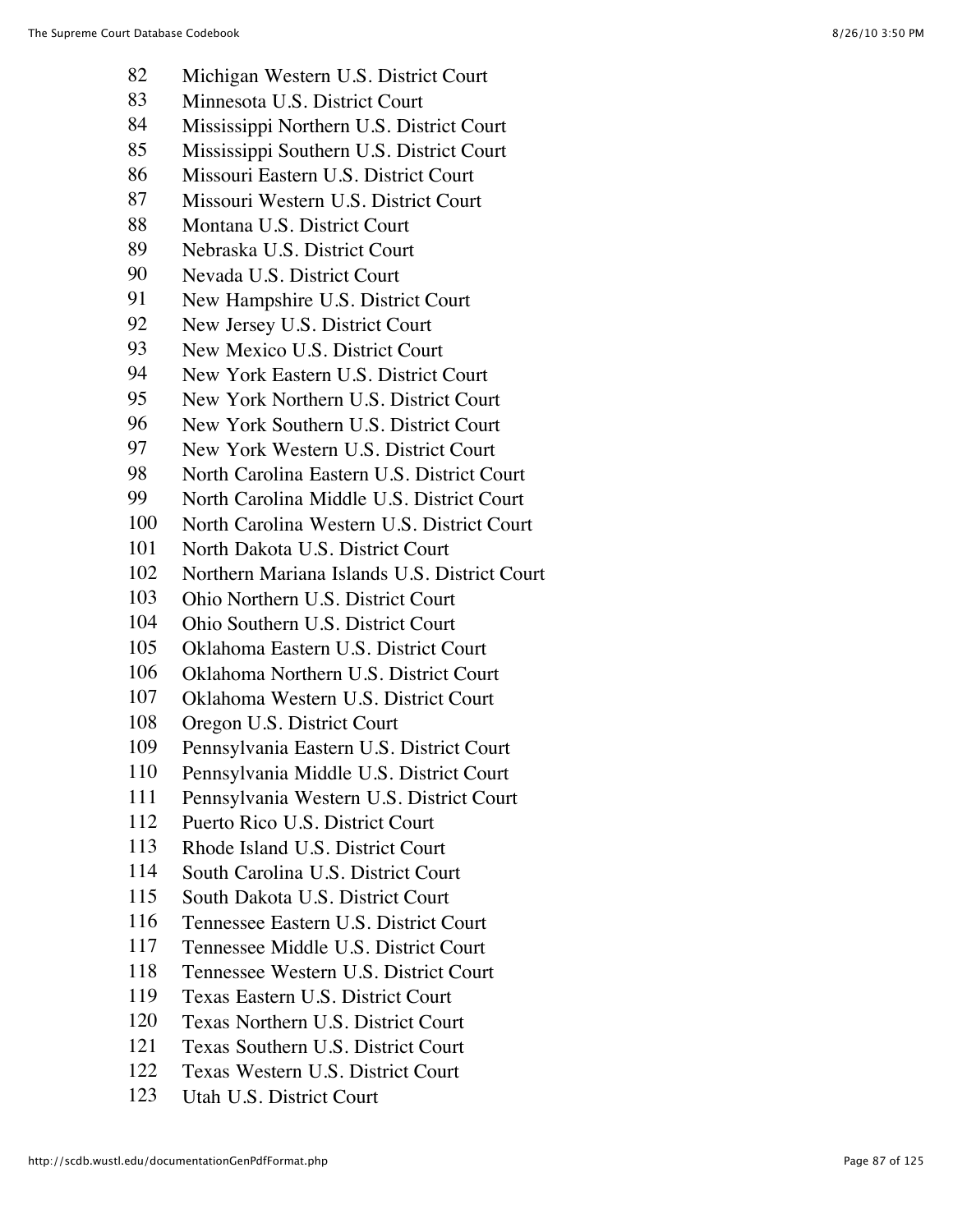82 Michigan Western U.S. District Court
83 Minnesota U.S. District Court
84 Mississippi Northern U.S. District Court
85 Mississippi Southern U.S. District Court
86 Missouri Eastern U.S. District Court
87 Missouri Western U.S. District Court
88 Montana U.S. District Court
89 Nebraska U.S. District Court
90 Nevada U.S. District Court
91 New Hampshire U.S. District Court
92 New Jersey U.S. District Court
93 New Mexico U.S. District Court
94 New York Eastern U.S. District Court
95 New York Northern U.S. District Court
96 New York Southern U.S. District Court
97 New York Western U.S. District Court
98 North Carolina Eastern U.S. District Court
99 North Carolina Middle U.S. District Court
100 North Carolina Western U.S. District Court
101 North Dakota U.S. District Court
102 Northern Mariana Islands U.S. District Court
103 Ohio Northern U.S. District Court
104 Ohio Southern U.S. District Court
105 Oklahoma Eastern U.S. District Court
106 Oklahoma Northern U.S. District Court
107 Oklahoma Western U.S. District Court
108 Oregon U.S. District Court
109 Pennsylvania Eastern U.S. District Court
110 Pennsylvania Middle U.S. District Court
111 Pennsylvania Western U.S. District Court
112 Puerto Rico U.S. District Court
113 Rhode Island U.S. District Court
114 South Carolina U.S. District Court
115 South Dakota U.S. District Court
116 Tennessee Eastern U.S. District Court
117 Tennessee Middle U.S. District Court
118 Tennessee Western U.S. District Court
119 Texas Eastern U.S. District Court
120 Texas Northern U.S. District Court
121 Texas Southern U.S. District Court
122 Texas Western U.S. District Court
123 Utah U.S. District Court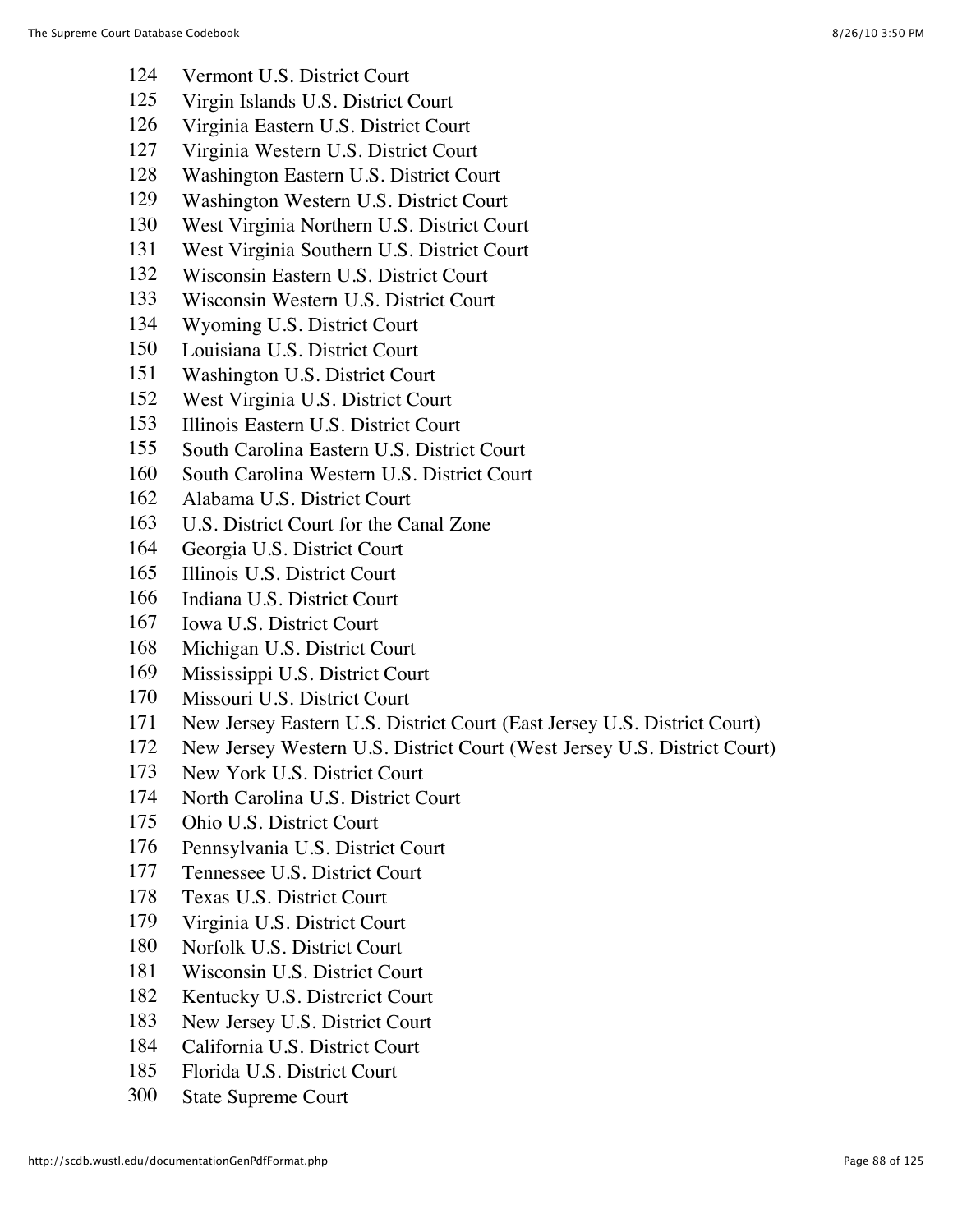124 Vermont U.S. District Court
125 Virgin Islands U.S. District Court
126 Virginia Eastern U.S. District Court
127 Virginia Western U.S. District Court
128 Washington Eastern U.S. District Court
129 Washington Western U.S. District Court
130 West Virginia Northern U.S. District Court
131 West Virginia Southern U.S. District Court
132 Wisconsin Eastern U.S. District Court
133 Wisconsin Western U.S. District Court
134 Wyoming U.S. District Court
150 Louisiana U.S. District Court
151 Washington U.S. District Court
152 West Virginia U.S. District Court
153 Illinois Eastern U.S. District Court
155 South Carolina Eastern U.S. District Court
160 South Carolina Western U.S. District Court
162 Alabama U.S. District Court
163 U.S. District Court for the Canal Zone
164 Georgia U.S. District Court
165 Illinois U.S. District Court
166 Indiana U.S. District Court
167 Iowa U.S. District Court
168 Michigan U.S. District Court
169 Mississippi U.S. District Court
170 Missouri U.S. District Court
171 New Jersey Eastern U.S. District Court (East Jersey U.S. District Court)
172 New Jersey Western U.S. District Court (West Jersey U.S. District Court)
173 New York U.S. District Court
174 North Carolina U.S. District Court
175 Ohio U.S. District Court
176 Pennsylvania U.S. District Court
177 Tennessee U.S. District Court
178 Texas U.S. District Court
179 Virginia U.S. District Court
180 Norfolk U.S. District Court
181 Wisconsin U.S. District Court
182 Kentucky U.S. Distrcrict Court
183 New Jersey U.S. District Court
184 California U.S. District Court
185 Florida U.S. District Court
300 State Supreme Court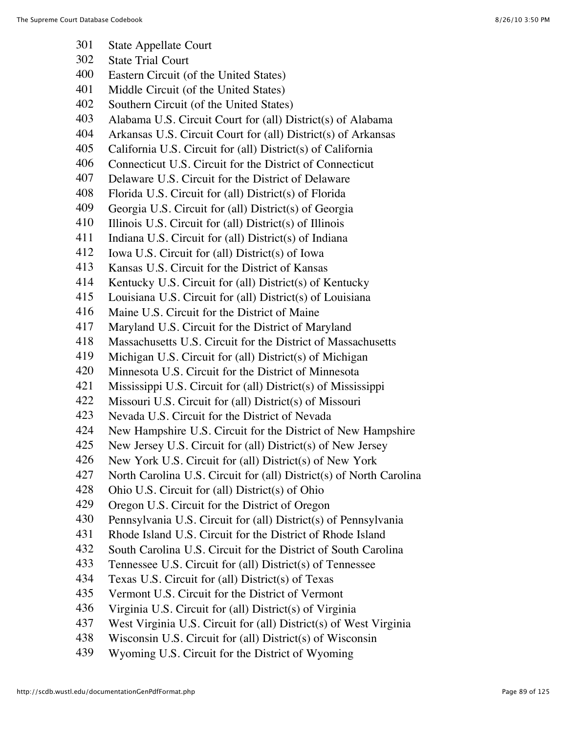301 State Appellate Court
302 State Trial Court
400 Eastern Circuit (of the United States)
401 Middle Circuit (of the United States)
402 Southern Circuit (of the United States)
403 Alabama U.S. Circuit Court for (all) District(s) of Alabama
404 Arkansas U.S. Circuit Court for (all) District(s) of Arkansas
405 California U.S. Circuit for (all) District(s) of California
406 Connecticut U.S. Circuit for the District of Connecticut
407 Delaware U.S. Circuit for the District of Delaware
408 Florida U.S. Circuit for (all) District(s) of Florida
409 Georgia U.S. Circuit for (all) District(s) of Georgia
410 Illinois U.S. Circuit for (all) District(s) of Illinois
411 Indiana U.S. Circuit for (all) District(s) of Indiana
412 Iowa U.S. Circuit for (all) District(s) of Iowa
413 Kansas U.S. Circuit for the District of Kansas
414 Kentucky U.S. Circuit for (all) District(s) of Kentucky
415 Louisiana U.S. Circuit for (all) District(s) of Louisiana
416 Maine U.S. Circuit for the District of Maine
417 Maryland U.S. Circuit for the District of Maryland
418 Massachusetts U.S. Circuit for the District of Massachusetts
419 Michigan U.S. Circuit for (all) District(s) of Michigan
420 Minnesota U.S. Circuit for the District of Minnesota
421 Mississippi U.S. Circuit for (all) District(s) of Mississippi
422 Missouri U.S. Circuit for (all) District(s) of Missouri
423 Nevada U.S. Circuit for the District of Nevada
424 New Hampshire U.S. Circuit for the District of New Hampshire
425 New Jersey U.S. Circuit for (all) District(s) of New Jersey
426 New York U.S. Circuit for (all) District(s) of New York
427 North Carolina U.S. Circuit for (all) District(s) of North Carolina
428 Ohio U.S. Circuit for (all) District(s) of Ohio
429 Oregon U.S. Circuit for the District of Oregon
430 Pennsylvania U.S. Circuit for (all) District(s) of Pennsylvania
431 Rhode Island U.S. Circuit for the District of Rhode Island
432 South Carolina U.S. Circuit for the District of South Carolina
433 Tennessee U.S. Circuit for (all) District(s) of Tennessee
434 Texas U.S. Circuit for (all) District(s) of Texas
435 Vermont U.S. Circuit for the District of Vermont
436 Virginia U.S. Circuit for (all) District(s) of Virginia
437 West Virginia U.S. Circuit for (all) District(s) of West Virginia
438 Wisconsin U.S. Circuit for (all) District(s) of Wisconsin
439 Wyoming U.S. Circuit for the District of Wyoming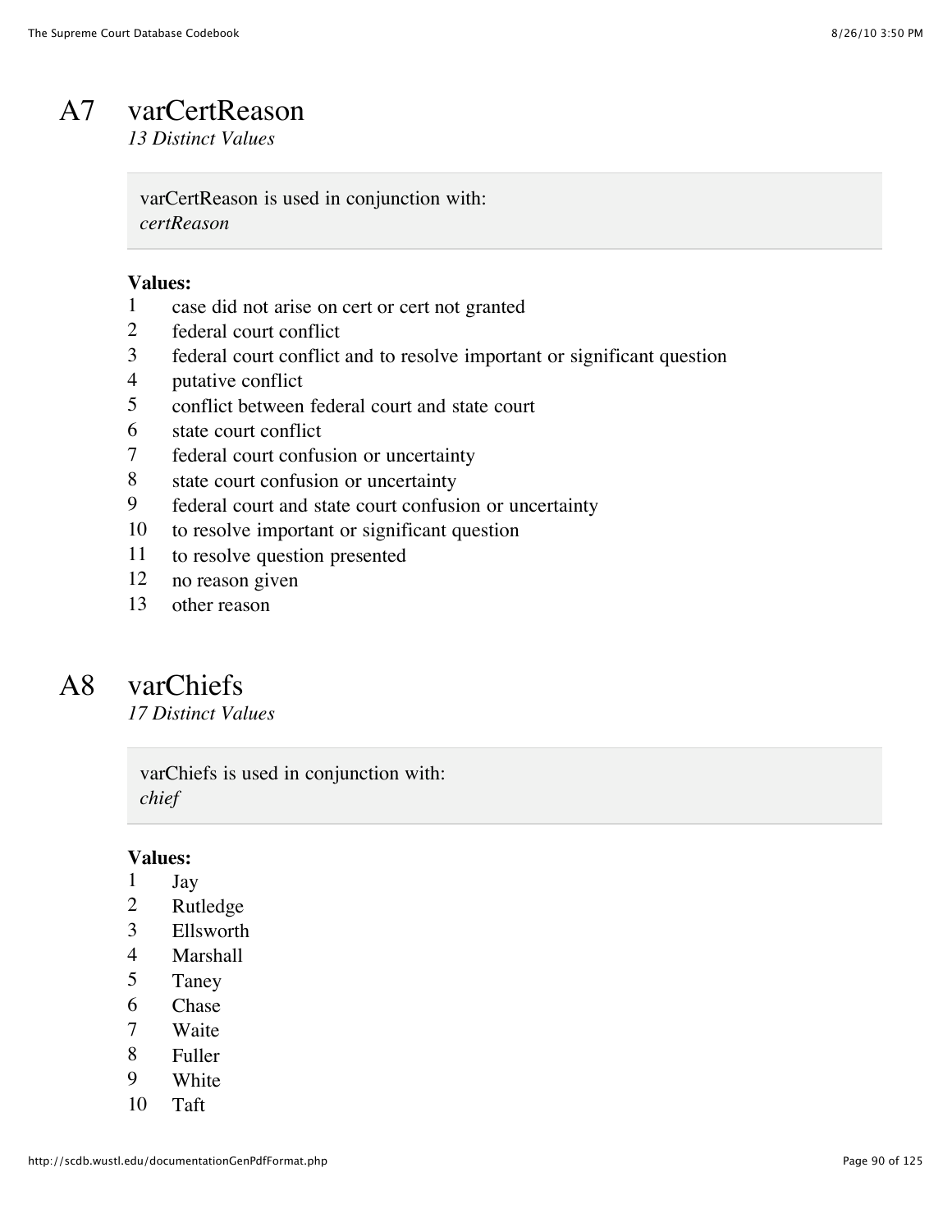# A7 varCertReason

*13 Distinct Values*

varCertReason is used in conjunction with:
*certReason*

**Values:**

| | |
|---|---|
| 1 | case did not arise on cert or cert not granted |
| 2 | federal court conflict |
| 3 | federal court conflict and to resolve important or significant question |
| 4 | putative conflict |
| 5 | conflict between federal court and state court |
| 6 | state court conflict |
| 7 | federal court confusion or uncertainty |
| 8 | state court confusion or uncertainty |
| 9 | federal court and state court confusion or uncertainty |
| 10 | to resolve important or significant question |
| 11 | to resolve question presented |
| 12 | no reason given |
| 13 | other reason |

# A8 varChiefs

*17 Distinct Values*

varChiefs is used in conjunction with:
*chief*

**Values:**

| | |
|---|---|
| 1 | Jay |
| 2 | Rutledge |
| 3 | Ellsworth |
| 4 | Marshall |
| 5 | Taney |
| 6 | Chase |
| 7 | Waite |
| 8 | Fuller |
| 9 | White |
| 10 | Taft |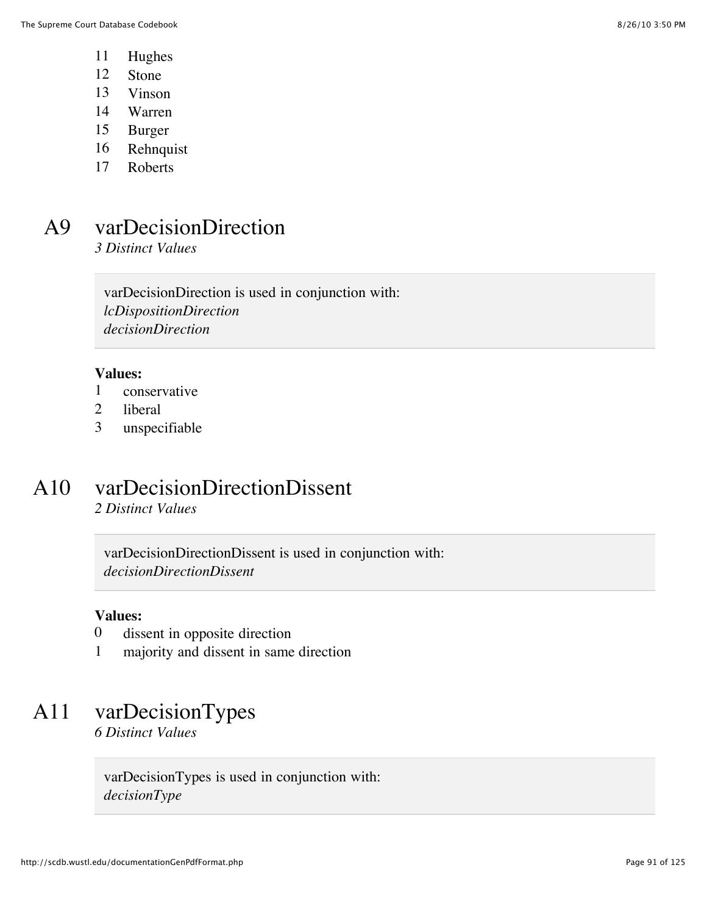11 Hughes
12 Stone
13 Vinson
14 Warren
15 Burger
16 Rehnquist
17 Roberts

## A9 varDecisionDirection

*3 Distinct Values*

> varDecisionDirection is used in conjunction with:
> *lcDispositionDirection*
> *decisionDirection*

**Values:**

1 conservative
2 liberal
3 unspecifiable

## A10 varDecisionDirectionDissent

*2 Distinct Values*

> varDecisionDirectionDissent is used in conjunction with:
> *decisionDirectionDissent*

**Values:**

0 dissent in opposite direction
1 majority and dissent in same direction

## A11 varDecisionTypes

*6 Distinct Values*

> varDecisionTypes is used in conjunction with:
> *decisionType*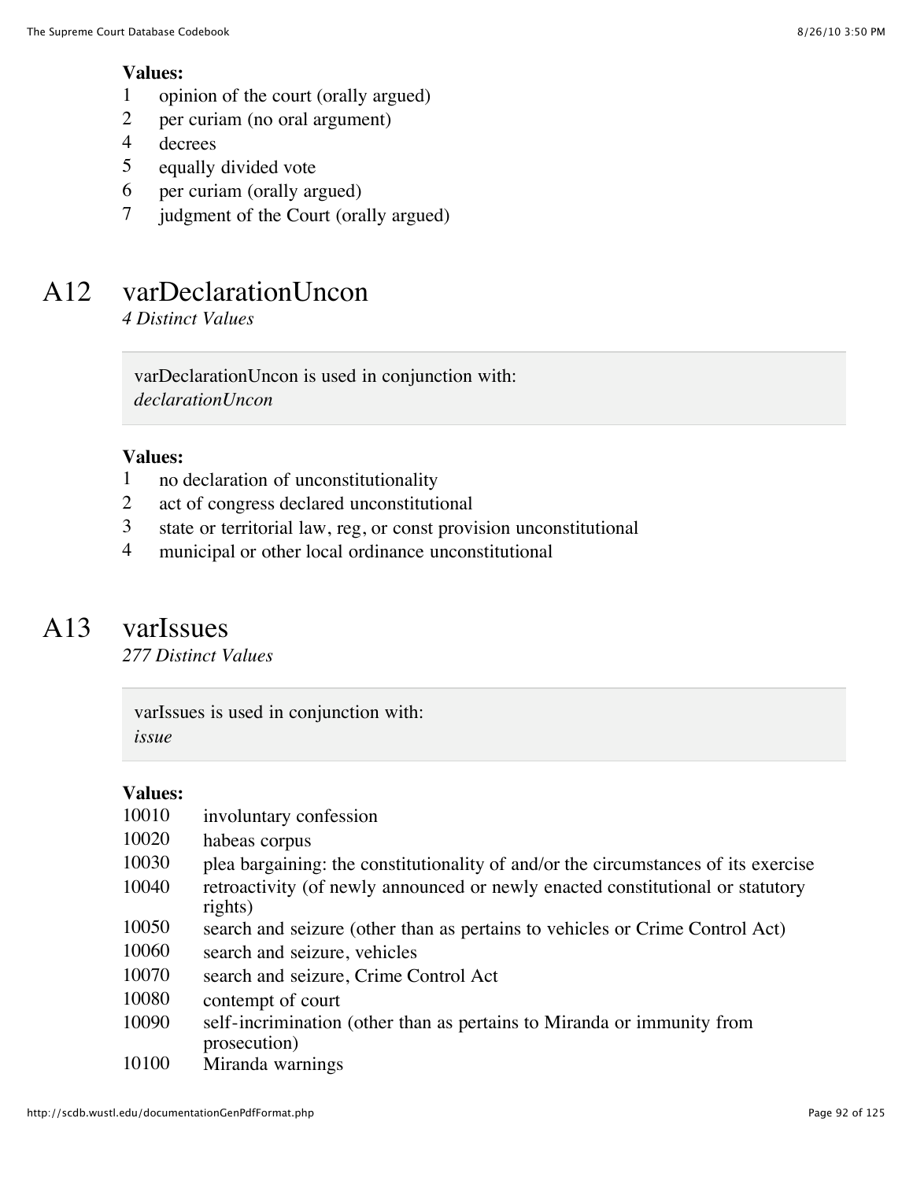**Values:**

| | |
|---|---|
| 1 | opinion of the court (orally argued) |
| 2 | per curiam (no oral argument) |
| 4 | decrees |
| 5 | equally divided vote |
| 6 | per curiam (orally argued) |
| 7 | judgment of the Court (orally argued) |

## A12 varDeclarationUncon

*4 Distinct Values*

varDeclarationUncon is used in conjunction with:
*declarationUncon*

**Values:**

| | |
|---|---|
| 1 | no declaration of unconstitutionality |
| 2 | act of congress declared unconstitutional |
| 3 | state or territorial law, reg, or const provision unconstitutional |
| 4 | municipal or other local ordinance unconstitutional |

## A13 varIssues

*277 Distinct Values*

varIssues is used in conjunction with:
*issue*

**Values:**

| | |
|---|---|
| 10010 | involuntary confession |
| 10020 | habeas corpus |
| 10030 | plea bargaining: the constitutionality of and/or the circumstances of its exercise |
| 10040 | retroactivity (of newly announced or newly enacted constitutional or statutory rights) |
| 10050 | search and seizure (other than as pertains to vehicles or Crime Control Act) |
| 10060 | search and seizure, vehicles |
| 10070 | search and seizure, Crime Control Act |
| 10080 | contempt of court |
| 10090 | self-incrimination (other than as pertains to Miranda or immunity from prosecution) |
| 10100 | Miranda warnings |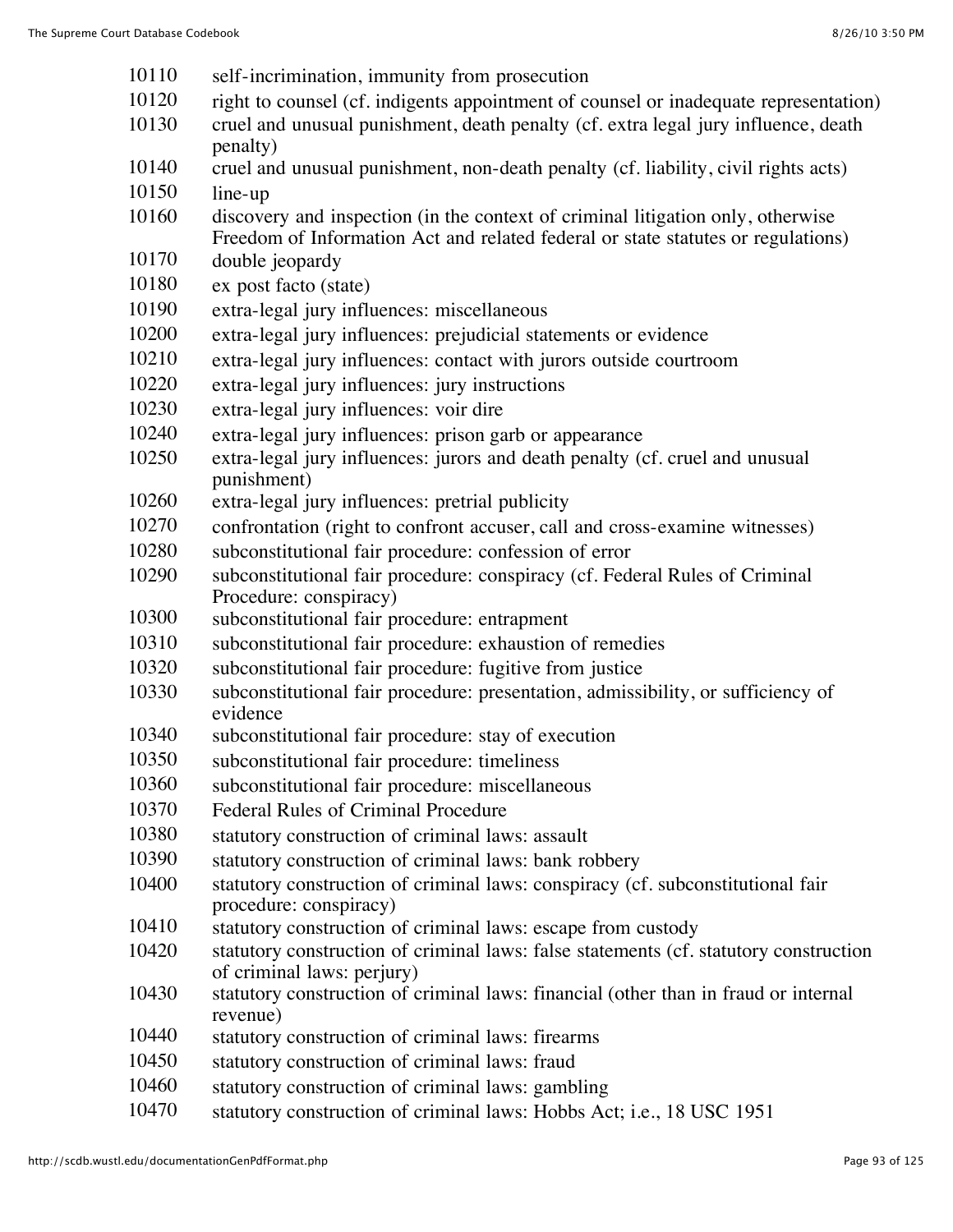10110 self-incrimination, immunity from prosecution

10120 right to counsel (cf. indigents appointment of counsel or inadequate representation)

10130 cruel and unusual punishment, death penalty (cf. extra legal jury influence, death penalty)

10140 cruel and unusual punishment, non-death penalty (cf. liability, civil rights acts)

10150 line-up

10160 discovery and inspection (in the context of criminal litigation only, otherwise Freedom of Information Act and related federal or state statutes or regulations)

10170 double jeopardy

10180 ex post facto (state)

10190 extra-legal jury influences: miscellaneous

10200 extra-legal jury influences: prejudicial statements or evidence

10210 extra-legal jury influences: contact with jurors outside courtroom

10220 extra-legal jury influences: jury instructions

10230 extra-legal jury influences: voir dire

10240 extra-legal jury influences: prison garb or appearance

10250 extra-legal jury influences: jurors and death penalty (cf. cruel and unusual punishment)

10260 extra-legal jury influences: pretrial publicity

10270 confrontation (right to confront accuser, call and cross-examine witnesses)

10280 subconstitutional fair procedure: confession of error

10290 subconstitutional fair procedure: conspiracy (cf. Federal Rules of Criminal Procedure: conspiracy)

10300 subconstitutional fair procedure: entrapment

10310 subconstitutional fair procedure: exhaustion of remedies

10320 subconstitutional fair procedure: fugitive from justice

10330 subconstitutional fair procedure: presentation, admissibility, or sufficiency of evidence

10340 subconstitutional fair procedure: stay of execution

10350 subconstitutional fair procedure: timeliness

10360 subconstitutional fair procedure: miscellaneous

10370 Federal Rules of Criminal Procedure

10380 statutory construction of criminal laws: assault

10390 statutory construction of criminal laws: bank robbery

10400 statutory construction of criminal laws: conspiracy (cf. subconstitutional fair procedure: conspiracy)

10410 statutory construction of criminal laws: escape from custody

10420 statutory construction of criminal laws: false statements (cf. statutory construction of criminal laws: perjury)

10430 statutory construction of criminal laws: financial (other than in fraud or internal revenue)

10440 statutory construction of criminal laws: firearms

10450 statutory construction of criminal laws: fraud

10460 statutory construction of criminal laws: gambling

10470 statutory construction of criminal laws: Hobbs Act; i.e., 18 USC 1951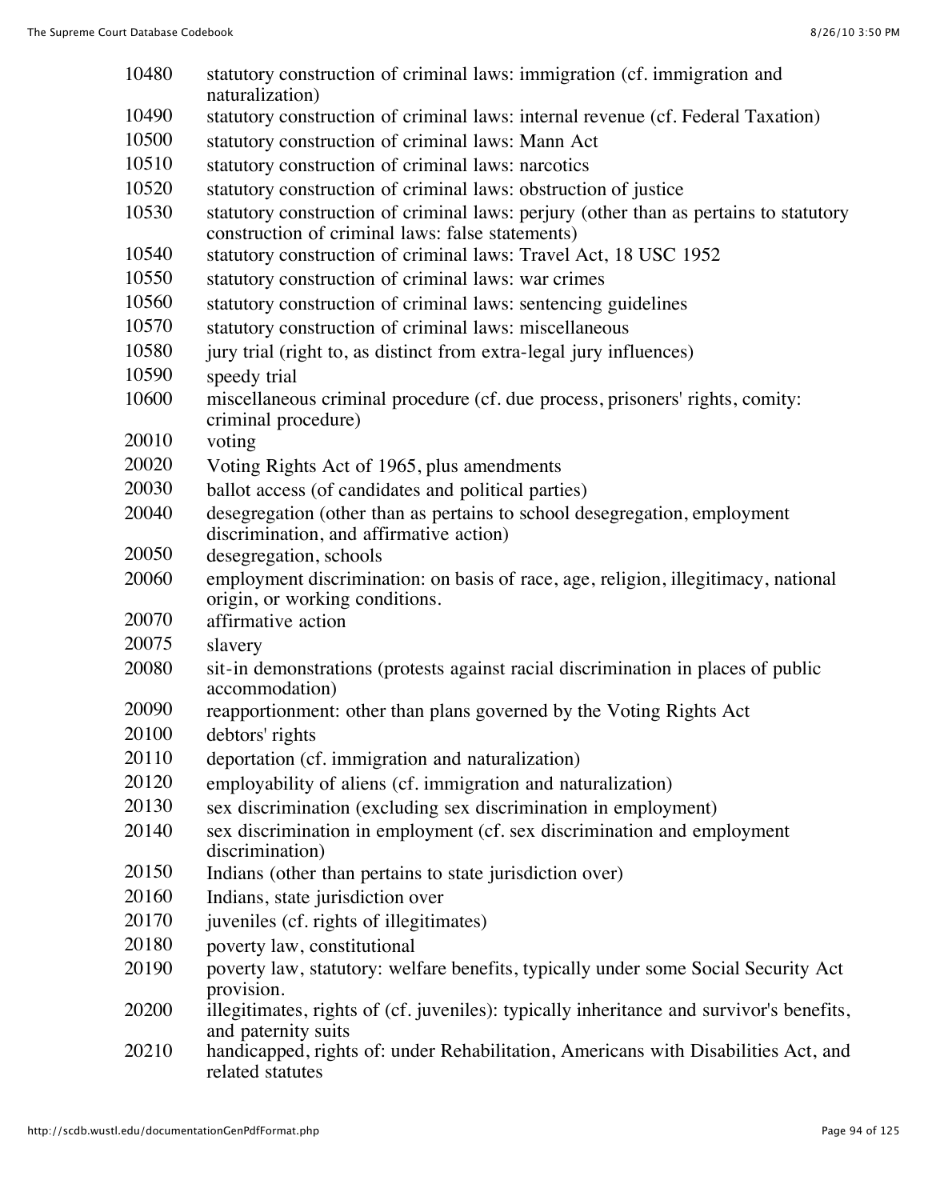| | |
|---|---|
| 10480 | statutory construction of criminal laws: immigration (cf. immigration and naturalization) |
| 10490 | statutory construction of criminal laws: internal revenue (cf. Federal Taxation) |
| 10500 | statutory construction of criminal laws: Mann Act |
| 10510 | statutory construction of criminal laws: narcotics |
| 10520 | statutory construction of criminal laws: obstruction of justice |
| 10530 | statutory construction of criminal laws: perjury (other than as pertains to statutory construction of criminal laws: false statements) |
| 10540 | statutory construction of criminal laws: Travel Act, 18 USC 1952 |
| 10550 | statutory construction of criminal laws: war crimes |
| 10560 | statutory construction of criminal laws: sentencing guidelines |
| 10570 | statutory construction of criminal laws: miscellaneous |
| 10580 | jury trial (right to, as distinct from extra-legal jury influences) |
| 10590 | speedy trial |
| 10600 | miscellaneous criminal procedure (cf. due process, prisoners' rights, comity: criminal procedure) |
| 20010 | voting |
| 20020 | Voting Rights Act of 1965, plus amendments |
| 20030 | ballot access (of candidates and political parties) |
| 20040 | desegregation (other than as pertains to school desegregation, employment discrimination, and affirmative action) |
| 20050 | desegregation, schools |
| 20060 | employment discrimination: on basis of race, age, religion, illegitimacy, national origin, or working conditions. |
| 20070 | affirmative action |
| 20075 | slavery |
| 20080 | sit-in demonstrations (protests against racial discrimination in places of public accommodation) |
| 20090 | reapportionment: other than plans governed by the Voting Rights Act |
| 20100 | debtors' rights |
| 20110 | deportation (cf. immigration and naturalization) |
| 20120 | employability of aliens (cf. immigration and naturalization) |
| 20130 | sex discrimination (excluding sex discrimination in employment) |
| 20140 | sex discrimination in employment (cf. sex discrimination and employment discrimination) |
| 20150 | Indians (other than pertains to state jurisdiction over) |
| 20160 | Indians, state jurisdiction over |
| 20170 | juveniles (cf. rights of illegitimates) |
| 20180 | poverty law, constitutional |
| 20190 | poverty law, statutory: welfare benefits, typically under some Social Security Act provision. |
| 20200 | illegitimates, rights of (cf. juveniles): typically inheritance and survivor's benefits, and paternity suits |
| 20210 | handicapped, rights of: under Rehabilitation, Americans with Disabilities Act, and related statutes |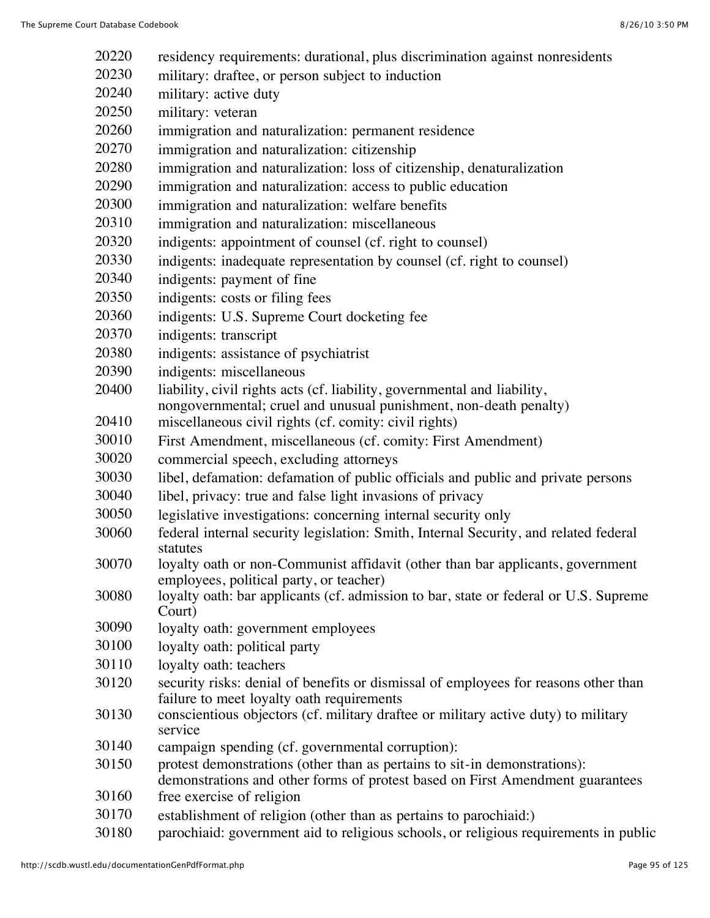| | |
|---|---|
| 20220 | residency requirements: durational, plus discrimination against nonresidents |
| 20230 | military: draftee, or person subject to induction |
| 20240 | military: active duty |
| 20250 | military: veteran |
| 20260 | immigration and naturalization: permanent residence |
| 20270 | immigration and naturalization: citizenship |
| 20280 | immigration and naturalization: loss of citizenship, denaturalization |
| 20290 | immigration and naturalization: access to public education |
| 20300 | immigration and naturalization: welfare benefits |
| 20310 | immigration and naturalization: miscellaneous |
| 20320 | indigents: appointment of counsel (cf. right to counsel) |
| 20330 | indigents: inadequate representation by counsel (cf. right to counsel) |
| 20340 | indigents: payment of fine |
| 20350 | indigents: costs or filing fees |
| 20360 | indigents: U.S. Supreme Court docketing fee |
| 20370 | indigents: transcript |
| 20380 | indigents: assistance of psychiatrist |
| 20390 | indigents: miscellaneous |
| 20400 | liability, civil rights acts (cf. liability, governmental and liability, nongovernmental; cruel and unusual punishment, non-death penalty) |
| 20410 | miscellaneous civil rights (cf. comity: civil rights) |
| 30010 | First Amendment, miscellaneous (cf. comity: First Amendment) |
| 30020 | commercial speech, excluding attorneys |
| 30030 | libel, defamation: defamation of public officials and public and private persons |
| 30040 | libel, privacy: true and false light invasions of privacy |
| 30050 | legislative investigations: concerning internal security only |
| 30060 | federal internal security legislation: Smith, Internal Security, and related federal statutes |
| 30070 | loyalty oath or non-Communist affidavit (other than bar applicants, government employees, political party, or teacher) |
| 30080 | loyalty oath: bar applicants (cf. admission to bar, state or federal or U.S. Supreme Court) |
| 30090 | loyalty oath: government employees |
| 30100 | loyalty oath: political party |
| 30110 | loyalty oath: teachers |
| 30120 | security risks: denial of benefits or dismissal of employees for reasons other than failure to meet loyalty oath requirements |
| 30130 | conscientious objectors (cf. military draftee or military active duty) to military service |
| 30140 | campaign spending (cf. governmental corruption): |
| 30150 | protest demonstrations (other than as pertains to sit-in demonstrations): demonstrations and other forms of protest based on First Amendment guarantees |
| 30160 | free exercise of religion |
| 30170 | establishment of religion (other than as pertains to parochiaid:) |
| 30180 | parochiaid: government aid to religious schools, or religious requirements in public |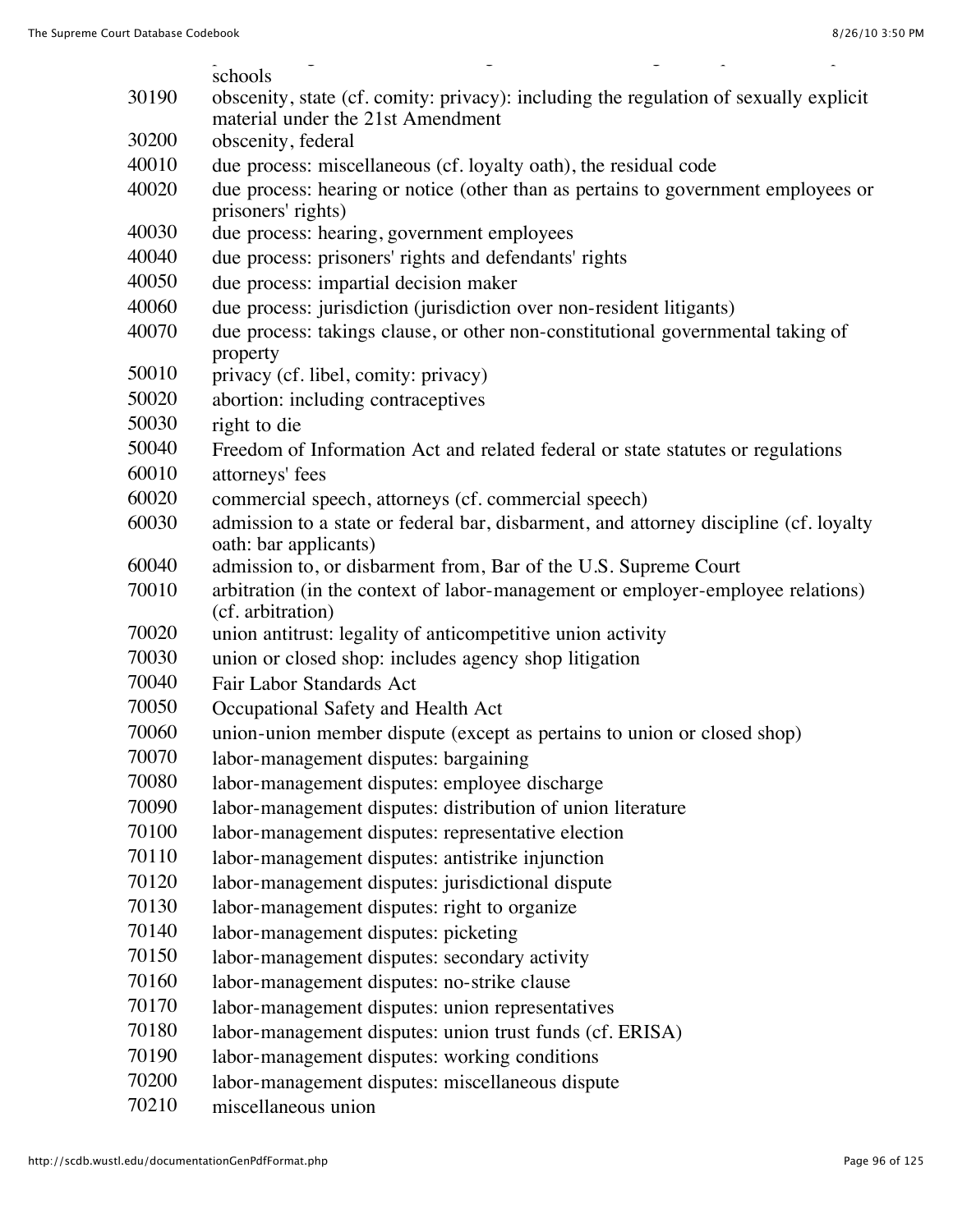schools

| Code | Description |
|---|---|
| 30190 | obscenity, state (cf. comity: privacy): including the regulation of sexually explicit material under the 21st Amendment |
| 30200 | obscenity, federal |
| 40010 | due process: miscellaneous (cf. loyalty oath), the residual code |
| 40020 | due process: hearing or notice (other than as pertains to government employees or prisoners' rights) |
| 40030 | due process: hearing, government employees |
| 40040 | due process: prisoners' rights and defendants' rights |
| 40050 | due process: impartial decision maker |
| 40060 | due process: jurisdiction (jurisdiction over non-resident litigants) |
| 40070 | due process: takings clause, or other non-constitutional governmental taking of property |
| 50010 | privacy (cf. libel, comity: privacy) |
| 50020 | abortion: including contraceptives |
| 50030 | right to die |
| 50040 | Freedom of Information Act and related federal or state statutes or regulations |
| 60010 | attorneys' fees |
| 60020 | commercial speech, attorneys (cf. commercial speech) |
| 60030 | admission to a state or federal bar, disbarment, and attorney discipline (cf. loyalty oath: bar applicants) |
| 60040 | admission to, or disbarment from, Bar of the U.S. Supreme Court |
| 70010 | arbitration (in the context of labor-management or employer-employee relations) (cf. arbitration) |
| 70020 | union antitrust: legality of anticompetitive union activity |
| 70030 | union or closed shop: includes agency shop litigation |
| 70040 | Fair Labor Standards Act |
| 70050 | Occupational Safety and Health Act |
| 70060 | union-union member dispute (except as pertains to union or closed shop) |
| 70070 | labor-management disputes: bargaining |
| 70080 | labor-management disputes: employee discharge |
| 70090 | labor-management disputes: distribution of union literature |
| 70100 | labor-management disputes: representative election |
| 70110 | labor-management disputes: antistrike injunction |
| 70120 | labor-management disputes: jurisdictional dispute |
| 70130 | labor-management disputes: right to organize |
| 70140 | labor-management disputes: picketing |
| 70150 | labor-management disputes: secondary activity |
| 70160 | labor-management disputes: no-strike clause |
| 70170 | labor-management disputes: union representatives |
| 70180 | labor-management disputes: union trust funds (cf. ERISA) |
| 70190 | labor-management disputes: working conditions |
| 70200 | labor-management disputes: miscellaneous dispute |
| 70210 | miscellaneous union |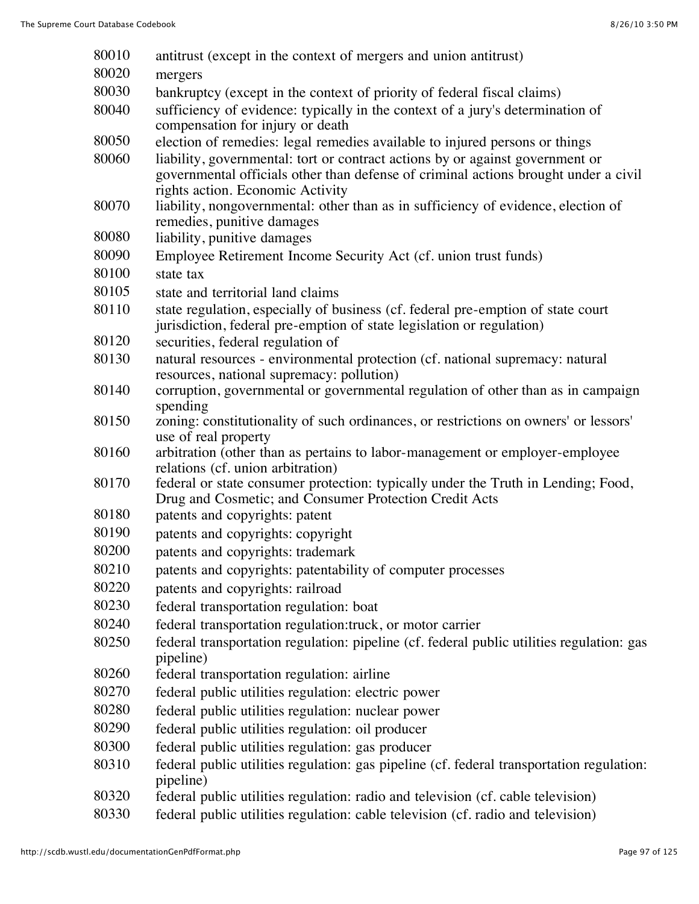80010 antitrust (except in the context of mergers and union antitrust)

80020 mergers

80030 bankruptcy (except in the context of priority of federal fiscal claims)

80040 sufficiency of evidence: typically in the context of a jury's determination of compensation for injury or death

80050 election of remedies: legal remedies available to injured persons or things

80060 liability, governmental: tort or contract actions by or against government or governmental officials other than defense of criminal actions brought under a civil rights action. Economic Activity

80070 liability, nongovernmental: other than as in sufficiency of evidence, election of remedies, punitive damages

80080 liability, punitive damages

80090 Employee Retirement Income Security Act (cf. union trust funds)

80100 state tax

80105 state and territorial land claims

80110 state regulation, especially of business (cf. federal pre-emption of state court jurisdiction, federal pre-emption of state legislation or regulation)

80120 securities, federal regulation of

80130 natural resources - environmental protection (cf. national supremacy: natural resources, national supremacy: pollution)

80140 corruption, governmental or governmental regulation of other than as in campaign spending

80150 zoning: constitutionality of such ordinances, or restrictions on owners' or lessors' use of real property

80160 arbitration (other than as pertains to labor-management or employer-employee relations (cf. union arbitration)

80170 federal or state consumer protection: typically under the Truth in Lending; Food, Drug and Cosmetic; and Consumer Protection Credit Acts

80180 patents and copyrights: patent

80190 patents and copyrights: copyright

80200 patents and copyrights: trademark

80210 patents and copyrights: patentability of computer processes

80220 patents and copyrights: railroad

80230 federal transportation regulation: boat

80240 federal transportation regulation:truck, or motor carrier

80250 federal transportation regulation: pipeline (cf. federal public utilities regulation: gas pipeline)

80260 federal transportation regulation: airline

80270 federal public utilities regulation: electric power

80280 federal public utilities regulation: nuclear power

80290 federal public utilities regulation: oil producer

80300 federal public utilities regulation: gas producer

80310 federal public utilities regulation: gas pipeline (cf. federal transportation regulation: pipeline)

80320 federal public utilities regulation: radio and television (cf. cable television)

80330 federal public utilities regulation: cable television (cf. radio and television)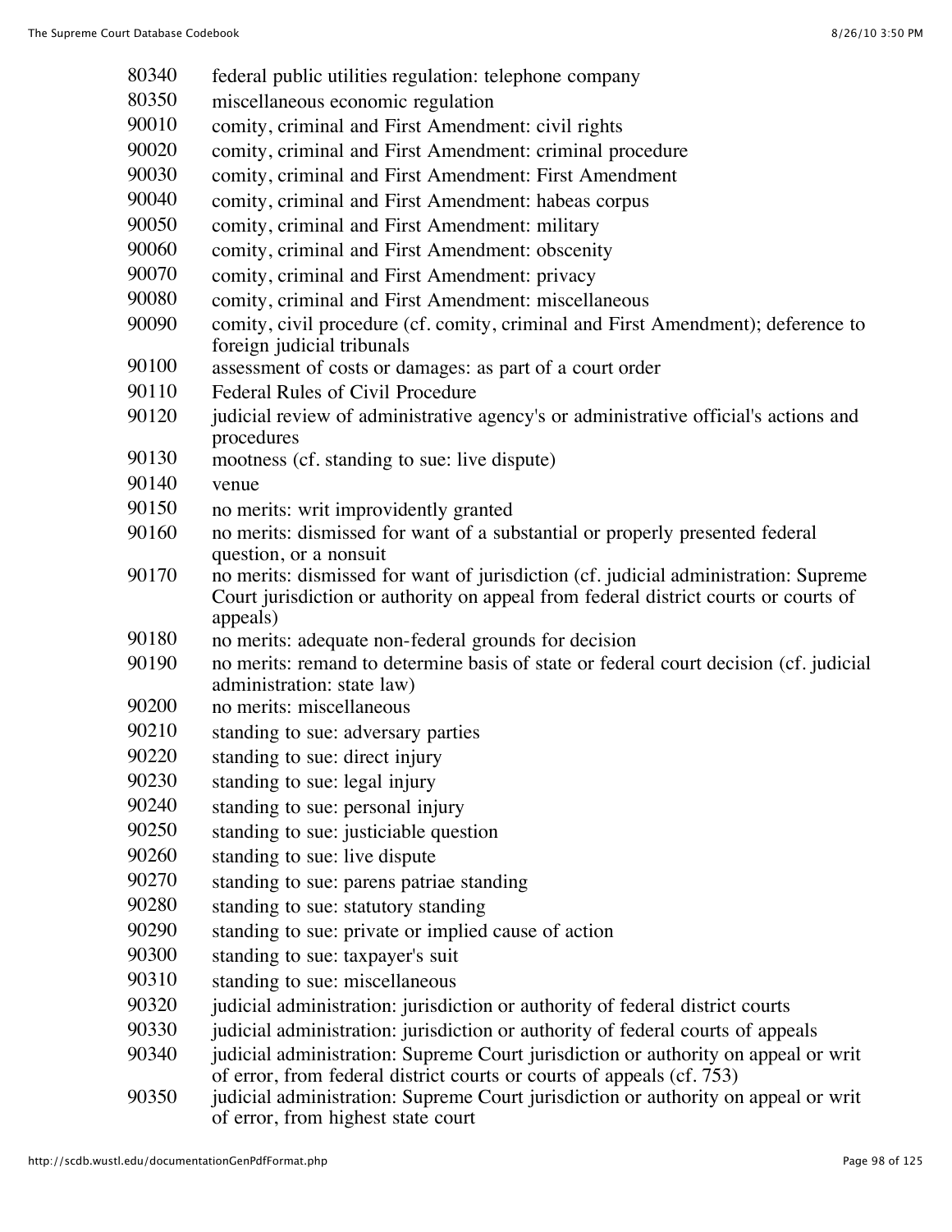| | |
|---|---|
| 80340 | federal public utilities regulation: telephone company |
| 80350 | miscellaneous economic regulation |
| 90010 | comity, criminal and First Amendment: civil rights |
| 90020 | comity, criminal and First Amendment: criminal procedure |
| 90030 | comity, criminal and First Amendment: First Amendment |
| 90040 | comity, criminal and First Amendment: habeas corpus |
| 90050 | comity, criminal and First Amendment: military |
| 90060 | comity, criminal and First Amendment: obscenity |
| 90070 | comity, criminal and First Amendment: privacy |
| 90080 | comity, criminal and First Amendment: miscellaneous |
| 90090 | comity, civil procedure (cf. comity, criminal and First Amendment); deference to foreign judicial tribunals |
| 90100 | assessment of costs or damages: as part of a court order |
| 90110 | Federal Rules of Civil Procedure |
| 90120 | judicial review of administrative agency's or administrative official's actions and procedures |
| 90130 | mootness (cf. standing to sue: live dispute) |
| 90140 | venue |
| 90150 | no merits: writ improvidently granted |
| 90160 | no merits: dismissed for want of a substantial or properly presented federal question, or a nonsuit |
| 90170 | no merits: dismissed for want of jurisdiction (cf. judicial administration: Supreme Court jurisdiction or authority on appeal from federal district courts or courts of appeals) |
| 90180 | no merits: adequate non-federal grounds for decision |
| 90190 | no merits: remand to determine basis of state or federal court decision (cf. judicial administration: state law) |
| 90200 | no merits: miscellaneous |
| 90210 | standing to sue: adversary parties |
| 90220 | standing to sue: direct injury |
| 90230 | standing to sue: legal injury |
| 90240 | standing to sue: personal injury |
| 90250 | standing to sue: justiciable question |
| 90260 | standing to sue: live dispute |
| 90270 | standing to sue: parens patriae standing |
| 90280 | standing to sue: statutory standing |
| 90290 | standing to sue: private or implied cause of action |
| 90300 | standing to sue: taxpayer's suit |
| 90310 | standing to sue: miscellaneous |
| 90320 | judicial administration: jurisdiction or authority of federal district courts |
| 90330 | judicial administration: jurisdiction or authority of federal courts of appeals |
| 90340 | judicial administration: Supreme Court jurisdiction or authority on appeal or writ of error, from federal district courts or courts of appeals (cf. 753) |
| 90350 | judicial administration: Supreme Court jurisdiction or authority on appeal or writ of error, from highest state court |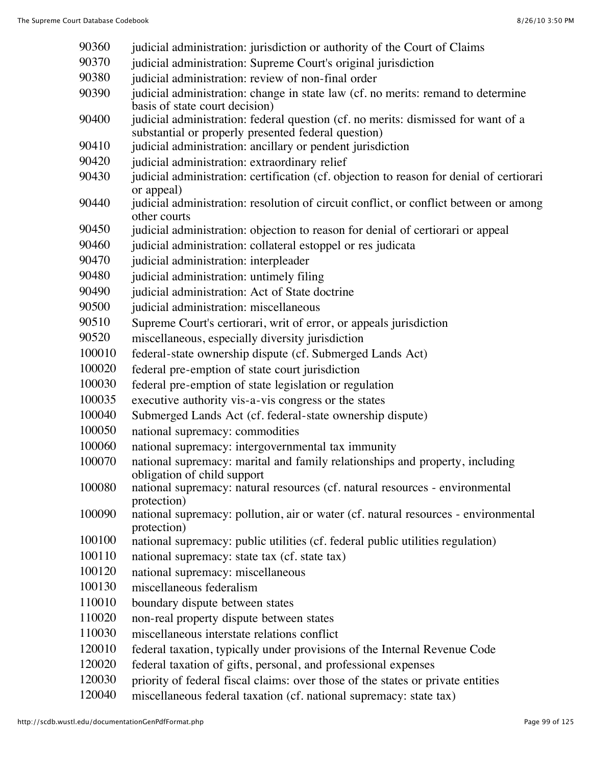| | |
|---|---|
| 90360 | judicial administration: jurisdiction or authority of the Court of Claims |
| 90370 | judicial administration: Supreme Court's original jurisdiction |
| 90380 | judicial administration: review of non-final order |
| 90390 | judicial administration: change in state law (cf. no merits: remand to determine basis of state court decision) |
| 90400 | judicial administration: federal question (cf. no merits: dismissed for want of a substantial or properly presented federal question) |
| 90410 | judicial administration: ancillary or pendent jurisdiction |
| 90420 | judicial administration: extraordinary relief |
| 90430 | judicial administration: certification (cf. objection to reason for denial of certiorari or appeal) |
| 90440 | judicial administration: resolution of circuit conflict, or conflict between or among other courts |
| 90450 | judicial administration: objection to reason for denial of certiorari or appeal |
| 90460 | judicial administration: collateral estoppel or res judicata |
| 90470 | judicial administration: interpleader |
| 90480 | judicial administration: untimely filing |
| 90490 | judicial administration: Act of State doctrine |
| 90500 | judicial administration: miscellaneous |
| 90510 | Supreme Court's certiorari, writ of error, or appeals jurisdiction |
| 90520 | miscellaneous, especially diversity jurisdiction |
| 100010 | federal-state ownership dispute (cf. Submerged Lands Act) |
| 100020 | federal pre-emption of state court jurisdiction |
| 100030 | federal pre-emption of state legislation or regulation |
| 100035 | executive authority vis-a-vis congress or the states |
| 100040 | Submerged Lands Act (cf. federal-state ownership dispute) |
| 100050 | national supremacy: commodities |
| 100060 | national supremacy: intergovernmental tax immunity |
| 100070 | national supremacy: marital and family relationships and property, including obligation of child support |
| 100080 | national supremacy: natural resources (cf. natural resources - environmental protection) |
| 100090 | national supremacy: pollution, air or water (cf. natural resources - environmental protection) |
| 100100 | national supremacy: public utilities (cf. federal public utilities regulation) |
| 100110 | national supremacy: state tax (cf. state tax) |
| 100120 | national supremacy: miscellaneous |
| 100130 | miscellaneous federalism |
| 110010 | boundary dispute between states |
| 110020 | non-real property dispute between states |
| 110030 | miscellaneous interstate relations conflict |
| 120010 | federal taxation, typically under provisions of the Internal Revenue Code |
| 120020 | federal taxation of gifts, personal, and professional expenses |
| 120030 | priority of federal fiscal claims: over those of the states or private entities |
| 120040 | miscellaneous federal taxation (cf. national supremacy: state tax) |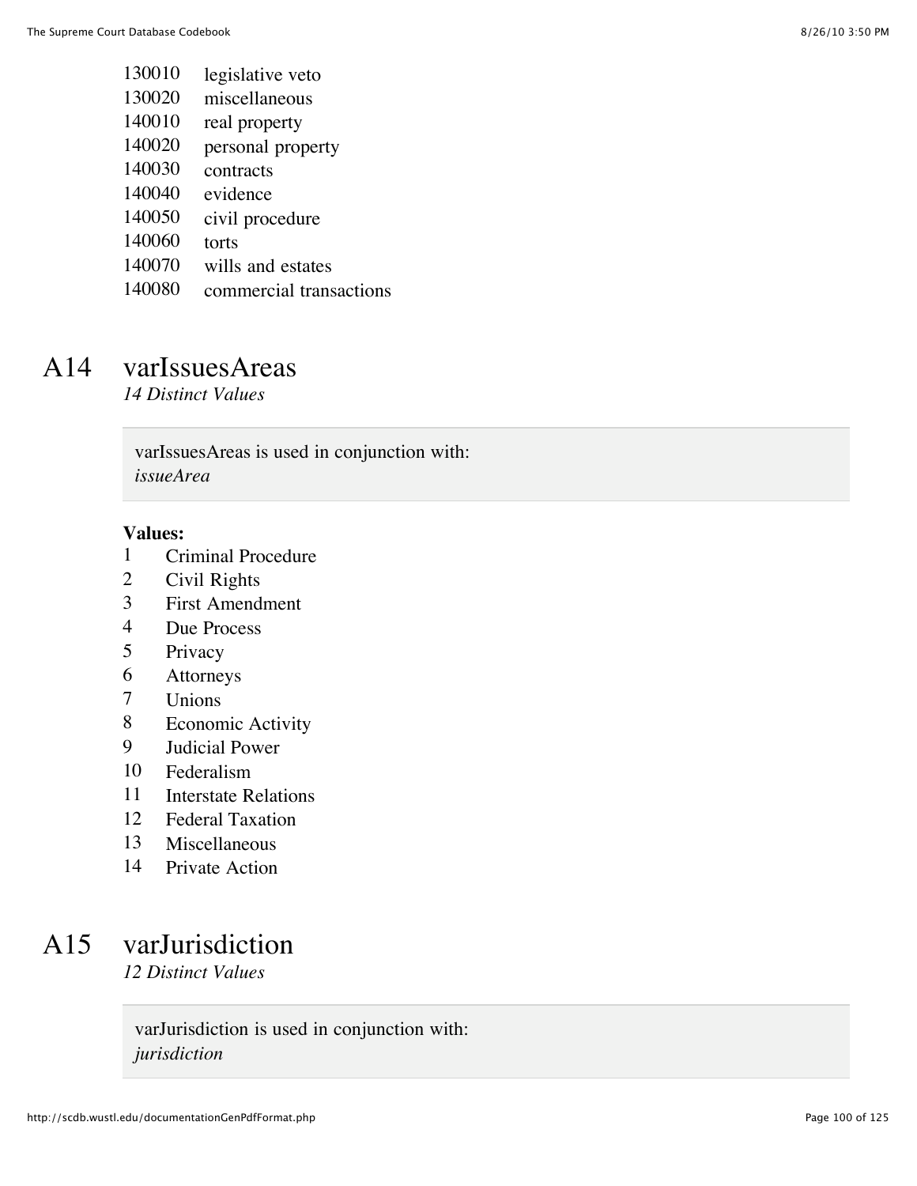| | |
|---|---|
| 130010 | legislative veto |
| 130020 | miscellaneous |
| 140010 | real property |
| 140020 | personal property |
| 140030 | contracts |
| 140040 | evidence |
| 140050 | civil procedure |
| 140060 | torts |
| 140070 | wills and estates |
| 140080 | commercial transactions |

# A14 varIssuesAreas

*14 Distinct Values*

varIssuesAreas is used in conjunction with:
*issueArea*

**Values:**

| | |
|---|---|
| 1 | Criminal Procedure |
| 2 | Civil Rights |
| 3 | First Amendment |
| 4 | Due Process |
| 5 | Privacy |
| 6 | Attorneys |
| 7 | Unions |
| 8 | Economic Activity |
| 9 | Judicial Power |
| 10 | Federalism |
| 11 | Interstate Relations |
| 12 | Federal Taxation |
| 13 | Miscellaneous |
| 14 | Private Action |

# A15 varJurisdiction

*12 Distinct Values*

varJurisdiction is used in conjunction with:
*jurisdiction*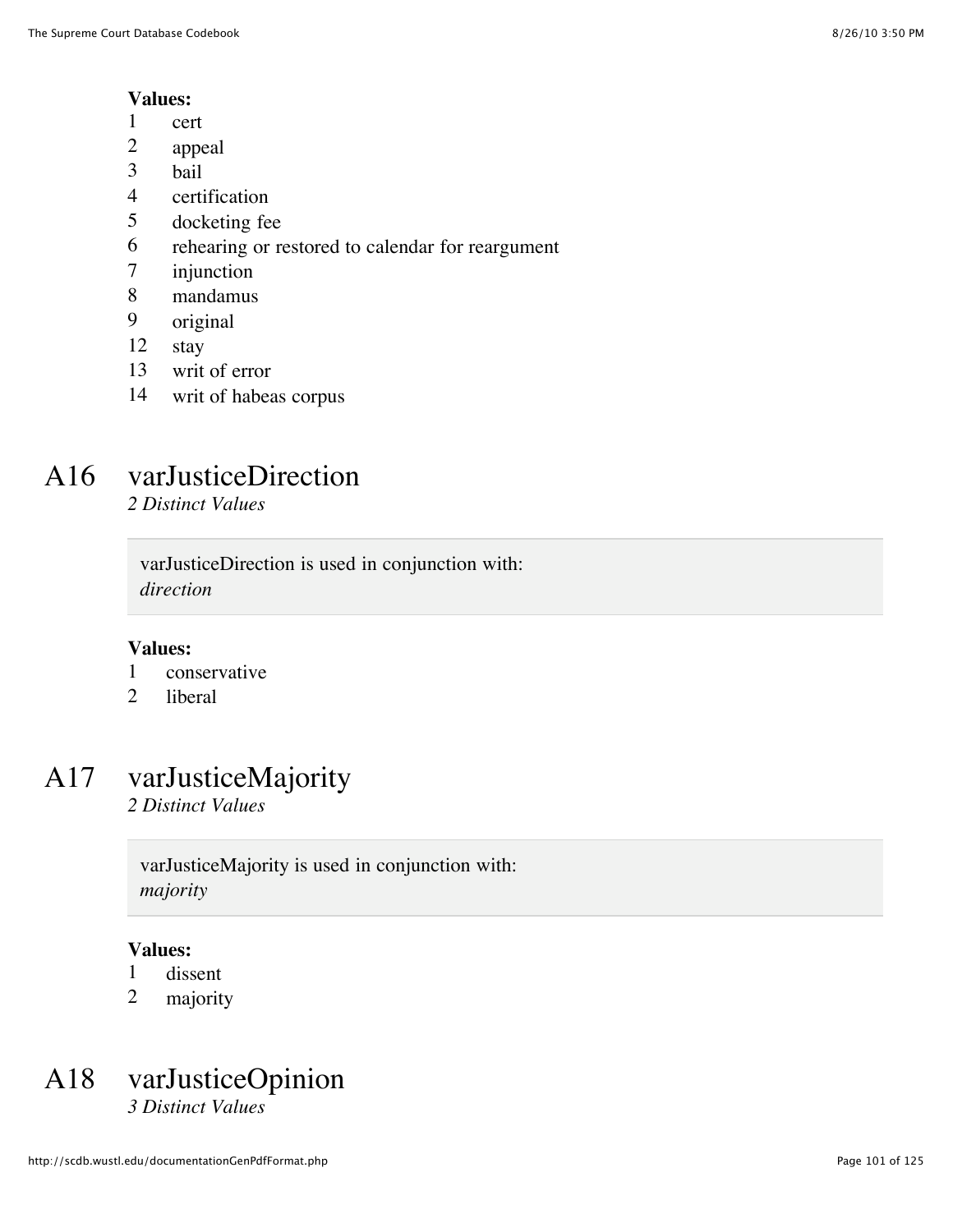**Values:**

1 cert
2 appeal
3 bail
4 certification
5 docketing fee
6 rehearing or restored to calendar for reargument
7 injunction
8 mandamus
9 original
12 stay
13 writ of error
14 writ of habeas corpus

## A16 varJusticeDirection

*2 Distinct Values*

varJusticeDirection is used in conjunction with:
*direction*

**Values:**

1 conservative
2 liberal

## A17 varJusticeMajority

*2 Distinct Values*

varJusticeMajority is used in conjunction with:
*majority*

**Values:**

1 dissent
2 majority

## A18 varJusticeOpinion

*3 Distinct Values*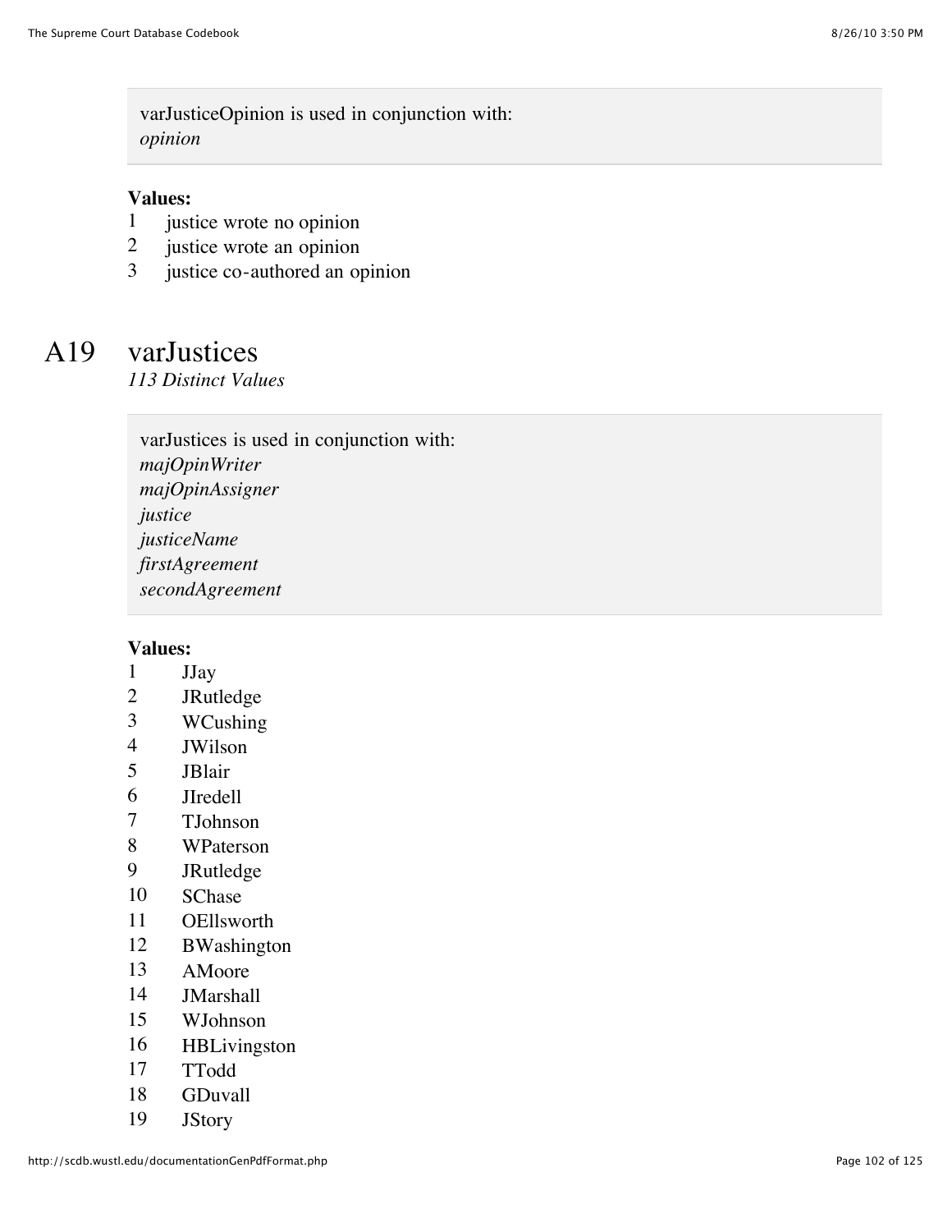varJusticeOpinion is used in conjunction with:
*opinion*

**Values:**

1 justice wrote no opinion
2 justice wrote an opinion
3 justice co-authored an opinion

## A19 varJustices

*113 Distinct Values*

varJustices is used in conjunction with:
*majOpinWriter*
*majOpinAssigner*
*justice*
*justiceName*
*firstAgreement*
*secondAgreement*

**Values:**

1 JJay
2 JRutledge
3 WCushing
4 JWilson
5 JBlair
6 JIredell
7 TJohnson
8 WPaterson
9 JRutledge
10 SChase
11 OEllsworth
12 BWashington
13 AMoore
14 JMarshall
15 WJohnson
16 HBLivingston
17 TTodd
18 GDuvall
19 JStory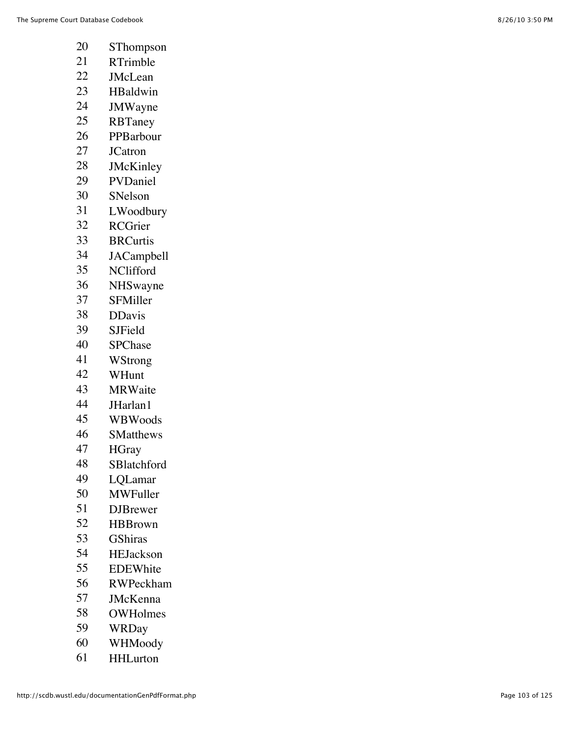20 SThompson
21 RTrimble
22 JMcLean
23 HBaldwin
24 JMWayne
25 RBTaney
26 PPBarbour
27 JCatron
28 JMcKinley
29 PVDaniel
30 SNelson
31 LWoodbury
32 RCGrier
33 BRCurtis
34 JACampbell
35 NClifford
36 NHSwayne
37 SFMiller
38 DDavis
39 SJField
40 SPChase
41 WStrong
42 WHunt
43 MRWaite
44 JHarlan1
45 WBWoods
46 SMatthews
47 HGray
48 SBlatchford
49 LQLamar
50 MWFuller
51 DJBrewer
52 HBBrown
53 GShiras
54 HEJackson
55 EDEWhite
56 RWPeckham
57 JMcKenna
58 OWHolmes
59 WRDay
60 WHMoody
61 HHLurton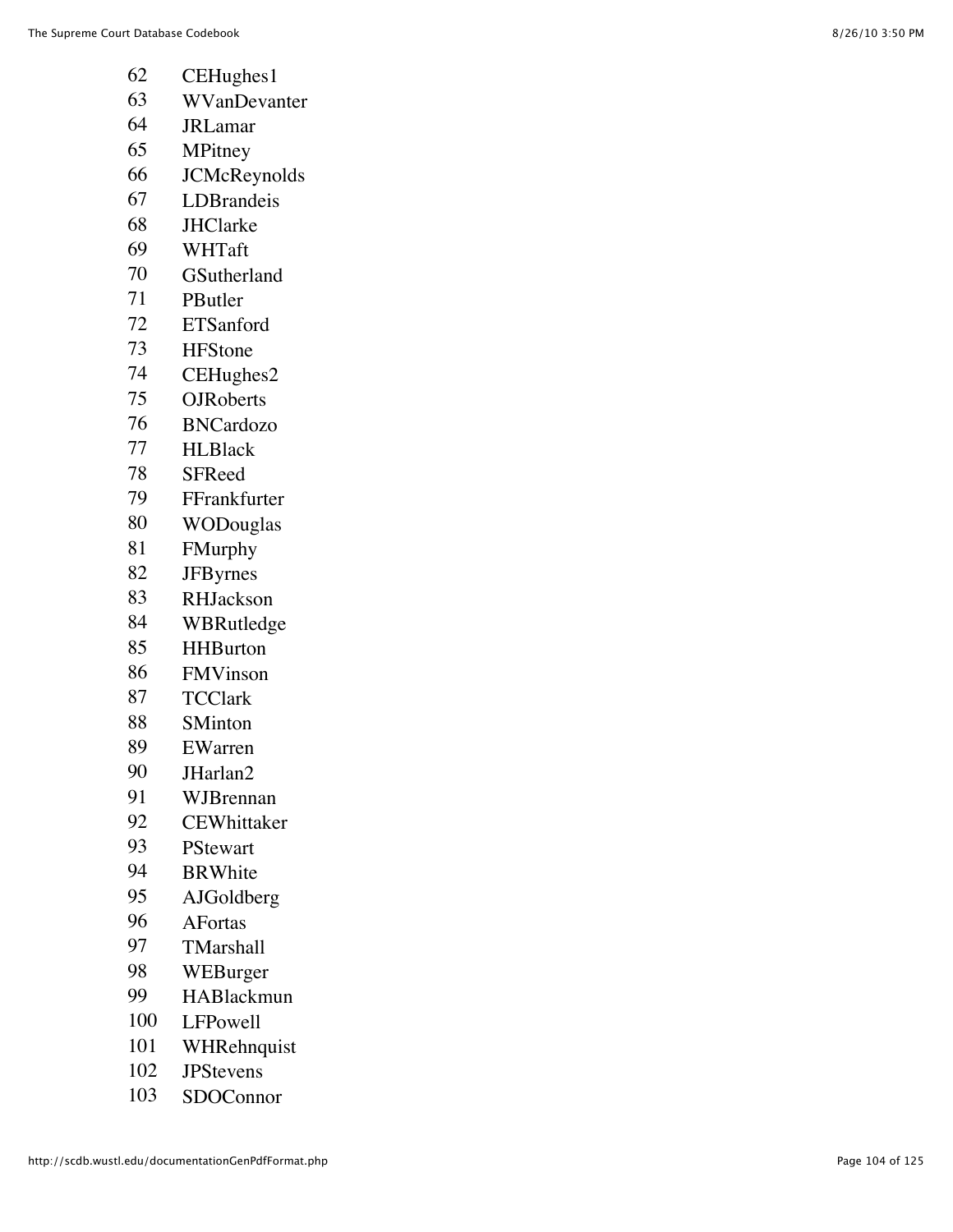62 CEHughes1
63 WVanDevanter
64 JRLamar
65 MPitney
66 JCMcReynolds
67 LDBrandeis
68 JHClarke
69 WHTaft
70 GSutherland
71 PButler
72 ETSanford
73 HFStone
74 CEHughes2
75 OJRoberts
76 BNCardozo
77 HLBlack
78 SFReed
79 FFrankfurter
80 WODouglas
81 FMurphy
82 JFByrnes
83 RHJackson
84 WBRutledge
85 HHBurton
86 FMVinson
87 TCClark
88 SMinton
89 EWarren
90 JHarlan2
91 WJBrennan
92 CEWhittaker
93 PStewart
94 BRWhite
95 AJGoldberg
96 AFortas
97 TMarshall
98 WEBurger
99 HABlackmun
100 LFPowell
101 WHRehnquist
102 JPStevens
103 SDOConnor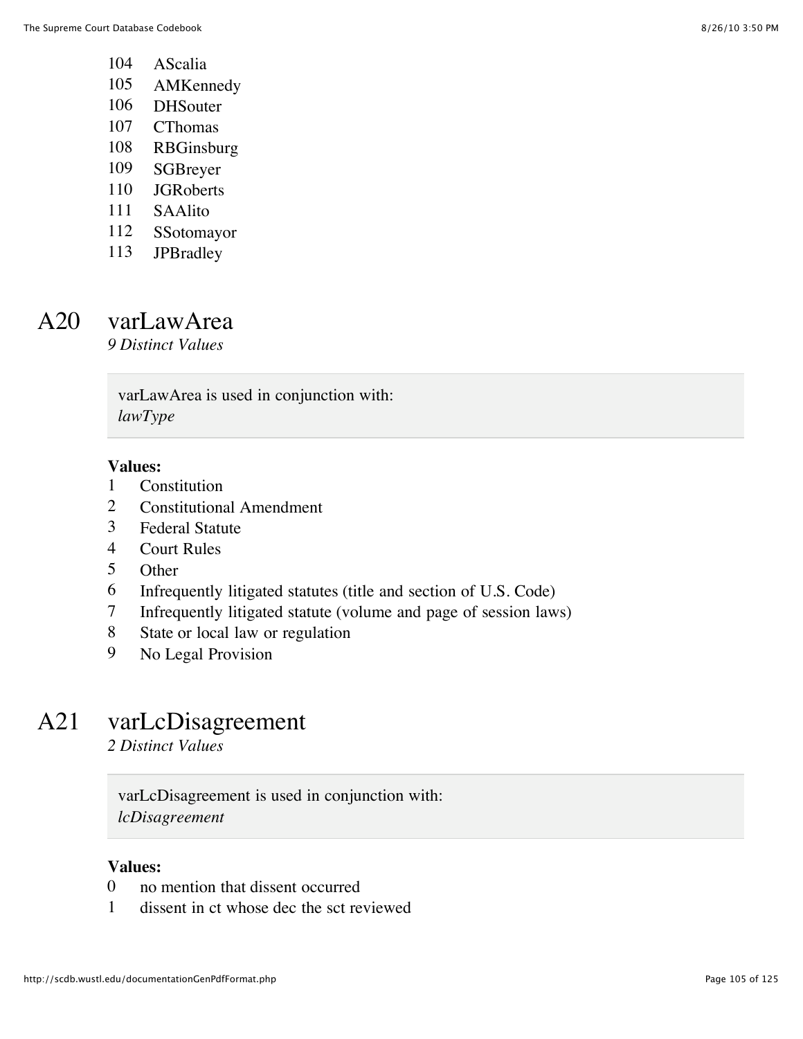104 AScalia
105 AMKennedy
106 DHSouter
107 CThomas
108 RBGinsburg
109 SGBreyer
110 JGRoberts
111 SAAlito
112 SSotomayor
113 JPBradley

## A20 varLawArea

*9 Distinct Values*

varLawArea is used in conjunction with:
*lawType*

**Values:**

1 Constitution
2 Constitutional Amendment
3 Federal Statute
4 Court Rules
5 Other
6 Infrequently litigated statutes (title and section of U.S. Code)
7 Infrequently litigated statute (volume and page of session laws)
8 State or local law or regulation
9 No Legal Provision

## A21 varLcDisagreement

*2 Distinct Values*

varLcDisagreement is used in conjunction with:
*lcDisagreement*

**Values:**

0 no mention that dissent occurred
1 dissent in ct whose dec the sct reviewed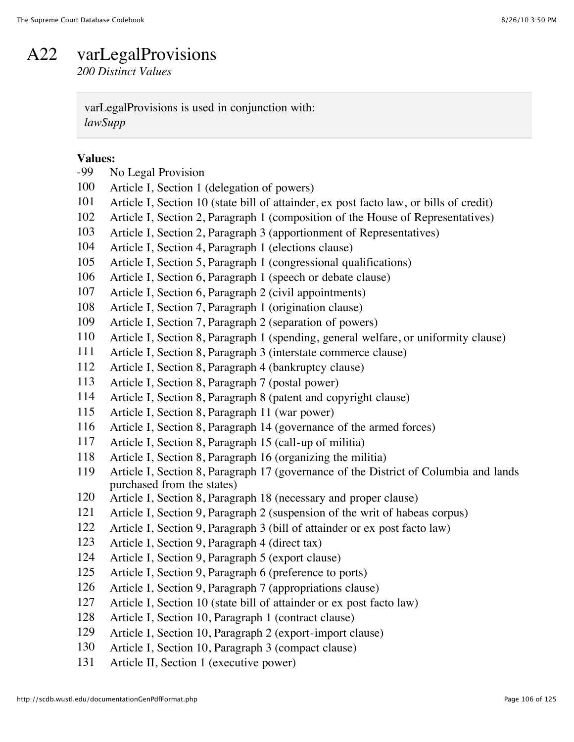# A22 varLegalProvisions

*200 Distinct Values*

> varLegalProvisions is used in conjunction with:
> *lawSupp*

**Values:**

| | |
|---|---|
| -99 | No Legal Provision |
| 100 | Article I, Section 1 (delegation of powers) |
| 101 | Article I, Section 10 (state bill of attainder, ex post facto law, or bills of credit) |
| 102 | Article I, Section 2, Paragraph 1 (composition of the House of Representatives) |
| 103 | Article I, Section 2, Paragraph 3 (apportionment of Representatives) |
| 104 | Article I, Section 4, Paragraph 1 (elections clause) |
| 105 | Article I, Section 5, Paragraph 1 (congressional qualifications) |
| 106 | Article I, Section 6, Paragraph 1 (speech or debate clause) |
| 107 | Article I, Section 6, Paragraph 2 (civil appointments) |
| 108 | Article I, Section 7, Paragraph 1 (origination clause) |
| 109 | Article I, Section 7, Paragraph 2 (separation of powers) |
| 110 | Article I, Section 8, Paragraph 1 (spending, general welfare, or uniformity clause) |
| 111 | Article I, Section 8, Paragraph 3 (interstate commerce clause) |
| 112 | Article I, Section 8, Paragraph 4 (bankruptcy clause) |
| 113 | Article I, Section 8, Paragraph 7 (postal power) |
| 114 | Article I, Section 8, Paragraph 8 (patent and copyright clause) |
| 115 | Article I, Section 8, Paragraph 11 (war power) |
| 116 | Article I, Section 8, Paragraph 14 (governance of the armed forces) |
| 117 | Article I, Section 8, Paragraph 15 (call-up of militia) |
| 118 | Article I, Section 8, Paragraph 16 (organizing the militia) |
| 119 | Article I, Section 8, Paragraph 17 (governance of the District of Columbia and lands purchased from the states) |
| 120 | Article I, Section 8, Paragraph 18 (necessary and proper clause) |
| 121 | Article I, Section 9, Paragraph 2 (suspension of the writ of habeas corpus) |
| 122 | Article I, Section 9, Paragraph 3 (bill of attainder or ex post facto law) |
| 123 | Article I, Section 9, Paragraph 4 (direct tax) |
| 124 | Article I, Section 9, Paragraph 5 (export clause) |
| 125 | Article I, Section 9, Paragraph 6 (preference to ports) |
| 126 | Article I, Section 9, Paragraph 7 (appropriations clause) |
| 127 | Article I, Section 10 (state bill of attainder or ex post facto law) |
| 128 | Article I, Section 10, Paragraph 1 (contract clause) |
| 129 | Article I, Section 10, Paragraph 2 (export-import clause) |
| 130 | Article I, Section 10, Paragraph 3 (compact clause) |
| 131 | Article II, Section 1 (executive power) |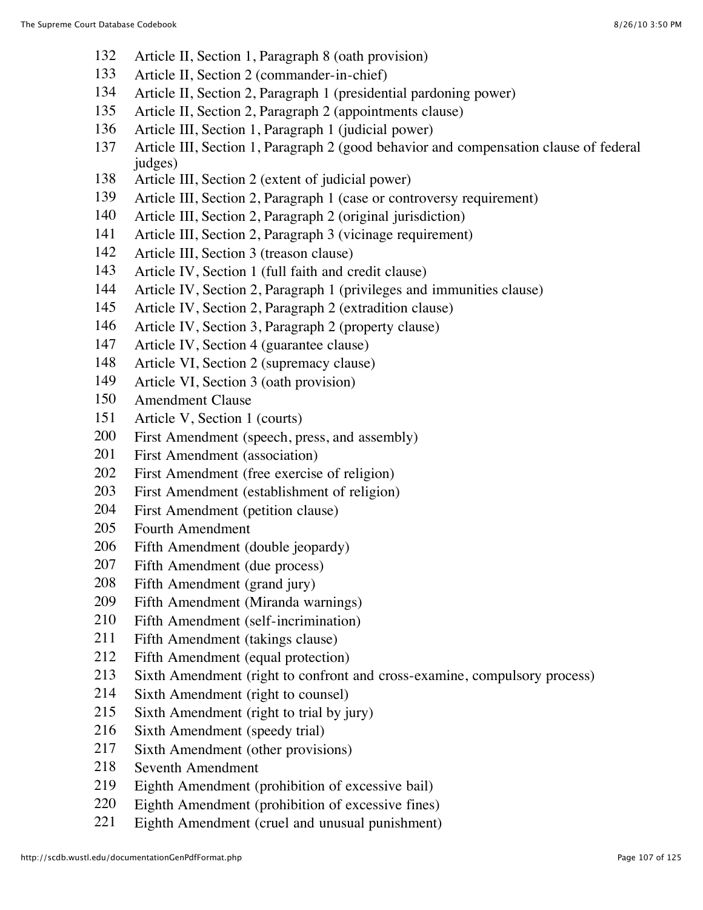132 Article II, Section 1, Paragraph 8 (oath provision)
133 Article II, Section 2 (commander-in-chief)
134 Article II, Section 2, Paragraph 1 (presidential pardoning power)
135 Article II, Section 2, Paragraph 2 (appointments clause)
136 Article III, Section 1, Paragraph 1 (judicial power)
137 Article III, Section 1, Paragraph 2 (good behavior and compensation clause of federal judges)
138 Article III, Section 2 (extent of judicial power)
139 Article III, Section 2, Paragraph 1 (case or controversy requirement)
140 Article III, Section 2, Paragraph 2 (original jurisdiction)
141 Article III, Section 2, Paragraph 3 (vicinage requirement)
142 Article III, Section 3 (treason clause)
143 Article IV, Section 1 (full faith and credit clause)
144 Article IV, Section 2, Paragraph 1 (privileges and immunities clause)
145 Article IV, Section 2, Paragraph 2 (extradition clause)
146 Article IV, Section 3, Paragraph 2 (property clause)
147 Article IV, Section 4 (guarantee clause)
148 Article VI, Section 2 (supremacy clause)
149 Article VI, Section 3 (oath provision)
150 Amendment Clause
151 Article V, Section 1 (courts)
200 First Amendment (speech, press, and assembly)
201 First Amendment (association)
202 First Amendment (free exercise of religion)
203 First Amendment (establishment of religion)
204 First Amendment (petition clause)
205 Fourth Amendment
206 Fifth Amendment (double jeopardy)
207 Fifth Amendment (due process)
208 Fifth Amendment (grand jury)
209 Fifth Amendment (Miranda warnings)
210 Fifth Amendment (self-incrimination)
211 Fifth Amendment (takings clause)
212 Fifth Amendment (equal protection)
213 Sixth Amendment (right to confront and cross-examine, compulsory process)
214 Sixth Amendment (right to counsel)
215 Sixth Amendment (right to trial by jury)
216 Sixth Amendment (speedy trial)
217 Sixth Amendment (other provisions)
218 Seventh Amendment
219 Eighth Amendment (prohibition of excessive bail)
220 Eighth Amendment (prohibition of excessive fines)
221 Eighth Amendment (cruel and unusual punishment)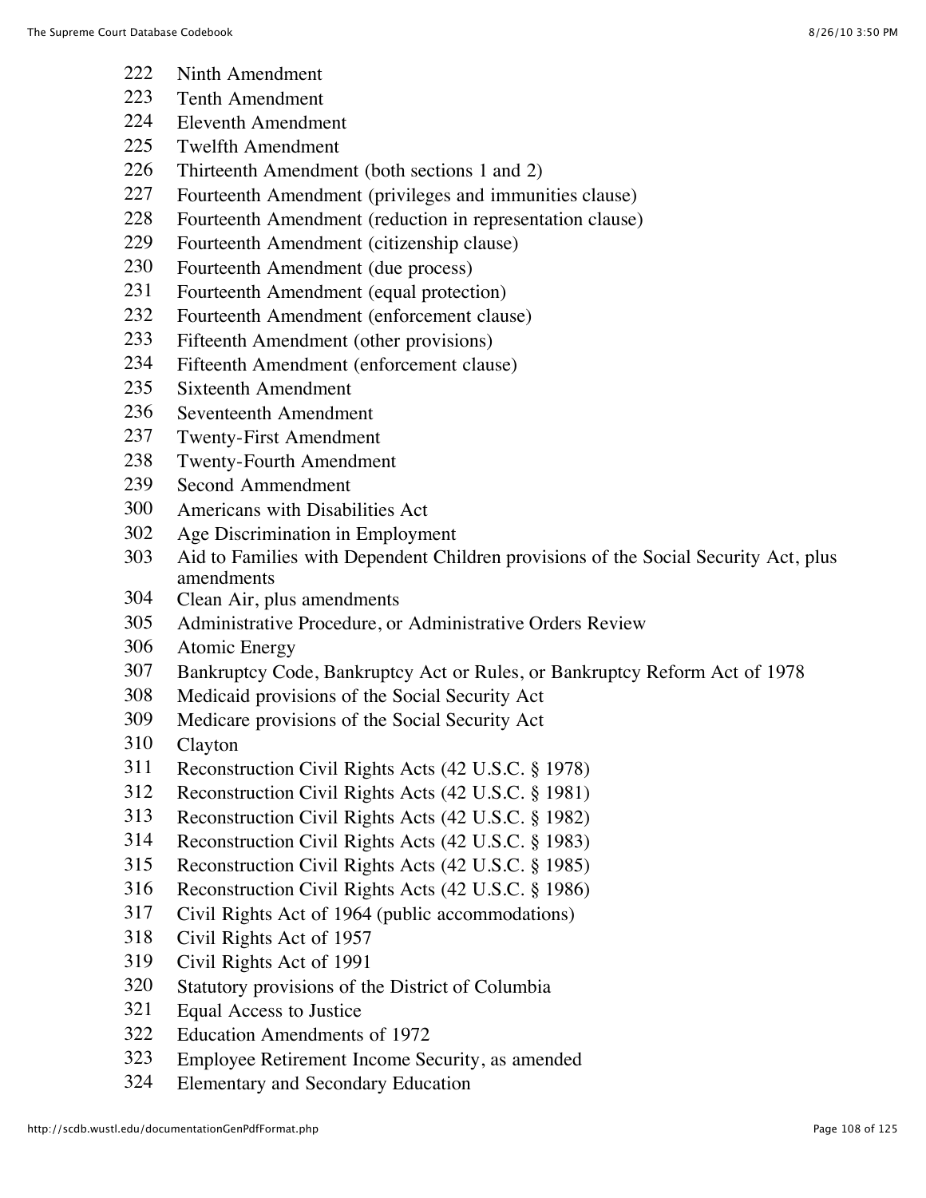222 Ninth Amendment
223 Tenth Amendment
224 Eleventh Amendment
225 Twelfth Amendment
226 Thirteenth Amendment (both sections 1 and 2)
227 Fourteenth Amendment (privileges and immunities clause)
228 Fourteenth Amendment (reduction in representation clause)
229 Fourteenth Amendment (citizenship clause)
230 Fourteenth Amendment (due process)
231 Fourteenth Amendment (equal protection)
232 Fourteenth Amendment (enforcement clause)
233 Fifteenth Amendment (other provisions)
234 Fifteenth Amendment (enforcement clause)
235 Sixteenth Amendment
236 Seventeenth Amendment
237 Twenty-First Amendment
238 Twenty-Fourth Amendment
239 Second Ammendment
300 Americans with Disabilities Act
302 Age Discrimination in Employment
303 Aid to Families with Dependent Children provisions of the Social Security Act, plus amendments
304 Clean Air, plus amendments
305 Administrative Procedure, or Administrative Orders Review
306 Atomic Energy
307 Bankruptcy Code, Bankruptcy Act or Rules, or Bankruptcy Reform Act of 1978
308 Medicaid provisions of the Social Security Act
309 Medicare provisions of the Social Security Act
310 Clayton
311 Reconstruction Civil Rights Acts (42 U.S.C. § 1978)
312 Reconstruction Civil Rights Acts (42 U.S.C. § 1981)
313 Reconstruction Civil Rights Acts (42 U.S.C. § 1982)
314 Reconstruction Civil Rights Acts (42 U.S.C. § 1983)
315 Reconstruction Civil Rights Acts (42 U.S.C. § 1985)
316 Reconstruction Civil Rights Acts (42 U.S.C. § 1986)
317 Civil Rights Act of 1964 (public accommodations)
318 Civil Rights Act of 1957
319 Civil Rights Act of 1991
320 Statutory provisions of the District of Columbia
321 Equal Access to Justice
322 Education Amendments of 1972
323 Employee Retirement Income Security, as amended
324 Elementary and Secondary Education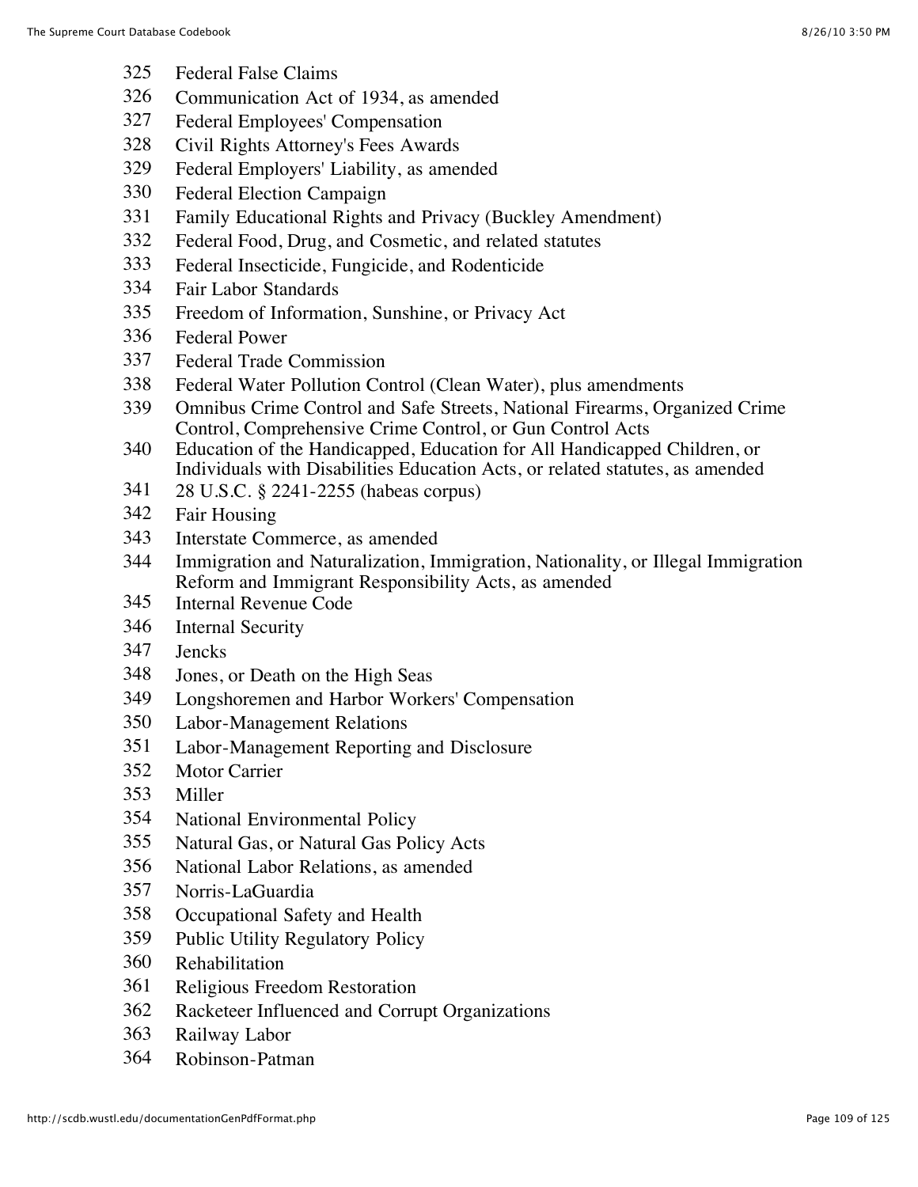325 Federal False Claims
326 Communication Act of 1934, as amended
327 Federal Employees' Compensation
328 Civil Rights Attorney's Fees Awards
329 Federal Employers' Liability, as amended
330 Federal Election Campaign
331 Family Educational Rights and Privacy (Buckley Amendment)
332 Federal Food, Drug, and Cosmetic, and related statutes
333 Federal Insecticide, Fungicide, and Rodenticide
334 Fair Labor Standards
335 Freedom of Information, Sunshine, or Privacy Act
336 Federal Power
337 Federal Trade Commission
338 Federal Water Pollution Control (Clean Water), plus amendments
339 Omnibus Crime Control and Safe Streets, National Firearms, Organized Crime Control, Comprehensive Crime Control, or Gun Control Acts
340 Education of the Handicapped, Education for All Handicapped Children, or Individuals with Disabilities Education Acts, or related statutes, as amended
341 28 U.S.C. § 2241-2255 (habeas corpus)
342 Fair Housing
343 Interstate Commerce, as amended
344 Immigration and Naturalization, Immigration, Nationality, or Illegal Immigration Reform and Immigrant Responsibility Acts, as amended
345 Internal Revenue Code
346 Internal Security
347 Jencks
348 Jones, or Death on the High Seas
349 Longshoremen and Harbor Workers' Compensation
350 Labor-Management Relations
351 Labor-Management Reporting and Disclosure
352 Motor Carrier
353 Miller
354 National Environmental Policy
355 Natural Gas, or Natural Gas Policy Acts
356 National Labor Relations, as amended
357 Norris-LaGuardia
358 Occupational Safety and Health
359 Public Utility Regulatory Policy
360 Rehabilitation
361 Religious Freedom Restoration
362 Racketeer Influenced and Corrupt Organizations
363 Railway Labor
364 Robinson-Patman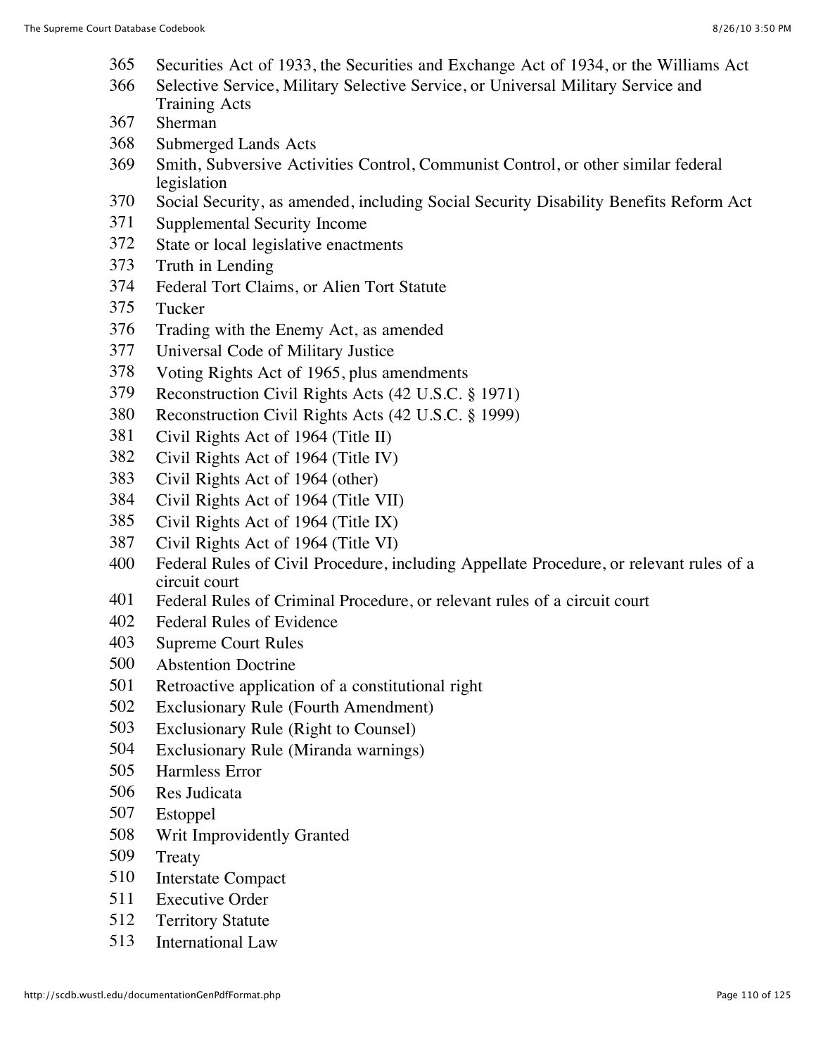365 Securities Act of 1933, the Securities and Exchange Act of 1934, or the Williams Act
366 Selective Service, Military Selective Service, or Universal Military Service and Training Acts
367 Sherman
368 Submerged Lands Acts
369 Smith, Subversive Activities Control, Communist Control, or other similar federal legislation
370 Social Security, as amended, including Social Security Disability Benefits Reform Act
371 Supplemental Security Income
372 State or local legislative enactments
373 Truth in Lending
374 Federal Tort Claims, or Alien Tort Statute
375 Tucker
376 Trading with the Enemy Act, as amended
377 Universal Code of Military Justice
378 Voting Rights Act of 1965, plus amendments
379 Reconstruction Civil Rights Acts (42 U.S.C. § 1971)
380 Reconstruction Civil Rights Acts (42 U.S.C. § 1999)
381 Civil Rights Act of 1964 (Title II)
382 Civil Rights Act of 1964 (Title IV)
383 Civil Rights Act of 1964 (other)
384 Civil Rights Act of 1964 (Title VII)
385 Civil Rights Act of 1964 (Title IX)
387 Civil Rights Act of 1964 (Title VI)
400 Federal Rules of Civil Procedure, including Appellate Procedure, or relevant rules of a circuit court
401 Federal Rules of Criminal Procedure, or relevant rules of a circuit court
402 Federal Rules of Evidence
403 Supreme Court Rules
500 Abstention Doctrine
501 Retroactive application of a constitutional right
502 Exclusionary Rule (Fourth Amendment)
503 Exclusionary Rule (Right to Counsel)
504 Exclusionary Rule (Miranda warnings)
505 Harmless Error
506 Res Judicata
507 Estoppel
508 Writ Improvidently Granted
509 Treaty
510 Interstate Compact
511 Executive Order
512 Territory Statute
513 International Law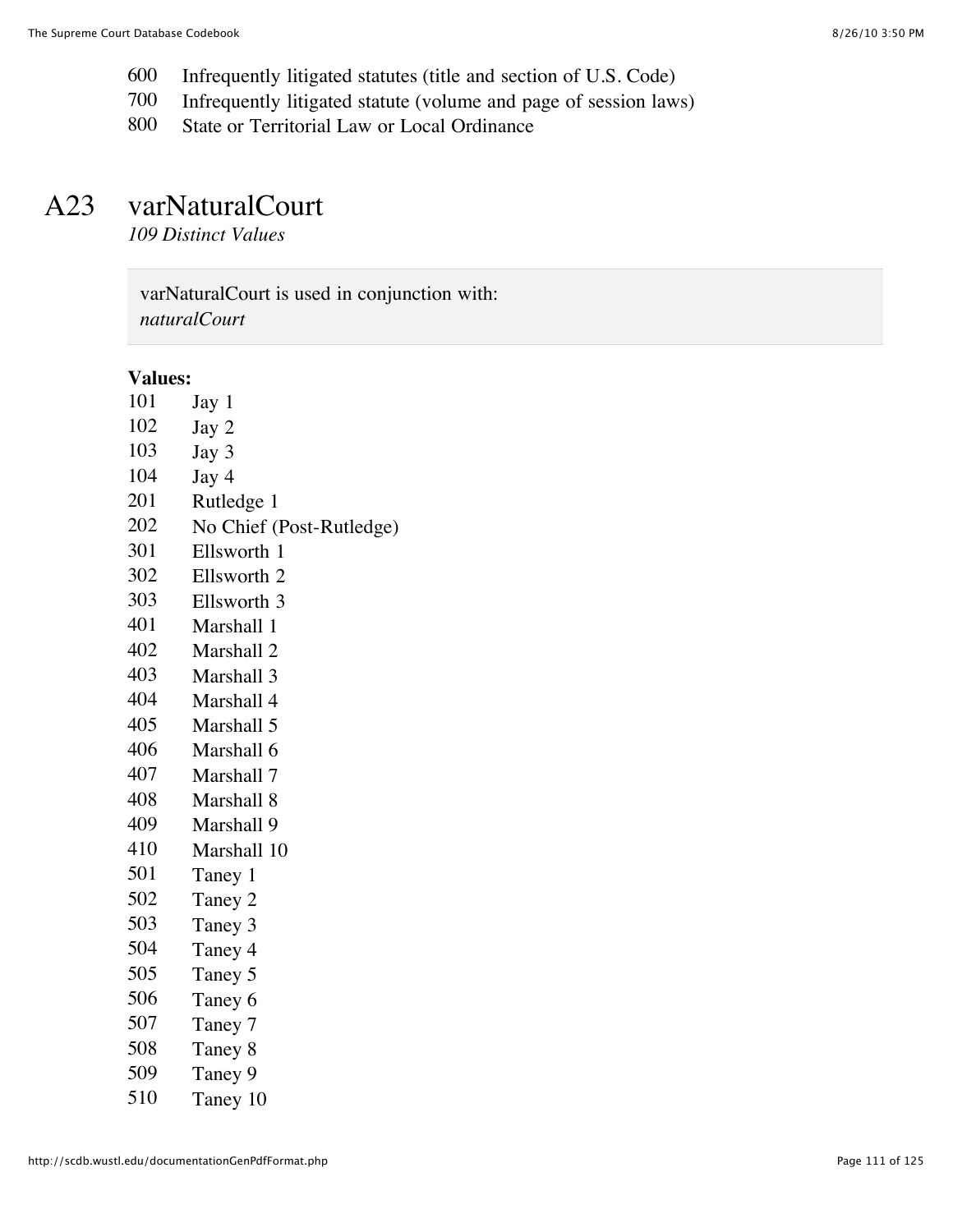600 Infrequently litigated statutes (title and section of U.S. Code)
700 Infrequently litigated statute (volume and page of session laws)
800 State or Territorial Law or Local Ordinance

## A23 varNaturalCourt

*109 Distinct Values*

varNaturalCourt is used in conjunction with:
*naturalCourt*

**Values:**

101 Jay 1
102 Jay 2
103 Jay 3
104 Jay 4
201 Rutledge 1
202 No Chief (Post-Rutledge)
301 Ellsworth 1
302 Ellsworth 2
303 Ellsworth 3
401 Marshall 1
402 Marshall 2
403 Marshall 3
404 Marshall 4
405 Marshall 5
406 Marshall 6
407 Marshall 7
408 Marshall 8
409 Marshall 9
410 Marshall 10
501 Taney 1
502 Taney 2
503 Taney 3
504 Taney 4
505 Taney 5
506 Taney 6
507 Taney 7
508 Taney 8
509 Taney 9
510 Taney 10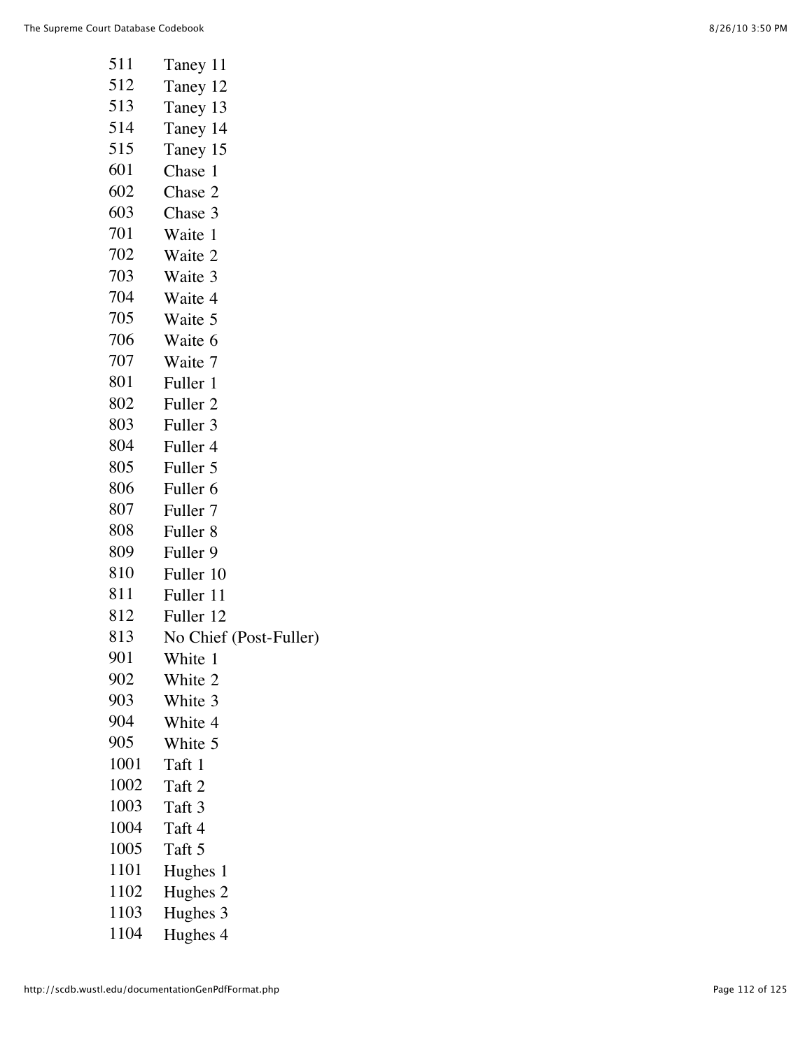| | |
|---|---|
| 511 | Taney 11 |
| 512 | Taney 12 |
| 513 | Taney 13 |
| 514 | Taney 14 |
| 515 | Taney 15 |
| 601 | Chase 1 |
| 602 | Chase 2 |
| 603 | Chase 3 |
| 701 | Waite 1 |
| 702 | Waite 2 |
| 703 | Waite 3 |
| 704 | Waite 4 |
| 705 | Waite 5 |
| 706 | Waite 6 |
| 707 | Waite 7 |
| 801 | Fuller 1 |
| 802 | Fuller 2 |
| 803 | Fuller 3 |
| 804 | Fuller 4 |
| 805 | Fuller 5 |
| 806 | Fuller 6 |
| 807 | Fuller 7 |
| 808 | Fuller 8 |
| 809 | Fuller 9 |
| 810 | Fuller 10 |
| 811 | Fuller 11 |
| 812 | Fuller 12 |
| 813 | No Chief (Post-Fuller) |
| 901 | White 1 |
| 902 | White 2 |
| 903 | White 3 |
| 904 | White 4 |
| 905 | White 5 |
| 1001 | Taft 1 |
| 1002 | Taft 2 |
| 1003 | Taft 3 |
| 1004 | Taft 4 |
| 1005 | Taft 5 |
| 1101 | Hughes 1 |
| 1102 | Hughes 2 |
| 1103 | Hughes 3 |
| 1104 | Hughes 4 |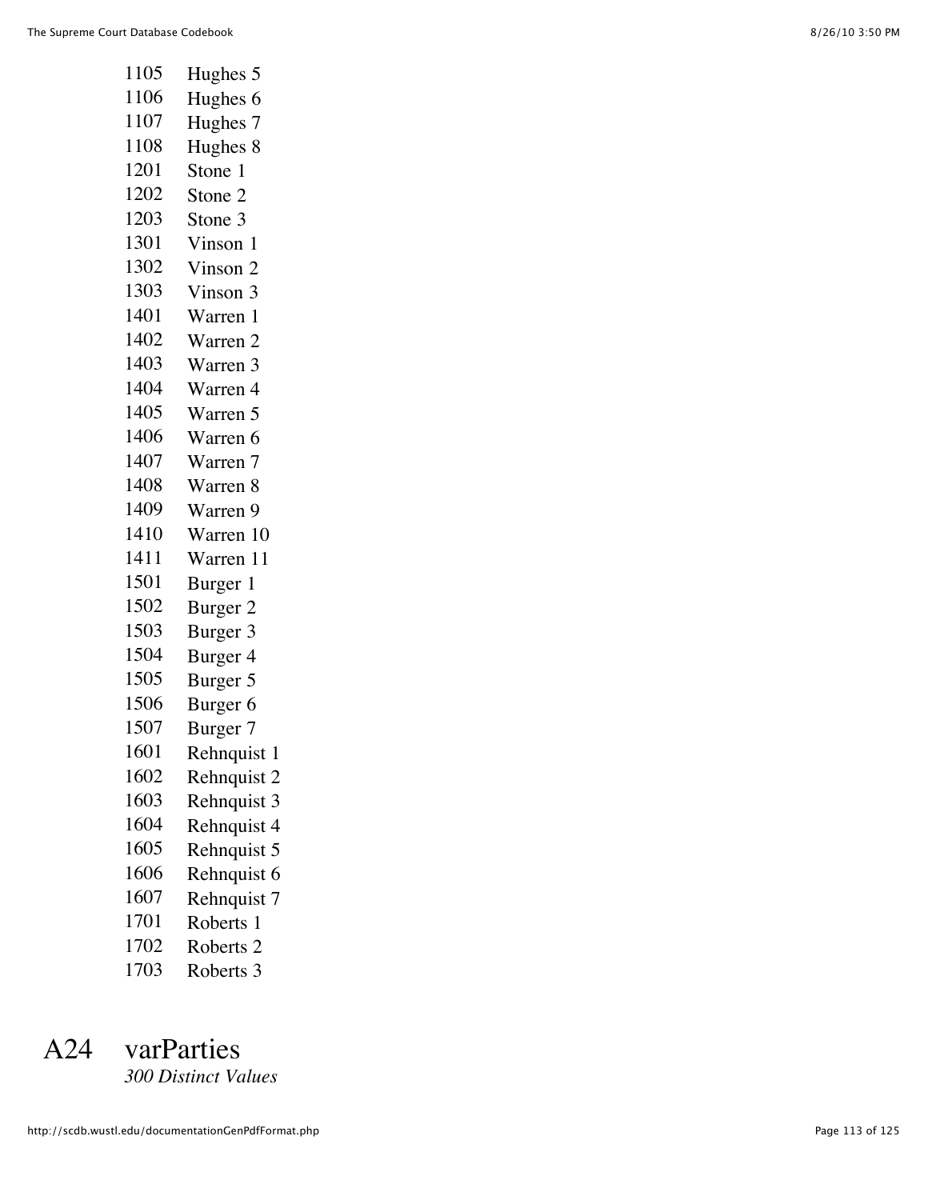| | |
|---|---|
| 1105 | Hughes 5 |
| 1106 | Hughes 6 |
| 1107 | Hughes 7 |
| 1108 | Hughes 8 |
| 1201 | Stone 1 |
| 1202 | Stone 2 |
| 1203 | Stone 3 |
| 1301 | Vinson 1 |
| 1302 | Vinson 2 |
| 1303 | Vinson 3 |
| 1401 | Warren 1 |
| 1402 | Warren 2 |
| 1403 | Warren 3 |
| 1404 | Warren 4 |
| 1405 | Warren 5 |
| 1406 | Warren 6 |
| 1407 | Warren 7 |
| 1408 | Warren 8 |
| 1409 | Warren 9 |
| 1410 | Warren 10 |
| 1411 | Warren 11 |
| 1501 | Burger 1 |
| 1502 | Burger 2 |
| 1503 | Burger 3 |
| 1504 | Burger 4 |
| 1505 | Burger 5 |
| 1506 | Burger 6 |
| 1507 | Burger 7 |
| 1601 | Rehnquist 1 |
| 1602 | Rehnquist 2 |
| 1603 | Rehnquist 3 |
| 1604 | Rehnquist 4 |
| 1605 | Rehnquist 5 |
| 1606 | Rehnquist 6 |
| 1607 | Rehnquist 7 |
| 1701 | Roberts 1 |
| 1702 | Roberts 2 |
| 1703 | Roberts 3 |

# A24 varParties

*300 Distinct Values*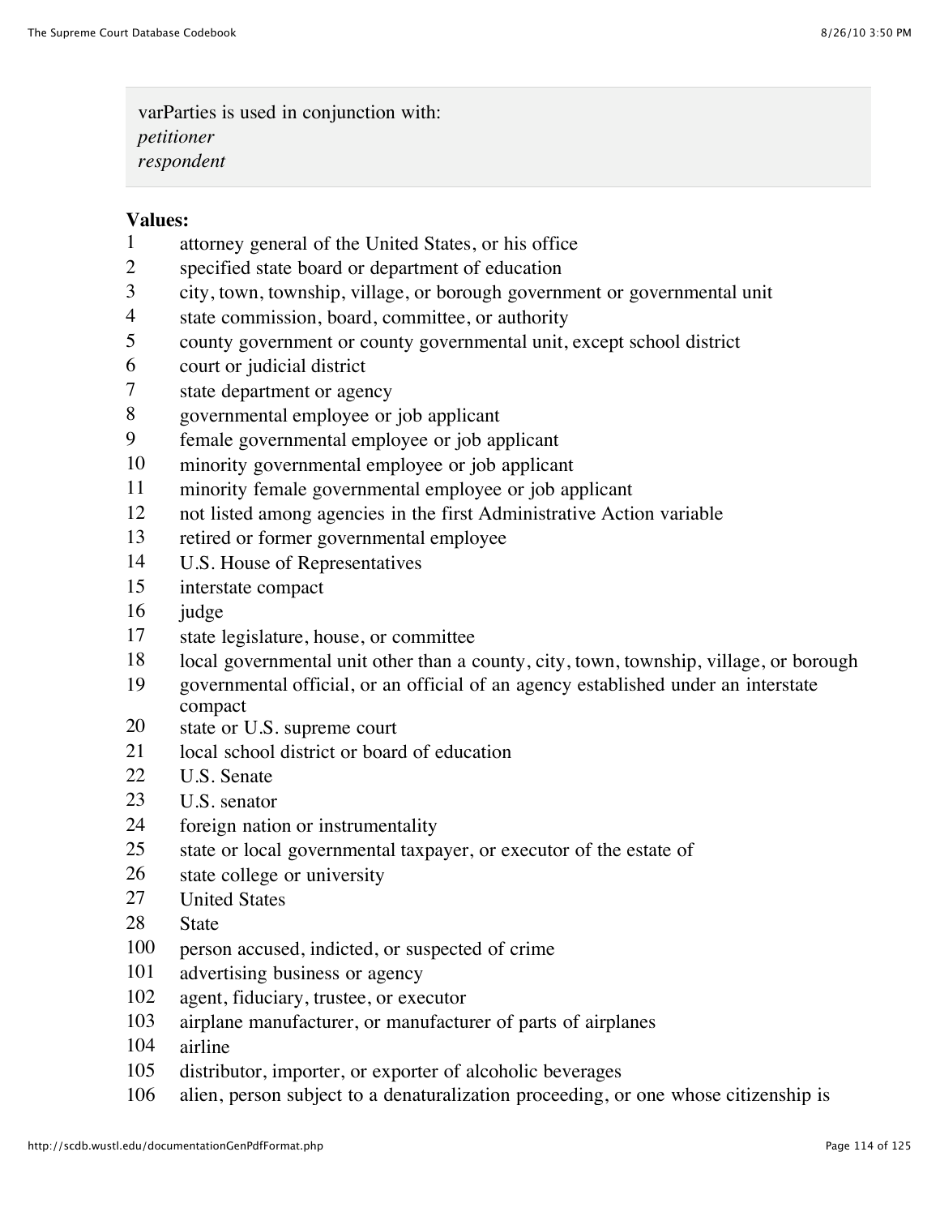varParties is used in conjunction with:
*petitioner*
*respondent*

**Values:**

1 attorney general of the United States, or his office
2 specified state board or department of education
3 city, town, township, village, or borough government or governmental unit
4 state commission, board, committee, or authority
5 county government or county governmental unit, except school district
6 court or judicial district
7 state department or agency
8 governmental employee or job applicant
9 female governmental employee or job applicant
10 minority governmental employee or job applicant
11 minority female governmental employee or job applicant
12 not listed among agencies in the first Administrative Action variable
13 retired or former governmental employee
14 U.S. House of Representatives
15 interstate compact
16 judge
17 state legislature, house, or committee
18 local governmental unit other than a county, city, town, township, village, or borough
19 governmental official, or an official of an agency established under an interstate compact
20 state or U.S. supreme court
21 local school district or board of education
22 U.S. Senate
23 U.S. senator
24 foreign nation or instrumentality
25 state or local governmental taxpayer, or executor of the estate of
26 state college or university
27 United States
28 State
100 person accused, indicted, or suspected of crime
101 advertising business or agency
102 agent, fiduciary, trustee, or executor
103 airplane manufacturer, or manufacturer of parts of airplanes
104 airline
105 distributor, importer, or exporter of alcoholic beverages
106 alien, person subject to a denaturalization proceeding, or one whose citizenship is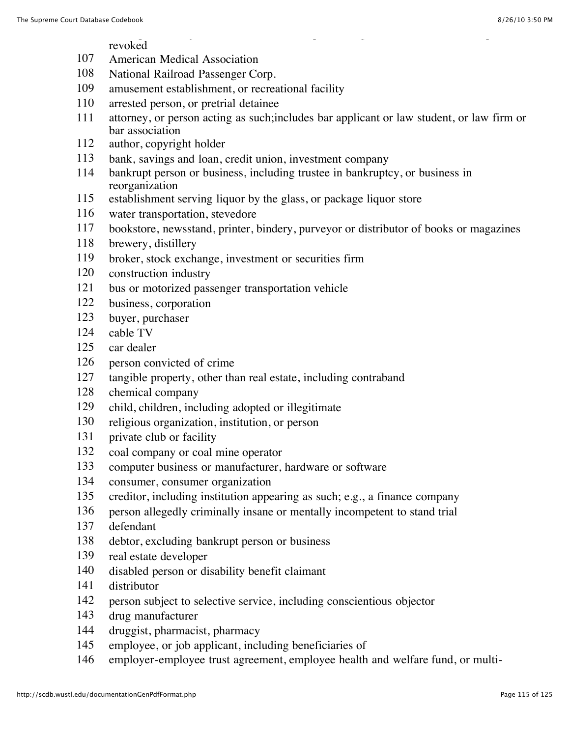revoked

107 American Medical Association
108 National Railroad Passenger Corp.
109 amusement establishment, or recreational facility
110 arrested person, or pretrial detainee
111 attorney, or person acting as such;includes bar applicant or law student, or law firm or bar association
112 author, copyright holder
113 bank, savings and loan, credit union, investment company
114 bankrupt person or business, including trustee in bankruptcy, or business in reorganization
115 establishment serving liquor by the glass, or package liquor store
116 water transportation, stevedore
117 bookstore, newsstand, printer, bindery, purveyor or distributor of books or magazines
118 brewery, distillery
119 broker, stock exchange, investment or securities firm
120 construction industry
121 bus or motorized passenger transportation vehicle
122 business, corporation
123 buyer, purchaser
124 cable TV
125 car dealer
126 person convicted of crime
127 tangible property, other than real estate, including contraband
128 chemical company
129 child, children, including adopted or illegitimate
130 religious organization, institution, or person
131 private club or facility
132 coal company or coal mine operator
133 computer business or manufacturer, hardware or software
134 consumer, consumer organization
135 creditor, including institution appearing as such; e.g., a finance company
136 person allegedly criminally insane or mentally incompetent to stand trial
137 defendant
138 debtor, excluding bankrupt person or business
139 real estate developer
140 disabled person or disability benefit claimant
141 distributor
142 person subject to selective service, including conscientious objector
143 drug manufacturer
144 druggist, pharmacist, pharmacy
145 employee, or job applicant, including beneficiaries of
146 employer-employee trust agreement, employee health and welfare fund, or multi-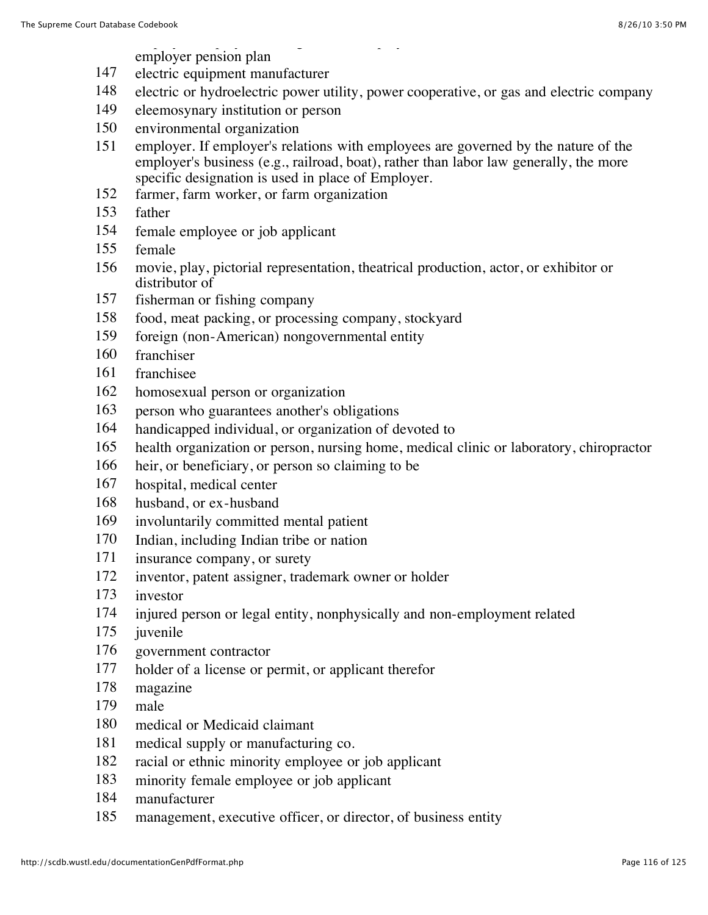employer pension plan

147 electric equipment manufacturer
148 electric or hydroelectric power utility, power cooperative, or gas and electric company
149 eleemosynary institution or person
150 environmental organization
151 employer. If employer's relations with employees are governed by the nature of the employer's business (e.g., railroad, boat), rather than labor law generally, the more specific designation is used in place of Employer.
152 farmer, farm worker, or farm organization
153 father
154 female employee or job applicant
155 female
156 movie, play, pictorial representation, theatrical production, actor, or exhibitor or distributor of
157 fisherman or fishing company
158 food, meat packing, or processing company, stockyard
159 foreign (non-American) nongovernmental entity
160 franchiser
161 franchisee
162 homosexual person or organization
163 person who guarantees another's obligations
164 handicapped individual, or organization of devoted to
165 health organization or person, nursing home, medical clinic or laboratory, chiropractor
166 heir, or beneficiary, or person so claiming to be
167 hospital, medical center
168 husband, or ex-husband
169 involuntarily committed mental patient
170 Indian, including Indian tribe or nation
171 insurance company, or surety
172 inventor, patent assigner, trademark owner or holder
173 investor
174 injured person or legal entity, nonphysically and non-employment related
175 juvenile
176 government contractor
177 holder of a license or permit, or applicant therefor
178 magazine
179 male
180 medical or Medicaid claimant
181 medical supply or manufacturing co.
182 racial or ethnic minority employee or job applicant
183 minority female employee or job applicant
184 manufacturer
185 management, executive officer, or director, of business entity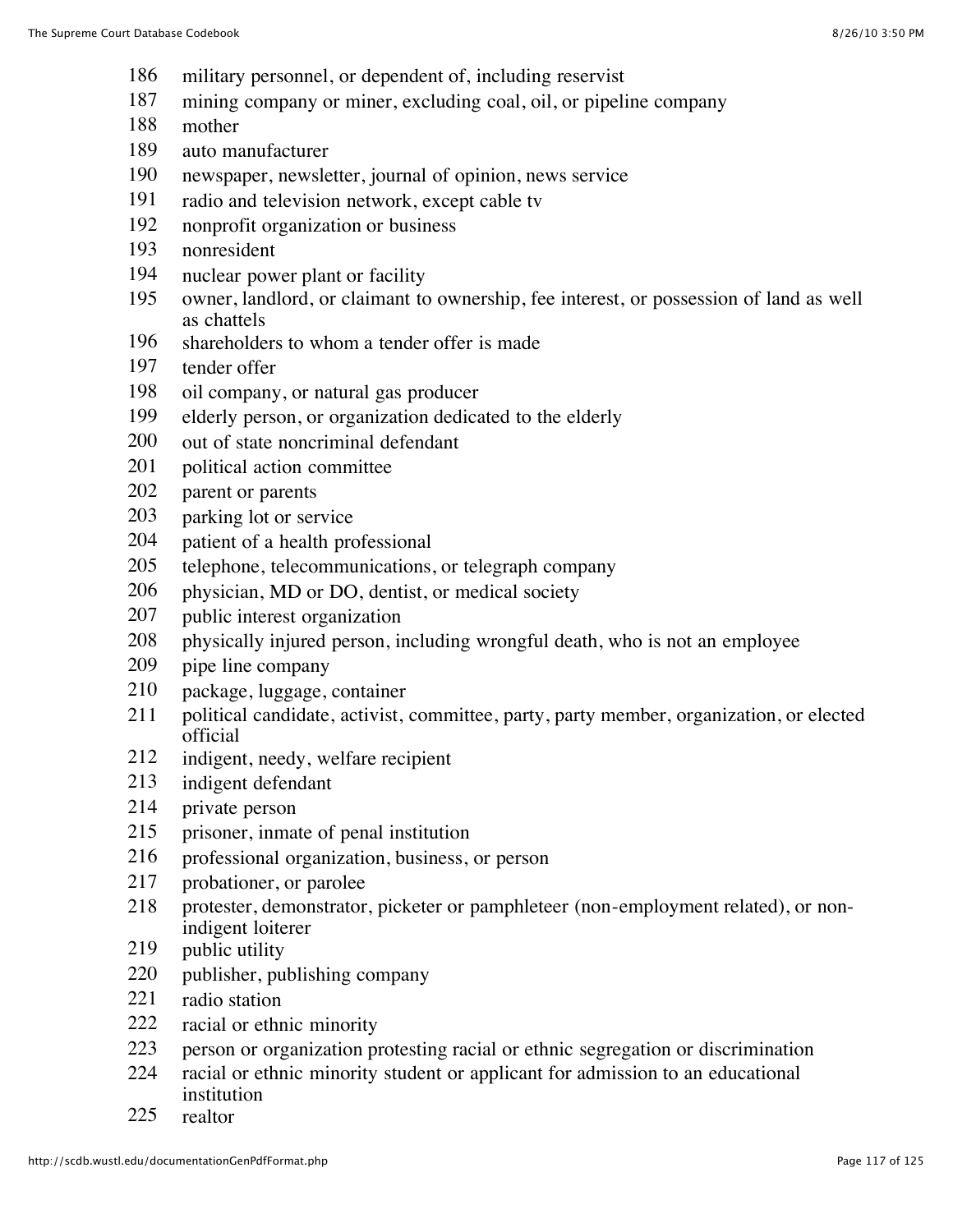186 military personnel, or dependent of, including reservist
187 mining company or miner, excluding coal, oil, or pipeline company
188 mother
189 auto manufacturer
190 newspaper, newsletter, journal of opinion, news service
191 radio and television network, except cable tv
192 nonprofit organization or business
193 nonresident
194 nuclear power plant or facility
195 owner, landlord, or claimant to ownership, fee interest, or possession of land as well as chattels
196 shareholders to whom a tender offer is made
197 tender offer
198 oil company, or natural gas producer
199 elderly person, or organization dedicated to the elderly
200 out of state noncriminal defendant
201 political action committee
202 parent or parents
203 parking lot or service
204 patient of a health professional
205 telephone, telecommunications, or telegraph company
206 physician, MD or DO, dentist, or medical society
207 public interest organization
208 physically injured person, including wrongful death, who is not an employee
209 pipe line company
210 package, luggage, container
211 political candidate, activist, committee, party, party member, organization, or elected official
212 indigent, needy, welfare recipient
213 indigent defendant
214 private person
215 prisoner, inmate of penal institution
216 professional organization, business, or person
217 probationer, or parolee
218 protester, demonstrator, picketer or pamphleteer (non-employment related), or non-indigent loiterer
219 public utility
220 publisher, publishing company
221 radio station
222 racial or ethnic minority
223 person or organization protesting racial or ethnic segregation or discrimination
224 racial or ethnic minority student or applicant for admission to an educational institution
225 realtor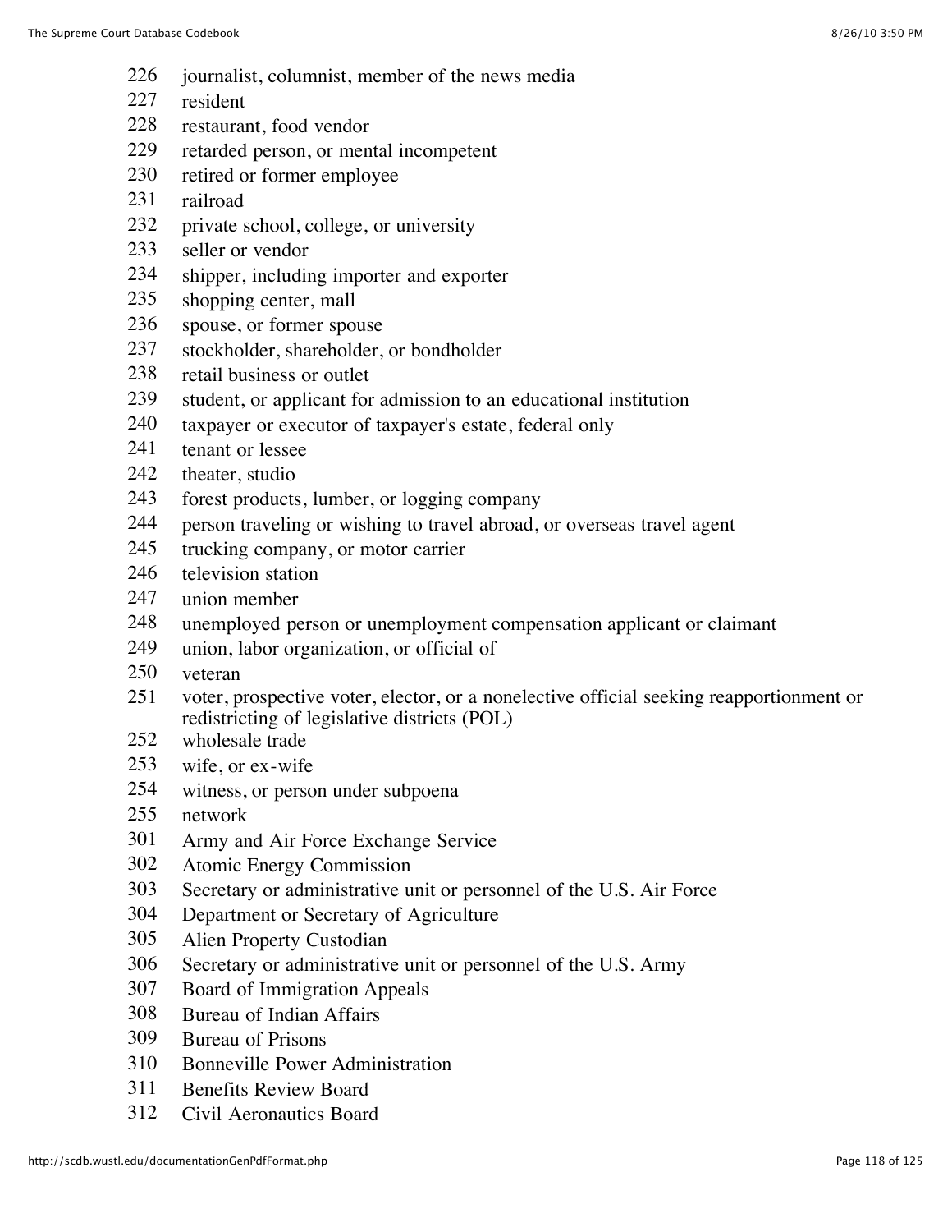226 journalist, columnist, member of the news media
227 resident
228 restaurant, food vendor
229 retarded person, or mental incompetent
230 retired or former employee
231 railroad
232 private school, college, or university
233 seller or vendor
234 shipper, including importer and exporter
235 shopping center, mall
236 spouse, or former spouse
237 stockholder, shareholder, or bondholder
238 retail business or outlet
239 student, or applicant for admission to an educational institution
240 taxpayer or executor of taxpayer's estate, federal only
241 tenant or lessee
242 theater, studio
243 forest products, lumber, or logging company
244 person traveling or wishing to travel abroad, or overseas travel agent
245 trucking company, or motor carrier
246 television station
247 union member
248 unemployed person or unemployment compensation applicant or claimant
249 union, labor organization, or official of
250 veteran
251 voter, prospective voter, elector, or a nonelective official seeking reapportionment or redistricting of legislative districts (POL)
252 wholesale trade
253 wife, or ex-wife
254 witness, or person under subpoena
255 network
301 Army and Air Force Exchange Service
302 Atomic Energy Commission
303 Secretary or administrative unit or personnel of the U.S. Air Force
304 Department or Secretary of Agriculture
305 Alien Property Custodian
306 Secretary or administrative unit or personnel of the U.S. Army
307 Board of Immigration Appeals
308 Bureau of Indian Affairs
309 Bureau of Prisons
310 Bonneville Power Administration
311 Benefits Review Board
312 Civil Aeronautics Board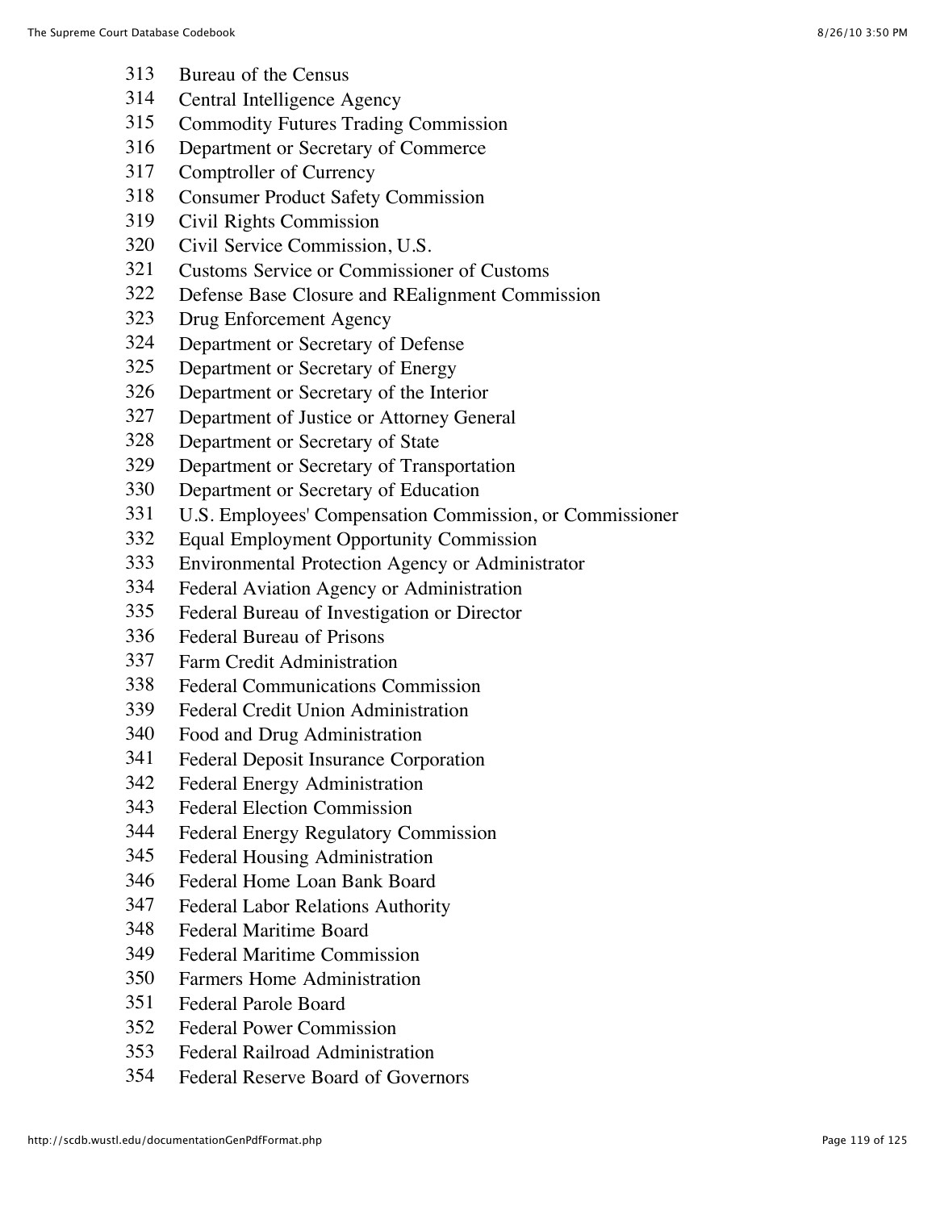313 Bureau of the Census
314 Central Intelligence Agency
315 Commodity Futures Trading Commission
316 Department or Secretary of Commerce
317 Comptroller of Currency
318 Consumer Product Safety Commission
319 Civil Rights Commission
320 Civil Service Commission, U.S.
321 Customs Service or Commissioner of Customs
322 Defense Base Closure and REalignment Commission
323 Drug Enforcement Agency
324 Department or Secretary of Defense
325 Department or Secretary of Energy
326 Department or Secretary of the Interior
327 Department of Justice or Attorney General
328 Department or Secretary of State
329 Department or Secretary of Transportation
330 Department or Secretary of Education
331 U.S. Employees' Compensation Commission, or Commissioner
332 Equal Employment Opportunity Commission
333 Environmental Protection Agency or Administrator
334 Federal Aviation Agency or Administration
335 Federal Bureau of Investigation or Director
336 Federal Bureau of Prisons
337 Farm Credit Administration
338 Federal Communications Commission
339 Federal Credit Union Administration
340 Food and Drug Administration
341 Federal Deposit Insurance Corporation
342 Federal Energy Administration
343 Federal Election Commission
344 Federal Energy Regulatory Commission
345 Federal Housing Administration
346 Federal Home Loan Bank Board
347 Federal Labor Relations Authority
348 Federal Maritime Board
349 Federal Maritime Commission
350 Farmers Home Administration
351 Federal Parole Board
352 Federal Power Commission
353 Federal Railroad Administration
354 Federal Reserve Board of Governors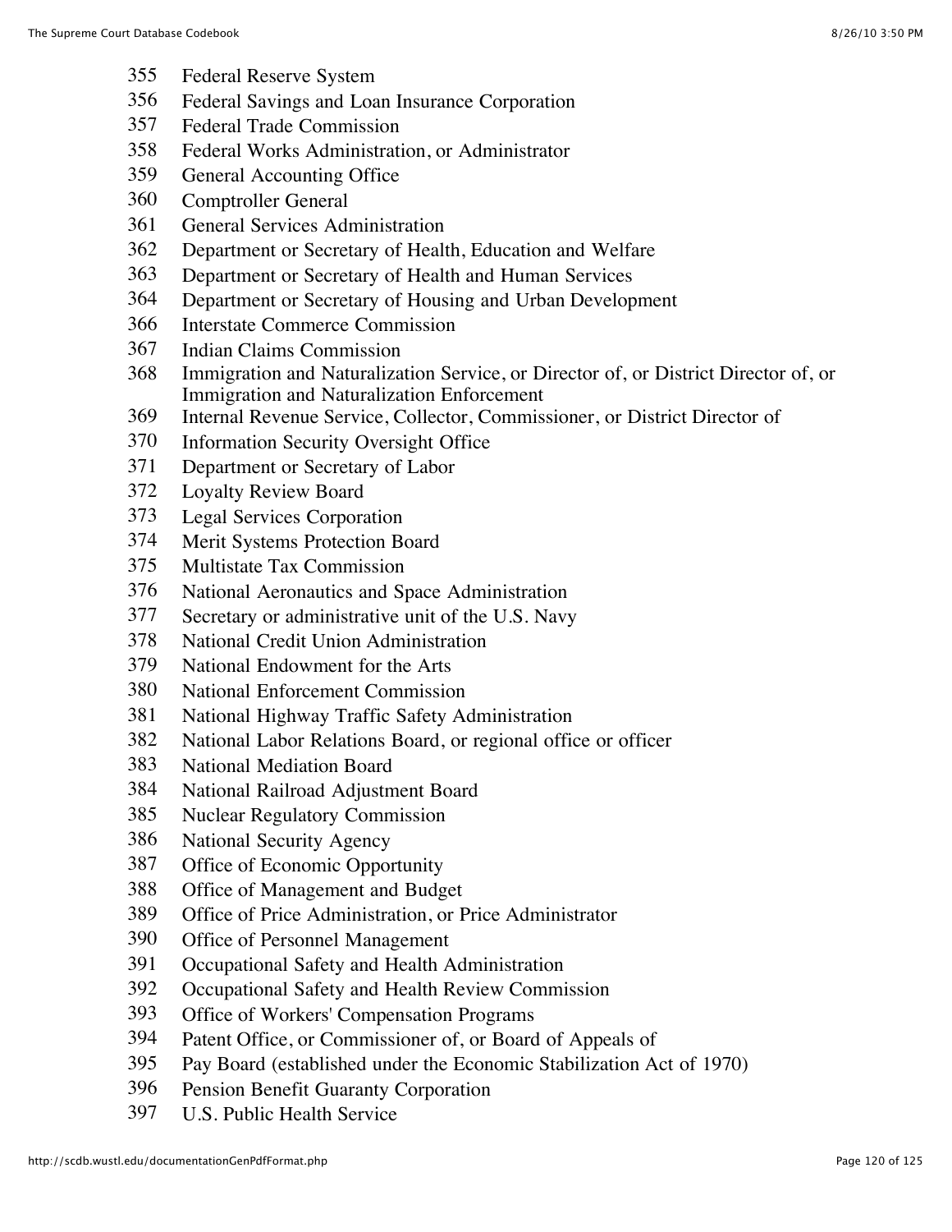355 Federal Reserve System
356 Federal Savings and Loan Insurance Corporation
357 Federal Trade Commission
358 Federal Works Administration, or Administrator
359 General Accounting Office
360 Comptroller General
361 General Services Administration
362 Department or Secretary of Health, Education and Welfare
363 Department or Secretary of Health and Human Services
364 Department or Secretary of Housing and Urban Development
366 Interstate Commerce Commission
367 Indian Claims Commission
368 Immigration and Naturalization Service, or Director of, or District Director of, or Immigration and Naturalization Enforcement
369 Internal Revenue Service, Collector, Commissioner, or District Director of
370 Information Security Oversight Office
371 Department or Secretary of Labor
372 Loyalty Review Board
373 Legal Services Corporation
374 Merit Systems Protection Board
375 Multistate Tax Commission
376 National Aeronautics and Space Administration
377 Secretary or administrative unit of the U.S. Navy
378 National Credit Union Administration
379 National Endowment for the Arts
380 National Enforcement Commission
381 National Highway Traffic Safety Administration
382 National Labor Relations Board, or regional office or officer
383 National Mediation Board
384 National Railroad Adjustment Board
385 Nuclear Regulatory Commission
386 National Security Agency
387 Office of Economic Opportunity
388 Office of Management and Budget
389 Office of Price Administration, or Price Administrator
390 Office of Personnel Management
391 Occupational Safety and Health Administration
392 Occupational Safety and Health Review Commission
393 Office of Workers' Compensation Programs
394 Patent Office, or Commissioner of, or Board of Appeals of
395 Pay Board (established under the Economic Stabilization Act of 1970)
396 Pension Benefit Guaranty Corporation
397 U.S. Public Health Service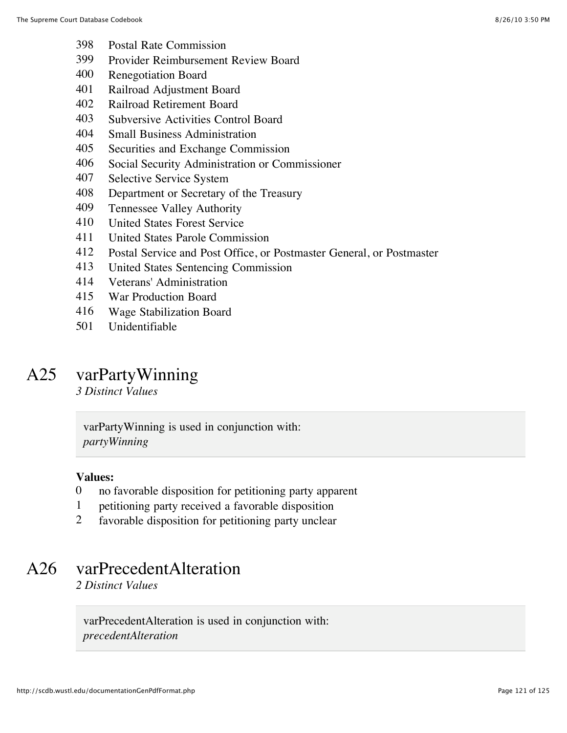398 Postal Rate Commission
399 Provider Reimbursement Review Board
400 Renegotiation Board
401 Railroad Adjustment Board
402 Railroad Retirement Board
403 Subversive Activities Control Board
404 Small Business Administration
405 Securities and Exchange Commission
406 Social Security Administration or Commissioner
407 Selective Service System
408 Department or Secretary of the Treasury
409 Tennessee Valley Authority
410 United States Forest Service
411 United States Parole Commission
412 Postal Service and Post Office, or Postmaster General, or Postmaster
413 United States Sentencing Commission
414 Veterans' Administration
415 War Production Board
416 Wage Stabilization Board
501 Unidentifiable

# A25 varPartyWinning

*3 Distinct Values*

varPartyWinning is used in conjunction with:
*partyWinning*

**Values:**

0 no favorable disposition for petitioning party apparent
1 petitioning party received a favorable disposition
2 favorable disposition for petitioning party unclear

# A26 varPrecedentAlteration

*2 Distinct Values*

varPrecedentAlteration is used in conjunction with:
*precedentAlteration*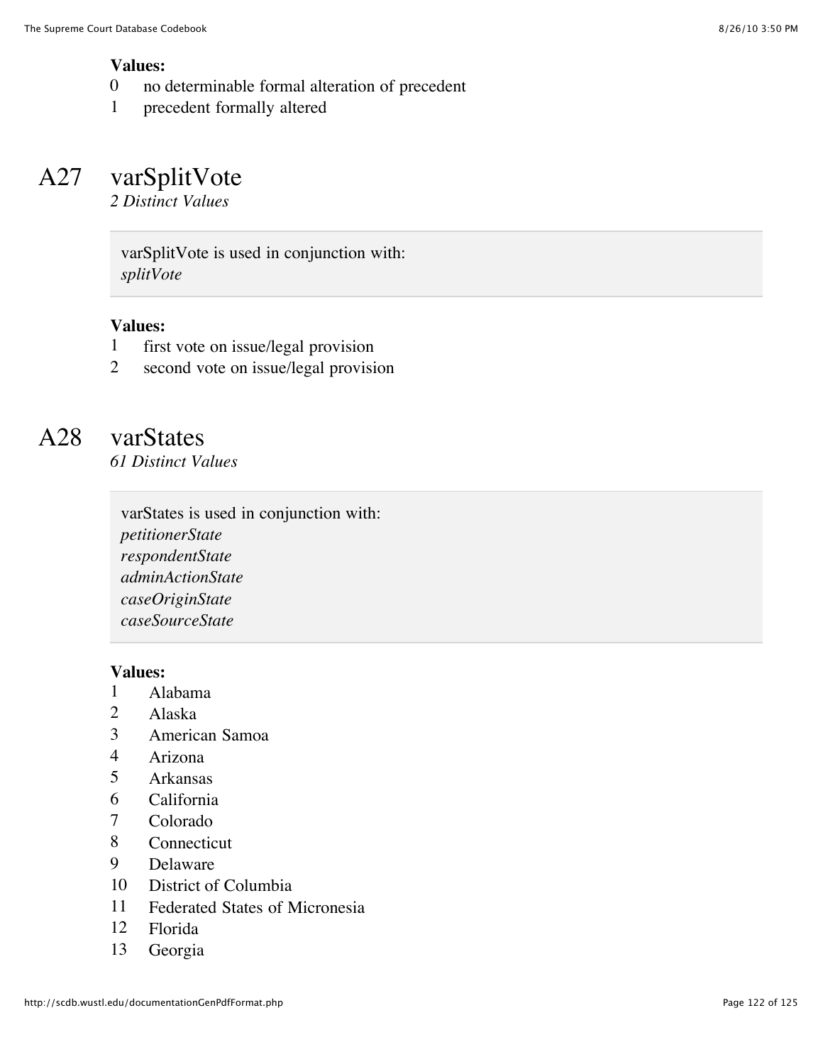**Values:**

0 no determinable formal alteration of precedent
1 precedent formally altered

## A27 varSplitVote

*2 Distinct Values*

varSplitVote is used in conjunction with:
*splitVote*

**Values:**

1 first vote on issue/legal provision
2 second vote on issue/legal provision

## A28 varStates

*61 Distinct Values*

varStates is used in conjunction with:
*petitionerState*
*respondentState*
*adminActionState*
*caseOriginState*
*caseSourceState*

**Values:**

1 Alabama
2 Alaska
3 American Samoa
4 Arizona
5 Arkansas
6 California
7 Colorado
8 Connecticut
9 Delaware
10 District of Columbia
11 Federated States of Micronesia
12 Florida
13 Georgia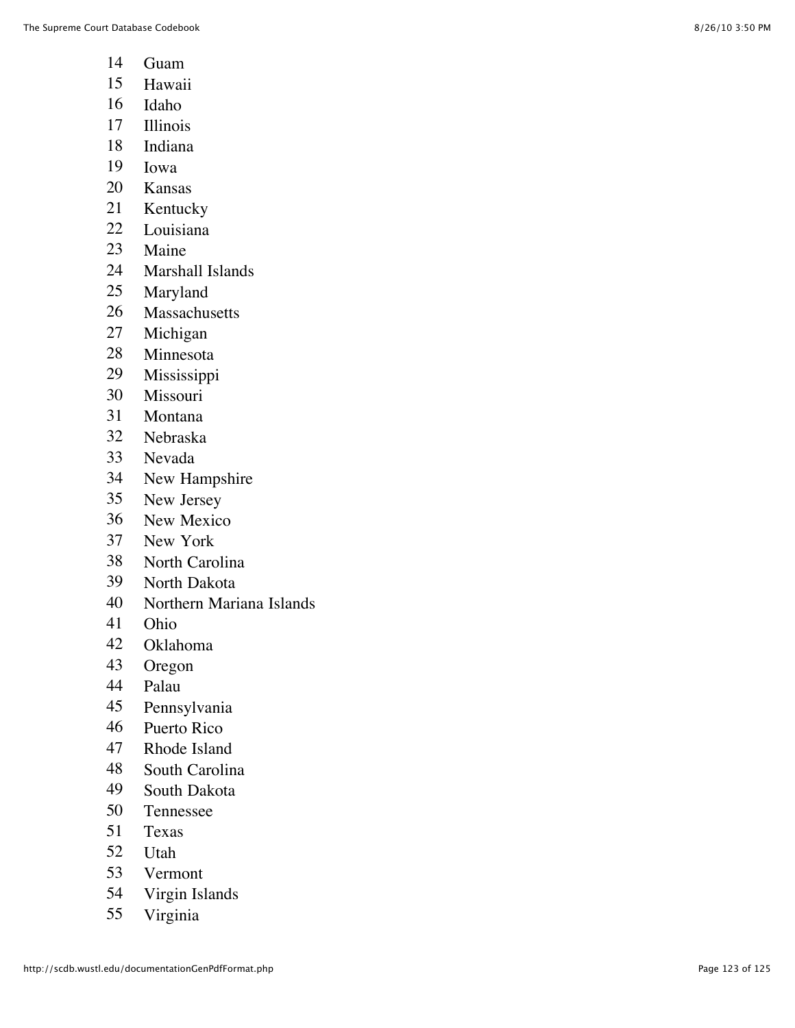14 Guam
15 Hawaii
16 Idaho
17 Illinois
18 Indiana
19 Iowa
20 Kansas
21 Kentucky
22 Louisiana
23 Maine
24 Marshall Islands
25 Maryland
26 Massachusetts
27 Michigan
28 Minnesota
29 Mississippi
30 Missouri
31 Montana
32 Nebraska
33 Nevada
34 New Hampshire
35 New Jersey
36 New Mexico
37 New York
38 North Carolina
39 North Dakota
40 Northern Mariana Islands
41 Ohio
42 Oklahoma
43 Oregon
44 Palau
45 Pennsylvania
46 Puerto Rico
47 Rhode Island
48 South Carolina
49 South Dakota
50 Tennessee
51 Texas
52 Utah
53 Vermont
54 Virgin Islands
55 Virginia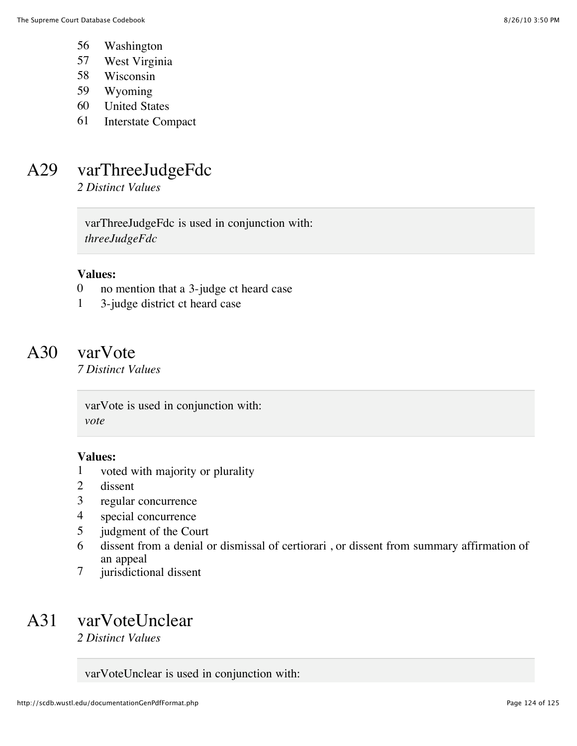56 Washington
57 West Virginia
58 Wisconsin
59 Wyoming
60 United States
61 Interstate Compact

# A29 varThreeJudgeFdc

*2 Distinct Values*

varThreeJudgeFdc is used in conjunction with:
*threeJudgeFdc*

**Values:**

0 no mention that a 3-judge ct heard case
1 3-judge district ct heard case

# A30 varVote

*7 Distinct Values*

varVote is used in conjunction with:
*vote*

**Values:**

1 voted with majority or plurality
2 dissent
3 regular concurrence
4 special concurrence
5 judgment of the Court
6 dissent from a denial or dismissal of certiorari , or dissent from summary affirmation of an appeal
7 jurisdictional dissent

# A31 varVoteUnclear

*2 Distinct Values*

varVoteUnclear is used in conjunction with: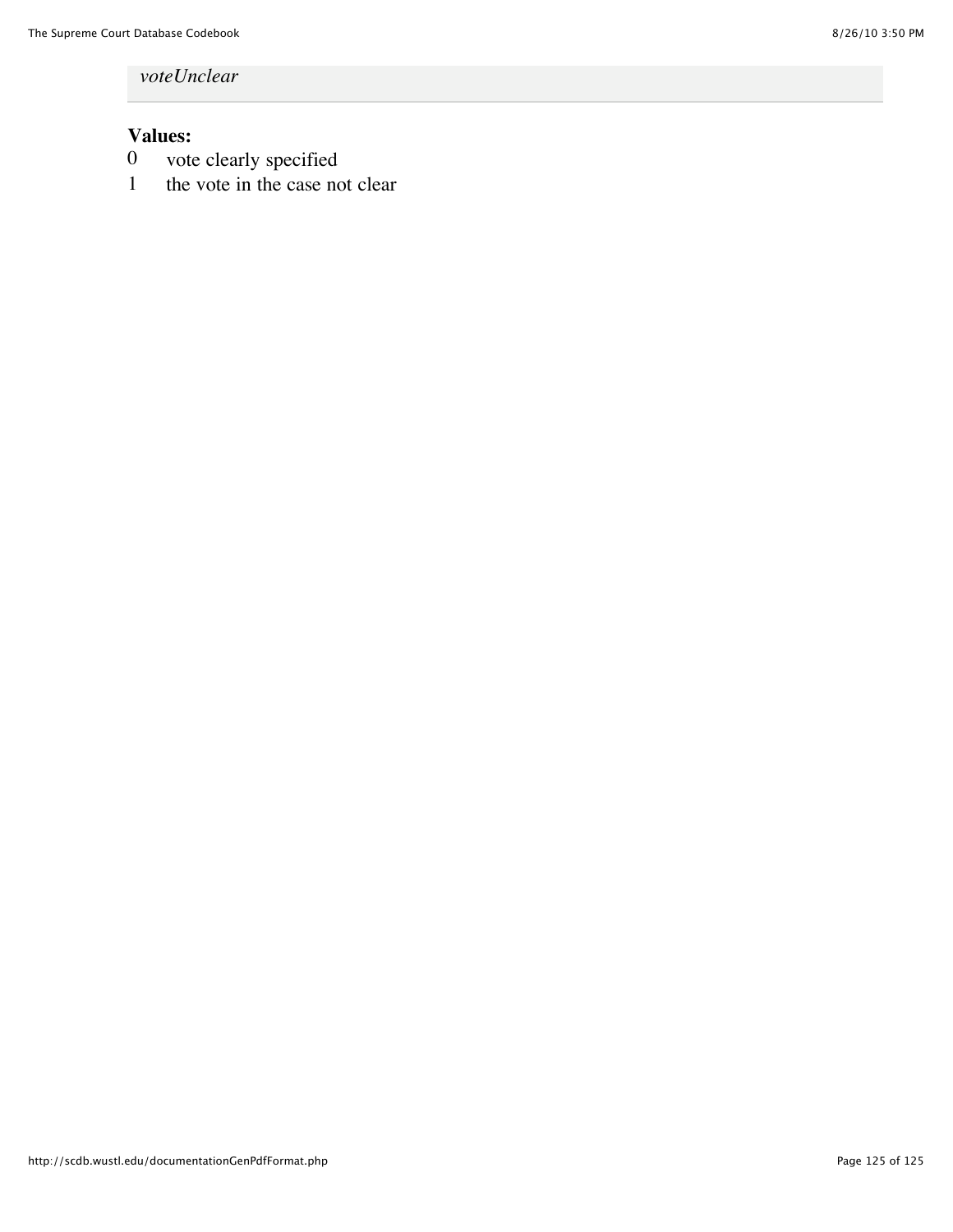*voteUnclear*

**Values:**

0 vote clearly specified

1 the vote in the case not clear